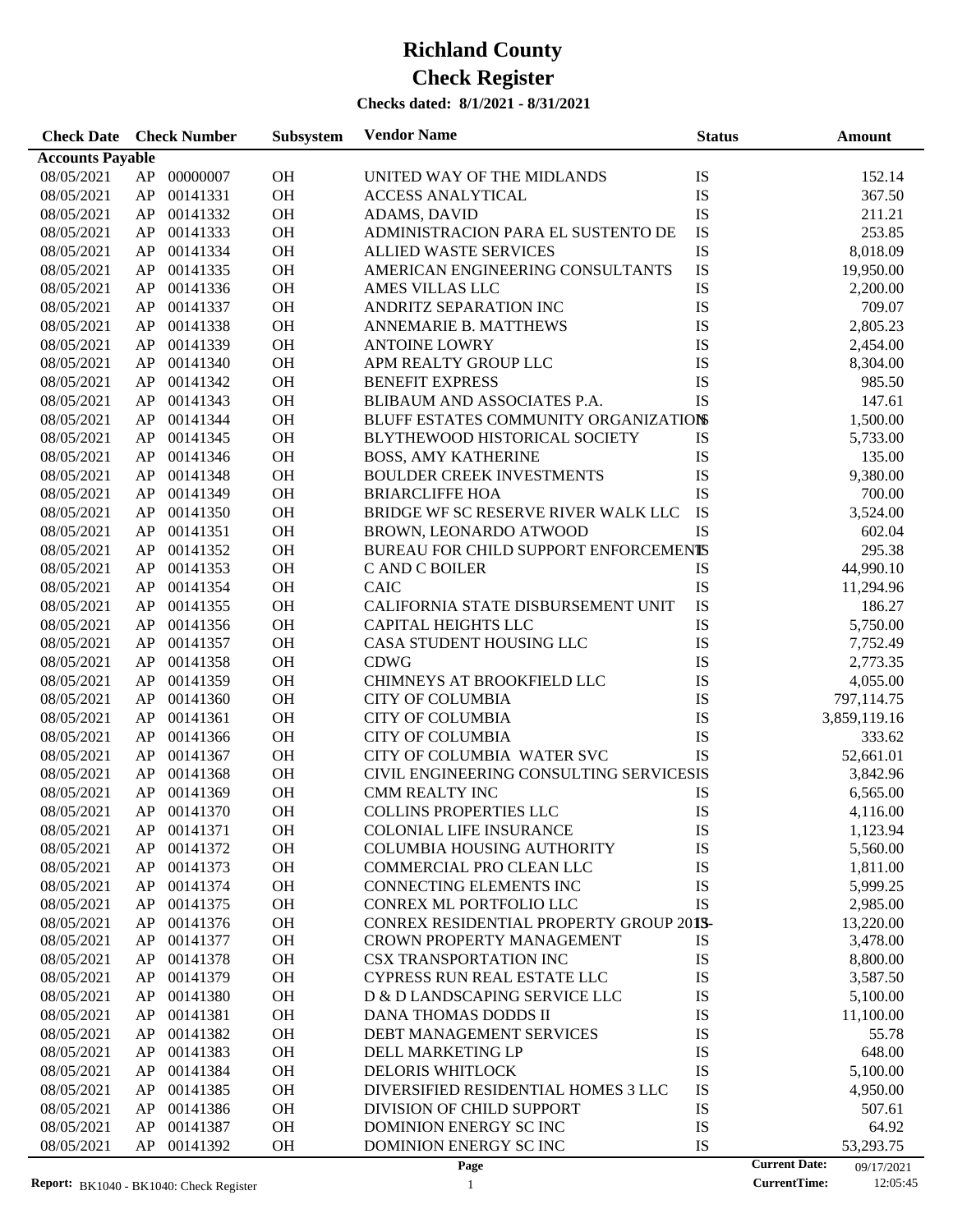# Richland County

# Check Register

**Checks dated: 8/1/2021 - 8/31/2021**

| Check Date | Check Number | | Subsystem | Vendor Name | Status | Amount |
|---|---|---|---|---|---|---|
| **Accounts Payable** | | | | | | |
| 08/05/2021 | AP | 00000007 | OH | UNITED WAY OF THE MIDLANDS | IS | 152.14 |
| 08/05/2021 | AP | 00141331 | OH | ACCESS ANALYTICAL | IS | 367.50 |
| 08/05/2021 | AP | 00141332 | OH | ADAMS, DAVID | IS | 211.21 |
| 08/05/2021 | AP | 00141333 | OH | ADMINISTRACION PARA EL SUSTENTO DE | IS | 253.85 |
| 08/05/2021 | AP | 00141334 | OH | ALLIED WASTE SERVICES | IS | 8,018.09 |
| 08/05/2021 | AP | 00141335 | OH | AMERICAN ENGINEERING CONSULTANTS | IS | 19,950.00 |
| 08/05/2021 | AP | 00141336 | OH | AMES VILLAS LLC | IS | 2,200.00 |
| 08/05/2021 | AP | 00141337 | OH | ANDRITZ SEPARATION INC | IS | 709.07 |
| 08/05/2021 | AP | 00141338 | OH | ANNEMARIE B. MATTHEWS | IS | 2,805.23 |
| 08/05/2021 | AP | 00141339 | OH | ANTOINE LOWRY | IS | 2,454.00 |
| 08/05/2021 | AP | 00141340 | OH | APM REALTY GROUP LLC | IS | 8,304.00 |
| 08/05/2021 | AP | 00141342 | OH | BENEFIT EXPRESS | IS | 985.50 |
| 08/05/2021 | AP | 00141343 | OH | BLIBAUM AND ASSOCIATES P.A. | IS | 147.61 |
| 08/05/2021 | AP | 00141344 | OH | BLUFF ESTATES COMMUNITY ORGANIZATION | IS | 1,500.00 |
| 08/05/2021 | AP | 00141345 | OH | BLYTHEWOOD HISTORICAL SOCIETY | IS | 5,733.00 |
| 08/05/2021 | AP | 00141346 | OH | BOSS, AMY KATHERINE | IS | 135.00 |
| 08/05/2021 | AP | 00141348 | OH | BOULDER CREEK INVESTMENTS | IS | 9,380.00 |
| 08/05/2021 | AP | 00141349 | OH | BRIARCLIFFE HOA | IS | 700.00 |
| 08/05/2021 | AP | 00141350 | OH | BRIDGE WF SC RESERVE RIVER WALK LLC | IS | 3,524.00 |
| 08/05/2021 | AP | 00141351 | OH | BROWN, LEONARDO ATWOOD | IS | 602.04 |
| 08/05/2021 | AP | 00141352 | OH | BUREAU FOR CHILD SUPPORT ENFORCEMENT | IS | 295.38 |
| 08/05/2021 | AP | 00141353 | OH | C AND C BOILER | IS | 44,990.10 |
| 08/05/2021 | AP | 00141354 | OH | CAIC | IS | 11,294.96 |
| 08/05/2021 | AP | 00141355 | OH | CALIFORNIA STATE DISBURSEMENT UNIT | IS | 186.27 |
| 08/05/2021 | AP | 00141356 | OH | CAPITAL HEIGHTS LLC | IS | 5,750.00 |
| 08/05/2021 | AP | 00141357 | OH | CASA STUDENT HOUSING LLC | IS | 7,752.49 |
| 08/05/2021 | AP | 00141358 | OH | CDWG | IS | 2,773.35 |
| 08/05/2021 | AP | 00141359 | OH | CHIMNEYS AT BROOKFIELD LLC | IS | 4,055.00 |
| 08/05/2021 | AP | 00141360 | OH | CITY OF COLUMBIA | IS | 797,114.75 |
| 08/05/2021 | AP | 00141361 | OH | CITY OF COLUMBIA | IS | 3,859,119.16 |
| 08/05/2021 | AP | 00141366 | OH | CITY OF COLUMBIA | IS | 333.62 |
| 08/05/2021 | AP | 00141367 | OH | CITY OF COLUMBIA WATER SVC | IS | 52,661.01 |
| 08/05/2021 | AP | 00141368 | OH | CIVIL ENGINEERING CONSULTING SERVICES | IS | 3,842.96 |
| 08/05/2021 | AP | 00141369 | OH | CMM REALTY INC | IS | 6,565.00 |
| 08/05/2021 | AP | 00141370 | OH | COLLINS PROPERTIES LLC | IS | 4,116.00 |
| 08/05/2021 | AP | 00141371 | OH | COLONIAL LIFE INSURANCE | IS | 1,123.94 |
| 08/05/2021 | AP | 00141372 | OH | COLUMBIA HOUSING AUTHORITY | IS | 5,560.00 |
| 08/05/2021 | AP | 00141373 | OH | COMMERCIAL PRO CLEAN LLC | IS | 1,811.00 |
| 08/05/2021 | AP | 00141374 | OH | CONNECTING ELEMENTS INC | IS | 5,999.25 |
| 08/05/2021 | AP | 00141375 | OH | CONREX ML PORTFOLIO LLC | IS | 2,985.00 |
| 08/05/2021 | AP | 00141376 | OH | CONREX RESIDENTIAL PROPERTY GROUP 2018- | IS | 13,220.00 |
| 08/05/2021 | AP | 00141377 | OH | CROWN PROPERTY MANAGEMENT | IS | 3,478.00 |
| 08/05/2021 | AP | 00141378 | OH | CSX TRANSPORTATION INC | IS | 8,800.00 |
| 08/05/2021 | AP | 00141379 | OH | CYPRESS RUN REAL ESTATE LLC | IS | 3,587.50 |
| 08/05/2021 | AP | 00141380 | OH | D & D LANDSCAPING SERVICE LLC | IS | 5,100.00 |
| 08/05/2021 | AP | 00141381 | OH | DANA THOMAS DODDS II | IS | 11,100.00 |
| 08/05/2021 | AP | 00141382 | OH | DEBT MANAGEMENT SERVICES | IS | 55.78 |
| 08/05/2021 | AP | 00141383 | OH | DELL MARKETING LP | IS | 648.00 |
| 08/05/2021 | AP | 00141384 | OH | DELORIS WHITLOCK | IS | 5,100.00 |
| 08/05/2021 | AP | 00141385 | OH | DIVERSIFIED RESIDENTIAL HOMES 3 LLC | IS | 4,950.00 |
| 08/05/2021 | AP | 00141386 | OH | DIVISION OF CHILD SUPPORT | IS | 507.61 |
| 08/05/2021 | AP | 00141387 | OH | DOMINION ENERGY SC INC | IS | 64.92 |
| 08/05/2021 | AP | 00141392 | OH | DOMINION ENERGY SC INC | IS | 53,293.75 |

Report: BK1040 - BK1040: Check Register

Current Date: 09/17/2021

CurrentTime: 12:05:45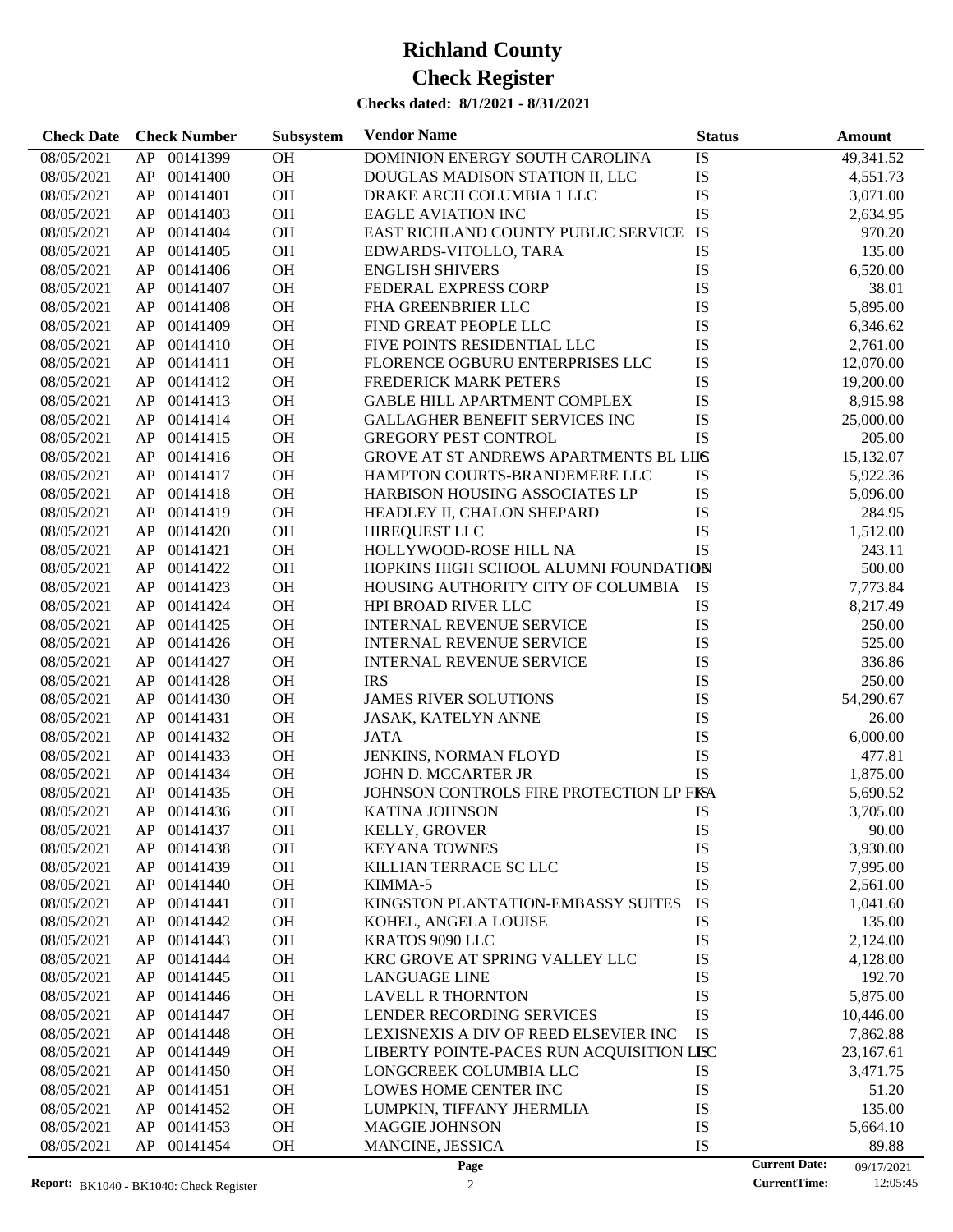# Richland County

# Check Register

**Checks dated: 8/1/2021 - 8/31/2021**

| Check Date | Check Number | Subsystem | Vendor Name | Status | Amount |
|---|---|---|---|---|---|
| 08/05/2021 | AP 00141399 | OH | DOMINION ENERGY SOUTH CAROLINA | IS | 49,341.52 |
| 08/05/2021 | AP 00141400 | OH | DOUGLAS MADISON STATION II, LLC | IS | 4,551.73 |
| 08/05/2021 | AP 00141401 | OH | DRAKE ARCH COLUMBIA 1 LLC | IS | 3,071.00 |
| 08/05/2021 | AP 00141403 | OH | EAGLE AVIATION INC | IS | 2,634.95 |
| 08/05/2021 | AP 00141404 | OH | EAST RICHLAND COUNTY PUBLIC SERVICE | IS | 970.20 |
| 08/05/2021 | AP 00141405 | OH | EDWARDS-VITOLLO, TARA | IS | 135.00 |
| 08/05/2021 | AP 00141406 | OH | ENGLISH SHIVERS | IS | 6,520.00 |
| 08/05/2021 | AP 00141407 | OH | FEDERAL EXPRESS CORP | IS | 38.01 |
| 08/05/2021 | AP 00141408 | OH | FHA GREENBRIER LLC | IS | 5,895.00 |
| 08/05/2021 | AP 00141409 | OH | FIND GREAT PEOPLE LLC | IS | 6,346.62 |
| 08/05/2021 | AP 00141410 | OH | FIVE POINTS RESIDENTIAL LLC | IS | 2,761.00 |
| 08/05/2021 | AP 00141411 | OH | FLORENCE OGBURU ENTERPRISES LLC | IS | 12,070.00 |
| 08/05/2021 | AP 00141412 | OH | FREDERICK MARK PETERS | IS | 19,200.00 |
| 08/05/2021 | AP 00141413 | OH | GABLE HILL APARTMENT COMPLEX | IS | 8,915.98 |
| 08/05/2021 | AP 00141414 | OH | GALLAGHER BENEFIT SERVICES INC | IS | 25,000.00 |
| 08/05/2021 | AP 00141415 | OH | GREGORY PEST CONTROL | IS | 205.00 |
| 08/05/2021 | AP 00141416 | OH | GROVE AT ST ANDREWS APARTMENTS BL LLC | IS | 15,132.07 |
| 08/05/2021 | AP 00141417 | OH | HAMPTON COURTS-BRANDEMERE LLC | IS | 5,922.36 |
| 08/05/2021 | AP 00141418 | OH | HARBISON HOUSING ASSOCIATES LP | IS | 5,096.00 |
| 08/05/2021 | AP 00141419 | OH | HEADLEY II, CHALON SHEPARD | IS | 284.95 |
| 08/05/2021 | AP 00141420 | OH | HIREQUEST LLC | IS | 1,512.00 |
| 08/05/2021 | AP 00141421 | OH | HOLLYWOOD-ROSE HILL NA | IS | 243.11 |
| 08/05/2021 | AP 00141422 | OH | HOPKINS HIGH SCHOOL ALUMNI FOUNDATION | IS | 500.00 |
| 08/05/2021 | AP 00141423 | OH | HOUSING AUTHORITY CITY OF COLUMBIA | IS | 7,773.84 |
| 08/05/2021 | AP 00141424 | OH | HPI BROAD RIVER LLC | IS | 8,217.49 |
| 08/05/2021 | AP 00141425 | OH | INTERNAL REVENUE SERVICE | IS | 250.00 |
| 08/05/2021 | AP 00141426 | OH | INTERNAL REVENUE SERVICE | IS | 525.00 |
| 08/05/2021 | AP 00141427 | OH | INTERNAL REVENUE SERVICE | IS | 336.86 |
| 08/05/2021 | AP 00141428 | OH | IRS | IS | 250.00 |
| 08/05/2021 | AP 00141430 | OH | JAMES RIVER SOLUTIONS | IS | 54,290.67 |
| 08/05/2021 | AP 00141431 | OH | JASAK, KATELYN ANNE | IS | 26.00 |
| 08/05/2021 | AP 00141432 | OH | JATA | IS | 6,000.00 |
| 08/05/2021 | AP 00141433 | OH | JENKINS, NORMAN FLOYD | IS | 477.81 |
| 08/05/2021 | AP 00141434 | OH | JOHN D. MCCARTER JR | IS | 1,875.00 |
| 08/05/2021 | AP 00141435 | OH | JOHNSON CONTROLS FIRE PROTECTION LP FKA | IS | 5,690.52 |
| 08/05/2021 | AP 00141436 | OH | KATINA JOHNSON | IS | 3,705.00 |
| 08/05/2021 | AP 00141437 | OH | KELLY, GROVER | IS | 90.00 |
| 08/05/2021 | AP 00141438 | OH | KEYANA TOWNES | IS | 3,930.00 |
| 08/05/2021 | AP 00141439 | OH | KILLIAN TERRACE SC LLC | IS | 7,995.00 |
| 08/05/2021 | AP 00141440 | OH | KIMMA-5 | IS | 2,561.00 |
| 08/05/2021 | AP 00141441 | OH | KINGSTON PLANTATION-EMBASSY SUITES | IS | 1,041.60 |
| 08/05/2021 | AP 00141442 | OH | KOHEL, ANGELA LOUISE | IS | 135.00 |
| 08/05/2021 | AP 00141443 | OH | KRATOS 9090 LLC | IS | 2,124.00 |
| 08/05/2021 | AP 00141444 | OH | KRC GROVE AT SPRING VALLEY LLC | IS | 4,128.00 |
| 08/05/2021 | AP 00141445 | OH | LANGUAGE LINE | IS | 192.70 |
| 08/05/2021 | AP 00141446 | OH | LAVELL R THORNTON | IS | 5,875.00 |
| 08/05/2021 | AP 00141447 | OH | LENDER RECORDING SERVICES | IS | 10,446.00 |
| 08/05/2021 | AP 00141448 | OH | LEXISNEXIS A DIV OF REED ELSEVIER INC | IS | 7,862.88 |
| 08/05/2021 | AP 00141449 | OH | LIBERTY POINTE-PACES RUN ACQUISITION LLC | IS | 23,167.61 |
| 08/05/2021 | AP 00141450 | OH | LONGCREEK COLUMBIA LLC | IS | 3,471.75 |
| 08/05/2021 | AP 00141451 | OH | LOWES HOME CENTER INC | IS | 51.20 |
| 08/05/2021 | AP 00141452 | OH | LUMPKIN, TIFFANY JHERMLIA | IS | 135.00 |
| 08/05/2021 | AP 00141453 | OH | MAGGIE JOHNSON | IS | 5,664.10 |
| 08/05/2021 | AP 00141454 | OH | MANCINE, JESSICA | IS | 89.88 |

**Report:** BK1040 - BK1040: Check Register

**Current Date:** 09/17/2021
**CurrentTime:** 12:05:45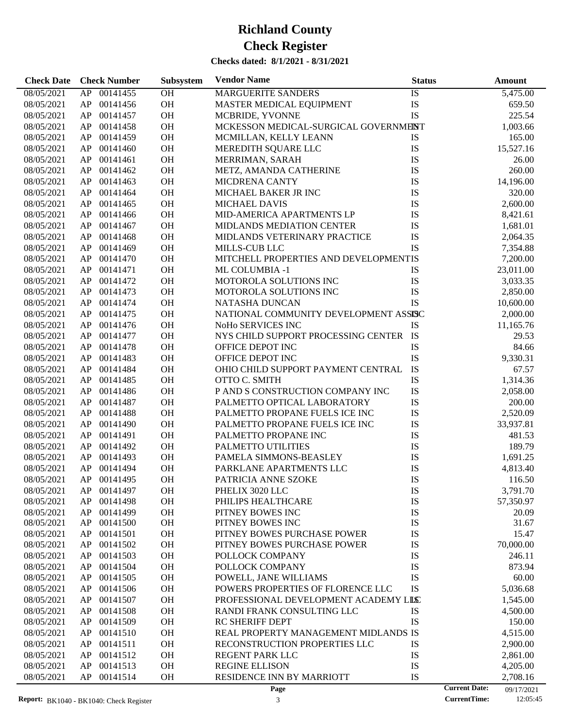# Richland County
# Check Register

**Checks dated: 8/1/2021 - 8/31/2021**

| Check Date | Check Number | | Subsystem | Vendor Name | Status | Amount |
|---|---|---|---|---|---|---|
| 08/05/2021 | AP | 00141455 | OH | MARGUERITE SANDERS | IS | 5,475.00 |
| 08/05/2021 | AP | 00141456 | OH | MASTER MEDICAL EQUIPMENT | IS | 659.50 |
| 08/05/2021 | AP | 00141457 | OH | MCBRIDE, YVONNE | IS | 225.54 |
| 08/05/2021 | AP | 00141458 | OH | MCKESSON MEDICAL-SURGICAL GOVERNMENT | IS | 1,003.66 |
| 08/05/2021 | AP | 00141459 | OH | MCMILLAN, KELLY LEANN | IS | 165.00 |
| 08/05/2021 | AP | 00141460 | OH | MEREDITH SQUARE LLC | IS | 15,527.16 |
| 08/05/2021 | AP | 00141461 | OH | MERRIMAN, SARAH | IS | 26.00 |
| 08/05/2021 | AP | 00141462 | OH | METZ, AMANDA CATHERINE | IS | 260.00 |
| 08/05/2021 | AP | 00141463 | OH | MICDRENA CANTY | IS | 14,196.00 |
| 08/05/2021 | AP | 00141464 | OH | MICHAEL BAKER JR INC | IS | 320.00 |
| 08/05/2021 | AP | 00141465 | OH | MICHAEL DAVIS | IS | 2,600.00 |
| 08/05/2021 | AP | 00141466 | OH | MID-AMERICA APARTMENTS LP | IS | 8,421.61 |
| 08/05/2021 | AP | 00141467 | OH | MIDLANDS MEDIATION CENTER | IS | 1,681.01 |
| 08/05/2021 | AP | 00141468 | OH | MIDLANDS VETERINARY PRACTICE | IS | 2,064.35 |
| 08/05/2021 | AP | 00141469 | OH | MILLS-CUB LLC | IS | 7,354.88 |
| 08/05/2021 | AP | 00141470 | OH | MITCHELL PROPERTIES AND DEVELOPMENT | IS | 7,200.00 |
| 08/05/2021 | AP | 00141471 | OH | ML COLUMBIA -1 | IS | 23,011.00 |
| 08/05/2021 | AP | 00141472 | OH | MOTOROLA SOLUTIONS INC | IS | 3,033.35 |
| 08/05/2021 | AP | 00141473 | OH | MOTOROLA SOLUTIONS INC | IS | 2,850.00 |
| 08/05/2021 | AP | 00141474 | OH | NATASHA DUNCAN | IS | 10,600.00 |
| 08/05/2021 | AP | 00141475 | OH | NATIONAL COMMUNITY DEVELOPMENT ASSOC | IS | 2,000.00 |
| 08/05/2021 | AP | 00141476 | OH | NoHo SERVICES INC | IS | 11,165.76 |
| 08/05/2021 | AP | 00141477 | OH | NYS CHILD SUPPORT PROCESSING CENTER | IS | 29.53 |
| 08/05/2021 | AP | 00141478 | OH | OFFICE DEPOT INC | IS | 84.66 |
| 08/05/2021 | AP | 00141483 | OH | OFFICE DEPOT INC | IS | 9,330.31 |
| 08/05/2021 | AP | 00141484 | OH | OHIO CHILD SUPPORT PAYMENT CENTRAL | IS | 67.57 |
| 08/05/2021 | AP | 00141485 | OH | OTTO C. SMITH | IS | 1,314.36 |
| 08/05/2021 | AP | 00141486 | OH | P AND S CONSTRUCTION COMPANY INC | IS | 2,058.00 |
| 08/05/2021 | AP | 00141487 | OH | PALMETTO OPTICAL LABORATORY | IS | 200.00 |
| 08/05/2021 | AP | 00141488 | OH | PALMETTO PROPANE FUELS ICE INC | IS | 2,520.09 |
| 08/05/2021 | AP | 00141490 | OH | PALMETTO PROPANE FUELS ICE INC | IS | 33,937.81 |
| 08/05/2021 | AP | 00141491 | OH | PALMETTO PROPANE INC | IS | 481.53 |
| 08/05/2021 | AP | 00141492 | OH | PALMETTO UTILITIES | IS | 189.79 |
| 08/05/2021 | AP | 00141493 | OH | PAMELA SIMMONS-BEASLEY | IS | 1,691.25 |
| 08/05/2021 | AP | 00141494 | OH | PARKLANE APARTMENTS LLC | IS | 4,813.40 |
| 08/05/2021 | AP | 00141495 | OH | PATRICIA ANNE SZOKE | IS | 116.50 |
| 08/05/2021 | AP | 00141497 | OH | PHELIX 3020 LLC | IS | 3,791.70 |
| 08/05/2021 | AP | 00141498 | OH | PHILIPS HEALTHCARE | IS | 57,350.97 |
| 08/05/2021 | AP | 00141499 | OH | PITNEY BOWES INC | IS | 20.09 |
| 08/05/2021 | AP | 00141500 | OH | PITNEY BOWES INC | IS | 31.67 |
| 08/05/2021 | AP | 00141501 | OH | PITNEY BOWES PURCHASE POWER | IS | 15.47 |
| 08/05/2021 | AP | 00141502 | OH | PITNEY BOWES PURCHASE POWER | IS | 70,000.00 |
| 08/05/2021 | AP | 00141503 | OH | POLLOCK COMPANY | IS | 246.11 |
| 08/05/2021 | AP | 00141504 | OH | POLLOCK COMPANY | IS | 873.94 |
| 08/05/2021 | AP | 00141505 | OH | POWELL, JANE WILLIAMS | IS | 60.00 |
| 08/05/2021 | AP | 00141506 | OH | POWERS PROPERTIES OF FLORENCE LLC | IS | 5,036.68 |
| 08/05/2021 | AP | 00141507 | OH | PROFESSIONAL DEVELOPMENT ACADEMY LLC | IS | 1,545.00 |
| 08/05/2021 | AP | 00141508 | OH | RANDI FRANK CONSULTING LLC | IS | 4,500.00 |
| 08/05/2021 | AP | 00141509 | OH | RC SHERIFF DEPT | IS | 150.00 |
| 08/05/2021 | AP | 00141510 | OH | REAL PROPERTY MANAGEMENT MIDLANDS | IS | 4,515.00 |
| 08/05/2021 | AP | 00141511 | OH | RECONSTRUCTION PROPERTIES LLC | IS | 2,900.00 |
| 08/05/2021 | AP | 00141512 | OH | REGENT PARK LLC | IS | 2,861.00 |
| 08/05/2021 | AP | 00141513 | OH | REGINE ELLISON | IS | 4,205.00 |
| 08/05/2021 | AP | 00141514 | OH | RESIDENCE INN BY MARRIOTT | IS | 2,708.16 |

Report: BK1040 - BK1040: Check Register

Current Date: 09/17/2021
CurrentTime: 12:05:45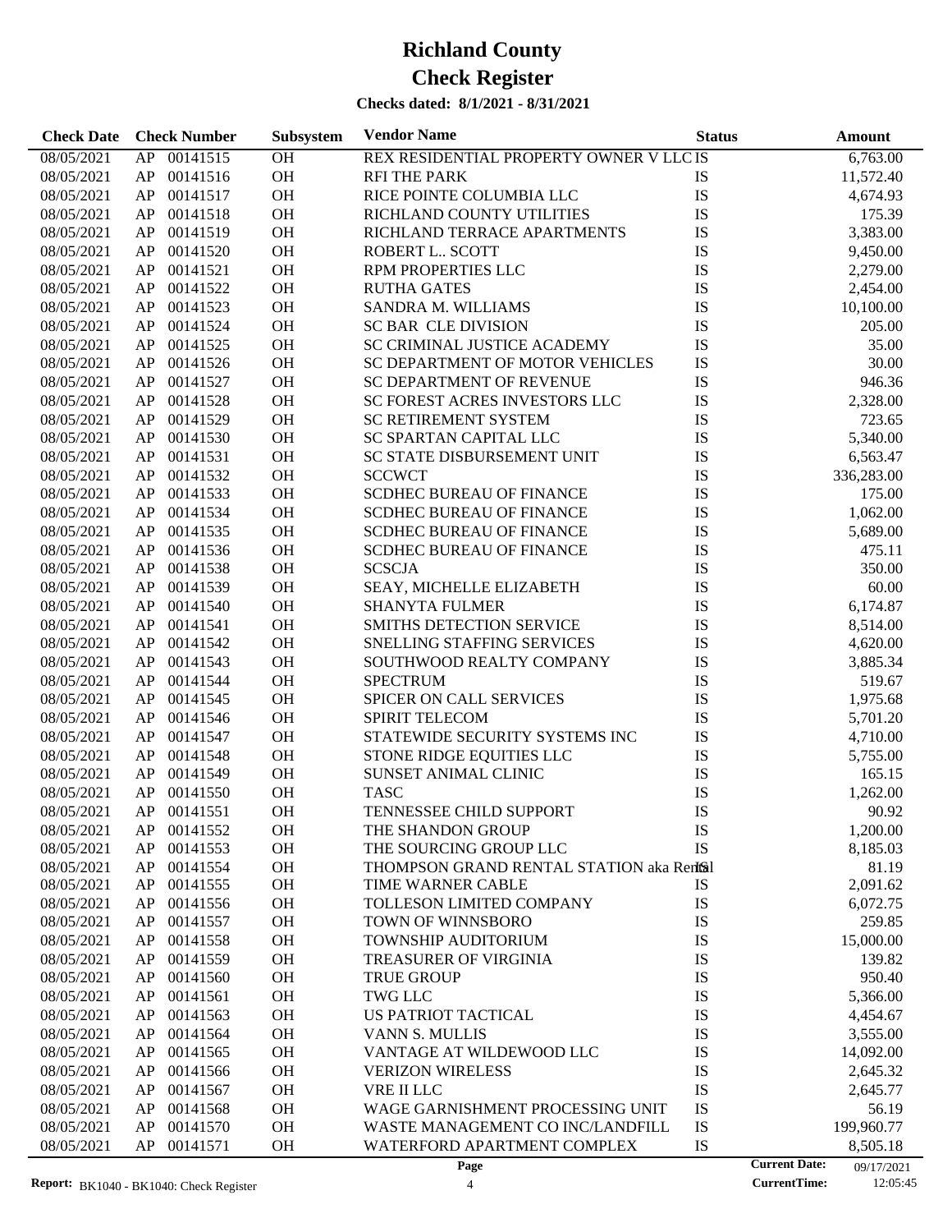# Richland County

# Check Register

**Checks dated: 8/1/2021 - 8/31/2021**

| Check Date | Check Number | | Subsystem | Vendor Name | Status | Amount |
|---|---|---|---|---|---|---|
| 08/05/2021 | AP | 00141515 | OH | REX RESIDENTIAL PROPERTY OWNER V LLC | IS | 6,763.00 |
| 08/05/2021 | AP | 00141516 | OH | RFI THE PARK | IS | 11,572.40 |
| 08/05/2021 | AP | 00141517 | OH | RICE POINTE COLUMBIA LLC | IS | 4,674.93 |
| 08/05/2021 | AP | 00141518 | OH | RICHLAND COUNTY UTILITIES | IS | 175.39 |
| 08/05/2021 | AP | 00141519 | OH | RICHLAND TERRACE APARTMENTS | IS | 3,383.00 |
| 08/05/2021 | AP | 00141520 | OH | ROBERT L.. SCOTT | IS | 9,450.00 |
| 08/05/2021 | AP | 00141521 | OH | RPM PROPERTIES LLC | IS | 2,279.00 |
| 08/05/2021 | AP | 00141522 | OH | RUTHA GATES | IS | 2,454.00 |
| 08/05/2021 | AP | 00141523 | OH | SANDRA M. WILLIAMS | IS | 10,100.00 |
| 08/05/2021 | AP | 00141524 | OH | SC BAR CLE DIVISION | IS | 205.00 |
| 08/05/2021 | AP | 00141525 | OH | SC CRIMINAL JUSTICE ACADEMY | IS | 35.00 |
| 08/05/2021 | AP | 00141526 | OH | SC DEPARTMENT OF MOTOR VEHICLES | IS | 30.00 |
| 08/05/2021 | AP | 00141527 | OH | SC DEPARTMENT OF REVENUE | IS | 946.36 |
| 08/05/2021 | AP | 00141528 | OH | SC FOREST ACRES INVESTORS LLC | IS | 2,328.00 |
| 08/05/2021 | AP | 00141529 | OH | SC RETIREMENT SYSTEM | IS | 723.65 |
| 08/05/2021 | AP | 00141530 | OH | SC SPARTAN CAPITAL LLC | IS | 5,340.00 |
| 08/05/2021 | AP | 00141531 | OH | SC STATE DISBURSEMENT UNIT | IS | 6,563.47 |
| 08/05/2021 | AP | 00141532 | OH | SCCWCT | IS | 336,283.00 |
| 08/05/2021 | AP | 00141533 | OH | SCDHEC BUREAU OF FINANCE | IS | 175.00 |
| 08/05/2021 | AP | 00141534 | OH | SCDHEC BUREAU OF FINANCE | IS | 1,062.00 |
| 08/05/2021 | AP | 00141535 | OH | SCDHEC BUREAU OF FINANCE | IS | 5,689.00 |
| 08/05/2021 | AP | 00141536 | OH | SCDHEC BUREAU OF FINANCE | IS | 475.11 |
| 08/05/2021 | AP | 00141538 | OH | SCSCJA | IS | 350.00 |
| 08/05/2021 | AP | 00141539 | OH | SEAY, MICHELLE ELIZABETH | IS | 60.00 |
| 08/05/2021 | AP | 00141540 | OH | SHANYTA FULMER | IS | 6,174.87 |
| 08/05/2021 | AP | 00141541 | OH | SMITHS DETECTION SERVICE | IS | 8,514.00 |
| 08/05/2021 | AP | 00141542 | OH | SNELLING STAFFING SERVICES | IS | 4,620.00 |
| 08/05/2021 | AP | 00141543 | OH | SOUTHWOOD REALTY COMPANY | IS | 3,885.34 |
| 08/05/2021 | AP | 00141544 | OH | SPECTRUM | IS | 519.67 |
| 08/05/2021 | AP | 00141545 | OH | SPICER ON CALL SERVICES | IS | 1,975.68 |
| 08/05/2021 | AP | 00141546 | OH | SPIRIT TELECOM | IS | 5,701.20 |
| 08/05/2021 | AP | 00141547 | OH | STATEWIDE SECURITY SYSTEMS INC | IS | 4,710.00 |
| 08/05/2021 | AP | 00141548 | OH | STONE RIDGE EQUITIES LLC | IS | 5,755.00 |
| 08/05/2021 | AP | 00141549 | OH | SUNSET ANIMAL CLINIC | IS | 165.15 |
| 08/05/2021 | AP | 00141550 | OH | TASC | IS | 1,262.00 |
| 08/05/2021 | AP | 00141551 | OH | TENNESSEE CHILD SUPPORT | IS | 90.92 |
| 08/05/2021 | AP | 00141552 | OH | THE SHANDON GROUP | IS | 1,200.00 |
| 08/05/2021 | AP | 00141553 | OH | THE SOURCING GROUP LLC | IS | 8,185.03 |
| 08/05/2021 | AP | 00141554 | OH | THOMPSON GRAND RENTAL STATION aka Rental | IS | 81.19 |
| 08/05/2021 | AP | 00141555 | OH | TIME WARNER CABLE | IS | 2,091.62 |
| 08/05/2021 | AP | 00141556 | OH | TOLLESON LIMITED COMPANY | IS | 6,072.75 |
| 08/05/2021 | AP | 00141557 | OH | TOWN OF WINNSBORO | IS | 259.85 |
| 08/05/2021 | AP | 00141558 | OH | TOWNSHIP AUDITORIUM | IS | 15,000.00 |
| 08/05/2021 | AP | 00141559 | OH | TREASURER OF VIRGINIA | IS | 139.82 |
| 08/05/2021 | AP | 00141560 | OH | TRUE GROUP | IS | 950.40 |
| 08/05/2021 | AP | 00141561 | OH | TWG LLC | IS | 5,366.00 |
| 08/05/2021 | AP | 00141563 | OH | US PATRIOT TACTICAL | IS | 4,454.67 |
| 08/05/2021 | AP | 00141564 | OH | VANN S. MULLIS | IS | 3,555.00 |
| 08/05/2021 | AP | 00141565 | OH | VANTAGE AT WILDEWOOD LLC | IS | 14,092.00 |
| 08/05/2021 | AP | 00141566 | OH | VERIZON WIRELESS | IS | 2,645.32 |
| 08/05/2021 | AP | 00141567 | OH | VRE II LLC | IS | 2,645.77 |
| 08/05/2021 | AP | 00141568 | OH | WAGE GARNISHMENT PROCESSING UNIT | IS | 56.19 |
| 08/05/2021 | AP | 00141570 | OH | WASTE MANAGEMENT CO INC/LANDFILL | IS | 199,960.77 |
| 08/05/2021 | AP | 00141571 | OH | WATERFORD APARTMENT COMPLEX | IS | 8,505.18 |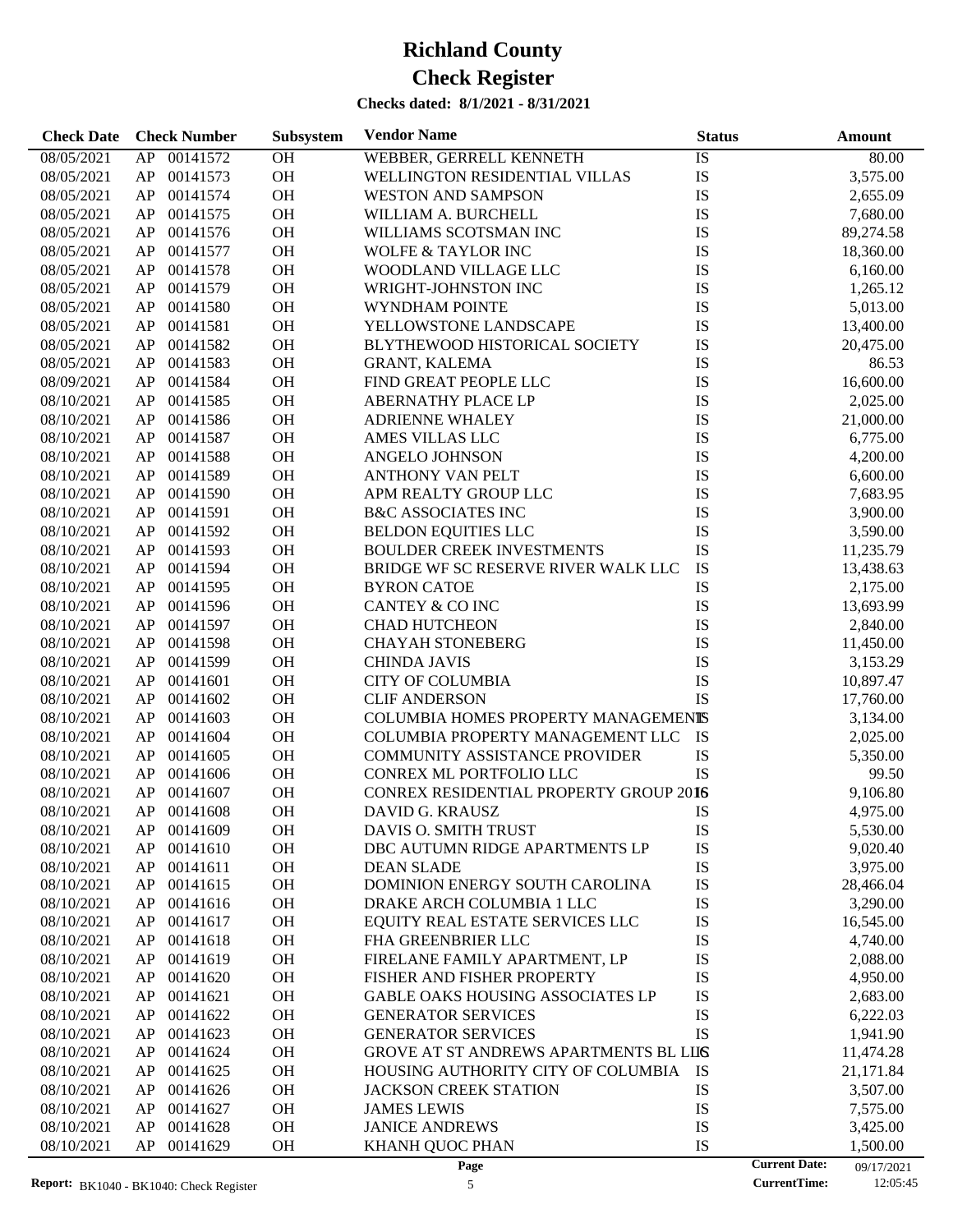# Richland County

# Check Register

**Checks dated: 8/1/2021 - 8/31/2021**

| Check Date | Check Number | | Subsystem | Vendor Name | Status | Amount |
|---|---|---|---|---|---|---|
| 08/05/2021 | AP | 00141572 | OH | WEBBER, GERRELL KENNETH | IS | 80.00 |
| 08/05/2021 | AP | 00141573 | OH | WELLINGTON RESIDENTIAL VILLAS | IS | 3,575.00 |
| 08/05/2021 | AP | 00141574 | OH | WESTON AND SAMPSON | IS | 2,655.09 |
| 08/05/2021 | AP | 00141575 | OH | WILLIAM A. BURCHELL | IS | 7,680.00 |
| 08/05/2021 | AP | 00141576 | OH | WILLIAMS SCOTSMAN INC | IS | 89,274.58 |
| 08/05/2021 | AP | 00141577 | OH | WOLFE & TAYLOR INC | IS | 18,360.00 |
| 08/05/2021 | AP | 00141578 | OH | WOODLAND VILLAGE LLC | IS | 6,160.00 |
| 08/05/2021 | AP | 00141579 | OH | WRIGHT-JOHNSTON INC | IS | 1,265.12 |
| 08/05/2021 | AP | 00141580 | OH | WYNDHAM POINTE | IS | 5,013.00 |
| 08/05/2021 | AP | 00141581 | OH | YELLOWSTONE LANDSCAPE | IS | 13,400.00 |
| 08/05/2021 | AP | 00141582 | OH | BLYTHEWOOD HISTORICAL SOCIETY | IS | 20,475.00 |
| 08/05/2021 | AP | 00141583 | OH | GRANT, KALEMA | IS | 86.53 |
| 08/09/2021 | AP | 00141584 | OH | FIND GREAT PEOPLE LLC | IS | 16,600.00 |
| 08/10/2021 | AP | 00141585 | OH | ABERNATHY PLACE LP | IS | 2,025.00 |
| 08/10/2021 | AP | 00141586 | OH | ADRIENNE WHALEY | IS | 21,000.00 |
| 08/10/2021 | AP | 00141587 | OH | AMES VILLAS LLC | IS | 6,775.00 |
| 08/10/2021 | AP | 00141588 | OH | ANGELO JOHNSON | IS | 4,200.00 |
| 08/10/2021 | AP | 00141589 | OH | ANTHONY VAN PELT | IS | 6,600.00 |
| 08/10/2021 | AP | 00141590 | OH | APM REALTY GROUP LLC | IS | 7,683.95 |
| 08/10/2021 | AP | 00141591 | OH | B&C ASSOCIATES INC | IS | 3,900.00 |
| 08/10/2021 | AP | 00141592 | OH | BELDON EQUITIES LLC | IS | 3,590.00 |
| 08/10/2021 | AP | 00141593 | OH | BOULDER CREEK INVESTMENTS | IS | 11,235.79 |
| 08/10/2021 | AP | 00141594 | OH | BRIDGE WF SC RESERVE RIVER WALK LLC | IS | 13,438.63 |
| 08/10/2021 | AP | 00141595 | OH | BYRON CATOE | IS | 2,175.00 |
| 08/10/2021 | AP | 00141596 | OH | CANTEY & CO INC | IS | 13,693.99 |
| 08/10/2021 | AP | 00141597 | OH | CHAD HUTCHEON | IS | 2,840.00 |
| 08/10/2021 | AP | 00141598 | OH | CHAYAH STONEBERG | IS | 11,450.00 |
| 08/10/2021 | AP | 00141599 | OH | CHINDA JAVIS | IS | 3,153.29 |
| 08/10/2021 | AP | 00141601 | OH | CITY OF COLUMBIA | IS | 10,897.47 |
| 08/10/2021 | AP | 00141602 | OH | CLIF ANDERSON | IS | 17,760.00 |
| 08/10/2021 | AP | 00141603 | OH | COLUMBIA HOMES PROPERTY MANAGEMENT | IS | 3,134.00 |
| 08/10/2021 | AP | 00141604 | OH | COLUMBIA PROPERTY MANAGEMENT LLC | IS | 2,025.00 |
| 08/10/2021 | AP | 00141605 | OH | COMMUNITY ASSISTANCE PROVIDER | IS | 5,350.00 |
| 08/10/2021 | AP | 00141606 | OH | CONREX ML PORTFOLIO LLC | IS | 99.50 |
| 08/10/2021 | AP | 00141607 | OH | CONREX RESIDENTIAL PROPERTY GROUP 2016 | IS | 9,106.80 |
| 08/10/2021 | AP | 00141608 | OH | DAVID G. KRAUSZ | IS | 4,975.00 |
| 08/10/2021 | AP | 00141609 | OH | DAVIS O. SMITH TRUST | IS | 5,530.00 |
| 08/10/2021 | AP | 00141610 | OH | DBC AUTUMN RIDGE APARTMENTS LP | IS | 9,020.40 |
| 08/10/2021 | AP | 00141611 | OH | DEAN SLADE | IS | 3,975.00 |
| 08/10/2021 | AP | 00141615 | OH | DOMINION ENERGY SOUTH CAROLINA | IS | 28,466.04 |
| 08/10/2021 | AP | 00141616 | OH | DRAKE ARCH COLUMBIA 1 LLC | IS | 3,290.00 |
| 08/10/2021 | AP | 00141617 | OH | EQUITY REAL ESTATE SERVICES LLC | IS | 16,545.00 |
| 08/10/2021 | AP | 00141618 | OH | FHA GREENBRIER LLC | IS | 4,740.00 |
| 08/10/2021 | AP | 00141619 | OH | FIRELANE FAMILY APARTMENT, LP | IS | 2,088.00 |
| 08/10/2021 | AP | 00141620 | OH | FISHER AND FISHER PROPERTY | IS | 4,950.00 |
| 08/10/2021 | AP | 00141621 | OH | GABLE OAKS HOUSING ASSOCIATES LP | IS | 2,683.00 |
| 08/10/2021 | AP | 00141622 | OH | GENERATOR SERVICES | IS | 6,222.03 |
| 08/10/2021 | AP | 00141623 | OH | GENERATOR SERVICES | IS | 1,941.90 |
| 08/10/2021 | AP | 00141624 | OH | GROVE AT ST ANDREWS APARTMENTS BL LLC | IS | 11,474.28 |
| 08/10/2021 | AP | 00141625 | OH | HOUSING AUTHORITY CITY OF COLUMBIA | IS | 21,171.84 |
| 08/10/2021 | AP | 00141626 | OH | JACKSON CREEK STATION | IS | 3,507.00 |
| 08/10/2021 | AP | 00141627 | OH | JAMES LEWIS | IS | 7,575.00 |
| 08/10/2021 | AP | 00141628 | OH | JANICE ANDREWS | IS | 3,425.00 |
| 08/10/2021 | AP | 00141629 | OH | KHANH QUOC PHAN | IS | 1,500.00 |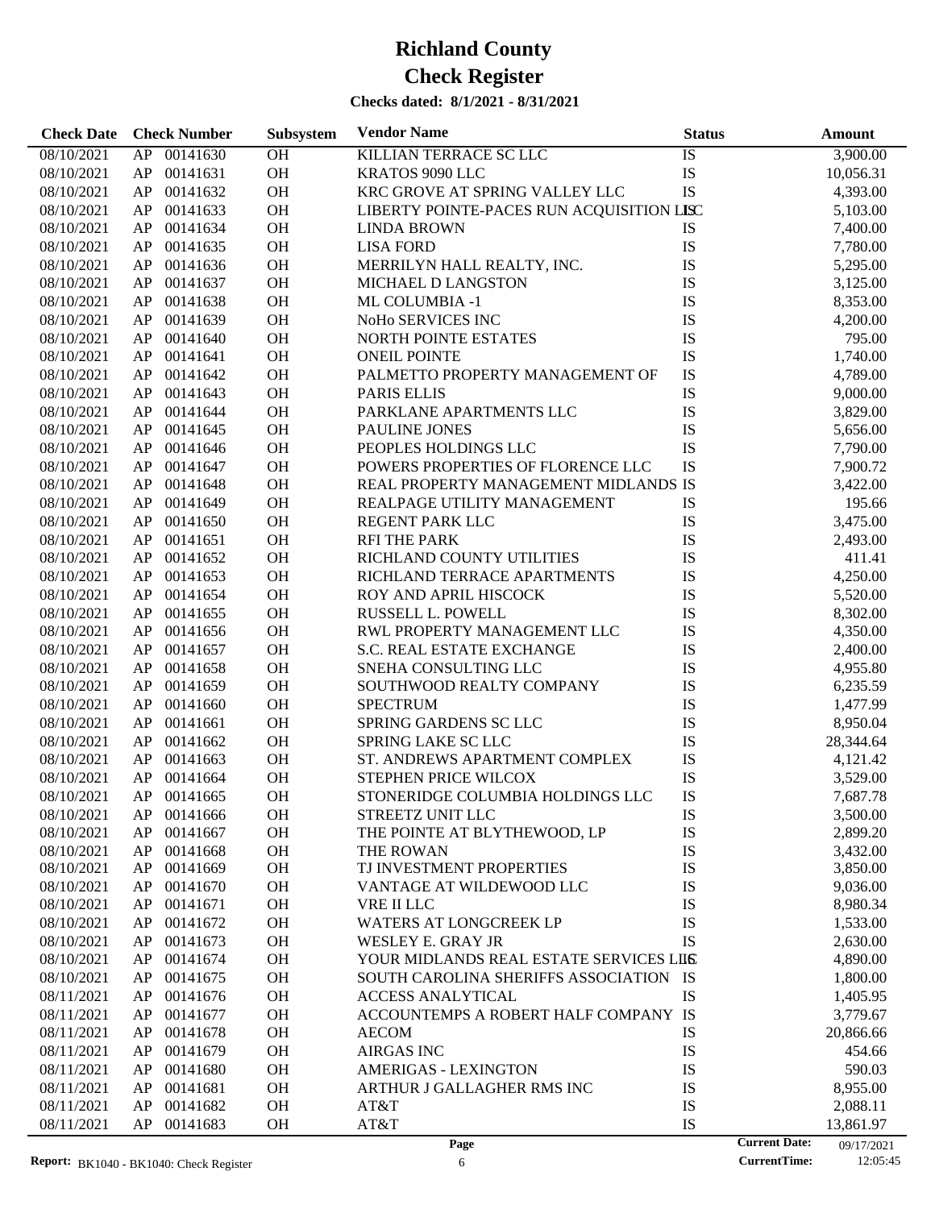# Richland County

# Check Register

**Checks dated: 8/1/2021 - 8/31/2021**

| Check Date | Check Number | | Subsystem | Vendor Name | Status | Amount |
|---|---|---|---|---|---|---|
| 08/10/2021 | AP | 00141630 | OH | KILLIAN TERRACE SC LLC | IS | 3,900.00 |
| 08/10/2021 | AP | 00141631 | OH | KRATOS 9090 LLC | IS | 10,056.31 |
| 08/10/2021 | AP | 00141632 | OH | KRC GROVE AT SPRING VALLEY LLC | IS | 4,393.00 |
| 08/10/2021 | AP | 00141633 | OH | LIBERTY POINTE-PACES RUN ACQUISITION LLC | IS | 5,103.00 |
| 08/10/2021 | AP | 00141634 | OH | LINDA BROWN | IS | 7,400.00 |
| 08/10/2021 | AP | 00141635 | OH | LISA FORD | IS | 7,780.00 |
| 08/10/2021 | AP | 00141636 | OH | MERRILYN HALL REALTY, INC. | IS | 5,295.00 |
| 08/10/2021 | AP | 00141637 | OH | MICHAEL D LANGSTON | IS | 3,125.00 |
| 08/10/2021 | AP | 00141638 | OH | ML COLUMBIA -1 | IS | 8,353.00 |
| 08/10/2021 | AP | 00141639 | OH | NoHo SERVICES INC | IS | 4,200.00 |
| 08/10/2021 | AP | 00141640 | OH | NORTH POINTE ESTATES | IS | 795.00 |
| 08/10/2021 | AP | 00141641 | OH | ONEIL POINTE | IS | 1,740.00 |
| 08/10/2021 | AP | 00141642 | OH | PALMETTO PROPERTY MANAGEMENT OF | IS | 4,789.00 |
| 08/10/2021 | AP | 00141643 | OH | PARIS ELLIS | IS | 9,000.00 |
| 08/10/2021 | AP | 00141644 | OH | PARKLANE APARTMENTS LLC | IS | 3,829.00 |
| 08/10/2021 | AP | 00141645 | OH | PAULINE JONES | IS | 5,656.00 |
| 08/10/2021 | AP | 00141646 | OH | PEOPLES HOLDINGS LLC | IS | 7,790.00 |
| 08/10/2021 | AP | 00141647 | OH | POWERS PROPERTIES OF FLORENCE LLC | IS | 7,900.72 |
| 08/10/2021 | AP | 00141648 | OH | REAL PROPERTY MANAGEMENT MIDLANDS | IS | 3,422.00 |
| 08/10/2021 | AP | 00141649 | OH | REALPAGE UTILITY MANAGEMENT | IS | 195.66 |
| 08/10/2021 | AP | 00141650 | OH | REGENT PARK LLC | IS | 3,475.00 |
| 08/10/2021 | AP | 00141651 | OH | RFI THE PARK | IS | 2,493.00 |
| 08/10/2021 | AP | 00141652 | OH | RICHLAND COUNTY UTILITIES | IS | 411.41 |
| 08/10/2021 | AP | 00141653 | OH | RICHLAND TERRACE APARTMENTS | IS | 4,250.00 |
| 08/10/2021 | AP | 00141654 | OH | ROY AND APRIL HISCOCK | IS | 5,520.00 |
| 08/10/2021 | AP | 00141655 | OH | RUSSELL L. POWELL | IS | 8,302.00 |
| 08/10/2021 | AP | 00141656 | OH | RWL PROPERTY MANAGEMENT LLC | IS | 4,350.00 |
| 08/10/2021 | AP | 00141657 | OH | S.C. REAL ESTATE EXCHANGE | IS | 2,400.00 |
| 08/10/2021 | AP | 00141658 | OH | SNEHA CONSULTING LLC | IS | 4,955.80 |
| 08/10/2021 | AP | 00141659 | OH | SOUTHWOOD REALTY COMPANY | IS | 6,235.59 |
| 08/10/2021 | AP | 00141660 | OH | SPECTRUM | IS | 1,477.99 |
| 08/10/2021 | AP | 00141661 | OH | SPRING GARDENS SC LLC | IS | 8,950.04 |
| 08/10/2021 | AP | 00141662 | OH | SPRING LAKE SC LLC | IS | 28,344.64 |
| 08/10/2021 | AP | 00141663 | OH | ST. ANDREWS APARTMENT COMPLEX | IS | 4,121.42 |
| 08/10/2021 | AP | 00141664 | OH | STEPHEN PRICE WILCOX | IS | 3,529.00 |
| 08/10/2021 | AP | 00141665 | OH | STONERIDGE COLUMBIA HOLDINGS LLC | IS | 7,687.78 |
| 08/10/2021 | AP | 00141666 | OH | STREETZ UNIT LLC | IS | 3,500.00 |
| 08/10/2021 | AP | 00141667 | OH | THE POINTE AT BLYTHEWOOD, LP | IS | 2,899.20 |
| 08/10/2021 | AP | 00141668 | OH | THE ROWAN | IS | 3,432.00 |
| 08/10/2021 | AP | 00141669 | OH | TJ INVESTMENT PROPERTIES | IS | 3,850.00 |
| 08/10/2021 | AP | 00141670 | OH | VANTAGE AT WILDEWOOD LLC | IS | 9,036.00 |
| 08/10/2021 | AP | 00141671 | OH | VRE II LLC | IS | 8,980.34 |
| 08/10/2021 | AP | 00141672 | OH | WATERS AT LONGCREEK LP | IS | 1,533.00 |
| 08/10/2021 | AP | 00141673 | OH | WESLEY E. GRAY JR | IS | 2,630.00 |
| 08/10/2021 | AP | 00141674 | OH | YOUR MIDLANDS REAL ESTATE SERVICES LLC | IS | 4,890.00 |
| 08/10/2021 | AP | 00141675 | OH | SOUTH CAROLINA SHERIFFS ASSOCIATION | IS | 1,800.00 |
| 08/11/2021 | AP | 00141676 | OH | ACCESS ANALYTICAL | IS | 1,405.95 |
| 08/11/2021 | AP | 00141677 | OH | ACCOUNTEMPS A ROBERT HALF COMPANY | IS | 3,779.67 |
| 08/11/2021 | AP | 00141678 | OH | AECOM | IS | 20,866.66 |
| 08/11/2021 | AP | 00141679 | OH | AIRGAS INC | IS | 454.66 |
| 08/11/2021 | AP | 00141680 | OH | AMERIGAS - LEXINGTON | IS | 590.03 |
| 08/11/2021 | AP | 00141681 | OH | ARTHUR J GALLAGHER RMS INC | IS | 8,955.00 |
| 08/11/2021 | AP | 00141682 | OH | AT&T | IS | 2,088.11 |
| 08/11/2021 | AP | 00141683 | OH | AT&T | IS | 13,861.97 |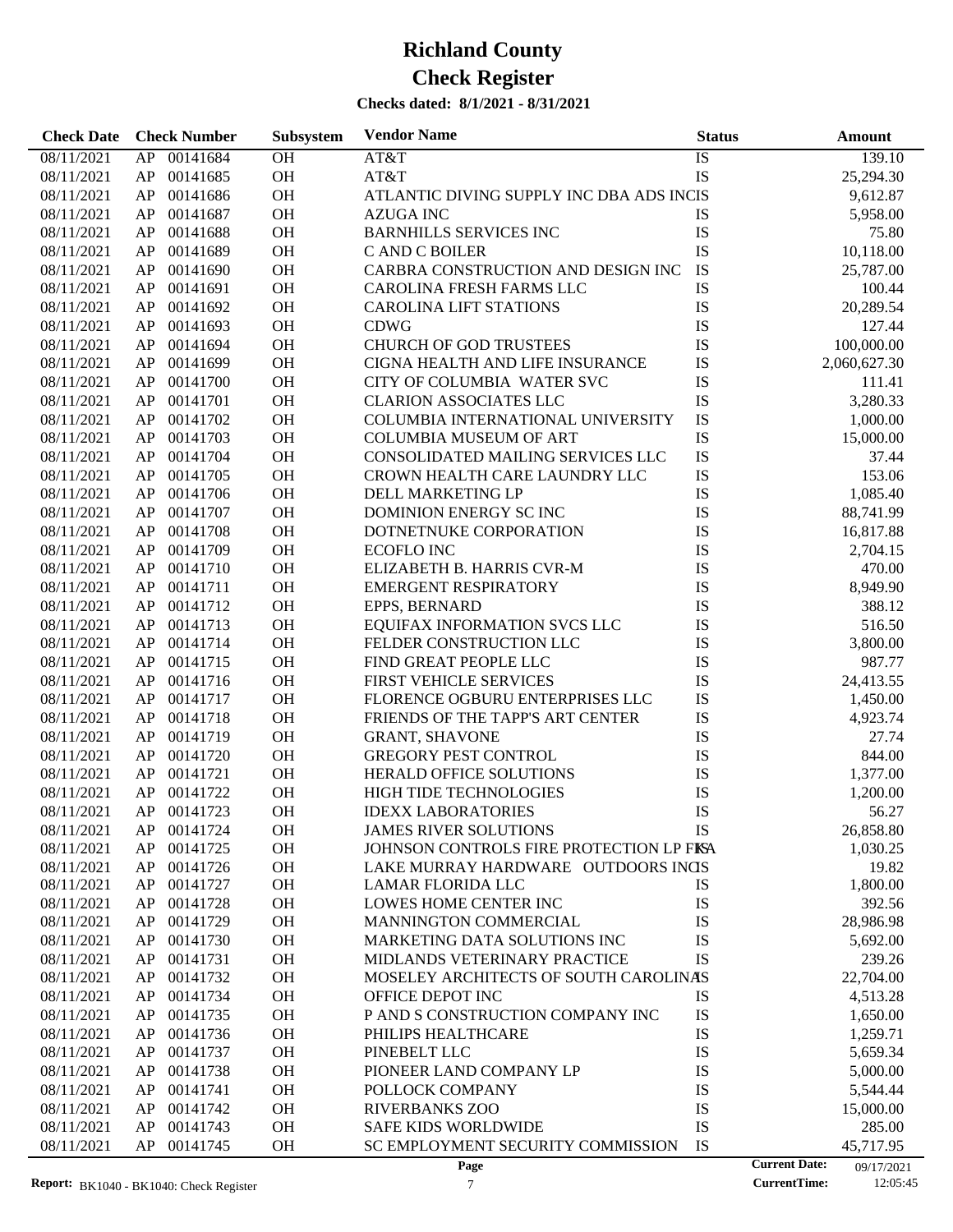# Richland County

# Check Register

**Checks dated: 8/1/2021 - 8/31/2021**

| Check Date | Check Number | | Subsystem | Vendor Name | Status | Amount |
|---|---|---|---|---|---|---|
| 08/11/2021 | AP | 00141684 | OH | AT&T | IS | 139.10 |
| 08/11/2021 | AP | 00141685 | OH | AT&T | IS | 25,294.30 |
| 08/11/2021 | AP | 00141686 | OH | ATLANTIC DIVING SUPPLY INC DBA ADS INC | IS | 9,612.87 |
| 08/11/2021 | AP | 00141687 | OH | AZUGA INC | IS | 5,958.00 |
| 08/11/2021 | AP | 00141688 | OH | BARNHILLS SERVICES INC | IS | 75.80 |
| 08/11/2021 | AP | 00141689 | OH | C AND C BOILER | IS | 10,118.00 |
| 08/11/2021 | AP | 00141690 | OH | CARBRA CONSTRUCTION AND DESIGN INC | IS | 25,787.00 |
| 08/11/2021 | AP | 00141691 | OH | CAROLINA FRESH FARMS LLC | IS | 100.44 |
| 08/11/2021 | AP | 00141692 | OH | CAROLINA LIFT STATIONS | IS | 20,289.54 |
| 08/11/2021 | AP | 00141693 | OH | CDWG | IS | 127.44 |
| 08/11/2021 | AP | 00141694 | OH | CHURCH OF GOD TRUSTEES | IS | 100,000.00 |
| 08/11/2021 | AP | 00141699 | OH | CIGNA HEALTH AND LIFE INSURANCE | IS | 2,060,627.30 |
| 08/11/2021 | AP | 00141700 | OH | CITY OF COLUMBIA WATER SVC | IS | 111.41 |
| 08/11/2021 | AP | 00141701 | OH | CLARION ASSOCIATES LLC | IS | 3,280.33 |
| 08/11/2021 | AP | 00141702 | OH | COLUMBIA INTERNATIONAL UNIVERSITY | IS | 1,000.00 |
| 08/11/2021 | AP | 00141703 | OH | COLUMBIA MUSEUM OF ART | IS | 15,000.00 |
| 08/11/2021 | AP | 00141704 | OH | CONSOLIDATED MAILING SERVICES LLC | IS | 37.44 |
| 08/11/2021 | AP | 00141705 | OH | CROWN HEALTH CARE LAUNDRY LLC | IS | 153.06 |
| 08/11/2021 | AP | 00141706 | OH | DELL MARKETING LP | IS | 1,085.40 |
| 08/11/2021 | AP | 00141707 | OH | DOMINION ENERGY SC INC | IS | 88,741.99 |
| 08/11/2021 | AP | 00141708 | OH | DOTNETNUKE CORPORATION | IS | 16,817.88 |
| 08/11/2021 | AP | 00141709 | OH | ECOFLO INC | IS | 2,704.15 |
| 08/11/2021 | AP | 00141710 | OH | ELIZABETH B. HARRIS CVR-M | IS | 470.00 |
| 08/11/2021 | AP | 00141711 | OH | EMERGENT RESPIRATORY | IS | 8,949.90 |
| 08/11/2021 | AP | 00141712 | OH | EPPS, BERNARD | IS | 388.12 |
| 08/11/2021 | AP | 00141713 | OH | EQUIFAX INFORMATION SVCS LLC | IS | 516.50 |
| 08/11/2021 | AP | 00141714 | OH | FELDER CONSTRUCTION LLC | IS | 3,800.00 |
| 08/11/2021 | AP | 00141715 | OH | FIND GREAT PEOPLE LLC | IS | 987.77 |
| 08/11/2021 | AP | 00141716 | OH | FIRST VEHICLE SERVICES | IS | 24,413.55 |
| 08/11/2021 | AP | 00141717 | OH | FLORENCE OGBURU ENTERPRISES LLC | IS | 1,450.00 |
| 08/11/2021 | AP | 00141718 | OH | FRIENDS OF THE TAPP'S ART CENTER | IS | 4,923.74 |
| 08/11/2021 | AP | 00141719 | OH | GRANT, SHAVONE | IS | 27.74 |
| 08/11/2021 | AP | 00141720 | OH | GREGORY PEST CONTROL | IS | 844.00 |
| 08/11/2021 | AP | 00141721 | OH | HERALD OFFICE SOLUTIONS | IS | 1,377.00 |
| 08/11/2021 | AP | 00141722 | OH | HIGH TIDE TECHNOLOGIES | IS | 1,200.00 |
| 08/11/2021 | AP | 00141723 | OH | IDEXX LABORATORIES | IS | 56.27 |
| 08/11/2021 | AP | 00141724 | OH | JAMES RIVER SOLUTIONS | IS | 26,858.80 |
| 08/11/2021 | AP | 00141725 | OH | JOHNSON CONTROLS FIRE PROTECTION LP FKA | IS | 1,030.25 |
| 08/11/2021 | AP | 00141726 | OH | LAKE MURRAY HARDWARE OUTDOORS INC | IS | 19.82 |
| 08/11/2021 | AP | 00141727 | OH | LAMAR FLORIDA LLC | IS | 1,800.00 |
| 08/11/2021 | AP | 00141728 | OH | LOWES HOME CENTER INC | IS | 392.56 |
| 08/11/2021 | AP | 00141729 | OH | MANNINGTON COMMERCIAL | IS | 28,986.98 |
| 08/11/2021 | AP | 00141730 | OH | MARKETING DATA SOLUTIONS INC | IS | 5,692.00 |
| 08/11/2021 | AP | 00141731 | OH | MIDLANDS VETERINARY PRACTICE | IS | 239.26 |
| 08/11/2021 | AP | 00141732 | OH | MOSELEY ARCHITECTS OF SOUTH CAROLINA | IS | 22,704.00 |
| 08/11/2021 | AP | 00141734 | OH | OFFICE DEPOT INC | IS | 4,513.28 |
| 08/11/2021 | AP | 00141735 | OH | P AND S CONSTRUCTION COMPANY INC | IS | 1,650.00 |
| 08/11/2021 | AP | 00141736 | OH | PHILIPS HEALTHCARE | IS | 1,259.71 |
| 08/11/2021 | AP | 00141737 | OH | PINEBELT LLC | IS | 5,659.34 |
| 08/11/2021 | AP | 00141738 | OH | PIONEER LAND COMPANY LP | IS | 5,000.00 |
| 08/11/2021 | AP | 00141741 | OH | POLLOCK COMPANY | IS | 5,544.44 |
| 08/11/2021 | AP | 00141742 | OH | RIVERBANKS ZOO | IS | 15,000.00 |
| 08/11/2021 | AP | 00141743 | OH | SAFE KIDS WORLDWIDE | IS | 285.00 |
| 08/11/2021 | AP | 00141745 | OH | SC EMPLOYMENT SECURITY COMMISSION | IS | 45,717.95 |

Report: BK1040 - BK1040: Check Register | Current Date: 09/17/2021 | CurrentTime: 12:05:45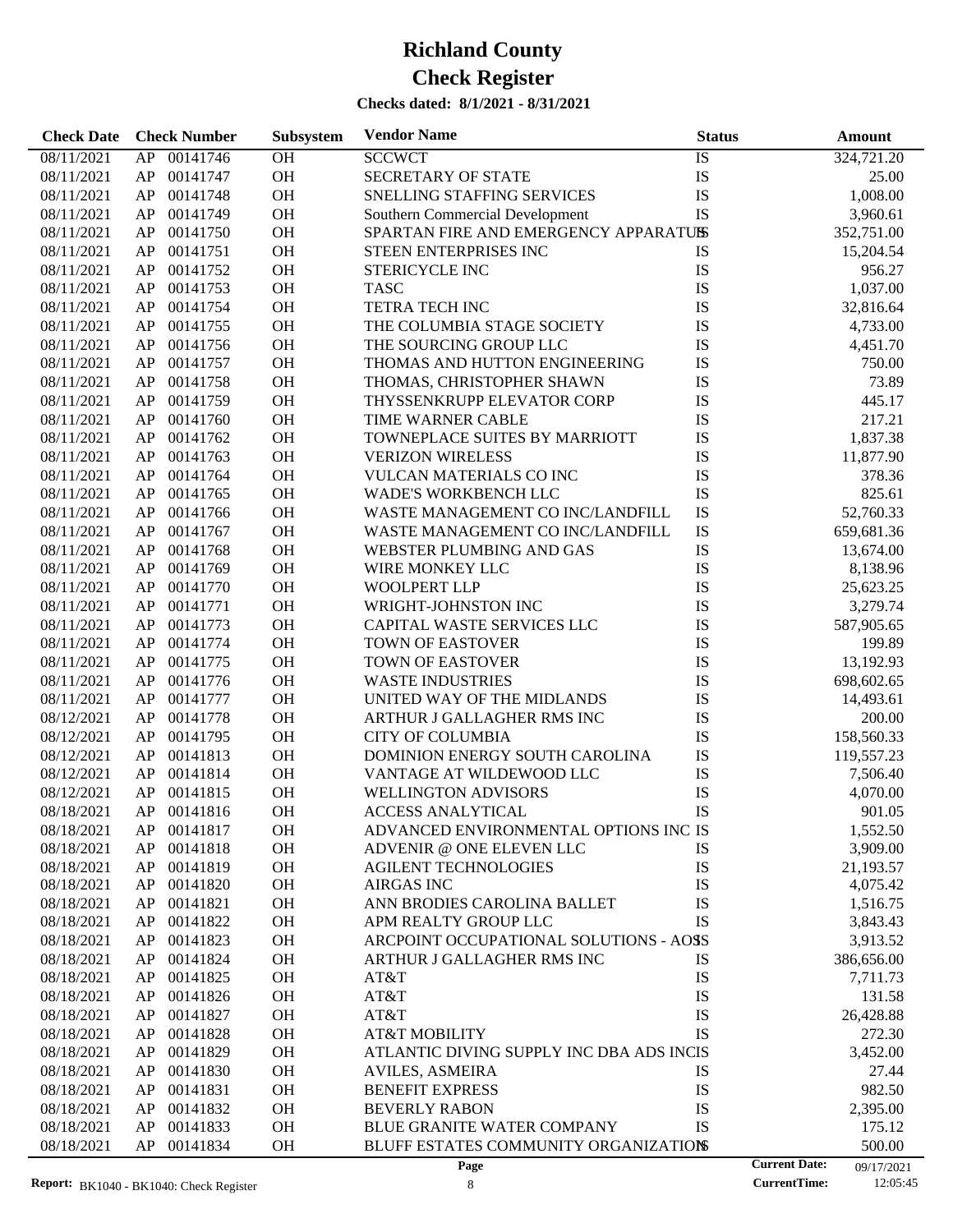# Richland County

# Check Register

**Checks dated: 8/1/2021 - 8/31/2021**

| Check Date | Check Number | | Subsystem | Vendor Name | Status | Amount |
|---|---|---|---|---|---|---|
| 08/11/2021 | AP | 00141746 | OH | SCCWCT | IS | 324,721.20 |
| 08/11/2021 | AP | 00141747 | OH | SECRETARY OF STATE | IS | 25.00 |
| 08/11/2021 | AP | 00141748 | OH | SNELLING STAFFING SERVICES | IS | 1,008.00 |
| 08/11/2021 | AP | 00141749 | OH | Southern Commercial Development | IS | 3,960.61 |
| 08/11/2021 | AP | 00141750 | OH | SPARTAN FIRE AND EMERGENCY APPARATUS | IS | 352,751.00 |
| 08/11/2021 | AP | 00141751 | OH | STEEN ENTERPRISES INC | IS | 15,204.54 |
| 08/11/2021 | AP | 00141752 | OH | STERICYCLE INC | IS | 956.27 |
| 08/11/2021 | AP | 00141753 | OH | TASC | IS | 1,037.00 |
| 08/11/2021 | AP | 00141754 | OH | TETRA TECH INC | IS | 32,816.64 |
| 08/11/2021 | AP | 00141755 | OH | THE COLUMBIA STAGE SOCIETY | IS | 4,733.00 |
| 08/11/2021 | AP | 00141756 | OH | THE SOURCING GROUP LLC | IS | 4,451.70 |
| 08/11/2021 | AP | 00141757 | OH | THOMAS AND HUTTON ENGINEERING | IS | 750.00 |
| 08/11/2021 | AP | 00141758 | OH | THOMAS, CHRISTOPHER SHAWN | IS | 73.89 |
| 08/11/2021 | AP | 00141759 | OH | THYSSENKRUPP ELEVATOR CORP | IS | 445.17 |
| 08/11/2021 | AP | 00141760 | OH | TIME WARNER CABLE | IS | 217.21 |
| 08/11/2021 | AP | 00141762 | OH | TOWNEPLACE SUITES BY MARRIOTT | IS | 1,837.38 |
| 08/11/2021 | AP | 00141763 | OH | VERIZON WIRELESS | IS | 11,877.90 |
| 08/11/2021 | AP | 00141764 | OH | VULCAN MATERIALS CO INC | IS | 378.36 |
| 08/11/2021 | AP | 00141765 | OH | WADE'S WORKBENCH LLC | IS | 825.61 |
| 08/11/2021 | AP | 00141766 | OH | WASTE MANAGEMENT CO INC/LANDFILL | IS | 52,760.33 |
| 08/11/2021 | AP | 00141767 | OH | WASTE MANAGEMENT CO INC/LANDFILL | IS | 659,681.36 |
| 08/11/2021 | AP | 00141768 | OH | WEBSTER PLUMBING AND GAS | IS | 13,674.00 |
| 08/11/2021 | AP | 00141769 | OH | WIRE MONKEY LLC | IS | 8,138.96 |
| 08/11/2021 | AP | 00141770 | OH | WOOLPERT LLP | IS | 25,623.25 |
| 08/11/2021 | AP | 00141771 | OH | WRIGHT-JOHNSTON INC | IS | 3,279.74 |
| 08/11/2021 | AP | 00141773 | OH | CAPITAL WASTE SERVICES LLC | IS | 587,905.65 |
| 08/11/2021 | AP | 00141774 | OH | TOWN OF EASTOVER | IS | 199.89 |
| 08/11/2021 | AP | 00141775 | OH | TOWN OF EASTOVER | IS | 13,192.93 |
| 08/11/2021 | AP | 00141776 | OH | WASTE INDUSTRIES | IS | 698,602.65 |
| 08/11/2021 | AP | 00141777 | OH | UNITED WAY OF THE MIDLANDS | IS | 14,493.61 |
| 08/12/2021 | AP | 00141778 | OH | ARTHUR J GALLAGHER RMS INC | IS | 200.00 |
| 08/12/2021 | AP | 00141795 | OH | CITY OF COLUMBIA | IS | 158,560.33 |
| 08/12/2021 | AP | 00141813 | OH | DOMINION ENERGY SOUTH CAROLINA | IS | 119,557.23 |
| 08/12/2021 | AP | 00141814 | OH | VANTAGE AT WILDEWOOD LLC | IS | 7,506.40 |
| 08/12/2021 | AP | 00141815 | OH | WELLINGTON ADVISORS | IS | 4,070.00 |
| 08/18/2021 | AP | 00141816 | OH | ACCESS ANALYTICAL | IS | 901.05 |
| 08/18/2021 | AP | 00141817 | OH | ADVANCED ENVIRONMENTAL OPTIONS INC | IS | 1,552.50 |
| 08/18/2021 | AP | 00141818 | OH | ADVENIR @ ONE ELEVEN LLC | IS | 3,909.00 |
| 08/18/2021 | AP | 00141819 | OH | AGILENT TECHNOLOGIES | IS | 21,193.57 |
| 08/18/2021 | AP | 00141820 | OH | AIRGAS INC | IS | 4,075.42 |
| 08/18/2021 | AP | 00141821 | OH | ANN BRODIES CAROLINA BALLET | IS | 1,516.75 |
| 08/18/2021 | AP | 00141822 | OH | APM REALTY GROUP LLC | IS | 3,843.43 |
| 08/18/2021 | AP | 00141823 | OH | ARCPOINT OCCUPATIONAL SOLUTIONS - AOS | IS | 3,913.52 |
| 08/18/2021 | AP | 00141824 | OH | ARTHUR J GALLAGHER RMS INC | IS | 386,656.00 |
| 08/18/2021 | AP | 00141825 | OH | AT&T | IS | 7,711.73 |
| 08/18/2021 | AP | 00141826 | OH | AT&T | IS | 131.58 |
| 08/18/2021 | AP | 00141827 | OH | AT&T | IS | 26,428.88 |
| 08/18/2021 | AP | 00141828 | OH | AT&T MOBILITY | IS | 272.30 |
| 08/18/2021 | AP | 00141829 | OH | ATLANTIC DIVING SUPPLY INC DBA ADS INC | IS | 3,452.00 |
| 08/18/2021 | AP | 00141830 | OH | AVILES, ASMEIRA | IS | 27.44 |
| 08/18/2021 | AP | 00141831 | OH | BENEFIT EXPRESS | IS | 982.50 |
| 08/18/2021 | AP | 00141832 | OH | BEVERLY RABON | IS | 2,395.00 |
| 08/18/2021 | AP | 00141833 | OH | BLUE GRANITE WATER COMPANY | IS | 175.12 |
| 08/18/2021 | AP | 00141834 | OH | BLUFF ESTATES COMMUNITY ORGANIZATION | IS | 500.00 |

**Report:** BK1040 - BK1040: Check Register

**Current Date:** 09/17/2021
**CurrentTime:** 12:05:45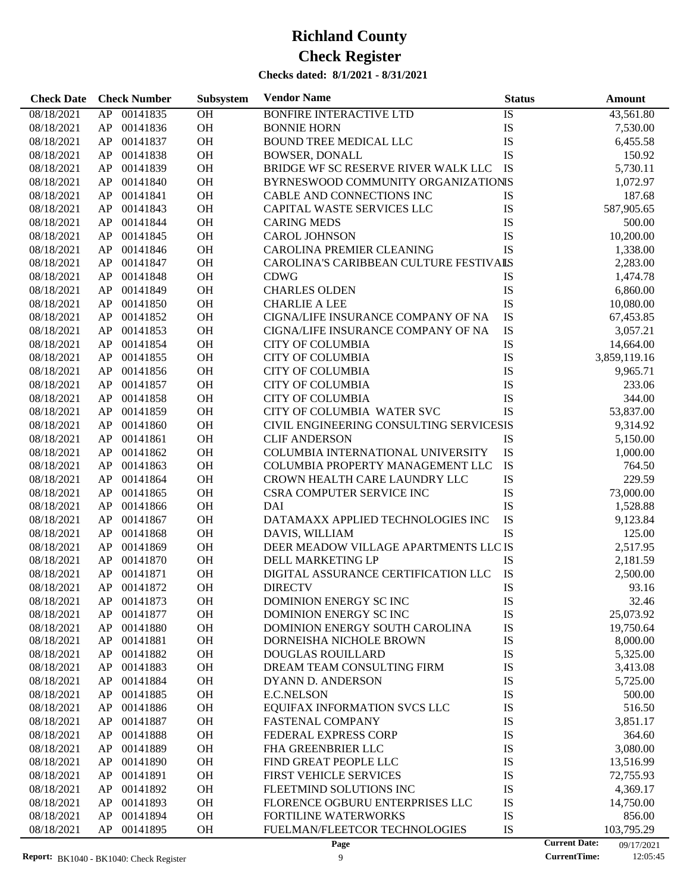# Richland County

# Check Register

**Checks dated: 8/1/2021 - 8/31/2021**

| Check Date | Check Number | | Subsystem | Vendor Name | Status | Amount |
|---|---|---|---|---|---|---|
| 08/18/2021 | AP | 00141835 | OH | BONFIRE INTERACTIVE LTD | IS | 43,561.80 |
| 08/18/2021 | AP | 00141836 | OH | BONNIE HORN | IS | 7,530.00 |
| 08/18/2021 | AP | 00141837 | OH | BOUND TREE MEDICAL LLC | IS | 6,455.58 |
| 08/18/2021 | AP | 00141838 | OH | BOWSER, DONALL | IS | 150.92 |
| 08/18/2021 | AP | 00141839 | OH | BRIDGE WF SC RESERVE RIVER WALK LLC | IS | 5,730.11 |
| 08/18/2021 | AP | 00141840 | OH | BYRNESWOOD COMMUNITY ORGANIZATION | IS | 1,072.97 |
| 08/18/2021 | AP | 00141841 | OH | CABLE AND CONNECTIONS INC | IS | 187.68 |
| 08/18/2021 | AP | 00141843 | OH | CAPITAL WASTE SERVICES LLC | IS | 587,905.65 |
| 08/18/2021 | AP | 00141844 | OH | CARING MEDS | IS | 500.00 |
| 08/18/2021 | AP | 00141845 | OH | CAROL JOHNSON | IS | 10,200.00 |
| 08/18/2021 | AP | 00141846 | OH | CAROLINA PREMIER CLEANING | IS | 1,338.00 |
| 08/18/2021 | AP | 00141847 | OH | CAROLINA'S CARIBBEAN CULTURE FESTIVAL | IS | 2,283.00 |
| 08/18/2021 | AP | 00141848 | OH | CDWG | IS | 1,474.78 |
| 08/18/2021 | AP | 00141849 | OH | CHARLES OLDEN | IS | 6,860.00 |
| 08/18/2021 | AP | 00141850 | OH | CHARLIE A LEE | IS | 10,080.00 |
| 08/18/2021 | AP | 00141852 | OH | CIGNA/LIFE INSURANCE COMPANY OF NA | IS | 67,453.85 |
| 08/18/2021 | AP | 00141853 | OH | CIGNA/LIFE INSURANCE COMPANY OF NA | IS | 3,057.21 |
| 08/18/2021 | AP | 00141854 | OH | CITY OF COLUMBIA | IS | 14,664.00 |
| 08/18/2021 | AP | 00141855 | OH | CITY OF COLUMBIA | IS | 3,859,119.16 |
| 08/18/2021 | AP | 00141856 | OH | CITY OF COLUMBIA | IS | 9,965.71 |
| 08/18/2021 | AP | 00141857 | OH | CITY OF COLUMBIA | IS | 233.06 |
| 08/18/2021 | AP | 00141858 | OH | CITY OF COLUMBIA | IS | 344.00 |
| 08/18/2021 | AP | 00141859 | OH | CITY OF COLUMBIA WATER SVC | IS | 53,837.00 |
| 08/18/2021 | AP | 00141860 | OH | CIVIL ENGINEERING CONSULTING SERVICES | IS | 9,314.92 |
| 08/18/2021 | AP | 00141861 | OH | CLIF ANDERSON | IS | 5,150.00 |
| 08/18/2021 | AP | 00141862 | OH | COLUMBIA INTERNATIONAL UNIVERSITY | IS | 1,000.00 |
| 08/18/2021 | AP | 00141863 | OH | COLUMBIA PROPERTY MANAGEMENT LLC | IS | 764.50 |
| 08/18/2021 | AP | 00141864 | OH | CROWN HEALTH CARE LAUNDRY LLC | IS | 229.59 |
| 08/18/2021 | AP | 00141865 | OH | CSRA COMPUTER SERVICE INC | IS | 73,000.00 |
| 08/18/2021 | AP | 00141866 | OH | DAI | IS | 1,528.88 |
| 08/18/2021 | AP | 00141867 | OH | DATAMAXX APPLIED TECHNOLOGIES INC | IS | 9,123.84 |
| 08/18/2021 | AP | 00141868 | OH | DAVIS, WILLIAM | IS | 125.00 |
| 08/18/2021 | AP | 00141869 | OH | DEER MEADOW VILLAGE APARTMENTS LLC | IS | 2,517.95 |
| 08/18/2021 | AP | 00141870 | OH | DELL MARKETING LP | IS | 2,181.59 |
| 08/18/2021 | AP | 00141871 | OH | DIGITAL ASSURANCE CERTIFICATION LLC | IS | 2,500.00 |
| 08/18/2021 | AP | 00141872 | OH | DIRECTV | IS | 93.16 |
| 08/18/2021 | AP | 00141873 | OH | DOMINION ENERGY SC INC | IS | 32.46 |
| 08/18/2021 | AP | 00141877 | OH | DOMINION ENERGY SC INC | IS | 25,073.92 |
| 08/18/2021 | AP | 00141880 | OH | DOMINION ENERGY SOUTH CAROLINA | IS | 19,750.64 |
| 08/18/2021 | AP | 00141881 | OH | DORNEISHA NICHOLE BROWN | IS | 8,000.00 |
| 08/18/2021 | AP | 00141882 | OH | DOUGLAS ROUILLARD | IS | 5,325.00 |
| 08/18/2021 | AP | 00141883 | OH | DREAM TEAM CONSULTING FIRM | IS | 3,413.08 |
| 08/18/2021 | AP | 00141884 | OH | DYANN D. ANDERSON | IS | 5,725.00 |
| 08/18/2021 | AP | 00141885 | OH | E.C.NELSON | IS | 500.00 |
| 08/18/2021 | AP | 00141886 | OH | EQUIFAX INFORMATION SVCS LLC | IS | 516.50 |
| 08/18/2021 | AP | 00141887 | OH | FASTENAL COMPANY | IS | 3,851.17 |
| 08/18/2021 | AP | 00141888 | OH | FEDERAL EXPRESS CORP | IS | 364.60 |
| 08/18/2021 | AP | 00141889 | OH | FHA GREENBRIER LLC | IS | 3,080.00 |
| 08/18/2021 | AP | 00141890 | OH | FIND GREAT PEOPLE LLC | IS | 13,516.99 |
| 08/18/2021 | AP | 00141891 | OH | FIRST VEHICLE SERVICES | IS | 72,755.93 |
| 08/18/2021 | AP | 00141892 | OH | FLEETMIND SOLUTIONS INC | IS | 4,369.17 |
| 08/18/2021 | AP | 00141893 | OH | FLORENCE OGBURU ENTERPRISES LLC | IS | 14,750.00 |
| 08/18/2021 | AP | 00141894 | OH | FORTILINE WATERWORKS | IS | 856.00 |
| 08/18/2021 | AP | 00141895 | OH | FUELMAN/FLEETCOR TECHNOLOGIES | IS | 103,795.29 |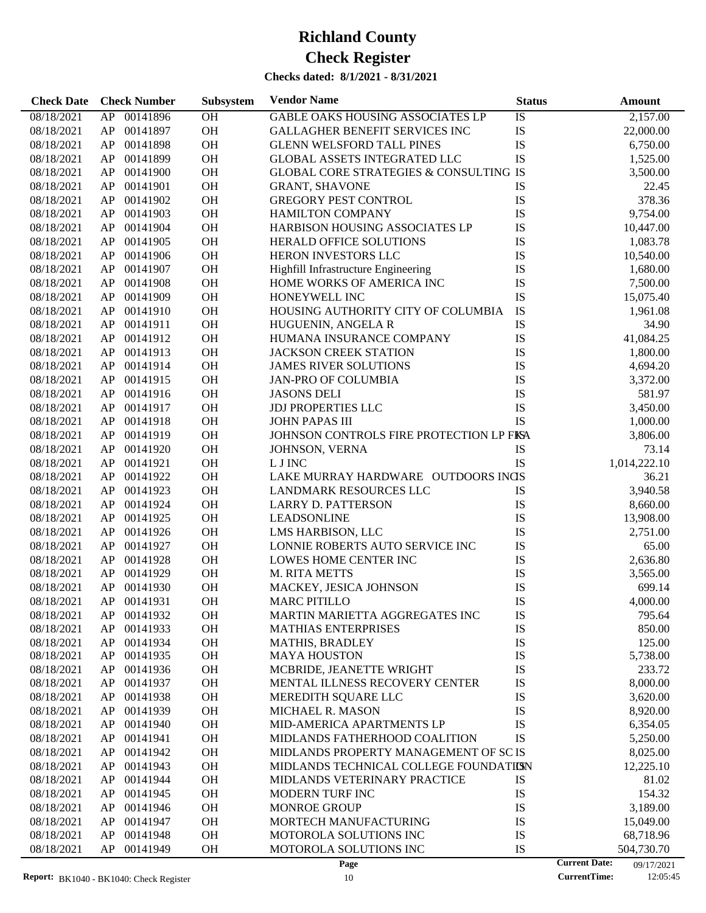# Richland County

# Check Register

**Checks dated: 8/1/2021 - 8/31/2021**

| Check Date | Check Number | | Subsystem | Vendor Name | Status | Amount |
|---|---|---|---|---|---|---|
| 08/18/2021 | AP | 00141896 | OH | GABLE OAKS HOUSING ASSOCIATES LP | IS | 2,157.00 |
| 08/18/2021 | AP | 00141897 | OH | GALLAGHER BENEFIT SERVICES INC | IS | 22,000.00 |
| 08/18/2021 | AP | 00141898 | OH | GLENN WELSFORD TALL PINES | IS | 6,750.00 |
| 08/18/2021 | AP | 00141899 | OH | GLOBAL ASSETS INTEGRATED LLC | IS | 1,525.00 |
| 08/18/2021 | AP | 00141900 | OH | GLOBAL CORE STRATEGIES & CONSULTING | IS | 3,500.00 |
| 08/18/2021 | AP | 00141901 | OH | GRANT, SHAVONE | IS | 22.45 |
| 08/18/2021 | AP | 00141902 | OH | GREGORY PEST CONTROL | IS | 378.36 |
| 08/18/2021 | AP | 00141903 | OH | HAMILTON COMPANY | IS | 9,754.00 |
| 08/18/2021 | AP | 00141904 | OH | HARBISON HOUSING ASSOCIATES LP | IS | 10,447.00 |
| 08/18/2021 | AP | 00141905 | OH | HERALD OFFICE SOLUTIONS | IS | 1,083.78 |
| 08/18/2021 | AP | 00141906 | OH | HERON INVESTORS LLC | IS | 10,540.00 |
| 08/18/2021 | AP | 00141907 | OH | Highfill Infrastructure Engineering | IS | 1,680.00 |
| 08/18/2021 | AP | 00141908 | OH | HOME WORKS OF AMERICA INC | IS | 7,500.00 |
| 08/18/2021 | AP | 00141909 | OH | HONEYWELL INC | IS | 15,075.40 |
| 08/18/2021 | AP | 00141910 | OH | HOUSING AUTHORITY CITY OF COLUMBIA | IS | 1,961.08 |
| 08/18/2021 | AP | 00141911 | OH | HUGUENIN, ANGELA R | IS | 34.90 |
| 08/18/2021 | AP | 00141912 | OH | HUMANA INSURANCE COMPANY | IS | 41,084.25 |
| 08/18/2021 | AP | 00141913 | OH | JACKSON CREEK STATION | IS | 1,800.00 |
| 08/18/2021 | AP | 00141914 | OH | JAMES RIVER SOLUTIONS | IS | 4,694.20 |
| 08/18/2021 | AP | 00141915 | OH | JAN-PRO OF COLUMBIA | IS | 3,372.00 |
| 08/18/2021 | AP | 00141916 | OH | JASONS DELI | IS | 581.97 |
| 08/18/2021 | AP | 00141917 | OH | JDJ PROPERTIES LLC | IS | 3,450.00 |
| 08/18/2021 | AP | 00141918 | OH | JOHN PAPAS III | IS | 1,000.00 |
| 08/18/2021 | AP | 00141919 | OH | JOHNSON CONTROLS FIRE PROTECTION LP FKA | IS | 3,806.00 |
| 08/18/2021 | AP | 00141920 | OH | JOHNSON, VERNA | IS | 73.14 |
| 08/18/2021 | AP | 00141921 | OH | L J INC | IS | 1,014,222.10 |
| 08/18/2021 | AP | 00141922 | OH | LAKE MURRAY HARDWARE OUTDOORS INC | IS | 36.21 |
| 08/18/2021 | AP | 00141923 | OH | LANDMARK RESOURCES LLC | IS | 3,940.58 |
| 08/18/2021 | AP | 00141924 | OH | LARRY D. PATTERSON | IS | 8,660.00 |
| 08/18/2021 | AP | 00141925 | OH | LEADSONLINE | IS | 13,908.00 |
| 08/18/2021 | AP | 00141926 | OH | LMS HARBISON, LLC | IS | 2,751.00 |
| 08/18/2021 | AP | 00141927 | OH | LONNIE ROBERTS AUTO SERVICE INC | IS | 65.00 |
| 08/18/2021 | AP | 00141928 | OH | LOWES HOME CENTER INC | IS | 2,636.80 |
| 08/18/2021 | AP | 00141929 | OH | M. RITA METTS | IS | 3,565.00 |
| 08/18/2021 | AP | 00141930 | OH | MACKEY, JESICA JOHNSON | IS | 699.14 |
| 08/18/2021 | AP | 00141931 | OH | MARC PITILLO | IS | 4,000.00 |
| 08/18/2021 | AP | 00141932 | OH | MARTIN MARIETTA AGGREGATES INC | IS | 795.64 |
| 08/18/2021 | AP | 00141933 | OH | MATHIAS ENTERPRISES | IS | 850.00 |
| 08/18/2021 | AP | 00141934 | OH | MATHIS, BRADLEY | IS | 125.00 |
| 08/18/2021 | AP | 00141935 | OH | MAYA HOUSTON | IS | 5,738.00 |
| 08/18/2021 | AP | 00141936 | OH | MCBRIDE, JEANETTE WRIGHT | IS | 233.72 |
| 08/18/2021 | AP | 00141937 | OH | MENTAL ILLNESS RECOVERY CENTER | IS | 8,000.00 |
| 08/18/2021 | AP | 00141938 | OH | MEREDITH SQUARE LLC | IS | 3,620.00 |
| 08/18/2021 | AP | 00141939 | OH | MICHAEL R. MASON | IS | 8,920.00 |
| 08/18/2021 | AP | 00141940 | OH | MID-AMERICA APARTMENTS LP | IS | 6,354.05 |
| 08/18/2021 | AP | 00141941 | OH | MIDLANDS FATHERHOOD COALITION | IS | 5,250.00 |
| 08/18/2021 | AP | 00141942 | OH | MIDLANDS PROPERTY MANAGEMENT OF SC | IS | 8,025.00 |
| 08/18/2021 | AP | 00141943 | OH | MIDLANDS TECHNICAL COLLEGE FOUNDATION | IS | 12,225.10 |
| 08/18/2021 | AP | 00141944 | OH | MIDLANDS VETERINARY PRACTICE | IS | 81.02 |
| 08/18/2021 | AP | 00141945 | OH | MODERN TURF INC | IS | 154.32 |
| 08/18/2021 | AP | 00141946 | OH | MONROE GROUP | IS | 3,189.00 |
| 08/18/2021 | AP | 00141947 | OH | MORTECH MANUFACTURING | IS | 15,049.00 |
| 08/18/2021 | AP | 00141948 | OH | MOTOROLA SOLUTIONS INC | IS | 68,718.96 |
| 08/18/2021 | AP | 00141949 | OH | MOTOROLA SOLUTIONS INC | IS | 504,730.70 |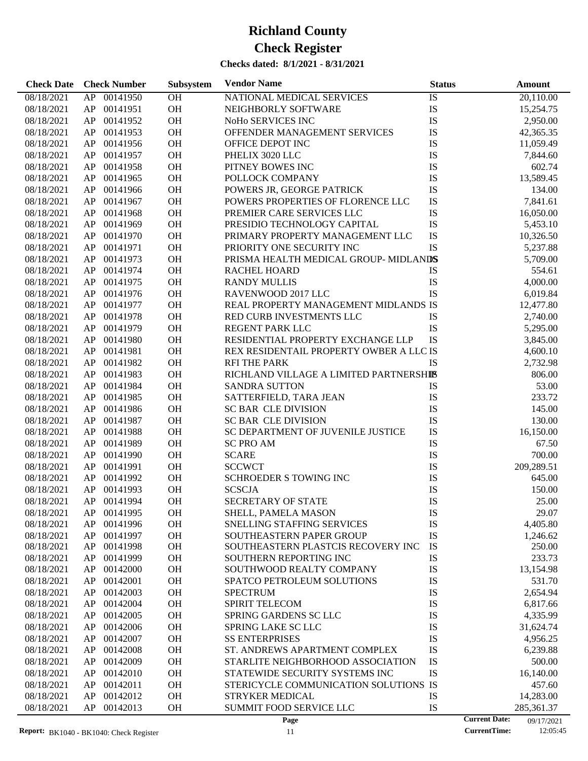# Richland County

# Check Register

**Checks dated: 8/1/2021 - 8/31/2021**

| Check Date | Check Number | | Subsystem | Vendor Name | Status | Amount |
|---|---|---|---|---|---|---|
| 08/18/2021 | AP | 00141950 | OH | NATIONAL MEDICAL SERVICES | IS | 20,110.00 |
| 08/18/2021 | AP | 00141951 | OH | NEIGHBORLY SOFTWARE | IS | 15,254.75 |
| 08/18/2021 | AP | 00141952 | OH | NoHo SERVICES INC | IS | 2,950.00 |
| 08/18/2021 | AP | 00141953 | OH | OFFENDER MANAGEMENT SERVICES | IS | 42,365.35 |
| 08/18/2021 | AP | 00141956 | OH | OFFICE DEPOT INC | IS | 11,059.49 |
| 08/18/2021 | AP | 00141957 | OH | PHELIX 3020 LLC | IS | 7,844.60 |
| 08/18/2021 | AP | 00141958 | OH | PITNEY BOWES INC | IS | 602.74 |
| 08/18/2021 | AP | 00141965 | OH | POLLOCK COMPANY | IS | 13,589.45 |
| 08/18/2021 | AP | 00141966 | OH | POWERS JR, GEORGE PATRICK | IS | 134.00 |
| 08/18/2021 | AP | 00141967 | OH | POWERS PROPERTIES OF FLORENCE LLC | IS | 7,841.61 |
| 08/18/2021 | AP | 00141968 | OH | PREMIER CARE SERVICES LLC | IS | 16,050.00 |
| 08/18/2021 | AP | 00141969 | OH | PRESIDIO TECHNOLOGY CAPITAL | IS | 5,453.10 |
| 08/18/2021 | AP | 00141970 | OH | PRIMARY PROPERTY MANAGEMENT LLC | IS | 10,326.50 |
| 08/18/2021 | AP | 00141971 | OH | PRIORITY ONE SECURITY INC | IS | 5,237.88 |
| 08/18/2021 | AP | 00141973 | OH | PRISMA HEALTH MEDICAL GROUP- MIDLANDS | IS | 5,709.00 |
| 08/18/2021 | AP | 00141974 | OH | RACHEL HOARD | IS | 554.61 |
| 08/18/2021 | AP | 00141975 | OH | RANDY MULLIS | IS | 4,000.00 |
| 08/18/2021 | AP | 00141976 | OH | RAVENWOOD 2017 LLC | IS | 6,019.84 |
| 08/18/2021 | AP | 00141977 | OH | REAL PROPERTY MANAGEMENT MIDLANDS | IS | 12,477.80 |
| 08/18/2021 | AP | 00141978 | OH | RED CURB INVESTMENTS LLC | IS | 2,740.00 |
| 08/18/2021 | AP | 00141979 | OH | REGENT PARK LLC | IS | 5,295.00 |
| 08/18/2021 | AP | 00141980 | OH | RESIDENTIAL PROPERTY EXCHANGE LLP | IS | 3,845.00 |
| 08/18/2021 | AP | 00141981 | OH | REX RESIDENTAIL PROPERTY OWBER A LLC | IS | 4,600.10 |
| 08/18/2021 | AP | 00141982 | OH | RFI THE PARK | IS | 2,732.98 |
| 08/18/2021 | AP | 00141983 | OH | RICHLAND VILLAGE A LIMITED PARTNERSHIP | IS | 806.00 |
| 08/18/2021 | AP | 00141984 | OH | SANDRA SUTTON | IS | 53.00 |
| 08/18/2021 | AP | 00141985 | OH | SATTERFIELD, TARA JEAN | IS | 233.72 |
| 08/18/2021 | AP | 00141986 | OH | SC BAR CLE DIVISION | IS | 145.00 |
| 08/18/2021 | AP | 00141987 | OH | SC BAR CLE DIVISION | IS | 130.00 |
| 08/18/2021 | AP | 00141988 | OH | SC DEPARTMENT OF JUVENILE JUSTICE | IS | 16,150.00 |
| 08/18/2021 | AP | 00141989 | OH | SC PRO AM | IS | 67.50 |
| 08/18/2021 | AP | 00141990 | OH | SCARE | IS | 700.00 |
| 08/18/2021 | AP | 00141991 | OH | SCCWCT | IS | 209,289.51 |
| 08/18/2021 | AP | 00141992 | OH | SCHROEDER S TOWING INC | IS | 645.00 |
| 08/18/2021 | AP | 00141993 | OH | SCSCJA | IS | 150.00 |
| 08/18/2021 | AP | 00141994 | OH | SECRETARY OF STATE | IS | 25.00 |
| 08/18/2021 | AP | 00141995 | OH | SHELL, PAMELA MASON | IS | 29.07 |
| 08/18/2021 | AP | 00141996 | OH | SNELLING STAFFING SERVICES | IS | 4,405.80 |
| 08/18/2021 | AP | 00141997 | OH | SOUTHEASTERN PAPER GROUP | IS | 1,246.62 |
| 08/18/2021 | AP | 00141998 | OH | SOUTHEASTERN PLASTCIS RECOVERY INC | IS | 250.00 |
| 08/18/2021 | AP | 00141999 | OH | SOUTHERN REPORTING INC | IS | 233.73 |
| 08/18/2021 | AP | 00142000 | OH | SOUTHWOOD REALTY COMPANY | IS | 13,154.98 |
| 08/18/2021 | AP | 00142001 | OH | SPATCO PETROLEUM SOLUTIONS | IS | 531.70 |
| 08/18/2021 | AP | 00142003 | OH | SPECTRUM | IS | 2,654.94 |
| 08/18/2021 | AP | 00142004 | OH | SPIRIT TELECOM | IS | 6,817.66 |
| 08/18/2021 | AP | 00142005 | OH | SPRING GARDENS SC LLC | IS | 4,335.99 |
| 08/18/2021 | AP | 00142006 | OH | SPRING LAKE SC LLC | IS | 31,624.74 |
| 08/18/2021 | AP | 00142007 | OH | SS ENTERPRISES | IS | 4,956.25 |
| 08/18/2021 | AP | 00142008 | OH | ST. ANDREWS APARTMENT COMPLEX | IS | 6,239.88 |
| 08/18/2021 | AP | 00142009 | OH | STARLITE NEIGHBORHOOD ASSOCIATION | IS | 500.00 |
| 08/18/2021 | AP | 00142010 | OH | STATEWIDE SECURITY SYSTEMS INC | IS | 16,140.00 |
| 08/18/2021 | AP | 00142011 | OH | STERICYCLE COMMUNICATION SOLUTIONS | IS | 457.60 |
| 08/18/2021 | AP | 00142012 | OH | STRYKER MEDICAL | IS | 14,283.00 |
| 08/18/2021 | AP | 00142013 | OH | SUMMIT FOOD SERVICE LLC | IS | 285,361.37 |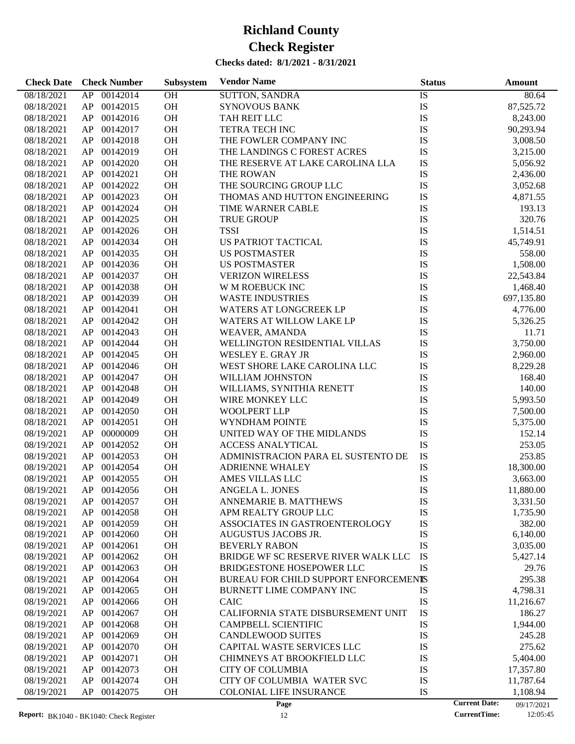# Richland County
# Check Register

**Checks dated: 8/1/2021 - 8/31/2021**

| Check Date | Check Number | | Subsystem | Vendor Name | Status | Amount |
|---|---|---|---|---|---|---|
| 08/18/2021 | AP | 00142014 | OH | SUTTON, SANDRA | IS | 80.64 |
| 08/18/2021 | AP | 00142015 | OH | SYNOVOUS BANK | IS | 87,525.72 |
| 08/18/2021 | AP | 00142016 | OH | TAH REIT LLC | IS | 8,243.00 |
| 08/18/2021 | AP | 00142017 | OH | TETRA TECH INC | IS | 90,293.94 |
| 08/18/2021 | AP | 00142018 | OH | THE FOWLER COMPANY INC | IS | 3,008.50 |
| 08/18/2021 | AP | 00142019 | OH | THE LANDINGS C FOREST ACRES | IS | 3,215.00 |
| 08/18/2021 | AP | 00142020 | OH | THE RESERVE AT LAKE CAROLINA LLA | IS | 5,056.92 |
| 08/18/2021 | AP | 00142021 | OH | THE ROWAN | IS | 2,436.00 |
| 08/18/2021 | AP | 00142022 | OH | THE SOURCING GROUP LLC | IS | 3,052.68 |
| 08/18/2021 | AP | 00142023 | OH | THOMAS AND HUTTON ENGINEERING | IS | 4,871.55 |
| 08/18/2021 | AP | 00142024 | OH | TIME WARNER CABLE | IS | 193.13 |
| 08/18/2021 | AP | 00142025 | OH | TRUE GROUP | IS | 320.76 |
| 08/18/2021 | AP | 00142026 | OH | TSSI | IS | 1,514.51 |
| 08/18/2021 | AP | 00142034 | OH | US PATRIOT TACTICAL | IS | 45,749.91 |
| 08/18/2021 | AP | 00142035 | OH | US POSTMASTER | IS | 558.00 |
| 08/18/2021 | AP | 00142036 | OH | US POSTMASTER | IS | 1,508.00 |
| 08/18/2021 | AP | 00142037 | OH | VERIZON WIRELESS | IS | 22,543.84 |
| 08/18/2021 | AP | 00142038 | OH | W M ROEBUCK INC | IS | 1,468.40 |
| 08/18/2021 | AP | 00142039 | OH | WASTE INDUSTRIES | IS | 697,135.80 |
| 08/18/2021 | AP | 00142041 | OH | WATERS AT LONGCREEK LP | IS | 4,776.00 |
| 08/18/2021 | AP | 00142042 | OH | WATERS AT WILLOW LAKE LP | IS | 5,326.25 |
| 08/18/2021 | AP | 00142043 | OH | WEAVER, AMANDA | IS | 11.71 |
| 08/18/2021 | AP | 00142044 | OH | WELLINGTON RESIDENTIAL VILLAS | IS | 3,750.00 |
| 08/18/2021 | AP | 00142045 | OH | WESLEY E. GRAY JR | IS | 2,960.00 |
| 08/18/2021 | AP | 00142046 | OH | WEST SHORE LAKE CAROLINA LLC | IS | 8,229.28 |
| 08/18/2021 | AP | 00142047 | OH | WILLIAM JOHNSTON | IS | 168.40 |
| 08/18/2021 | AP | 00142048 | OH | WILLIAMS, SYNITHIA RENETT | IS | 140.00 |
| 08/18/2021 | AP | 00142049 | OH | WIRE MONKEY LLC | IS | 5,993.50 |
| 08/18/2021 | AP | 00142050 | OH | WOOLPERT LLP | IS | 7,500.00 |
| 08/18/2021 | AP | 00142051 | OH | WYNDHAM POINTE | IS | 5,375.00 |
| 08/19/2021 | AP | 00000009 | OH | UNITED WAY OF THE MIDLANDS | IS | 152.14 |
| 08/19/2021 | AP | 00142052 | OH | ACCESS ANALYTICAL | IS | 253.05 |
| 08/19/2021 | AP | 00142053 | OH | ADMINISTRACION PARA EL SUSTENTO DE | IS | 253.85 |
| 08/19/2021 | AP | 00142054 | OH | ADRIENNE WHALEY | IS | 18,300.00 |
| 08/19/2021 | AP | 00142055 | OH | AMES VILLAS LLC | IS | 3,663.00 |
| 08/19/2021 | AP | 00142056 | OH | ANGELA L. JONES | IS | 11,880.00 |
| 08/19/2021 | AP | 00142057 | OH | ANNEMARIE B. MATTHEWS | IS | 3,331.50 |
| 08/19/2021 | AP | 00142058 | OH | APM REALTY GROUP LLC | IS | 1,735.90 |
| 08/19/2021 | AP | 00142059 | OH | ASSOCIATES IN GASTROENTEROLOGY | IS | 382.00 |
| 08/19/2021 | AP | 00142060 | OH | AUGUSTUS JACOBS JR. | IS | 6,140.00 |
| 08/19/2021 | AP | 00142061 | OH | BEVERLY RABON | IS | 3,035.00 |
| 08/19/2021 | AP | 00142062 | OH | BRIDGE WF SC RESERVE RIVER WALK LLC | IS | 5,427.14 |
| 08/19/2021 | AP | 00142063 | OH | BRIDGESTONE HOSEPOWER LLC | IS | 29.76 |
| 08/19/2021 | AP | 00142064 | OH | BUREAU FOR CHILD SUPPORT ENFORCEMENT | IS | 295.38 |
| 08/19/2021 | AP | 00142065 | OH | BURNETT LIME COMPANY INC | IS | 4,798.31 |
| 08/19/2021 | AP | 00142066 | OH | CAIC | IS | 11,216.67 |
| 08/19/2021 | AP | 00142067 | OH | CALIFORNIA STATE DISBURSEMENT UNIT | IS | 186.27 |
| 08/19/2021 | AP | 00142068 | OH | CAMPBELL SCIENTIFIC | IS | 1,944.00 |
| 08/19/2021 | AP | 00142069 | OH | CANDLEWOOD SUITES | IS | 245.28 |
| 08/19/2021 | AP | 00142070 | OH | CAPITAL WASTE SERVICES LLC | IS | 275.62 |
| 08/19/2021 | AP | 00142071 | OH | CHIMNEYS AT BROOKFIELD LLC | IS | 5,404.00 |
| 08/19/2021 | AP | 00142073 | OH | CITY OF COLUMBIA | IS | 17,357.80 |
| 08/19/2021 | AP | 00142074 | OH | CITY OF COLUMBIA WATER SVC | IS | 11,787.64 |
| 08/19/2021 | AP | 00142075 | OH | COLONIAL LIFE INSURANCE | IS | 1,108.94 |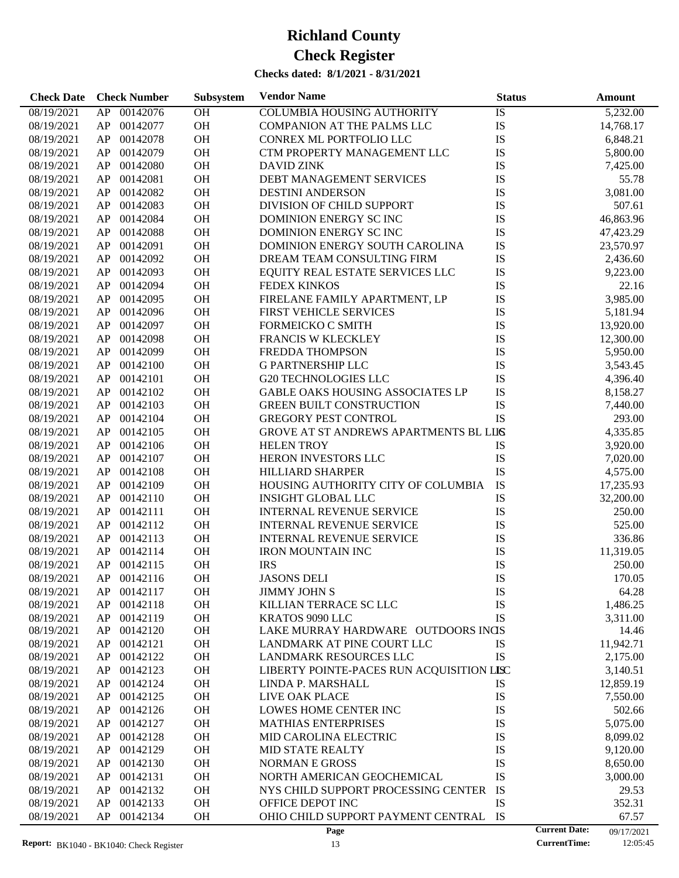# Richland County

# Check Register

**Checks dated: 8/1/2021 - 8/31/2021**

| Check Date | Check Number | | Subsystem | Vendor Name | Status | Amount |
|---|---|---|---|---|---|---|
| 08/19/2021 | AP | 00142076 | OH | COLUMBIA HOUSING AUTHORITY | IS | 5,232.00 |
| 08/19/2021 | AP | 00142077 | OH | COMPANION AT THE PALMS LLC | IS | 14,768.17 |
| 08/19/2021 | AP | 00142078 | OH | CONREX ML PORTFOLIO LLC | IS | 6,848.21 |
| 08/19/2021 | AP | 00142079 | OH | CTM PROPERTY MANAGEMENT LLC | IS | 5,800.00 |
| 08/19/2021 | AP | 00142080 | OH | DAVID ZINK | IS | 7,425.00 |
| 08/19/2021 | AP | 00142081 | OH | DEBT MANAGEMENT SERVICES | IS | 55.78 |
| 08/19/2021 | AP | 00142082 | OH | DESTINI ANDERSON | IS | 3,081.00 |
| 08/19/2021 | AP | 00142083 | OH | DIVISION OF CHILD SUPPORT | IS | 507.61 |
| 08/19/2021 | AP | 00142084 | OH | DOMINION ENERGY SC INC | IS | 46,863.96 |
| 08/19/2021 | AP | 00142088 | OH | DOMINION ENERGY SC INC | IS | 47,423.29 |
| 08/19/2021 | AP | 00142091 | OH | DOMINION ENERGY SOUTH CAROLINA | IS | 23,570.97 |
| 08/19/2021 | AP | 00142092 | OH | DREAM TEAM CONSULTING FIRM | IS | 2,436.60 |
| 08/19/2021 | AP | 00142093 | OH | EQUITY REAL ESTATE SERVICES LLC | IS | 9,223.00 |
| 08/19/2021 | AP | 00142094 | OH | FEDEX KINKOS | IS | 22.16 |
| 08/19/2021 | AP | 00142095 | OH | FIRELANE FAMILY APARTMENT, LP | IS | 3,985.00 |
| 08/19/2021 | AP | 00142096 | OH | FIRST VEHICLE SERVICES | IS | 5,181.94 |
| 08/19/2021 | AP | 00142097 | OH | FORMEICKO C SMITH | IS | 13,920.00 |
| 08/19/2021 | AP | 00142098 | OH | FRANCIS W KLECKLEY | IS | 12,300.00 |
| 08/19/2021 | AP | 00142099 | OH | FREDDA THOMPSON | IS | 5,950.00 |
| 08/19/2021 | AP | 00142100 | OH | G PARTNERSHIP LLC | IS | 3,543.45 |
| 08/19/2021 | AP | 00142101 | OH | G20 TECHNOLOGIES LLC | IS | 4,396.40 |
| 08/19/2021 | AP | 00142102 | OH | GABLE OAKS HOUSING ASSOCIATES LP | IS | 8,158.27 |
| 08/19/2021 | AP | 00142103 | OH | GREEN BUILT CONSTRUCTION | IS | 7,440.00 |
| 08/19/2021 | AP | 00142104 | OH | GREGORY PEST CONTROL | IS | 293.00 |
| 08/19/2021 | AP | 00142105 | OH | GROVE AT ST ANDREWS APARTMENTS BL LLC | IS | 4,335.85 |
| 08/19/2021 | AP | 00142106 | OH | HELEN TROY | IS | 3,920.00 |
| 08/19/2021 | AP | 00142107 | OH | HERON INVESTORS LLC | IS | 7,020.00 |
| 08/19/2021 | AP | 00142108 | OH | HILLIARD SHARPER | IS | 4,575.00 |
| 08/19/2021 | AP | 00142109 | OH | HOUSING AUTHORITY CITY OF COLUMBIA | IS | 17,235.93 |
| 08/19/2021 | AP | 00142110 | OH | INSIGHT GLOBAL LLC | IS | 32,200.00 |
| 08/19/2021 | AP | 00142111 | OH | INTERNAL REVENUE SERVICE | IS | 250.00 |
| 08/19/2021 | AP | 00142112 | OH | INTERNAL REVENUE SERVICE | IS | 525.00 |
| 08/19/2021 | AP | 00142113 | OH | INTERNAL REVENUE SERVICE | IS | 336.86 |
| 08/19/2021 | AP | 00142114 | OH | IRON MOUNTAIN INC | IS | 11,319.05 |
| 08/19/2021 | AP | 00142115 | OH | IRS | IS | 250.00 |
| 08/19/2021 | AP | 00142116 | OH | JASONS DELI | IS | 170.05 |
| 08/19/2021 | AP | 00142117 | OH | JIMMY JOHN S | IS | 64.28 |
| 08/19/2021 | AP | 00142118 | OH | KILLIAN TERRACE SC LLC | IS | 1,486.25 |
| 08/19/2021 | AP | 00142119 | OH | KRATOS 9090 LLC | IS | 3,311.00 |
| 08/19/2021 | AP | 00142120 | OH | LAKE MURRAY HARDWARE OUTDOORS INC | IS | 14.46 |
| 08/19/2021 | AP | 00142121 | OH | LANDMARK AT PINE COURT LLC | IS | 11,942.71 |
| 08/19/2021 | AP | 00142122 | OH | LANDMARK RESOURCES LLC | IS | 2,175.00 |
| 08/19/2021 | AP | 00142123 | OH | LIBERTY POINTE-PACES RUN ACQUISITION LLC | IS | 3,140.51 |
| 08/19/2021 | AP | 00142124 | OH | LINDA P. MARSHALL | IS | 12,859.19 |
| 08/19/2021 | AP | 00142125 | OH | LIVE OAK PLACE | IS | 7,550.00 |
| 08/19/2021 | AP | 00142126 | OH | LOWES HOME CENTER INC | IS | 502.66 |
| 08/19/2021 | AP | 00142127 | OH | MATHIAS ENTERPRISES | IS | 5,075.00 |
| 08/19/2021 | AP | 00142128 | OH | MID CAROLINA ELECTRIC | IS | 8,099.02 |
| 08/19/2021 | AP | 00142129 | OH | MID STATE REALTY | IS | 9,120.00 |
| 08/19/2021 | AP | 00142130 | OH | NORMAN E GROSS | IS | 8,650.00 |
| 08/19/2021 | AP | 00142131 | OH | NORTH AMERICAN GEOCHEMICAL | IS | 3,000.00 |
| 08/19/2021 | AP | 00142132 | OH | NYS CHILD SUPPORT PROCESSING CENTER | IS | 29.53 |
| 08/19/2021 | AP | 00142133 | OH | OFFICE DEPOT INC | IS | 352.31 |
| 08/19/2021 | AP | 00142134 | OH | OHIO CHILD SUPPORT PAYMENT CENTRAL | IS | 67.57 |

Current Date: 09/17/2021
CurrentTime: 12:05:45
Report: BK1040 - BK1040: Check Register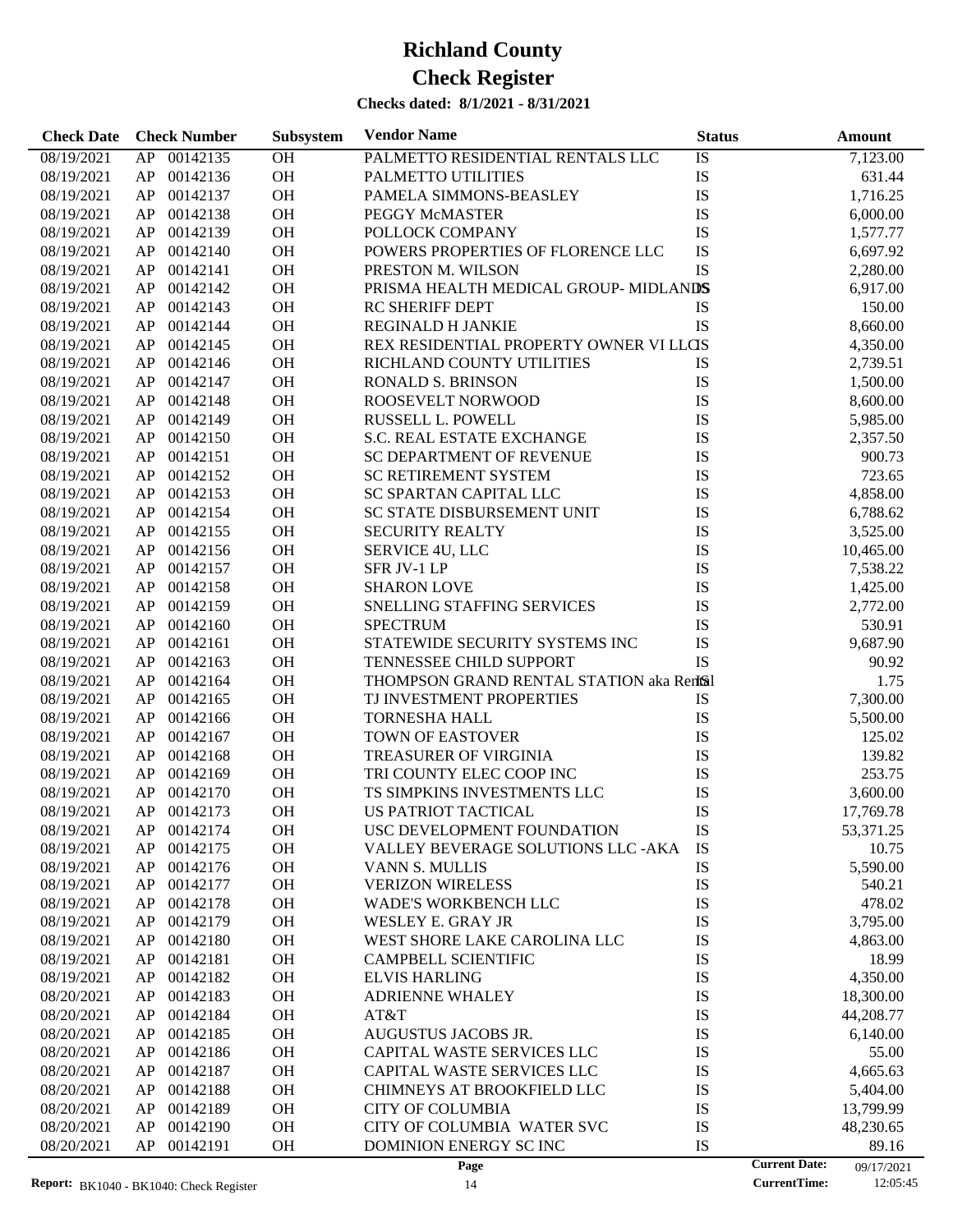# Richland County

# Check Register

**Checks dated: 8/1/2021 - 8/31/2021**

| Check Date | Check Number | | Subsystem | Vendor Name | Status | Amount |
|---|---|---|---|---|---|---|
| 08/19/2021 | AP | 00142135 | OH | PALMETTO RESIDENTIAL RENTALS LLC | IS | 7,123.00 |
| 08/19/2021 | AP | 00142136 | OH | PALMETTO UTILITIES | IS | 631.44 |
| 08/19/2021 | AP | 00142137 | OH | PAMELA SIMMONS-BEASLEY | IS | 1,716.25 |
| 08/19/2021 | AP | 00142138 | OH | PEGGY McMASTER | IS | 6,000.00 |
| 08/19/2021 | AP | 00142139 | OH | POLLOCK COMPANY | IS | 1,577.77 |
| 08/19/2021 | AP | 00142140 | OH | POWERS PROPERTIES OF FLORENCE LLC | IS | 6,697.92 |
| 08/19/2021 | AP | 00142141 | OH | PRESTON M. WILSON | IS | 2,280.00 |
| 08/19/2021 | AP | 00142142 | OH | PRISMA HEALTH MEDICAL GROUP- MIDLANDS | IS | 6,917.00 |
| 08/19/2021 | AP | 00142143 | OH | RC SHERIFF DEPT | IS | 150.00 |
| 08/19/2021 | AP | 00142144 | OH | REGINALD H JANKIE | IS | 8,660.00 |
| 08/19/2021 | AP | 00142145 | OH | REX RESIDENTIAL PROPERTY OWNER VI LLC | IS | 4,350.00 |
| 08/19/2021 | AP | 00142146 | OH | RICHLAND COUNTY UTILITIES | IS | 2,739.51 |
| 08/19/2021 | AP | 00142147 | OH | RONALD S. BRINSON | IS | 1,500.00 |
| 08/19/2021 | AP | 00142148 | OH | ROOSEVELT NORWOOD | IS | 8,600.00 |
| 08/19/2021 | AP | 00142149 | OH | RUSSELL L. POWELL | IS | 5,985.00 |
| 08/19/2021 | AP | 00142150 | OH | S.C. REAL ESTATE EXCHANGE | IS | 2,357.50 |
| 08/19/2021 | AP | 00142151 | OH | SC DEPARTMENT OF REVENUE | IS | 900.73 |
| 08/19/2021 | AP | 00142152 | OH | SC RETIREMENT SYSTEM | IS | 723.65 |
| 08/19/2021 | AP | 00142153 | OH | SC SPARTAN CAPITAL LLC | IS | 4,858.00 |
| 08/19/2021 | AP | 00142154 | OH | SC STATE DISBURSEMENT UNIT | IS | 6,788.62 |
| 08/19/2021 | AP | 00142155 | OH | SECURITY REALTY | IS | 3,525.00 |
| 08/19/2021 | AP | 00142156 | OH | SERVICE 4U, LLC | IS | 10,465.00 |
| 08/19/2021 | AP | 00142157 | OH | SFR JV-1 LP | IS | 7,538.22 |
| 08/19/2021 | AP | 00142158 | OH | SHARON LOVE | IS | 1,425.00 |
| 08/19/2021 | AP | 00142159 | OH | SNELLING STAFFING SERVICES | IS | 2,772.00 |
| 08/19/2021 | AP | 00142160 | OH | SPECTRUM | IS | 530.91 |
| 08/19/2021 | AP | 00142161 | OH | STATEWIDE SECURITY SYSTEMS INC | IS | 9,687.90 |
| 08/19/2021 | AP | 00142163 | OH | TENNESSEE CHILD SUPPORT | IS | 90.92 |
| 08/19/2021 | AP | 00142164 | OH | THOMPSON GRAND RENTAL STATION aka Rental | IS | 1.75 |
| 08/19/2021 | AP | 00142165 | OH | TJ INVESTMENT PROPERTIES | IS | 7,300.00 |
| 08/19/2021 | AP | 00142166 | OH | TORNESHA HALL | IS | 5,500.00 |
| 08/19/2021 | AP | 00142167 | OH | TOWN OF EASTOVER | IS | 125.02 |
| 08/19/2021 | AP | 00142168 | OH | TREASURER OF VIRGINIA | IS | 139.82 |
| 08/19/2021 | AP | 00142169 | OH | TRI COUNTY ELEC COOP INC | IS | 253.75 |
| 08/19/2021 | AP | 00142170 | OH | TS SIMPKINS INVESTMENTS LLC | IS | 3,600.00 |
| 08/19/2021 | AP | 00142173 | OH | US PATRIOT TACTICAL | IS | 17,769.78 |
| 08/19/2021 | AP | 00142174 | OH | USC DEVELOPMENT FOUNDATION | IS | 53,371.25 |
| 08/19/2021 | AP | 00142175 | OH | VALLEY BEVERAGE SOLUTIONS LLC -AKA | IS | 10.75 |
| 08/19/2021 | AP | 00142176 | OH | VANN S. MULLIS | IS | 5,590.00 |
| 08/19/2021 | AP | 00142177 | OH | VERIZON WIRELESS | IS | 540.21 |
| 08/19/2021 | AP | 00142178 | OH | WADE'S WORKBENCH LLC | IS | 478.02 |
| 08/19/2021 | AP | 00142179 | OH | WESLEY E. GRAY JR | IS | 3,795.00 |
| 08/19/2021 | AP | 00142180 | OH | WEST SHORE LAKE CAROLINA LLC | IS | 4,863.00 |
| 08/19/2021 | AP | 00142181 | OH | CAMPBELL SCIENTIFIC | IS | 18.99 |
| 08/19/2021 | AP | 00142182 | OH | ELVIS HARLING | IS | 4,350.00 |
| 08/20/2021 | AP | 00142183 | OH | ADRIENNE WHALEY | IS | 18,300.00 |
| 08/20/2021 | AP | 00142184 | OH | AT&T | IS | 44,208.77 |
| 08/20/2021 | AP | 00142185 | OH | AUGUSTUS JACOBS JR. | IS | 6,140.00 |
| 08/20/2021 | AP | 00142186 | OH | CAPITAL WASTE SERVICES LLC | IS | 55.00 |
| 08/20/2021 | AP | 00142187 | OH | CAPITAL WASTE SERVICES LLC | IS | 4,665.63 |
| 08/20/2021 | AP | 00142188 | OH | CHIMNEYS AT BROOKFIELD LLC | IS | 5,404.00 |
| 08/20/2021 | AP | 00142189 | OH | CITY OF COLUMBIA | IS | 13,799.99 |
| 08/20/2021 | AP | 00142190 | OH | CITY OF COLUMBIA WATER SVC | IS | 48,230.65 |
| 08/20/2021 | AP | 00142191 | OH | DOMINION ENERGY SC INC | IS | 89.16 |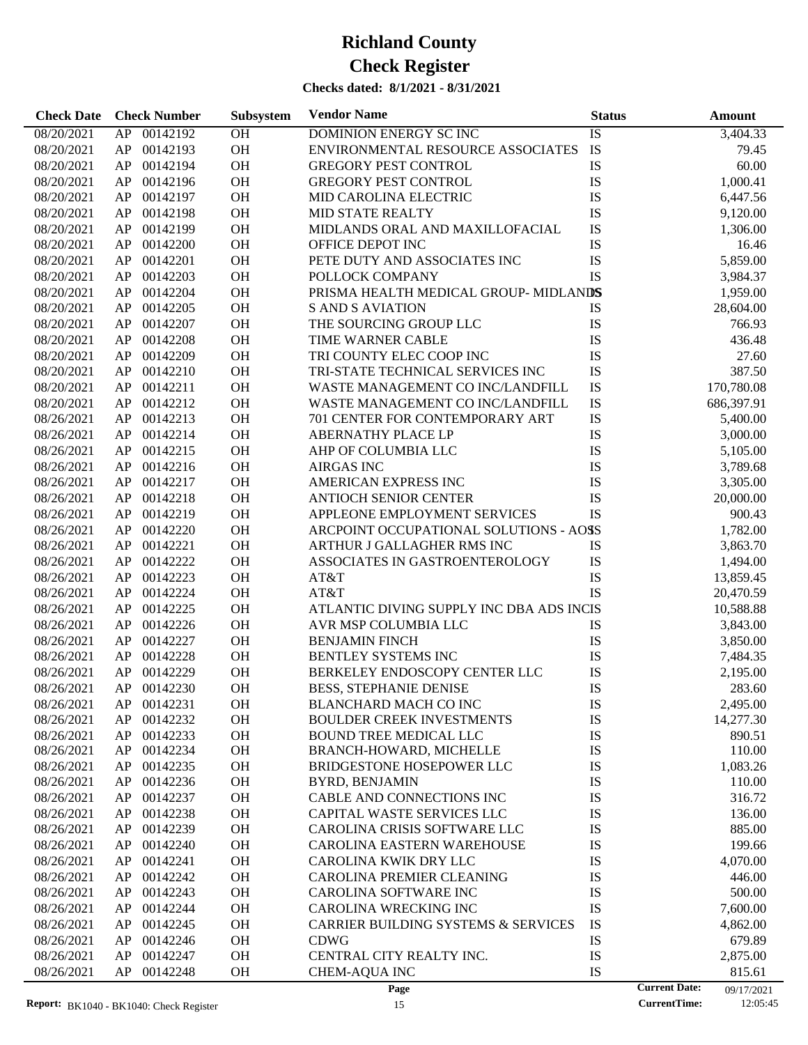# Richland County

# Check Register

**Checks dated: 8/1/2021 - 8/31/2021**

| Check Date | Check Number | | Subsystem | Vendor Name | Status | Amount |
|---|---|---|---|---|---|---|
| 08/20/2021 | AP | 00142192 | OH | DOMINION ENERGY SC INC | IS | 3,404.33 |
| 08/20/2021 | AP | 00142193 | OH | ENVIRONMENTAL RESOURCE ASSOCIATES | IS | 79.45 |
| 08/20/2021 | AP | 00142194 | OH | GREGORY PEST CONTROL | IS | 60.00 |
| 08/20/2021 | AP | 00142196 | OH | GREGORY PEST CONTROL | IS | 1,000.41 |
| 08/20/2021 | AP | 00142197 | OH | MID CAROLINA ELECTRIC | IS | 6,447.56 |
| 08/20/2021 | AP | 00142198 | OH | MID STATE REALTY | IS | 9,120.00 |
| 08/20/2021 | AP | 00142199 | OH | MIDLANDS ORAL AND MAXILLOFACIAL | IS | 1,306.00 |
| 08/20/2021 | AP | 00142200 | OH | OFFICE DEPOT INC | IS | 16.46 |
| 08/20/2021 | AP | 00142201 | OH | PETE DUTY AND ASSOCIATES INC | IS | 5,859.00 |
| 08/20/2021 | AP | 00142203 | OH | POLLOCK COMPANY | IS | 3,984.37 |
| 08/20/2021 | AP | 00142204 | OH | PRISMA HEALTH MEDICAL GROUP- MIDLANDS | IS | 1,959.00 |
| 08/20/2021 | AP | 00142205 | OH | S AND S AVIATION | IS | 28,604.00 |
| 08/20/2021 | AP | 00142207 | OH | THE SOURCING GROUP LLC | IS | 766.93 |
| 08/20/2021 | AP | 00142208 | OH | TIME WARNER CABLE | IS | 436.48 |
| 08/20/2021 | AP | 00142209 | OH | TRI COUNTY ELEC COOP INC | IS | 27.60 |
| 08/20/2021 | AP | 00142210 | OH | TRI-STATE TECHNICAL SERVICES INC | IS | 387.50 |
| 08/20/2021 | AP | 00142211 | OH | WASTE MANAGEMENT CO INC/LANDFILL | IS | 170,780.08 |
| 08/20/2021 | AP | 00142212 | OH | WASTE MANAGEMENT CO INC/LANDFILL | IS | 686,397.91 |
| 08/26/2021 | AP | 00142213 | OH | 701 CENTER FOR CONTEMPORARY ART | IS | 5,400.00 |
| 08/26/2021 | AP | 00142214 | OH | ABERNATHY PLACE LP | IS | 3,000.00 |
| 08/26/2021 | AP | 00142215 | OH | AHP OF COLUMBIA LLC | IS | 5,105.00 |
| 08/26/2021 | AP | 00142216 | OH | AIRGAS INC | IS | 3,789.68 |
| 08/26/2021 | AP | 00142217 | OH | AMERICAN EXPRESS INC | IS | 3,305.00 |
| 08/26/2021 | AP | 00142218 | OH | ANTIOCH SENIOR CENTER | IS | 20,000.00 |
| 08/26/2021 | AP | 00142219 | OH | APPLEONE EMPLOYMENT SERVICES | IS | 900.43 |
| 08/26/2021 | AP | 00142220 | OH | ARCPOINT OCCUPATIONAL SOLUTIONS - AOS | IS | 1,782.00 |
| 08/26/2021 | AP | 00142221 | OH | ARTHUR J GALLAGHER RMS INC | IS | 3,863.70 |
| 08/26/2021 | AP | 00142222 | OH | ASSOCIATES IN GASTROENTEROLOGY | IS | 1,494.00 |
| 08/26/2021 | AP | 00142223 | OH | AT&T | IS | 13,859.45 |
| 08/26/2021 | AP | 00142224 | OH | AT&T | IS | 20,470.59 |
| 08/26/2021 | AP | 00142225 | OH | ATLANTIC DIVING SUPPLY INC DBA ADS INC | IS | 10,588.88 |
| 08/26/2021 | AP | 00142226 | OH | AVR MSP COLUMBIA LLC | IS | 3,843.00 |
| 08/26/2021 | AP | 00142227 | OH | BENJAMIN FINCH | IS | 3,850.00 |
| 08/26/2021 | AP | 00142228 | OH | BENTLEY SYSTEMS INC | IS | 7,484.35 |
| 08/26/2021 | AP | 00142229 | OH | BERKELEY ENDOSCOPY CENTER LLC | IS | 2,195.00 |
| 08/26/2021 | AP | 00142230 | OH | BESS, STEPHANIE DENISE | IS | 283.60 |
| 08/26/2021 | AP | 00142231 | OH | BLANCHARD MACH CO INC | IS | 2,495.00 |
| 08/26/2021 | AP | 00142232 | OH | BOULDER CREEK INVESTMENTS | IS | 14,277.30 |
| 08/26/2021 | AP | 00142233 | OH | BOUND TREE MEDICAL LLC | IS | 890.51 |
| 08/26/2021 | AP | 00142234 | OH | BRANCH-HOWARD, MICHELLE | IS | 110.00 |
| 08/26/2021 | AP | 00142235 | OH | BRIDGESTONE HOSEPOWER LLC | IS | 1,083.26 |
| 08/26/2021 | AP | 00142236 | OH | BYRD, BENJAMIN | IS | 110.00 |
| 08/26/2021 | AP | 00142237 | OH | CABLE AND CONNECTIONS INC | IS | 316.72 |
| 08/26/2021 | AP | 00142238 | OH | CAPITAL WASTE SERVICES LLC | IS | 136.00 |
| 08/26/2021 | AP | 00142239 | OH | CAROLINA CRISIS SOFTWARE LLC | IS | 885.00 |
| 08/26/2021 | AP | 00142240 | OH | CAROLINA EASTERN WAREHOUSE | IS | 199.66 |
| 08/26/2021 | AP | 00142241 | OH | CAROLINA KWIK DRY LLC | IS | 4,070.00 |
| 08/26/2021 | AP | 00142242 | OH | CAROLINA PREMIER CLEANING | IS | 446.00 |
| 08/26/2021 | AP | 00142243 | OH | CAROLINA SOFTWARE INC | IS | 500.00 |
| 08/26/2021 | AP | 00142244 | OH | CAROLINA WRECKING INC | IS | 7,600.00 |
| 08/26/2021 | AP | 00142245 | OH | CARRIER BUILDING SYSTEMS & SERVICES | IS | 4,862.00 |
| 08/26/2021 | AP | 00142246 | OH | CDWG | IS | 679.89 |
| 08/26/2021 | AP | 00142247 | OH | CENTRAL CITY REALTY INC. | IS | 2,875.00 |
| 08/26/2021 | AP | 00142248 | OH | CHEM-AQUA INC | IS | 815.61 |

**Report:** BK1040 - BK1040: Check Register

**Current Date:** 09/17/2021
**CurrentTime:** 12:05:45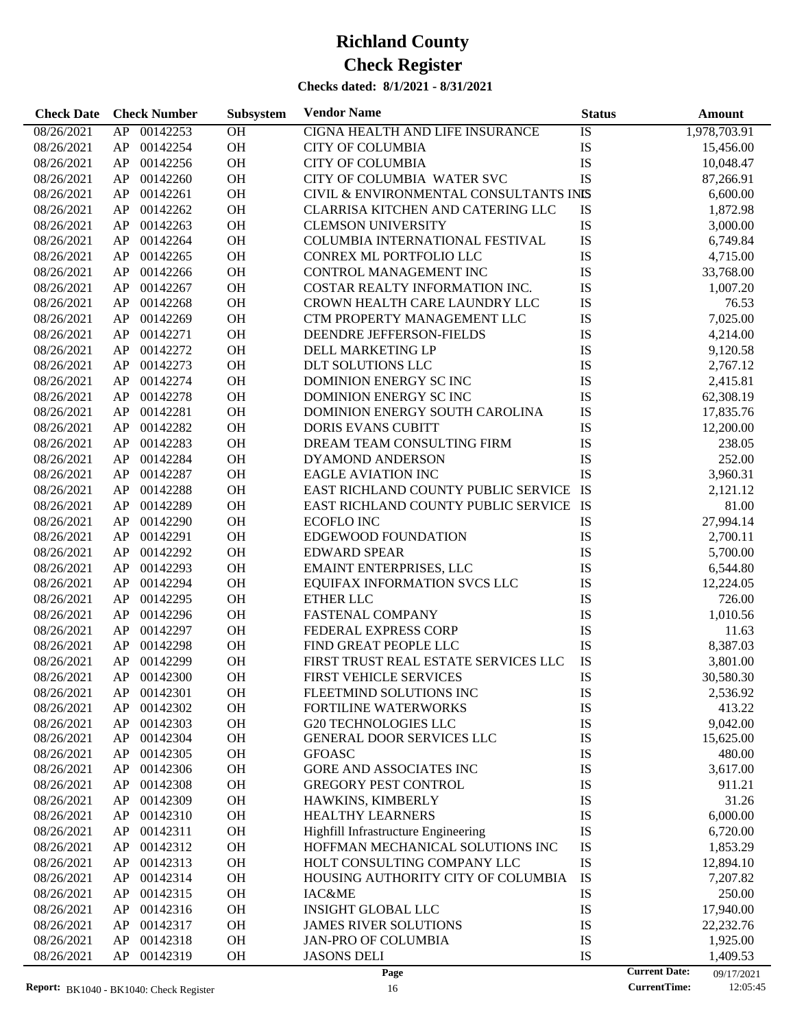# Richland County

# Check Register

**Checks dated: 8/1/2021 - 8/31/2021**

| Check Date | Check Number | | Subsystem | Vendor Name | Status | Amount |
|---|---|---|---|---|---|---|
| 08/26/2021 | AP | 00142253 | OH | CIGNA HEALTH AND LIFE INSURANCE | IS | 1,978,703.91 |
| 08/26/2021 | AP | 00142254 | OH | CITY OF COLUMBIA | IS | 15,456.00 |
| 08/26/2021 | AP | 00142256 | OH | CITY OF COLUMBIA | IS | 10,048.47 |
| 08/26/2021 | AP | 00142260 | OH | CITY OF COLUMBIA WATER SVC | IS | 87,266.91 |
| 08/26/2021 | AP | 00142261 | OH | CIVIL & ENVIRONMENTAL CONSULTANTS INC | IS | 6,600.00 |
| 08/26/2021 | AP | 00142262 | OH | CLARRISA KITCHEN AND CATERING LLC | IS | 1,872.98 |
| 08/26/2021 | AP | 00142263 | OH | CLEMSON UNIVERSITY | IS | 3,000.00 |
| 08/26/2021 | AP | 00142264 | OH | COLUMBIA INTERNATIONAL FESTIVAL | IS | 6,749.84 |
| 08/26/2021 | AP | 00142265 | OH | CONREX ML PORTFOLIO LLC | IS | 4,715.00 |
| 08/26/2021 | AP | 00142266 | OH | CONTROL MANAGEMENT INC | IS | 33,768.00 |
| 08/26/2021 | AP | 00142267 | OH | COSTAR REALTY INFORMATION INC. | IS | 1,007.20 |
| 08/26/2021 | AP | 00142268 | OH | CROWN HEALTH CARE LAUNDRY LLC | IS | 76.53 |
| 08/26/2021 | AP | 00142269 | OH | CTM PROPERTY MANAGEMENT LLC | IS | 7,025.00 |
| 08/26/2021 | AP | 00142271 | OH | DEENDRE JEFFERSON-FIELDS | IS | 4,214.00 |
| 08/26/2021 | AP | 00142272 | OH | DELL MARKETING LP | IS | 9,120.58 |
| 08/26/2021 | AP | 00142273 | OH | DLT SOLUTIONS LLC | IS | 2,767.12 |
| 08/26/2021 | AP | 00142274 | OH | DOMINION ENERGY SC INC | IS | 2,415.81 |
| 08/26/2021 | AP | 00142278 | OH | DOMINION ENERGY SC INC | IS | 62,308.19 |
| 08/26/2021 | AP | 00142281 | OH | DOMINION ENERGY SOUTH CAROLINA | IS | 17,835.76 |
| 08/26/2021 | AP | 00142282 | OH | DORIS EVANS CUBITT | IS | 12,200.00 |
| 08/26/2021 | AP | 00142283 | OH | DREAM TEAM CONSULTING FIRM | IS | 238.05 |
| 08/26/2021 | AP | 00142284 | OH | DYAMOND ANDERSON | IS | 252.00 |
| 08/26/2021 | AP | 00142287 | OH | EAGLE AVIATION INC | IS | 3,960.31 |
| 08/26/2021 | AP | 00142288 | OH | EAST RICHLAND COUNTY PUBLIC SERVICE | IS | 2,121.12 |
| 08/26/2021 | AP | 00142289 | OH | EAST RICHLAND COUNTY PUBLIC SERVICE | IS | 81.00 |
| 08/26/2021 | AP | 00142290 | OH | ECOFLO INC | IS | 27,994.14 |
| 08/26/2021 | AP | 00142291 | OH | EDGEWOOD FOUNDATION | IS | 2,700.11 |
| 08/26/2021 | AP | 00142292 | OH | EDWARD SPEAR | IS | 5,700.00 |
| 08/26/2021 | AP | 00142293 | OH | EMAINT ENTERPRISES, LLC | IS | 6,544.80 |
| 08/26/2021 | AP | 00142294 | OH | EQUIFAX INFORMATION SVCS LLC | IS | 12,224.05 |
| 08/26/2021 | AP | 00142295 | OH | ETHER LLC | IS | 726.00 |
| 08/26/2021 | AP | 00142296 | OH | FASTENAL COMPANY | IS | 1,010.56 |
| 08/26/2021 | AP | 00142297 | OH | FEDERAL EXPRESS CORP | IS | 11.63 |
| 08/26/2021 | AP | 00142298 | OH | FIND GREAT PEOPLE LLC | IS | 8,387.03 |
| 08/26/2021 | AP | 00142299 | OH | FIRST TRUST REAL ESTATE SERVICES LLC | IS | 3,801.00 |
| 08/26/2021 | AP | 00142300 | OH | FIRST VEHICLE SERVICES | IS | 30,580.30 |
| 08/26/2021 | AP | 00142301 | OH | FLEETMIND SOLUTIONS INC | IS | 2,536.92 |
| 08/26/2021 | AP | 00142302 | OH | FORTILINE WATERWORKS | IS | 413.22 |
| 08/26/2021 | AP | 00142303 | OH | G20 TECHNOLOGIES LLC | IS | 9,042.00 |
| 08/26/2021 | AP | 00142304 | OH | GENERAL DOOR SERVICES LLC | IS | 15,625.00 |
| 08/26/2021 | AP | 00142305 | OH | GFOASC | IS | 480.00 |
| 08/26/2021 | AP | 00142306 | OH | GORE AND ASSOCIATES INC | IS | 3,617.00 |
| 08/26/2021 | AP | 00142308 | OH | GREGORY PEST CONTROL | IS | 911.21 |
| 08/26/2021 | AP | 00142309 | OH | HAWKINS, KIMBERLY | IS | 31.26 |
| 08/26/2021 | AP | 00142310 | OH | HEALTHY LEARNERS | IS | 6,000.00 |
| 08/26/2021 | AP | 00142311 | OH | Highfill Infrastructure Engineering | IS | 6,720.00 |
| 08/26/2021 | AP | 00142312 | OH | HOFFMAN MECHANICAL SOLUTIONS INC | IS | 1,853.29 |
| 08/26/2021 | AP | 00142313 | OH | HOLT CONSULTING COMPANY LLC | IS | 12,894.10 |
| 08/26/2021 | AP | 00142314 | OH | HOUSING AUTHORITY CITY OF COLUMBIA | IS | 7,207.82 |
| 08/26/2021 | AP | 00142315 | OH | IAC&ME | IS | 250.00 |
| 08/26/2021 | AP | 00142316 | OH | INSIGHT GLOBAL LLC | IS | 17,940.00 |
| 08/26/2021 | AP | 00142317 | OH | JAMES RIVER SOLUTIONS | IS | 22,232.76 |
| 08/26/2021 | AP | 00142318 | OH | JAN-PRO OF COLUMBIA | IS | 1,925.00 |
| 08/26/2021 | AP | 00142319 | OH | JASONS DELI | IS | 1,409.53 |

**Current Date:** 09/17/2021
**CurrentTime:** 12:05:45
**Report:** BK1040 - BK1040: Check Register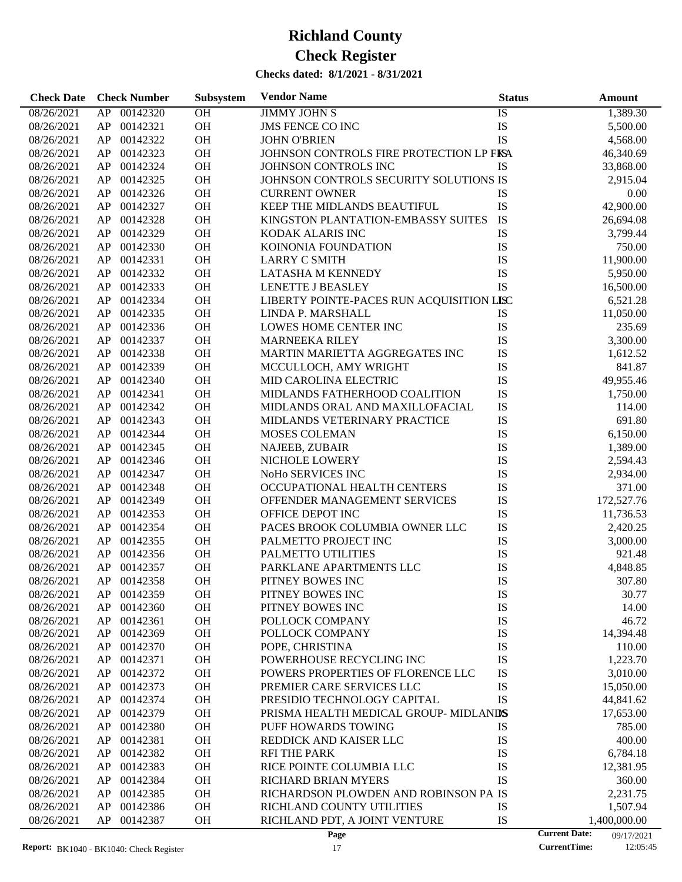# Richland County

# Check Register

**Checks dated: 8/1/2021 - 8/31/2021**

| Check Date | Check Number | | Subsystem | Vendor Name | Status | Amount |
|---|---|---|---|---|---|---|
| 08/26/2021 | AP | 00142320 | OH | JIMMY JOHN S | IS | 1,389.30 |
| 08/26/2021 | AP | 00142321 | OH | JMS FENCE CO INC | IS | 5,500.00 |
| 08/26/2021 | AP | 00142322 | OH | JOHN O'BRIEN | IS | 4,568.00 |
| 08/26/2021 | AP | 00142323 | OH | JOHNSON CONTROLS FIRE PROTECTION LP FKA | IS | 46,340.69 |
| 08/26/2021 | AP | 00142324 | OH | JOHNSON CONTROLS INC | IS | 33,868.00 |
| 08/26/2021 | AP | 00142325 | OH | JOHNSON CONTROLS SECURITY SOLUTIONS | IS | 2,915.04 |
| 08/26/2021 | AP | 00142326 | OH | CURRENT OWNER | IS | 0.00 |
| 08/26/2021 | AP | 00142327 | OH | KEEP THE MIDLANDS BEAUTIFUL | IS | 42,900.00 |
| 08/26/2021 | AP | 00142328 | OH | KINGSTON PLANTATION-EMBASSY SUITES | IS | 26,694.08 |
| 08/26/2021 | AP | 00142329 | OH | KODAK ALARIS INC | IS | 3,799.44 |
| 08/26/2021 | AP | 00142330 | OH | KOINONIA FOUNDATION | IS | 750.00 |
| 08/26/2021 | AP | 00142331 | OH | LARRY C SMITH | IS | 11,900.00 |
| 08/26/2021 | AP | 00142332 | OH | LATASHA M KENNEDY | IS | 5,950.00 |
| 08/26/2021 | AP | 00142333 | OH | LENETTE J BEASLEY | IS | 16,500.00 |
| 08/26/2021 | AP | 00142334 | OH | LIBERTY POINTE-PACES RUN ACQUISITION LLC | IS | 6,521.28 |
| 08/26/2021 | AP | 00142335 | OH | LINDA P. MARSHALL | IS | 11,050.00 |
| 08/26/2021 | AP | 00142336 | OH | LOWES HOME CENTER INC | IS | 235.69 |
| 08/26/2021 | AP | 00142337 | OH | MARNEEKA RILEY | IS | 3,300.00 |
| 08/26/2021 | AP | 00142338 | OH | MARTIN MARIETTA AGGREGATES INC | IS | 1,612.52 |
| 08/26/2021 | AP | 00142339 | OH | MCCULLOCH, AMY WRIGHT | IS | 841.87 |
| 08/26/2021 | AP | 00142340 | OH | MID CAROLINA ELECTRIC | IS | 49,955.46 |
| 08/26/2021 | AP | 00142341 | OH | MIDLANDS FATHERHOOD COALITION | IS | 1,750.00 |
| 08/26/2021 | AP | 00142342 | OH | MIDLANDS ORAL AND MAXILLOFACIAL | IS | 114.00 |
| 08/26/2021 | AP | 00142343 | OH | MIDLANDS VETERINARY PRACTICE | IS | 691.80 |
| 08/26/2021 | AP | 00142344 | OH | MOSES COLEMAN | IS | 6,150.00 |
| 08/26/2021 | AP | 00142345 | OH | NAJEEB, ZUBAIR | IS | 1,389.00 |
| 08/26/2021 | AP | 00142346 | OH | NICHOLE LOWERY | IS | 2,594.43 |
| 08/26/2021 | AP | 00142347 | OH | NoHo SERVICES INC | IS | 2,934.00 |
| 08/26/2021 | AP | 00142348 | OH | OCCUPATIONAL HEALTH CENTERS | IS | 371.00 |
| 08/26/2021 | AP | 00142349 | OH | OFFENDER MANAGEMENT SERVICES | IS | 172,527.76 |
| 08/26/2021 | AP | 00142353 | OH | OFFICE DEPOT INC | IS | 11,736.53 |
| 08/26/2021 | AP | 00142354 | OH | PACES BROOK COLUMBIA OWNER LLC | IS | 2,420.25 |
| 08/26/2021 | AP | 00142355 | OH | PALMETTO PROJECT INC | IS | 3,000.00 |
| 08/26/2021 | AP | 00142356 | OH | PALMETTO UTILITIES | IS | 921.48 |
| 08/26/2021 | AP | 00142357 | OH | PARKLANE APARTMENTS LLC | IS | 4,848.85 |
| 08/26/2021 | AP | 00142358 | OH | PITNEY BOWES INC | IS | 307.80 |
| 08/26/2021 | AP | 00142359 | OH | PITNEY BOWES INC | IS | 30.77 |
| 08/26/2021 | AP | 00142360 | OH | PITNEY BOWES INC | IS | 14.00 |
| 08/26/2021 | AP | 00142361 | OH | POLLOCK COMPANY | IS | 46.72 |
| 08/26/2021 | AP | 00142369 | OH | POLLOCK COMPANY | IS | 14,394.48 |
| 08/26/2021 | AP | 00142370 | OH | POPE, CHRISTINA | IS | 110.00 |
| 08/26/2021 | AP | 00142371 | OH | POWERHOUSE RECYCLING INC | IS | 1,223.70 |
| 08/26/2021 | AP | 00142372 | OH | POWERS PROPERTIES OF FLORENCE LLC | IS | 3,010.00 |
| 08/26/2021 | AP | 00142373 | OH | PREMIER CARE SERVICES LLC | IS | 15,050.00 |
| 08/26/2021 | AP | 00142374 | OH | PRESIDIO TECHNOLOGY CAPITAL | IS | 44,841.62 |
| 08/26/2021 | AP | 00142379 | OH | PRISMA HEALTH MEDICAL GROUP- MIDLANDS | IS | 17,653.00 |
| 08/26/2021 | AP | 00142380 | OH | PUFF HOWARDS TOWING | IS | 785.00 |
| 08/26/2021 | AP | 00142381 | OH | REDDICK AND KAISER LLC | IS | 400.00 |
| 08/26/2021 | AP | 00142382 | OH | RFI THE PARK | IS | 6,784.18 |
| 08/26/2021 | AP | 00142383 | OH | RICE POINTE COLUMBIA LLC | IS | 12,381.95 |
| 08/26/2021 | AP | 00142384 | OH | RICHARD BRIAN MYERS | IS | 360.00 |
| 08/26/2021 | AP | 00142385 | OH | RICHARDSON PLOWDEN AND ROBINSON PA | IS | 2,231.75 |
| 08/26/2021 | AP | 00142386 | OH | RICHLAND COUNTY UTILITIES | IS | 1,507.94 |
| 08/26/2021 | AP | 00142387 | OH | RICHLAND PDT, A JOINT VENTURE | IS | 1,400,000.00 |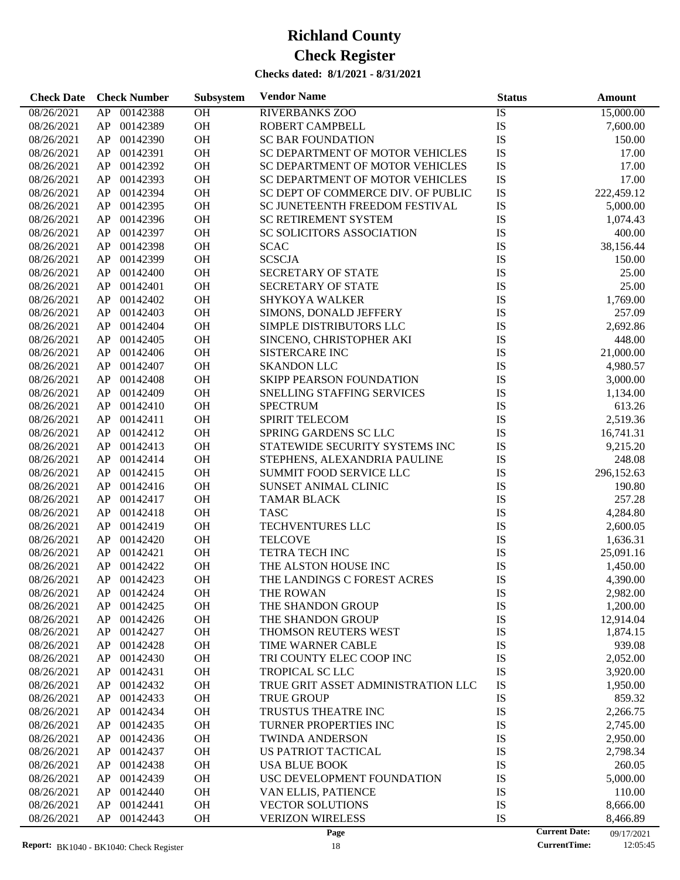# Richland County

# Check Register

**Checks dated: 8/1/2021 - 8/31/2021**

| Check Date | Check Number | | Subsystem | Vendor Name | Status | Amount |
|---|---|---|---|---|---|---|
| 08/26/2021 | AP | 00142388 | OH | RIVERBANKS ZOO | IS | 15,000.00 |
| 08/26/2021 | AP | 00142389 | OH | ROBERT CAMPBELL | IS | 7,600.00 |
| 08/26/2021 | AP | 00142390 | OH | SC BAR FOUNDATION | IS | 150.00 |
| 08/26/2021 | AP | 00142391 | OH | SC DEPARTMENT OF MOTOR VEHICLES | IS | 17.00 |
| 08/26/2021 | AP | 00142392 | OH | SC DEPARTMENT OF MOTOR VEHICLES | IS | 17.00 |
| 08/26/2021 | AP | 00142393 | OH | SC DEPARTMENT OF MOTOR VEHICLES | IS | 17.00 |
| 08/26/2021 | AP | 00142394 | OH | SC DEPT OF COMMERCE DIV. OF PUBLIC | IS | 222,459.12 |
| 08/26/2021 | AP | 00142395 | OH | SC JUNETEENTH FREEDOM FESTIVAL | IS | 5,000.00 |
| 08/26/2021 | AP | 00142396 | OH | SC RETIREMENT SYSTEM | IS | 1,074.43 |
| 08/26/2021 | AP | 00142397 | OH | SC SOLICITORS ASSOCIATION | IS | 400.00 |
| 08/26/2021 | AP | 00142398 | OH | SCAC | IS | 38,156.44 |
| 08/26/2021 | AP | 00142399 | OH | SCSCJA | IS | 150.00 |
| 08/26/2021 | AP | 00142400 | OH | SECRETARY OF STATE | IS | 25.00 |
| 08/26/2021 | AP | 00142401 | OH | SECRETARY OF STATE | IS | 25.00 |
| 08/26/2021 | AP | 00142402 | OH | SHYKOYA WALKER | IS | 1,769.00 |
| 08/26/2021 | AP | 00142403 | OH | SIMONS, DONALD JEFFERY | IS | 257.09 |
| 08/26/2021 | AP | 00142404 | OH | SIMPLE DISTRIBUTORS LLC | IS | 2,692.86 |
| 08/26/2021 | AP | 00142405 | OH | SINCENO, CHRISTOPHER AKI | IS | 448.00 |
| 08/26/2021 | AP | 00142406 | OH | SISTERCARE INC | IS | 21,000.00 |
| 08/26/2021 | AP | 00142407 | OH | SKANDON LLC | IS | 4,980.57 |
| 08/26/2021 | AP | 00142408 | OH | SKIPP PEARSON FOUNDATION | IS | 3,000.00 |
| 08/26/2021 | AP | 00142409 | OH | SNELLING STAFFING SERVICES | IS | 1,134.00 |
| 08/26/2021 | AP | 00142410 | OH | SPECTRUM | IS | 613.26 |
| 08/26/2021 | AP | 00142411 | OH | SPIRIT TELECOM | IS | 2,519.36 |
| 08/26/2021 | AP | 00142412 | OH | SPRING GARDENS SC LLC | IS | 16,741.31 |
| 08/26/2021 | AP | 00142413 | OH | STATEWIDE SECURITY SYSTEMS INC | IS | 9,215.20 |
| 08/26/2021 | AP | 00142414 | OH | STEPHENS, ALEXANDRIA PAULINE | IS | 248.08 |
| 08/26/2021 | AP | 00142415 | OH | SUMMIT FOOD SERVICE LLC | IS | 296,152.63 |
| 08/26/2021 | AP | 00142416 | OH | SUNSET ANIMAL CLINIC | IS | 190.80 |
| 08/26/2021 | AP | 00142417 | OH | TAMAR BLACK | IS | 257.28 |
| 08/26/2021 | AP | 00142418 | OH | TASC | IS | 4,284.80 |
| 08/26/2021 | AP | 00142419 | OH | TECHVENTURES LLC | IS | 2,600.05 |
| 08/26/2021 | AP | 00142420 | OH | TELCOVE | IS | 1,636.31 |
| 08/26/2021 | AP | 00142421 | OH | TETRA TECH INC | IS | 25,091.16 |
| 08/26/2021 | AP | 00142422 | OH | THE ALSTON HOUSE INC | IS | 1,450.00 |
| 08/26/2021 | AP | 00142423 | OH | THE LANDINGS C FOREST ACRES | IS | 4,390.00 |
| 08/26/2021 | AP | 00142424 | OH | THE ROWAN | IS | 2,982.00 |
| 08/26/2021 | AP | 00142425 | OH | THE SHANDON GROUP | IS | 1,200.00 |
| 08/26/2021 | AP | 00142426 | OH | THE SHANDON GROUP | IS | 12,914.04 |
| 08/26/2021 | AP | 00142427 | OH | THOMSON REUTERS WEST | IS | 1,874.15 |
| 08/26/2021 | AP | 00142428 | OH | TIME WARNER CABLE | IS | 939.08 |
| 08/26/2021 | AP | 00142430 | OH | TRI COUNTY ELEC COOP INC | IS | 2,052.00 |
| 08/26/2021 | AP | 00142431 | OH | TROPICAL SC LLC | IS | 3,920.00 |
| 08/26/2021 | AP | 00142432 | OH | TRUE GRIT ASSET ADMINISTRATION LLC | IS | 1,950.00 |
| 08/26/2021 | AP | 00142433 | OH | TRUE GROUP | IS | 859.32 |
| 08/26/2021 | AP | 00142434 | OH | TRUSTUS THEATRE INC | IS | 2,266.75 |
| 08/26/2021 | AP | 00142435 | OH | TURNER PROPERTIES INC | IS | 2,745.00 |
| 08/26/2021 | AP | 00142436 | OH | TWINDA ANDERSON | IS | 2,950.00 |
| 08/26/2021 | AP | 00142437 | OH | US PATRIOT TACTICAL | IS | 2,798.34 |
| 08/26/2021 | AP | 00142438 | OH | USA BLUE BOOK | IS | 260.05 |
| 08/26/2021 | AP | 00142439 | OH | USC DEVELOPMENT FOUNDATION | IS | 5,000.00 |
| 08/26/2021 | AP | 00142440 | OH | VAN ELLIS, PATIENCE | IS | 110.00 |
| 08/26/2021 | AP | 00142441 | OH | VECTOR SOLUTIONS | IS | 8,666.00 |
| 08/26/2021 | AP | 00142443 | OH | VERIZON WIRELESS | IS | 8,466.89 |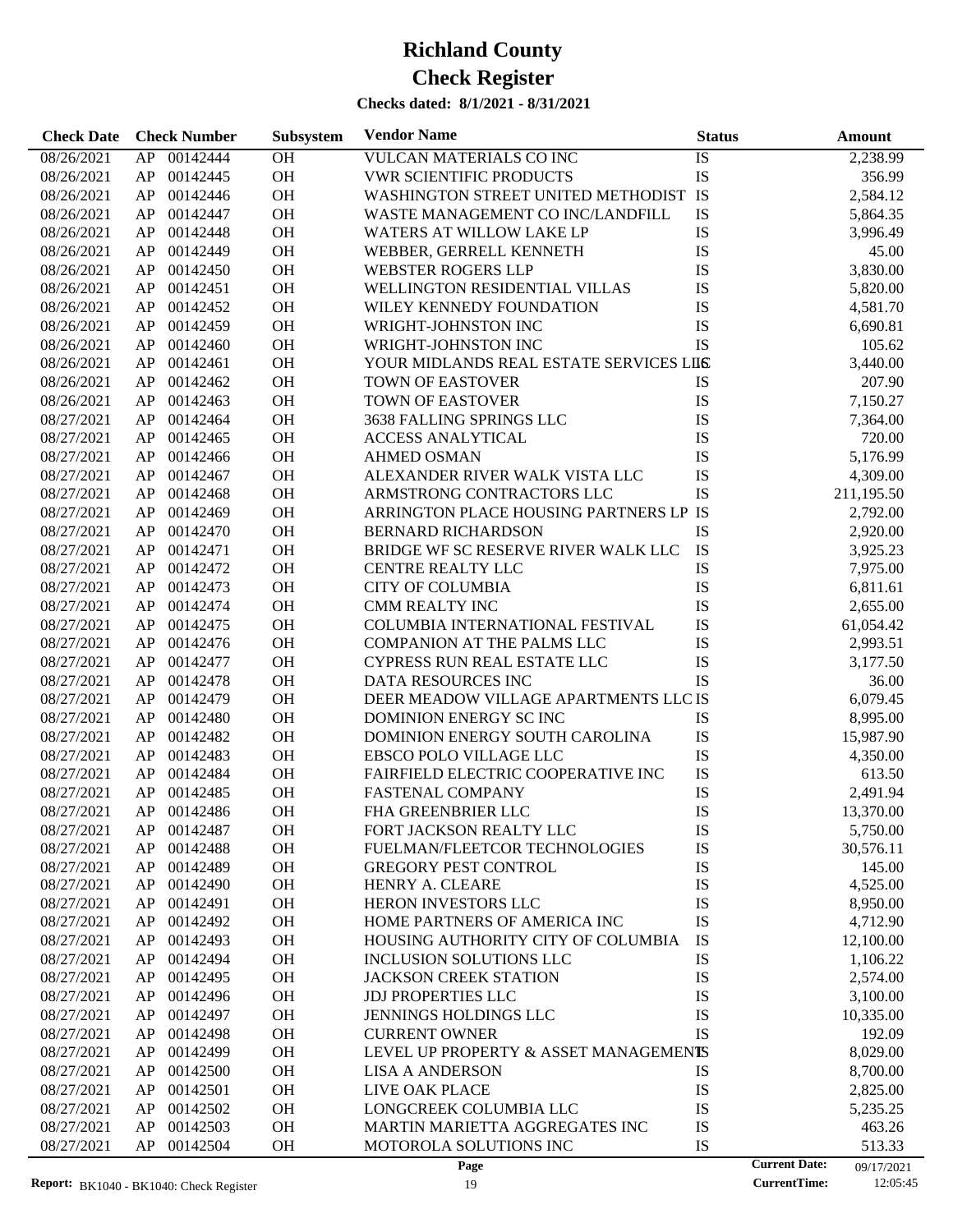# Richland County

# Check Register

**Checks dated: 8/1/2021 - 8/31/2021**

| Check Date | Check Number | | Subsystem | Vendor Name | Status | Amount |
|---|---|---|---|---|---|---|
| 08/26/2021 | AP | 00142444 | OH | VULCAN MATERIALS CO INC | IS | 2,238.99 |
| 08/26/2021 | AP | 00142445 | OH | VWR SCIENTIFIC PRODUCTS | IS | 356.99 |
| 08/26/2021 | AP | 00142446 | OH | WASHINGTON STREET UNITED METHODIST | IS | 2,584.12 |
| 08/26/2021 | AP | 00142447 | OH | WASTE MANAGEMENT CO INC/LANDFILL | IS | 5,864.35 |
| 08/26/2021 | AP | 00142448 | OH | WATERS AT WILLOW LAKE LP | IS | 3,996.49 |
| 08/26/2021 | AP | 00142449 | OH | WEBBER, GERRELL KENNETH | IS | 45.00 |
| 08/26/2021 | AP | 00142450 | OH | WEBSTER ROGERS LLP | IS | 3,830.00 |
| 08/26/2021 | AP | 00142451 | OH | WELLINGTON RESIDENTIAL VILLAS | IS | 5,820.00 |
| 08/26/2021 | AP | 00142452 | OH | WILEY KENNEDY FOUNDATION | IS | 4,581.70 |
| 08/26/2021 | AP | 00142459 | OH | WRIGHT-JOHNSTON INC | IS | 6,690.81 |
| 08/26/2021 | AP | 00142460 | OH | WRIGHT-JOHNSTON INC | IS | 105.62 |
| 08/26/2021 | AP | 00142461 | OH | YOUR MIDLANDS REAL ESTATE SERVICES LLC | IS | 3,440.00 |
| 08/26/2021 | AP | 00142462 | OH | TOWN OF EASTOVER | IS | 207.90 |
| 08/26/2021 | AP | 00142463 | OH | TOWN OF EASTOVER | IS | 7,150.27 |
| 08/27/2021 | AP | 00142464 | OH | 3638 FALLING SPRINGS LLC | IS | 7,364.00 |
| 08/27/2021 | AP | 00142465 | OH | ACCESS ANALYTICAL | IS | 720.00 |
| 08/27/2021 | AP | 00142466 | OH | AHMED OSMAN | IS | 5,176.99 |
| 08/27/2021 | AP | 00142467 | OH | ALEXANDER RIVER WALK VISTA LLC | IS | 4,309.00 |
| 08/27/2021 | AP | 00142468 | OH | ARMSTRONG CONTRACTORS LLC | IS | 211,195.50 |
| 08/27/2021 | AP | 00142469 | OH | ARRINGTON PLACE HOUSING PARTNERS LP | IS | 2,792.00 |
| 08/27/2021 | AP | 00142470 | OH | BERNARD RICHARDSON | IS | 2,920.00 |
| 08/27/2021 | AP | 00142471 | OH | BRIDGE WF SC RESERVE RIVER WALK LLC | IS | 3,925.23 |
| 08/27/2021 | AP | 00142472 | OH | CENTRE REALTY LLC | IS | 7,975.00 |
| 08/27/2021 | AP | 00142473 | OH | CITY OF COLUMBIA | IS | 6,811.61 |
| 08/27/2021 | AP | 00142474 | OH | CMM REALTY INC | IS | 2,655.00 |
| 08/27/2021 | AP | 00142475 | OH | COLUMBIA INTERNATIONAL FESTIVAL | IS | 61,054.42 |
| 08/27/2021 | AP | 00142476 | OH | COMPANION AT THE PALMS LLC | IS | 2,993.51 |
| 08/27/2021 | AP | 00142477 | OH | CYPRESS RUN REAL ESTATE LLC | IS | 3,177.50 |
| 08/27/2021 | AP | 00142478 | OH | DATA RESOURCES INC | IS | 36.00 |
| 08/27/2021 | AP | 00142479 | OH | DEER MEADOW VILLAGE APARTMENTS LLC | IS | 6,079.45 |
| 08/27/2021 | AP | 00142480 | OH | DOMINION ENERGY SC INC | IS | 8,995.00 |
| 08/27/2021 | AP | 00142482 | OH | DOMINION ENERGY SOUTH CAROLINA | IS | 15,987.90 |
| 08/27/2021 | AP | 00142483 | OH | EBSCO POLO VILLAGE LLC | IS | 4,350.00 |
| 08/27/2021 | AP | 00142484 | OH | FAIRFIELD ELECTRIC COOPERATIVE INC | IS | 613.50 |
| 08/27/2021 | AP | 00142485 | OH | FASTENAL COMPANY | IS | 2,491.94 |
| 08/27/2021 | AP | 00142486 | OH | FHA GREENBRIER LLC | IS | 13,370.00 |
| 08/27/2021 | AP | 00142487 | OH | FORT JACKSON REALTY LLC | IS | 5,750.00 |
| 08/27/2021 | AP | 00142488 | OH | FUELMAN/FLEETCOR TECHNOLOGIES | IS | 30,576.11 |
| 08/27/2021 | AP | 00142489 | OH | GREGORY PEST CONTROL | IS | 145.00 |
| 08/27/2021 | AP | 00142490 | OH | HENRY A. CLEARE | IS | 4,525.00 |
| 08/27/2021 | AP | 00142491 | OH | HERON INVESTORS LLC | IS | 8,950.00 |
| 08/27/2021 | AP | 00142492 | OH | HOME PARTNERS OF AMERICA INC | IS | 4,712.90 |
| 08/27/2021 | AP | 00142493 | OH | HOUSING AUTHORITY CITY OF COLUMBIA | IS | 12,100.00 |
| 08/27/2021 | AP | 00142494 | OH | INCLUSION SOLUTIONS LLC | IS | 1,106.22 |
| 08/27/2021 | AP | 00142495 | OH | JACKSON CREEK STATION | IS | 2,574.00 |
| 08/27/2021 | AP | 00142496 | OH | JDJ PROPERTIES LLC | IS | 3,100.00 |
| 08/27/2021 | AP | 00142497 | OH | JENNINGS HOLDINGS LLC | IS | 10,335.00 |
| 08/27/2021 | AP | 00142498 | OH | CURRENT OWNER | IS | 192.09 |
| 08/27/2021 | AP | 00142499 | OH | LEVEL UP PROPERTY & ASSET MANAGEMENT | IS | 8,029.00 |
| 08/27/2021 | AP | 00142500 | OH | LISA A ANDERSON | IS | 8,700.00 |
| 08/27/2021 | AP | 00142501 | OH | LIVE OAK PLACE | IS | 2,825.00 |
| 08/27/2021 | AP | 00142502 | OH | LONGCREEK COLUMBIA LLC | IS | 5,235.25 |
| 08/27/2021 | AP | 00142503 | OH | MARTIN MARIETTA AGGREGATES INC | IS | 463.26 |
| 08/27/2021 | AP | 00142504 | OH | MOTOROLA SOLUTIONS INC | IS | 513.33 |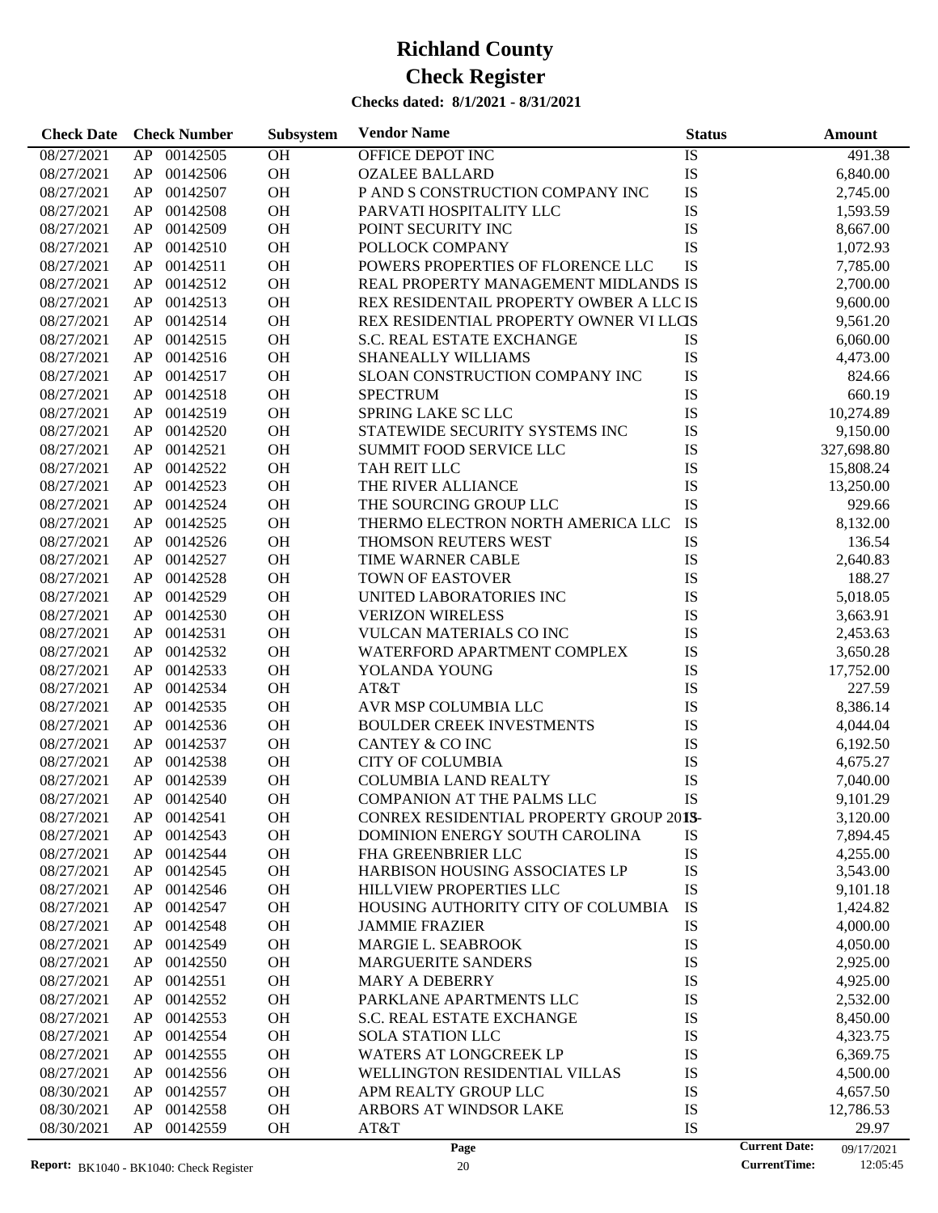# Richland County

# Check Register

**Checks dated: 8/1/2021 - 8/31/2021**

| Check Date | Check Number | | Subsystem | Vendor Name | Status | Amount |
|---|---|---|---|---|---|---|
| 08/27/2021 | AP | 00142505 | OH | OFFICE DEPOT INC | IS | 491.38 |
| 08/27/2021 | AP | 00142506 | OH | OZALEE BALLARD | IS | 6,840.00 |
| 08/27/2021 | AP | 00142507 | OH | P AND S CONSTRUCTION COMPANY INC | IS | 2,745.00 |
| 08/27/2021 | AP | 00142508 | OH | PARVATI HOSPITALITY LLC | IS | 1,593.59 |
| 08/27/2021 | AP | 00142509 | OH | POINT SECURITY INC | IS | 8,667.00 |
| 08/27/2021 | AP | 00142510 | OH | POLLOCK COMPANY | IS | 1,072.93 |
| 08/27/2021 | AP | 00142511 | OH | POWERS PROPERTIES OF FLORENCE LLC | IS | 7,785.00 |
| 08/27/2021 | AP | 00142512 | OH | REAL PROPERTY MANAGEMENT MIDLANDS | IS | 2,700.00 |
| 08/27/2021 | AP | 00142513 | OH | REX RESIDENTAIL PROPERTY OWBER A LLC | IS | 9,600.00 |
| 08/27/2021 | AP | 00142514 | OH | REX RESIDENTIAL PROPERTY OWNER VI LLC | IS | 9,561.20 |
| 08/27/2021 | AP | 00142515 | OH | S.C. REAL ESTATE EXCHANGE | IS | 6,060.00 |
| 08/27/2021 | AP | 00142516 | OH | SHANEALLY WILLIAMS | IS | 4,473.00 |
| 08/27/2021 | AP | 00142517 | OH | SLOAN CONSTRUCTION COMPANY INC | IS | 824.66 |
| 08/27/2021 | AP | 00142518 | OH | SPECTRUM | IS | 660.19 |
| 08/27/2021 | AP | 00142519 | OH | SPRING LAKE SC LLC | IS | 10,274.89 |
| 08/27/2021 | AP | 00142520 | OH | STATEWIDE SECURITY SYSTEMS INC | IS | 9,150.00 |
| 08/27/2021 | AP | 00142521 | OH | SUMMIT FOOD SERVICE LLC | IS | 327,698.80 |
| 08/27/2021 | AP | 00142522 | OH | TAH REIT LLC | IS | 15,808.24 |
| 08/27/2021 | AP | 00142523 | OH | THE RIVER ALLIANCE | IS | 13,250.00 |
| 08/27/2021 | AP | 00142524 | OH | THE SOURCING GROUP LLC | IS | 929.66 |
| 08/27/2021 | AP | 00142525 | OH | THERMO ELECTRON NORTH AMERICA LLC | IS | 8,132.00 |
| 08/27/2021 | AP | 00142526 | OH | THOMSON REUTERS WEST | IS | 136.54 |
| 08/27/2021 | AP | 00142527 | OH | TIME WARNER CABLE | IS | 2,640.83 |
| 08/27/2021 | AP | 00142528 | OH | TOWN OF EASTOVER | IS | 188.27 |
| 08/27/2021 | AP | 00142529 | OH | UNITED LABORATORIES INC | IS | 5,018.05 |
| 08/27/2021 | AP | 00142530 | OH | VERIZON WIRELESS | IS | 3,663.91 |
| 08/27/2021 | AP | 00142531 | OH | VULCAN MATERIALS CO INC | IS | 2,453.63 |
| 08/27/2021 | AP | 00142532 | OH | WATERFORD APARTMENT COMPLEX | IS | 3,650.28 |
| 08/27/2021 | AP | 00142533 | OH | YOLANDA YOUNG | IS | 17,752.00 |
| 08/27/2021 | AP | 00142534 | OH | AT&T | IS | 227.59 |
| 08/27/2021 | AP | 00142535 | OH | AVR MSP COLUMBIA LLC | IS | 8,386.14 |
| 08/27/2021 | AP | 00142536 | OH | BOULDER CREEK INVESTMENTS | IS | 4,044.04 |
| 08/27/2021 | AP | 00142537 | OH | CANTEY & CO INC | IS | 6,192.50 |
| 08/27/2021 | AP | 00142538 | OH | CITY OF COLUMBIA | IS | 4,675.27 |
| 08/27/2021 | AP | 00142539 | OH | COLUMBIA LAND REALTY | IS | 7,040.00 |
| 08/27/2021 | AP | 00142540 | OH | COMPANION AT THE PALMS LLC | IS | 9,101.29 |
| 08/27/2021 | AP | 00142541 | OH | CONREX RESIDENTIAL PROPERTY GROUP 2013- | IS | 3,120.00 |
| 08/27/2021 | AP | 00142543 | OH | DOMINION ENERGY SOUTH CAROLINA | IS | 7,894.45 |
| 08/27/2021 | AP | 00142544 | OH | FHA GREENBRIER LLC | IS | 4,255.00 |
| 08/27/2021 | AP | 00142545 | OH | HARBISON HOUSING ASSOCIATES LP | IS | 3,543.00 |
| 08/27/2021 | AP | 00142546 | OH | HILLVIEW PROPERTIES LLC | IS | 9,101.18 |
| 08/27/2021 | AP | 00142547 | OH | HOUSING AUTHORITY CITY OF COLUMBIA | IS | 1,424.82 |
| 08/27/2021 | AP | 00142548 | OH | JAMMIE FRAZIER | IS | 4,000.00 |
| 08/27/2021 | AP | 00142549 | OH | MARGIE L. SEABROOK | IS | 4,050.00 |
| 08/27/2021 | AP | 00142550 | OH | MARGUERITE SANDERS | IS | 2,925.00 |
| 08/27/2021 | AP | 00142551 | OH | MARY A DEBERRY | IS | 4,925.00 |
| 08/27/2021 | AP | 00142552 | OH | PARKLANE APARTMENTS LLC | IS | 2,532.00 |
| 08/27/2021 | AP | 00142553 | OH | S.C. REAL ESTATE EXCHANGE | IS | 8,450.00 |
| 08/27/2021 | AP | 00142554 | OH | SOLA STATION LLC | IS | 4,323.75 |
| 08/27/2021 | AP | 00142555 | OH | WATERS AT LONGCREEK LP | IS | 6,369.75 |
| 08/27/2021 | AP | 00142556 | OH | WELLINGTON RESIDENTIAL VILLAS | IS | 4,500.00 |
| 08/30/2021 | AP | 00142557 | OH | APM REALTY GROUP LLC | IS | 4,657.50 |
| 08/30/2021 | AP | 00142558 | OH | ARBORS AT WINDSOR LAKE | IS | 12,786.53 |
| 08/30/2021 | AP | 00142559 | OH | AT&T | IS | 29.97 |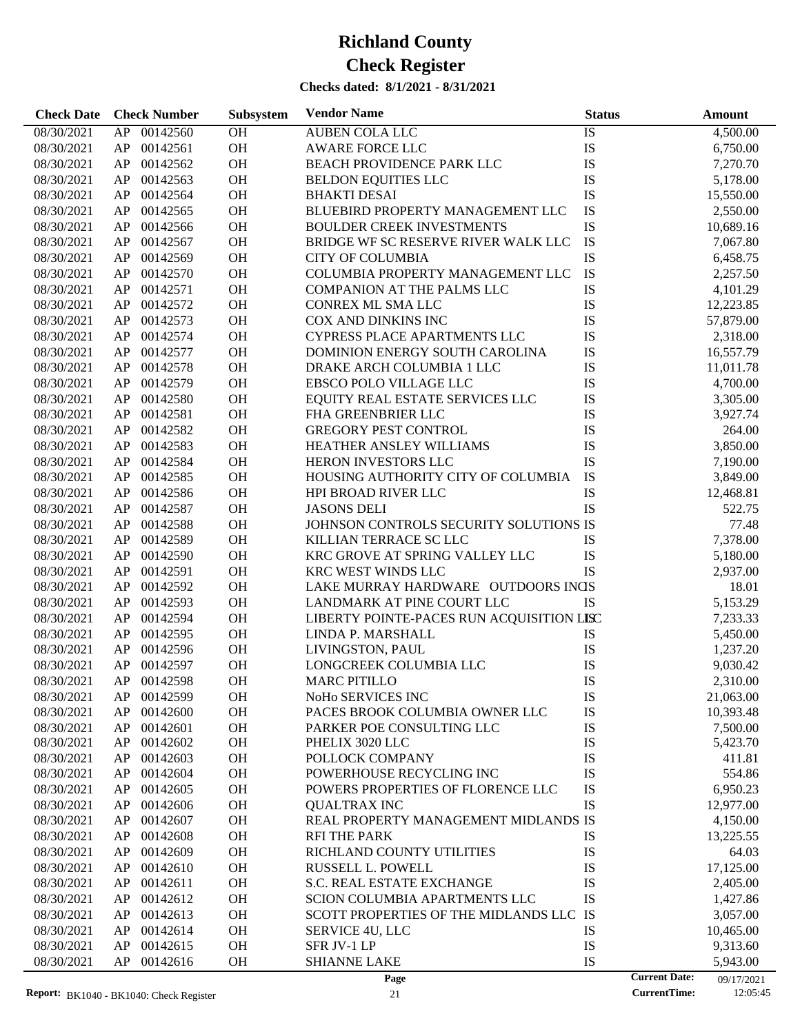# Richland County

# Check Register

**Checks dated: 8/1/2021 - 8/31/2021**

| Check Date | Check Number | | Subsystem | Vendor Name | Status | Amount |
|---|---|---|---|---|---|---|
| 08/30/2021 | AP | 00142560 | OH | AUBEN COLA LLC | IS | 4,500.00 |
| 08/30/2021 | AP | 00142561 | OH | AWARE FORCE LLC | IS | 6,750.00 |
| 08/30/2021 | AP | 00142562 | OH | BEACH PROVIDENCE PARK LLC | IS | 7,270.70 |
| 08/30/2021 | AP | 00142563 | OH | BELDON EQUITIES LLC | IS | 5,178.00 |
| 08/30/2021 | AP | 00142564 | OH | BHAKTI DESAI | IS | 15,550.00 |
| 08/30/2021 | AP | 00142565 | OH | BLUEBIRD PROPERTY MANAGEMENT LLC | IS | 2,550.00 |
| 08/30/2021 | AP | 00142566 | OH | BOULDER CREEK INVESTMENTS | IS | 10,689.16 |
| 08/30/2021 | AP | 00142567 | OH | BRIDGE WF SC RESERVE RIVER WALK LLC | IS | 7,067.80 |
| 08/30/2021 | AP | 00142569 | OH | CITY OF COLUMBIA | IS | 6,458.75 |
| 08/30/2021 | AP | 00142570 | OH | COLUMBIA PROPERTY MANAGEMENT LLC | IS | 2,257.50 |
| 08/30/2021 | AP | 00142571 | OH | COMPANION AT THE PALMS LLC | IS | 4,101.29 |
| 08/30/2021 | AP | 00142572 | OH | CONREX ML SMA LLC | IS | 12,223.85 |
| 08/30/2021 | AP | 00142573 | OH | COX AND DINKINS INC | IS | 57,879.00 |
| 08/30/2021 | AP | 00142574 | OH | CYPRESS PLACE APARTMENTS LLC | IS | 2,318.00 |
| 08/30/2021 | AP | 00142577 | OH | DOMINION ENERGY SOUTH CAROLINA | IS | 16,557.79 |
| 08/30/2021 | AP | 00142578 | OH | DRAKE ARCH COLUMBIA 1 LLC | IS | 11,011.78 |
| 08/30/2021 | AP | 00142579 | OH | EBSCO POLO VILLAGE LLC | IS | 4,700.00 |
| 08/30/2021 | AP | 00142580 | OH | EQUITY REAL ESTATE SERVICES LLC | IS | 3,305.00 |
| 08/30/2021 | AP | 00142581 | OH | FHA GREENBRIER LLC | IS | 3,927.74 |
| 08/30/2021 | AP | 00142582 | OH | GREGORY PEST CONTROL | IS | 264.00 |
| 08/30/2021 | AP | 00142583 | OH | HEATHER ANSLEY WILLIAMS | IS | 3,850.00 |
| 08/30/2021 | AP | 00142584 | OH | HERON INVESTORS LLC | IS | 7,190.00 |
| 08/30/2021 | AP | 00142585 | OH | HOUSING AUTHORITY CITY OF COLUMBIA | IS | 3,849.00 |
| 08/30/2021 | AP | 00142586 | OH | HPI BROAD RIVER LLC | IS | 12,468.81 |
| 08/30/2021 | AP | 00142587 | OH | JASONS DELI | IS | 522.75 |
| 08/30/2021 | AP | 00142588 | OH | JOHNSON CONTROLS SECURITY SOLUTIONS | IS | 77.48 |
| 08/30/2021 | AP | 00142589 | OH | KILLIAN TERRACE SC LLC | IS | 7,378.00 |
| 08/30/2021 | AP | 00142590 | OH | KRC GROVE AT SPRING VALLEY LLC | IS | 5,180.00 |
| 08/30/2021 | AP | 00142591 | OH | KRC WEST WINDS LLC | IS | 2,937.00 |
| 08/30/2021 | AP | 00142592 | OH | LAKE MURRAY HARDWARE OUTDOORS INC | IS | 18.01 |
| 08/30/2021 | AP | 00142593 | OH | LANDMARK AT PINE COURT LLC | IS | 5,153.29 |
| 08/30/2021 | AP | 00142594 | OH | LIBERTY POINTE-PACES RUN ACQUISITION LLC | IS | 7,233.33 |
| 08/30/2021 | AP | 00142595 | OH | LINDA P. MARSHALL | IS | 5,450.00 |
| 08/30/2021 | AP | 00142596 | OH | LIVINGSTON, PAUL | IS | 1,237.20 |
| 08/30/2021 | AP | 00142597 | OH | LONGCREEK COLUMBIA LLC | IS | 9,030.42 |
| 08/30/2021 | AP | 00142598 | OH | MARC PITILLO | IS | 2,310.00 |
| 08/30/2021 | AP | 00142599 | OH | NoHo SERVICES INC | IS | 21,063.00 |
| 08/30/2021 | AP | 00142600 | OH | PACES BROOK COLUMBIA OWNER LLC | IS | 10,393.48 |
| 08/30/2021 | AP | 00142601 | OH | PARKER POE CONSULTING LLC | IS | 7,500.00 |
| 08/30/2021 | AP | 00142602 | OH | PHELIX 3020 LLC | IS | 5,423.70 |
| 08/30/2021 | AP | 00142603 | OH | POLLOCK COMPANY | IS | 411.81 |
| 08/30/2021 | AP | 00142604 | OH | POWERHOUSE RECYCLING INC | IS | 554.86 |
| 08/30/2021 | AP | 00142605 | OH | POWERS PROPERTIES OF FLORENCE LLC | IS | 6,950.23 |
| 08/30/2021 | AP | 00142606 | OH | QUALTRAX INC | IS | 12,977.00 |
| 08/30/2021 | AP | 00142607 | OH | REAL PROPERTY MANAGEMENT MIDLANDS | IS | 4,150.00 |
| 08/30/2021 | AP | 00142608 | OH | RFI THE PARK | IS | 13,225.55 |
| 08/30/2021 | AP | 00142609 | OH | RICHLAND COUNTY UTILITIES | IS | 64.03 |
| 08/30/2021 | AP | 00142610 | OH | RUSSELL L. POWELL | IS | 17,125.00 |
| 08/30/2021 | AP | 00142611 | OH | S.C. REAL ESTATE EXCHANGE | IS | 2,405.00 |
| 08/30/2021 | AP | 00142612 | OH | SCION COLUMBIA APARTMENTS LLC | IS | 1,427.86 |
| 08/30/2021 | AP | 00142613 | OH | SCOTT PROPERTIES OF THE MIDLANDS LLC | IS | 3,057.00 |
| 08/30/2021 | AP | 00142614 | OH | SERVICE 4U, LLC | IS | 10,465.00 |
| 08/30/2021 | AP | 00142615 | OH | SFR JV-1 LP | IS | 9,313.60 |
| 08/30/2021 | AP | 00142616 | OH | SHIANNE LAKE | IS | 5,943.00 |

**Report:** BK1040 - BK1040: Check Register    **Current Date:** 09/17/2021    **CurrentTime:** 12:05:45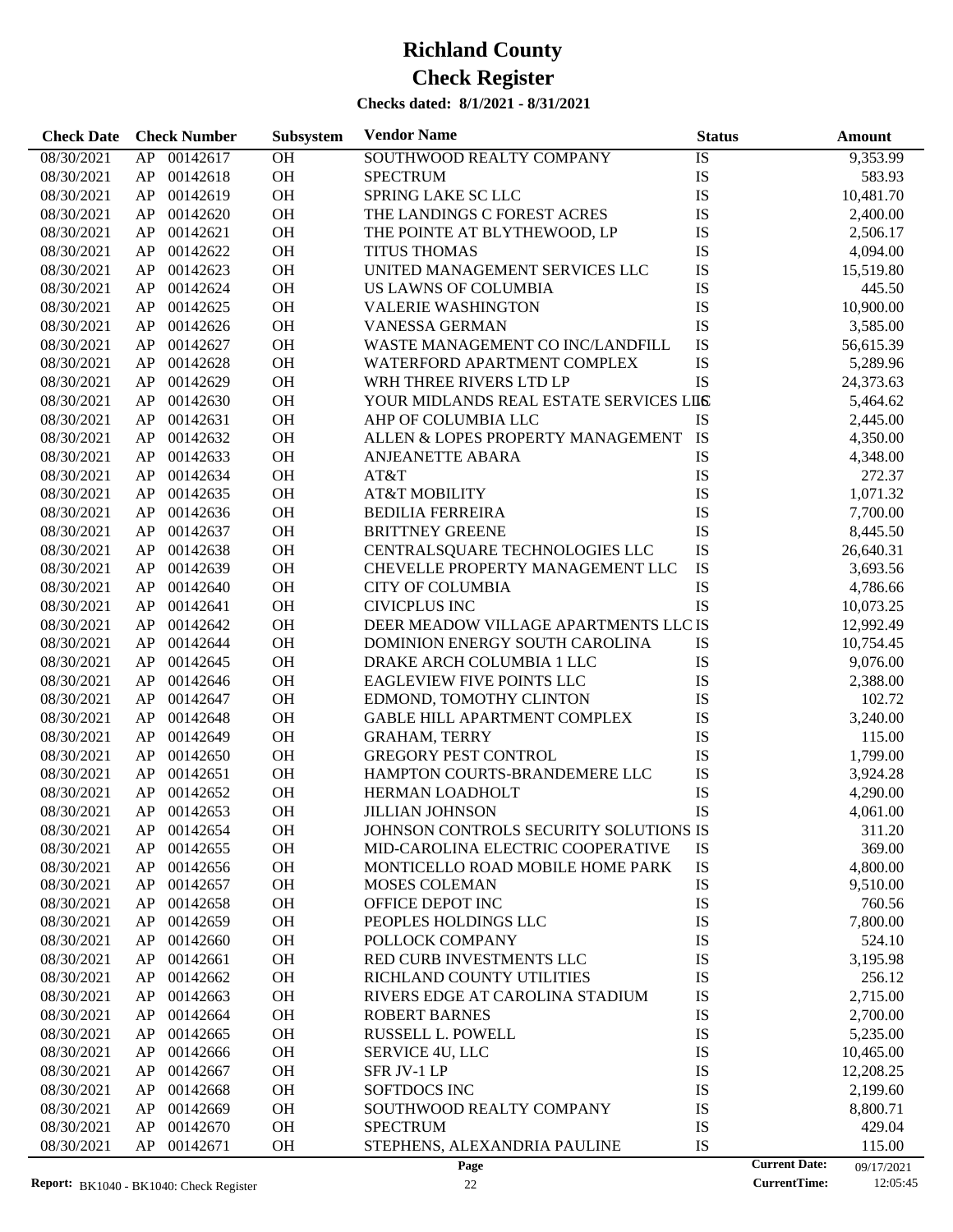# Richland County

# Check Register

**Checks dated: 8/1/2021 - 8/31/2021**

| Check Date | Check Number | | Subsystem | Vendor Name | Status | Amount |
|---|---|---|---|---|---|---|
| 08/30/2021 | AP | 00142617 | OH | SOUTHWOOD REALTY COMPANY | IS | 9,353.99 |
| 08/30/2021 | AP | 00142618 | OH | SPECTRUM | IS | 583.93 |
| 08/30/2021 | AP | 00142619 | OH | SPRING LAKE SC LLC | IS | 10,481.70 |
| 08/30/2021 | AP | 00142620 | OH | THE LANDINGS C FOREST ACRES | IS | 2,400.00 |
| 08/30/2021 | AP | 00142621 | OH | THE POINTE AT BLYTHEWOOD, LP | IS | 2,506.17 |
| 08/30/2021 | AP | 00142622 | OH | TITUS THOMAS | IS | 4,094.00 |
| 08/30/2021 | AP | 00142623 | OH | UNITED MANAGEMENT SERVICES LLC | IS | 15,519.80 |
| 08/30/2021 | AP | 00142624 | OH | US LAWNS OF COLUMBIA | IS | 445.50 |
| 08/30/2021 | AP | 00142625 | OH | VALERIE WASHINGTON | IS | 10,900.00 |
| 08/30/2021 | AP | 00142626 | OH | VANESSA GERMAN | IS | 3,585.00 |
| 08/30/2021 | AP | 00142627 | OH | WASTE MANAGEMENT CO INC/LANDFILL | IS | 56,615.39 |
| 08/30/2021 | AP | 00142628 | OH | WATERFORD APARTMENT COMPLEX | IS | 5,289.96 |
| 08/30/2021 | AP | 00142629 | OH | WRH THREE RIVERS LTD LP | IS | 24,373.63 |
| 08/30/2021 | AP | 00142630 | OH | YOUR MIDLANDS REAL ESTATE SERVICES LLC | IS | 5,464.62 |
| 08/30/2021 | AP | 00142631 | OH | AHP OF COLUMBIA LLC | IS | 2,445.00 |
| 08/30/2021 | AP | 00142632 | OH | ALLEN & LOPES PROPERTY MANAGEMENT | IS | 4,350.00 |
| 08/30/2021 | AP | 00142633 | OH | ANJEANETTE ABARA | IS | 4,348.00 |
| 08/30/2021 | AP | 00142634 | OH | AT&T | IS | 272.37 |
| 08/30/2021 | AP | 00142635 | OH | AT&T MOBILITY | IS | 1,071.32 |
| 08/30/2021 | AP | 00142636 | OH | BEDILIA FERREIRA | IS | 7,700.00 |
| 08/30/2021 | AP | 00142637 | OH | BRITTNEY GREENE | IS | 8,445.50 |
| 08/30/2021 | AP | 00142638 | OH | CENTRALSQUARE TECHNOLOGIES LLC | IS | 26,640.31 |
| 08/30/2021 | AP | 00142639 | OH | CHEVELLE PROPERTY MANAGEMENT LLC | IS | 3,693.56 |
| 08/30/2021 | AP | 00142640 | OH | CITY OF COLUMBIA | IS | 4,786.66 |
| 08/30/2021 | AP | 00142641 | OH | CIVICPLUS INC | IS | 10,073.25 |
| 08/30/2021 | AP | 00142642 | OH | DEER MEADOW VILLAGE APARTMENTS LLC | IS | 12,992.49 |
| 08/30/2021 | AP | 00142644 | OH | DOMINION ENERGY SOUTH CAROLINA | IS | 10,754.45 |
| 08/30/2021 | AP | 00142645 | OH | DRAKE ARCH COLUMBIA 1 LLC | IS | 9,076.00 |
| 08/30/2021 | AP | 00142646 | OH | EAGLEVIEW FIVE POINTS LLC | IS | 2,388.00 |
| 08/30/2021 | AP | 00142647 | OH | EDMOND, TOMOTHY CLINTON | IS | 102.72 |
| 08/30/2021 | AP | 00142648 | OH | GABLE HILL APARTMENT COMPLEX | IS | 3,240.00 |
| 08/30/2021 | AP | 00142649 | OH | GRAHAM, TERRY | IS | 115.00 |
| 08/30/2021 | AP | 00142650 | OH | GREGORY PEST CONTROL | IS | 1,799.00 |
| 08/30/2021 | AP | 00142651 | OH | HAMPTON COURTS-BRANDEMERE LLC | IS | 3,924.28 |
| 08/30/2021 | AP | 00142652 | OH | HERMAN LOADHOLT | IS | 4,290.00 |
| 08/30/2021 | AP | 00142653 | OH | JILLIAN JOHNSON | IS | 4,061.00 |
| 08/30/2021 | AP | 00142654 | OH | JOHNSON CONTROLS SECURITY SOLUTIONS | IS | 311.20 |
| 08/30/2021 | AP | 00142655 | OH | MID-CAROLINA ELECTRIC COOPERATIVE | IS | 369.00 |
| 08/30/2021 | AP | 00142656 | OH | MONTICELLO ROAD MOBILE HOME PARK | IS | 4,800.00 |
| 08/30/2021 | AP | 00142657 | OH | MOSES COLEMAN | IS | 9,510.00 |
| 08/30/2021 | AP | 00142658 | OH | OFFICE DEPOT INC | IS | 760.56 |
| 08/30/2021 | AP | 00142659 | OH | PEOPLES HOLDINGS LLC | IS | 7,800.00 |
| 08/30/2021 | AP | 00142660 | OH | POLLOCK COMPANY | IS | 524.10 |
| 08/30/2021 | AP | 00142661 | OH | RED CURB INVESTMENTS LLC | IS | 3,195.98 |
| 08/30/2021 | AP | 00142662 | OH | RICHLAND COUNTY UTILITIES | IS | 256.12 |
| 08/30/2021 | AP | 00142663 | OH | RIVERS EDGE AT CAROLINA STADIUM | IS | 2,715.00 |
| 08/30/2021 | AP | 00142664 | OH | ROBERT BARNES | IS | 2,700.00 |
| 08/30/2021 | AP | 00142665 | OH | RUSSELL L. POWELL | IS | 5,235.00 |
| 08/30/2021 | AP | 00142666 | OH | SERVICE 4U, LLC | IS | 10,465.00 |
| 08/30/2021 | AP | 00142667 | OH | SFR JV-1 LP | IS | 12,208.25 |
| 08/30/2021 | AP | 00142668 | OH | SOFTDOCS INC | IS | 2,199.60 |
| 08/30/2021 | AP | 00142669 | OH | SOUTHWOOD REALTY COMPANY | IS | 8,800.71 |
| 08/30/2021 | AP | 00142670 | OH | SPECTRUM | IS | 429.04 |
| 08/30/2021 | AP | 00142671 | OH | STEPHENS, ALEXANDRIA PAULINE | IS | 115.00 |

Current Date: 09/17/2021

CurrentTime: 12:05:45

Report: BK1040 - BK1040: Check Register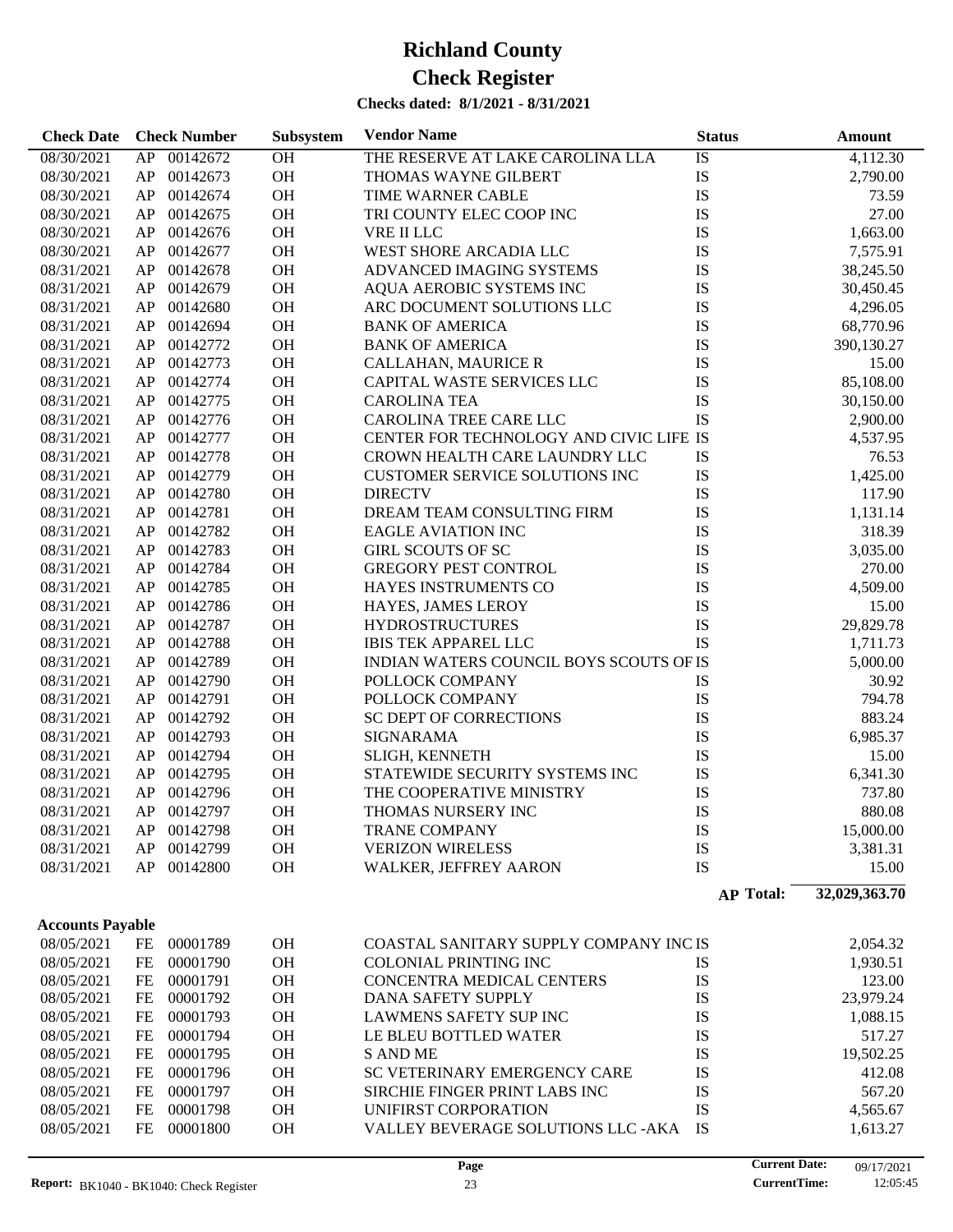# Richland County
# Check Register
**Checks dated: 8/1/2021 - 8/31/2021**

| Check Date | Check Number | | Subsystem | Vendor Name | Status | Amount |
|---|---|---|---|---|---|---|
| 08/30/2021 | AP | 00142672 | OH | THE RESERVE AT LAKE CAROLINA LLA | IS | 4,112.30 |
| 08/30/2021 | AP | 00142673 | OH | THOMAS WAYNE GILBERT | IS | 2,790.00 |
| 08/30/2021 | AP | 00142674 | OH | TIME WARNER CABLE | IS | 73.59 |
| 08/30/2021 | AP | 00142675 | OH | TRI COUNTY ELEC COOP INC | IS | 27.00 |
| 08/30/2021 | AP | 00142676 | OH | VRE II LLC | IS | 1,663.00 |
| 08/30/2021 | AP | 00142677 | OH | WEST SHORE ARCADIA LLC | IS | 7,575.91 |
| 08/31/2021 | AP | 00142678 | OH | ADVANCED IMAGING SYSTEMS | IS | 38,245.50 |
| 08/31/2021 | AP | 00142679 | OH | AQUA AEROBIC SYSTEMS INC | IS | 30,450.45 |
| 08/31/2021 | AP | 00142680 | OH | ARC DOCUMENT SOLUTIONS LLC | IS | 4,296.05 |
| 08/31/2021 | AP | 00142694 | OH | BANK OF AMERICA | IS | 68,770.96 |
| 08/31/2021 | AP | 00142772 | OH | BANK OF AMERICA | IS | 390,130.27 |
| 08/31/2021 | AP | 00142773 | OH | CALLAHAN, MAURICE R | IS | 15.00 |
| 08/31/2021 | AP | 00142774 | OH | CAPITAL WASTE SERVICES LLC | IS | 85,108.00 |
| 08/31/2021 | AP | 00142775 | OH | CAROLINA TEA | IS | 30,150.00 |
| 08/31/2021 | AP | 00142776 | OH | CAROLINA TREE CARE LLC | IS | 2,900.00 |
| 08/31/2021 | AP | 00142777 | OH | CENTER FOR TECHNOLOGY AND CIVIC LIFE | IS | 4,537.95 |
| 08/31/2021 | AP | 00142778 | OH | CROWN HEALTH CARE LAUNDRY LLC | IS | 76.53 |
| 08/31/2021 | AP | 00142779 | OH | CUSTOMER SERVICE SOLUTIONS INC | IS | 1,425.00 |
| 08/31/2021 | AP | 00142780 | OH | DIRECTV | IS | 117.90 |
| 08/31/2021 | AP | 00142781 | OH | DREAM TEAM CONSULTING FIRM | IS | 1,131.14 |
| 08/31/2021 | AP | 00142782 | OH | EAGLE AVIATION INC | IS | 318.39 |
| 08/31/2021 | AP | 00142783 | OH | GIRL SCOUTS OF SC | IS | 3,035.00 |
| 08/31/2021 | AP | 00142784 | OH | GREGORY PEST CONTROL | IS | 270.00 |
| 08/31/2021 | AP | 00142785 | OH | HAYES INSTRUMENTS CO | IS | 4,509.00 |
| 08/31/2021 | AP | 00142786 | OH | HAYES, JAMES LEROY | IS | 15.00 |
| 08/31/2021 | AP | 00142787 | OH | HYDROSTRUCTURES | IS | 29,829.78 |
| 08/31/2021 | AP | 00142788 | OH | IBIS TEK APPAREL LLC | IS | 1,711.73 |
| 08/31/2021 | AP | 00142789 | OH | INDIAN WATERS COUNCIL BOYS SCOUTS OF | IS | 5,000.00 |
| 08/31/2021 | AP | 00142790 | OH | POLLOCK COMPANY | IS | 30.92 |
| 08/31/2021 | AP | 00142791 | OH | POLLOCK COMPANY | IS | 794.78 |
| 08/31/2021 | AP | 00142792 | OH | SC DEPT OF CORRECTIONS | IS | 883.24 |
| 08/31/2021 | AP | 00142793 | OH | SIGNARAMA | IS | 6,985.37 |
| 08/31/2021 | AP | 00142794 | OH | SLIGH, KENNETH | IS | 15.00 |
| 08/31/2021 | AP | 00142795 | OH | STATEWIDE SECURITY SYSTEMS INC | IS | 6,341.30 |
| 08/31/2021 | AP | 00142796 | OH | THE COOPERATIVE MINISTRY | IS | 737.80 |
| 08/31/2021 | AP | 00142797 | OH | THOMAS NURSERY INC | IS | 880.08 |
| 08/31/2021 | AP | 00142798 | OH | TRANE COMPANY | IS | 15,000.00 |
| 08/31/2021 | AP | 00142799 | OH | VERIZON WIRELESS | IS | 3,381.31 |
| 08/31/2021 | AP | 00142800 | OH | WALKER, JEFFREY AARON | IS | 15.00 |
| | | | | | **AP Total:** | **32,029,363.70** |

**Accounts Payable**

| Check Date | Check Number | | Subsystem | Vendor Name | Status | Amount |
|---|---|---|---|---|---|---|
| 08/05/2021 | FE | 00001789 | OH | COASTAL SANITARY SUPPLY COMPANY INC | IS | 2,054.32 |
| 08/05/2021 | FE | 00001790 | OH | COLONIAL PRINTING INC | IS | 1,930.51 |
| 08/05/2021 | FE | 00001791 | OH | CONCENTRA MEDICAL CENTERS | IS | 123.00 |
| 08/05/2021 | FE | 00001792 | OH | DANA SAFETY SUPPLY | IS | 23,979.24 |
| 08/05/2021 | FE | 00001793 | OH | LAWMENS SAFETY SUP INC | IS | 1,088.15 |
| 08/05/2021 | FE | 00001794 | OH | LE BLEU BOTTLED WATER | IS | 517.27 |
| 08/05/2021 | FE | 00001795 | OH | S AND ME | IS | 19,502.25 |
| 08/05/2021 | FE | 00001796 | OH | SC VETERINARY EMERGENCY CARE | IS | 412.08 |
| 08/05/2021 | FE | 00001797 | OH | SIRCHIE FINGER PRINT LABS INC | IS | 567.20 |
| 08/05/2021 | FE | 00001798 | OH | UNIFIRST CORPORATION | IS | 4,565.67 |
| 08/05/2021 | FE | 00001800 | OH | VALLEY BEVERAGE SOLUTIONS LLC -AKA | IS | 1,613.27 |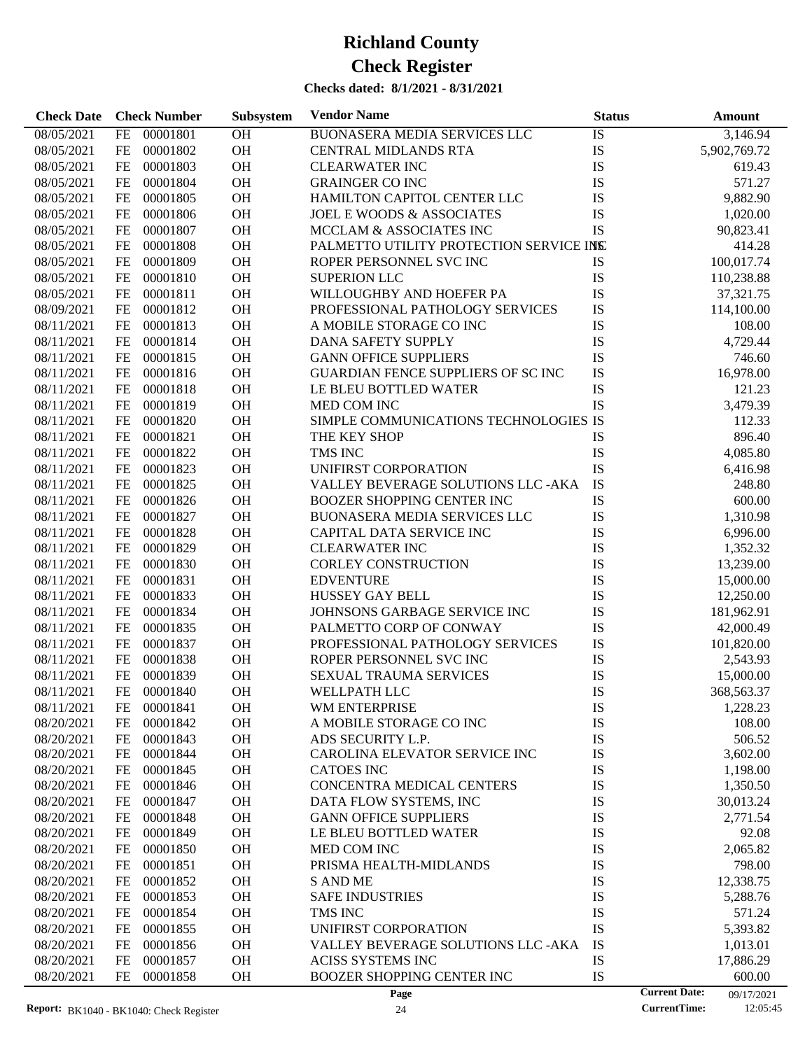# Richland County

# Check Register

**Checks dated: 8/1/2021 - 8/31/2021**

| Check Date | Check Number | | Subsystem | Vendor Name | Status | Amount |
|---|---|---|---|---|---|---|
| 08/05/2021 | FE | 00001801 | OH | BUONASERA MEDIA SERVICES LLC | IS | 3,146.94 |
| 08/05/2021 | FE | 00001802 | OH | CENTRAL MIDLANDS RTA | IS | 5,902,769.72 |
| 08/05/2021 | FE | 00001803 | OH | CLEARWATER INC | IS | 619.43 |
| 08/05/2021 | FE | 00001804 | OH | GRAINGER CO INC | IS | 571.27 |
| 08/05/2021 | FE | 00001805 | OH | HAMILTON CAPITOL CENTER LLC | IS | 9,882.90 |
| 08/05/2021 | FE | 00001806 | OH | JOEL E WOODS & ASSOCIATES | IS | 1,020.00 |
| 08/05/2021 | FE | 00001807 | OH | MCCLAM & ASSOCIATES INC | IS | 90,823.41 |
| 08/05/2021 | FE | 00001808 | OH | PALMETTO UTILITY PROTECTION SERVICE INC | IS | 414.28 |
| 08/05/2021 | FE | 00001809 | OH | ROPER PERSONNEL SVC INC | IS | 100,017.74 |
| 08/05/2021 | FE | 00001810 | OH | SUPERION LLC | IS | 110,238.88 |
| 08/05/2021 | FE | 00001811 | OH | WILLOUGHBY AND HOEFER PA | IS | 37,321.75 |
| 08/09/2021 | FE | 00001812 | OH | PROFESSIONAL PATHOLOGY SERVICES | IS | 114,100.00 |
| 08/11/2021 | FE | 00001813 | OH | A MOBILE STORAGE CO INC | IS | 108.00 |
| 08/11/2021 | FE | 00001814 | OH | DANA SAFETY SUPPLY | IS | 4,729.44 |
| 08/11/2021 | FE | 00001815 | OH | GANN OFFICE SUPPLIERS | IS | 746.60 |
| 08/11/2021 | FE | 00001816 | OH | GUARDIAN FENCE SUPPLIERS OF SC INC | IS | 16,978.00 |
| 08/11/2021 | FE | 00001818 | OH | LE BLEU BOTTLED WATER | IS | 121.23 |
| 08/11/2021 | FE | 00001819 | OH | MED COM INC | IS | 3,479.39 |
| 08/11/2021 | FE | 00001820 | OH | SIMPLE COMMUNICATIONS TECHNOLOGIES | IS | 112.33 |
| 08/11/2021 | FE | 00001821 | OH | THE KEY SHOP | IS | 896.40 |
| 08/11/2021 | FE | 00001822 | OH | TMS INC | IS | 4,085.80 |
| 08/11/2021 | FE | 00001823 | OH | UNIFIRST CORPORATION | IS | 6,416.98 |
| 08/11/2021 | FE | 00001825 | OH | VALLEY BEVERAGE SOLUTIONS LLC -AKA | IS | 248.80 |
| 08/11/2021 | FE | 00001826 | OH | BOOZER SHOPPING CENTER INC | IS | 600.00 |
| 08/11/2021 | FE | 00001827 | OH | BUONASERA MEDIA SERVICES LLC | IS | 1,310.98 |
| 08/11/2021 | FE | 00001828 | OH | CAPITAL DATA SERVICE INC | IS | 6,996.00 |
| 08/11/2021 | FE | 00001829 | OH | CLEARWATER INC | IS | 1,352.32 |
| 08/11/2021 | FE | 00001830 | OH | CORLEY CONSTRUCTION | IS | 13,239.00 |
| 08/11/2021 | FE | 00001831 | OH | EDVENTURE | IS | 15,000.00 |
| 08/11/2021 | FE | 00001833 | OH | HUSSEY GAY BELL | IS | 12,250.00 |
| 08/11/2021 | FE | 00001834 | OH | JOHNSONS GARBAGE SERVICE INC | IS | 181,962.91 |
| 08/11/2021 | FE | 00001835 | OH | PALMETTO CORP OF CONWAY | IS | 42,000.49 |
| 08/11/2021 | FE | 00001837 | OH | PROFESSIONAL PATHOLOGY SERVICES | IS | 101,820.00 |
| 08/11/2021 | FE | 00001838 | OH | ROPER PERSONNEL SVC INC | IS | 2,543.93 |
| 08/11/2021 | FE | 00001839 | OH | SEXUAL TRAUMA SERVICES | IS | 15,000.00 |
| 08/11/2021 | FE | 00001840 | OH | WELLPATH LLC | IS | 368,563.37 |
| 08/11/2021 | FE | 00001841 | OH | WM ENTERPRISE | IS | 1,228.23 |
| 08/20/2021 | FE | 00001842 | OH | A MOBILE STORAGE CO INC | IS | 108.00 |
| 08/20/2021 | FE | 00001843 | OH | ADS SECURITY L.P. | IS | 506.52 |
| 08/20/2021 | FE | 00001844 | OH | CAROLINA ELEVATOR SERVICE INC | IS | 3,602.00 |
| 08/20/2021 | FE | 00001845 | OH | CATOES INC | IS | 1,198.00 |
| 08/20/2021 | FE | 00001846 | OH | CONCENTRA MEDICAL CENTERS | IS | 1,350.50 |
| 08/20/2021 | FE | 00001847 | OH | DATA FLOW SYSTEMS, INC | IS | 30,013.24 |
| 08/20/2021 | FE | 00001848 | OH | GANN OFFICE SUPPLIERS | IS | 2,771.54 |
| 08/20/2021 | FE | 00001849 | OH | LE BLEU BOTTLED WATER | IS | 92.08 |
| 08/20/2021 | FE | 00001850 | OH | MED COM INC | IS | 2,065.82 |
| 08/20/2021 | FE | 00001851 | OH | PRISMA HEALTH-MIDLANDS | IS | 798.00 |
| 08/20/2021 | FE | 00001852 | OH | S AND ME | IS | 12,338.75 |
| 08/20/2021 | FE | 00001853 | OH | SAFE INDUSTRIES | IS | 5,288.76 |
| 08/20/2021 | FE | 00001854 | OH | TMS INC | IS | 571.24 |
| 08/20/2021 | FE | 00001855 | OH | UNIFIRST CORPORATION | IS | 5,393.82 |
| 08/20/2021 | FE | 00001856 | OH | VALLEY BEVERAGE SOLUTIONS LLC -AKA | IS | 1,013.01 |
| 08/20/2021 | FE | 00001857 | OH | ACISS SYSTEMS INC | IS | 17,886.29 |
| 08/20/2021 | FE | 00001858 | OH | BOOZER SHOPPING CENTER INC | IS | 600.00 |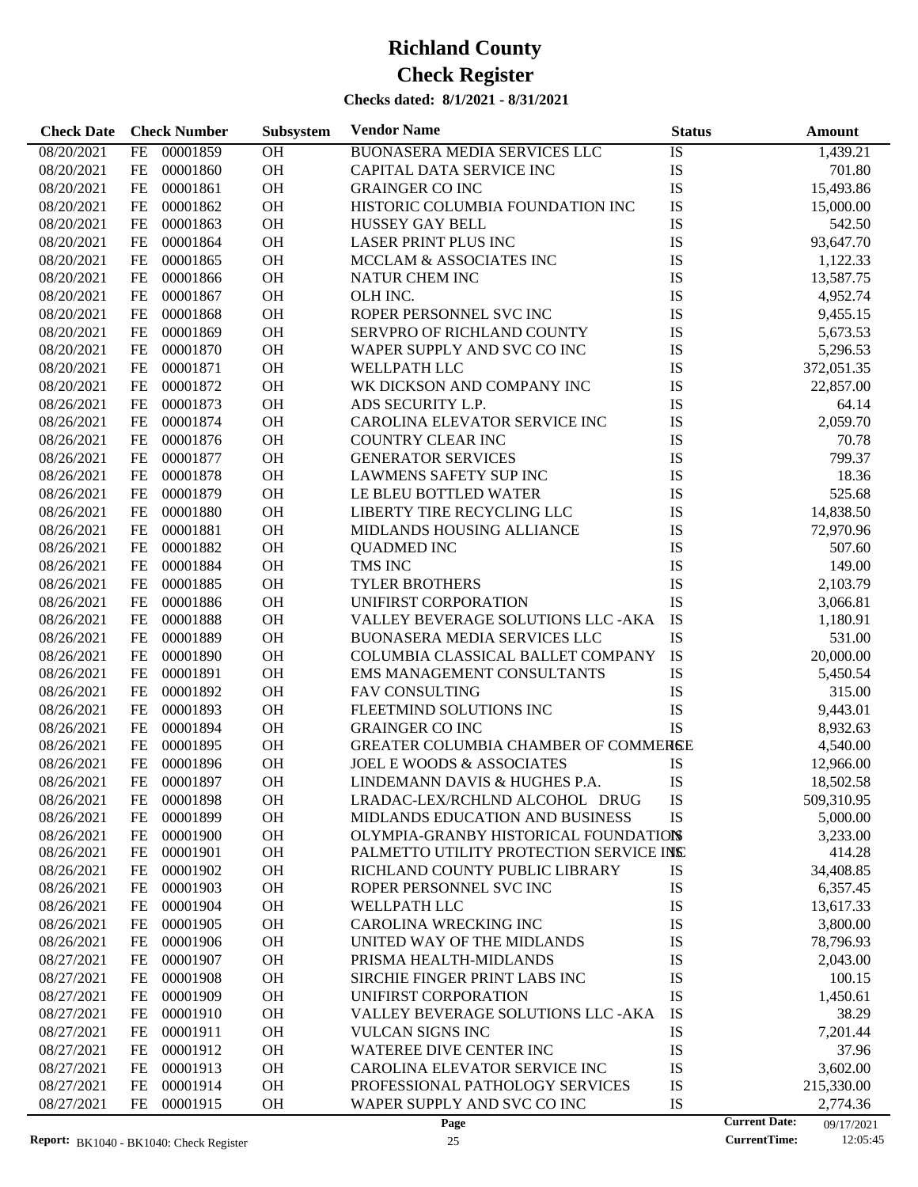# Richland County

# Check Register

**Checks dated: 8/1/2021 - 8/31/2021**

| Check Date | Check Number | | Subsystem | Vendor Name | Status | Amount |
|---|---|---|---|---|---|---|
| 08/20/2021 | FE | 00001859 | OH | BUONASERA MEDIA SERVICES LLC | IS | 1,439.21 |
| 08/20/2021 | FE | 00001860 | OH | CAPITAL DATA SERVICE INC | IS | 701.80 |
| 08/20/2021 | FE | 00001861 | OH | GRAINGER CO INC | IS | 15,493.86 |
| 08/20/2021 | FE | 00001862 | OH | HISTORIC COLUMBIA FOUNDATION INC | IS | 15,000.00 |
| 08/20/2021 | FE | 00001863 | OH | HUSSEY GAY BELL | IS | 542.50 |
| 08/20/2021 | FE | 00001864 | OH | LASER PRINT PLUS INC | IS | 93,647.70 |
| 08/20/2021 | FE | 00001865 | OH | MCCLAM & ASSOCIATES INC | IS | 1,122.33 |
| 08/20/2021 | FE | 00001866 | OH | NATUR CHEM INC | IS | 13,587.75 |
| 08/20/2021 | FE | 00001867 | OH | OLH INC. | IS | 4,952.74 |
| 08/20/2021 | FE | 00001868 | OH | ROPER PERSONNEL SVC INC | IS | 9,455.15 |
| 08/20/2021 | FE | 00001869 | OH | SERVPRO OF RICHLAND COUNTY | IS | 5,673.53 |
| 08/20/2021 | FE | 00001870 | OH | WAPER SUPPLY AND SVC CO INC | IS | 5,296.53 |
| 08/20/2021 | FE | 00001871 | OH | WELLPATH LLC | IS | 372,051.35 |
| 08/20/2021 | FE | 00001872 | OH | WK DICKSON AND COMPANY INC | IS | 22,857.00 |
| 08/26/2021 | FE | 00001873 | OH | ADS SECURITY L.P. | IS | 64.14 |
| 08/26/2021 | FE | 00001874 | OH | CAROLINA ELEVATOR SERVICE INC | IS | 2,059.70 |
| 08/26/2021 | FE | 00001876 | OH | COUNTRY CLEAR INC | IS | 70.78 |
| 08/26/2021 | FE | 00001877 | OH | GENERATOR SERVICES | IS | 799.37 |
| 08/26/2021 | FE | 00001878 | OH | LAWMENS SAFETY SUP INC | IS | 18.36 |
| 08/26/2021 | FE | 00001879 | OH | LE BLEU BOTTLED WATER | IS | 525.68 |
| 08/26/2021 | FE | 00001880 | OH | LIBERTY TIRE RECYCLING LLC | IS | 14,838.50 |
| 08/26/2021 | FE | 00001881 | OH | MIDLANDS HOUSING ALLIANCE | IS | 72,970.96 |
| 08/26/2021 | FE | 00001882 | OH | QUADMED INC | IS | 507.60 |
| 08/26/2021 | FE | 00001884 | OH | TMS INC | IS | 149.00 |
| 08/26/2021 | FE | 00001885 | OH | TYLER BROTHERS | IS | 2,103.79 |
| 08/26/2021 | FE | 00001886 | OH | UNIFIRST CORPORATION | IS | 3,066.81 |
| 08/26/2021 | FE | 00001888 | OH | VALLEY BEVERAGE SOLUTIONS LLC -AKA | IS | 1,180.91 |
| 08/26/2021 | FE | 00001889 | OH | BUONASERA MEDIA SERVICES LLC | IS | 531.00 |
| 08/26/2021 | FE | 00001890 | OH | COLUMBIA CLASSICAL BALLET COMPANY | IS | 20,000.00 |
| 08/26/2021 | FE | 00001891 | OH | EMS MANAGEMENT CONSULTANTS | IS | 5,450.54 |
| 08/26/2021 | FE | 00001892 | OH | FAV CONSULTING | IS | 315.00 |
| 08/26/2021 | FE | 00001893 | OH | FLEETMIND SOLUTIONS INC | IS | 9,443.01 |
| 08/26/2021 | FE | 00001894 | OH | GRAINGER CO INC | IS | 8,932.63 |
| 08/26/2021 | FE | 00001895 | OH | GREATER COLUMBIA CHAMBER OF COMMERCE | IS | 4,540.00 |
| 08/26/2021 | FE | 00001896 | OH | JOEL E WOODS & ASSOCIATES | IS | 12,966.00 |
| 08/26/2021 | FE | 00001897 | OH | LINDEMANN DAVIS & HUGHES P.A. | IS | 18,502.58 |
| 08/26/2021 | FE | 00001898 | OH | LRADAC-LEX/RCHLND ALCOHOL DRUG | IS | 509,310.95 |
| 08/26/2021 | FE | 00001899 | OH | MIDLANDS EDUCATION AND BUSINESS | IS | 5,000.00 |
| 08/26/2021 | FE | 00001900 | OH | OLYMPIA-GRANBY HISTORICAL FOUNDATION | IS | 3,233.00 |
| 08/26/2021 | FE | 00001901 | OH | PALMETTO UTILITY PROTECTION SERVICE INC | IS | 414.28 |
| 08/26/2021 | FE | 00001902 | OH | RICHLAND COUNTY PUBLIC LIBRARY | IS | 34,408.85 |
| 08/26/2021 | FE | 00001903 | OH | ROPER PERSONNEL SVC INC | IS | 6,357.45 |
| 08/26/2021 | FE | 00001904 | OH | WELLPATH LLC | IS | 13,617.33 |
| 08/26/2021 | FE | 00001905 | OH | CAROLINA WRECKING INC | IS | 3,800.00 |
| 08/26/2021 | FE | 00001906 | OH | UNITED WAY OF THE MIDLANDS | IS | 78,796.93 |
| 08/27/2021 | FE | 00001907 | OH | PRISMA HEALTH-MIDLANDS | IS | 2,043.00 |
| 08/27/2021 | FE | 00001908 | OH | SIRCHIE FINGER PRINT LABS INC | IS | 100.15 |
| 08/27/2021 | FE | 00001909 | OH | UNIFIRST CORPORATION | IS | 1,450.61 |
| 08/27/2021 | FE | 00001910 | OH | VALLEY BEVERAGE SOLUTIONS LLC -AKA | IS | 38.29 |
| 08/27/2021 | FE | 00001911 | OH | VULCAN SIGNS INC | IS | 7,201.44 |
| 08/27/2021 | FE | 00001912 | OH | WATEREE DIVE CENTER INC | IS | 37.96 |
| 08/27/2021 | FE | 00001913 | OH | CAROLINA ELEVATOR SERVICE INC | IS | 3,602.00 |
| 08/27/2021 | FE | 00001914 | OH | PROFESSIONAL PATHOLOGY SERVICES | IS | 215,330.00 |
| 08/27/2021 | FE | 00001915 | OH | WAPER SUPPLY AND SVC CO INC | IS | 2,774.36 |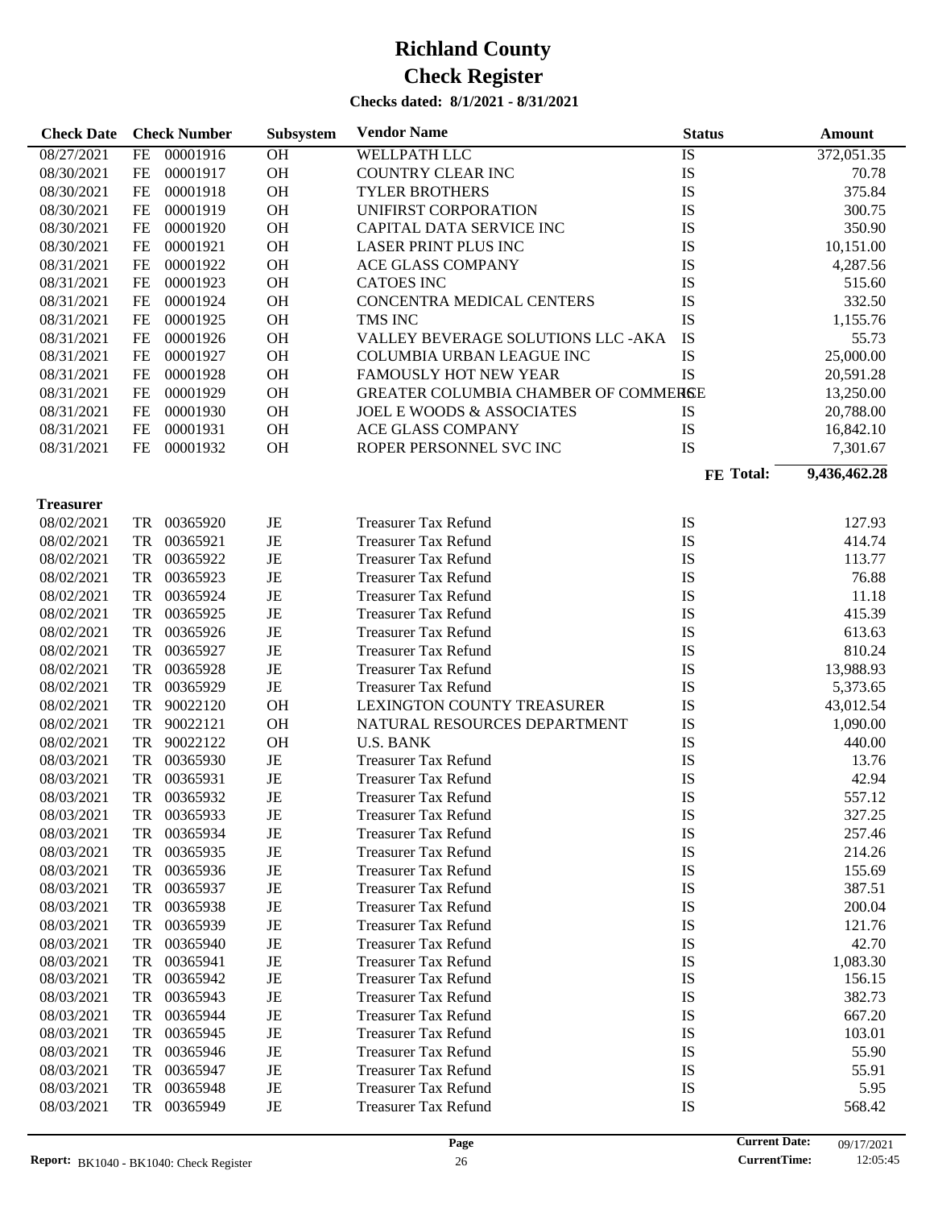# Richland County
# Check Register

**Checks dated: 8/1/2021 - 8/31/2021**

| Check Date | Check Number | | Subsystem | Vendor Name | Status | Amount |
|---|---|---|---|---|---|---|
| 08/27/2021 | FE | 00001916 | OH | WELLPATH LLC | IS | 372,051.35 |
| 08/30/2021 | FE | 00001917 | OH | COUNTRY CLEAR INC | IS | 70.78 |
| 08/30/2021 | FE | 00001918 | OH | TYLER BROTHERS | IS | 375.84 |
| 08/30/2021 | FE | 00001919 | OH | UNIFIRST CORPORATION | IS | 300.75 |
| 08/30/2021 | FE | 00001920 | OH | CAPITAL DATA SERVICE INC | IS | 350.90 |
| 08/30/2021 | FE | 00001921 | OH | LASER PRINT PLUS INC | IS | 10,151.00 |
| 08/31/2021 | FE | 00001922 | OH | ACE GLASS COMPANY | IS | 4,287.56 |
| 08/31/2021 | FE | 00001923 | OH | CATOES INC | IS | 515.60 |
| 08/31/2021 | FE | 00001924 | OH | CONCENTRA MEDICAL CENTERS | IS | 332.50 |
| 08/31/2021 | FE | 00001925 | OH | TMS INC | IS | 1,155.76 |
| 08/31/2021 | FE | 00001926 | OH | VALLEY BEVERAGE SOLUTIONS LLC -AKA | IS | 55.73 |
| 08/31/2021 | FE | 00001927 | OH | COLUMBIA URBAN LEAGUE INC | IS | 25,000.00 |
| 08/31/2021 | FE | 00001928 | OH | FAMOUSLY HOT NEW YEAR | IS | 20,591.28 |
| 08/31/2021 | FE | 00001929 | OH | GREATER COLUMBIA CHAMBER OF COMMERCE | IS | 13,250.00 |
| 08/31/2021 | FE | 00001930 | OH | JOEL E WOODS & ASSOCIATES | IS | 20,788.00 |
| 08/31/2021 | FE | 00001931 | OH | ACE GLASS COMPANY | IS | 16,842.10 |
| 08/31/2021 | FE | 00001932 | OH | ROPER PERSONNEL SVC INC | IS | 7,301.67 |
| | | | | | **FE Total:** | **9,436,462.28** |
| **Treasurer** | | | | | | |
| 08/02/2021 | TR | 00365920 | JE | Treasurer Tax Refund | IS | 127.93 |
| 08/02/2021 | TR | 00365921 | JE | Treasurer Tax Refund | IS | 414.74 |
| 08/02/2021 | TR | 00365922 | JE | Treasurer Tax Refund | IS | 113.77 |
| 08/02/2021 | TR | 00365923 | JE | Treasurer Tax Refund | IS | 76.88 |
| 08/02/2021 | TR | 00365924 | JE | Treasurer Tax Refund | IS | 11.18 |
| 08/02/2021 | TR | 00365925 | JE | Treasurer Tax Refund | IS | 415.39 |
| 08/02/2021 | TR | 00365926 | JE | Treasurer Tax Refund | IS | 613.63 |
| 08/02/2021 | TR | 00365927 | JE | Treasurer Tax Refund | IS | 810.24 |
| 08/02/2021 | TR | 00365928 | JE | Treasurer Tax Refund | IS | 13,988.93 |
| 08/02/2021 | TR | 00365929 | JE | Treasurer Tax Refund | IS | 5,373.65 |
| 08/02/2021 | TR | 90022120 | OH | LEXINGTON COUNTY TREASURER | IS | 43,012.54 |
| 08/02/2021 | TR | 90022121 | OH | NATURAL RESOURCES DEPARTMENT | IS | 1,090.00 |
| 08/02/2021 | TR | 90022122 | OH | U.S. BANK | IS | 440.00 |
| 08/03/2021 | TR | 00365930 | JE | Treasurer Tax Refund | IS | 13.76 |
| 08/03/2021 | TR | 00365931 | JE | Treasurer Tax Refund | IS | 42.94 |
| 08/03/2021 | TR | 00365932 | JE | Treasurer Tax Refund | IS | 557.12 |
| 08/03/2021 | TR | 00365933 | JE | Treasurer Tax Refund | IS | 327.25 |
| 08/03/2021 | TR | 00365934 | JE | Treasurer Tax Refund | IS | 257.46 |
| 08/03/2021 | TR | 00365935 | JE | Treasurer Tax Refund | IS | 214.26 |
| 08/03/2021 | TR | 00365936 | JE | Treasurer Tax Refund | IS | 155.69 |
| 08/03/2021 | TR | 00365937 | JE | Treasurer Tax Refund | IS | 387.51 |
| 08/03/2021 | TR | 00365938 | JE | Treasurer Tax Refund | IS | 200.04 |
| 08/03/2021 | TR | 00365939 | JE | Treasurer Tax Refund | IS | 121.76 |
| 08/03/2021 | TR | 00365940 | JE | Treasurer Tax Refund | IS | 42.70 |
| 08/03/2021 | TR | 00365941 | JE | Treasurer Tax Refund | IS | 1,083.30 |
| 08/03/2021 | TR | 00365942 | JE | Treasurer Tax Refund | IS | 156.15 |
| 08/03/2021 | TR | 00365943 | JE | Treasurer Tax Refund | IS | 382.73 |
| 08/03/2021 | TR | 00365944 | JE | Treasurer Tax Refund | IS | 667.20 |
| 08/03/2021 | TR | 00365945 | JE | Treasurer Tax Refund | IS | 103.01 |
| 08/03/2021 | TR | 00365946 | JE | Treasurer Tax Refund | IS | 55.90 |
| 08/03/2021 | TR | 00365947 | JE | Treasurer Tax Refund | IS | 55.91 |
| 08/03/2021 | TR | 00365948 | JE | Treasurer Tax Refund | IS | 5.95 |
| 08/03/2021 | TR | 00365949 | JE | Treasurer Tax Refund | IS | 568.42 |

**Report:** BK1040 - BK1040: Check Register | **Current Date:** 09/17/2021 | **CurrentTime:** 12:05:45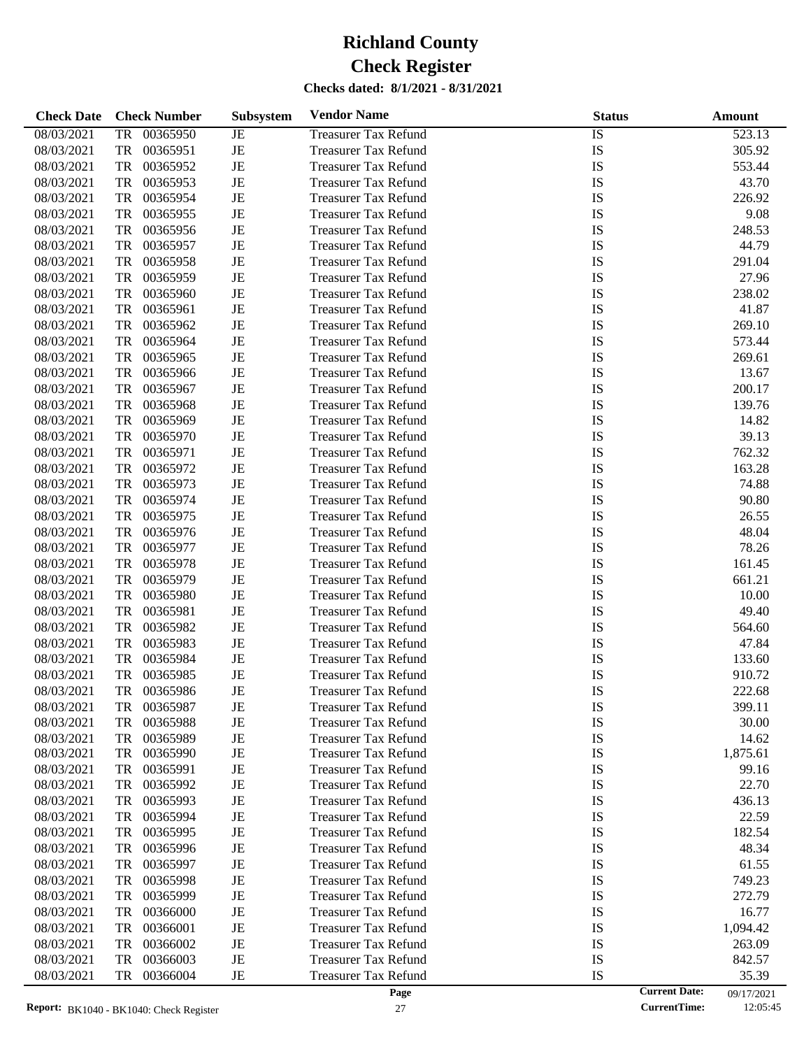# Richland County
# Check Register

**Checks dated: 8/1/2021 - 8/31/2021**

| Check Date | Check Number | Subsystem | Vendor Name | Status | Amount |
|---|---|---|---|---|---|
| 08/03/2021 | TR 00365950 | JE | Treasurer Tax Refund | IS | 523.13 |
| 08/03/2021 | TR 00365951 | JE | Treasurer Tax Refund | IS | 305.92 |
| 08/03/2021 | TR 00365952 | JE | Treasurer Tax Refund | IS | 553.44 |
| 08/03/2021 | TR 00365953 | JE | Treasurer Tax Refund | IS | 43.70 |
| 08/03/2021 | TR 00365954 | JE | Treasurer Tax Refund | IS | 226.92 |
| 08/03/2021 | TR 00365955 | JE | Treasurer Tax Refund | IS | 9.08 |
| 08/03/2021 | TR 00365956 | JE | Treasurer Tax Refund | IS | 248.53 |
| 08/03/2021 | TR 00365957 | JE | Treasurer Tax Refund | IS | 44.79 |
| 08/03/2021 | TR 00365958 | JE | Treasurer Tax Refund | IS | 291.04 |
| 08/03/2021 | TR 00365959 | JE | Treasurer Tax Refund | IS | 27.96 |
| 08/03/2021 | TR 00365960 | JE | Treasurer Tax Refund | IS | 238.02 |
| 08/03/2021 | TR 00365961 | JE | Treasurer Tax Refund | IS | 41.87 |
| 08/03/2021 | TR 00365962 | JE | Treasurer Tax Refund | IS | 269.10 |
| 08/03/2021 | TR 00365964 | JE | Treasurer Tax Refund | IS | 573.44 |
| 08/03/2021 | TR 00365965 | JE | Treasurer Tax Refund | IS | 269.61 |
| 08/03/2021 | TR 00365966 | JE | Treasurer Tax Refund | IS | 13.67 |
| 08/03/2021 | TR 00365967 | JE | Treasurer Tax Refund | IS | 200.17 |
| 08/03/2021 | TR 00365968 | JE | Treasurer Tax Refund | IS | 139.76 |
| 08/03/2021 | TR 00365969 | JE | Treasurer Tax Refund | IS | 14.82 |
| 08/03/2021 | TR 00365970 | JE | Treasurer Tax Refund | IS | 39.13 |
| 08/03/2021 | TR 00365971 | JE | Treasurer Tax Refund | IS | 762.32 |
| 08/03/2021 | TR 00365972 | JE | Treasurer Tax Refund | IS | 163.28 |
| 08/03/2021 | TR 00365973 | JE | Treasurer Tax Refund | IS | 74.88 |
| 08/03/2021 | TR 00365974 | JE | Treasurer Tax Refund | IS | 90.80 |
| 08/03/2021 | TR 00365975 | JE | Treasurer Tax Refund | IS | 26.55 |
| 08/03/2021 | TR 00365976 | JE | Treasurer Tax Refund | IS | 48.04 |
| 08/03/2021 | TR 00365977 | JE | Treasurer Tax Refund | IS | 78.26 |
| 08/03/2021 | TR 00365978 | JE | Treasurer Tax Refund | IS | 161.45 |
| 08/03/2021 | TR 00365979 | JE | Treasurer Tax Refund | IS | 661.21 |
| 08/03/2021 | TR 00365980 | JE | Treasurer Tax Refund | IS | 10.00 |
| 08/03/2021 | TR 00365981 | JE | Treasurer Tax Refund | IS | 49.40 |
| 08/03/2021 | TR 00365982 | JE | Treasurer Tax Refund | IS | 564.60 |
| 08/03/2021 | TR 00365983 | JE | Treasurer Tax Refund | IS | 47.84 |
| 08/03/2021 | TR 00365984 | JE | Treasurer Tax Refund | IS | 133.60 |
| 08/03/2021 | TR 00365985 | JE | Treasurer Tax Refund | IS | 910.72 |
| 08/03/2021 | TR 00365986 | JE | Treasurer Tax Refund | IS | 222.68 |
| 08/03/2021 | TR 00365987 | JE | Treasurer Tax Refund | IS | 399.11 |
| 08/03/2021 | TR 00365988 | JE | Treasurer Tax Refund | IS | 30.00 |
| 08/03/2021 | TR 00365989 | JE | Treasurer Tax Refund | IS | 14.62 |
| 08/03/2021 | TR 00365990 | JE | Treasurer Tax Refund | IS | 1,875.61 |
| 08/03/2021 | TR 00365991 | JE | Treasurer Tax Refund | IS | 99.16 |
| 08/03/2021 | TR 00365992 | JE | Treasurer Tax Refund | IS | 22.70 |
| 08/03/2021 | TR 00365993 | JE | Treasurer Tax Refund | IS | 436.13 |
| 08/03/2021 | TR 00365994 | JE | Treasurer Tax Refund | IS | 22.59 |
| 08/03/2021 | TR 00365995 | JE | Treasurer Tax Refund | IS | 182.54 |
| 08/03/2021 | TR 00365996 | JE | Treasurer Tax Refund | IS | 48.34 |
| 08/03/2021 | TR 00365997 | JE | Treasurer Tax Refund | IS | 61.55 |
| 08/03/2021 | TR 00365998 | JE | Treasurer Tax Refund | IS | 749.23 |
| 08/03/2021 | TR 00365999 | JE | Treasurer Tax Refund | IS | 272.79 |
| 08/03/2021 | TR 00366000 | JE | Treasurer Tax Refund | IS | 16.77 |
| 08/03/2021 | TR 00366001 | JE | Treasurer Tax Refund | IS | 1,094.42 |
| 08/03/2021 | TR 00366002 | JE | Treasurer Tax Refund | IS | 263.09 |
| 08/03/2021 | TR 00366003 | JE | Treasurer Tax Refund | IS | 842.57 |
| 08/03/2021 | TR 00366004 | JE | Treasurer Tax Refund | IS | 35.39 |

**Report:** BK1040 - BK1040: Check Register

**Current Date:** 09/17/2021
**CurrentTime:** 12:05:45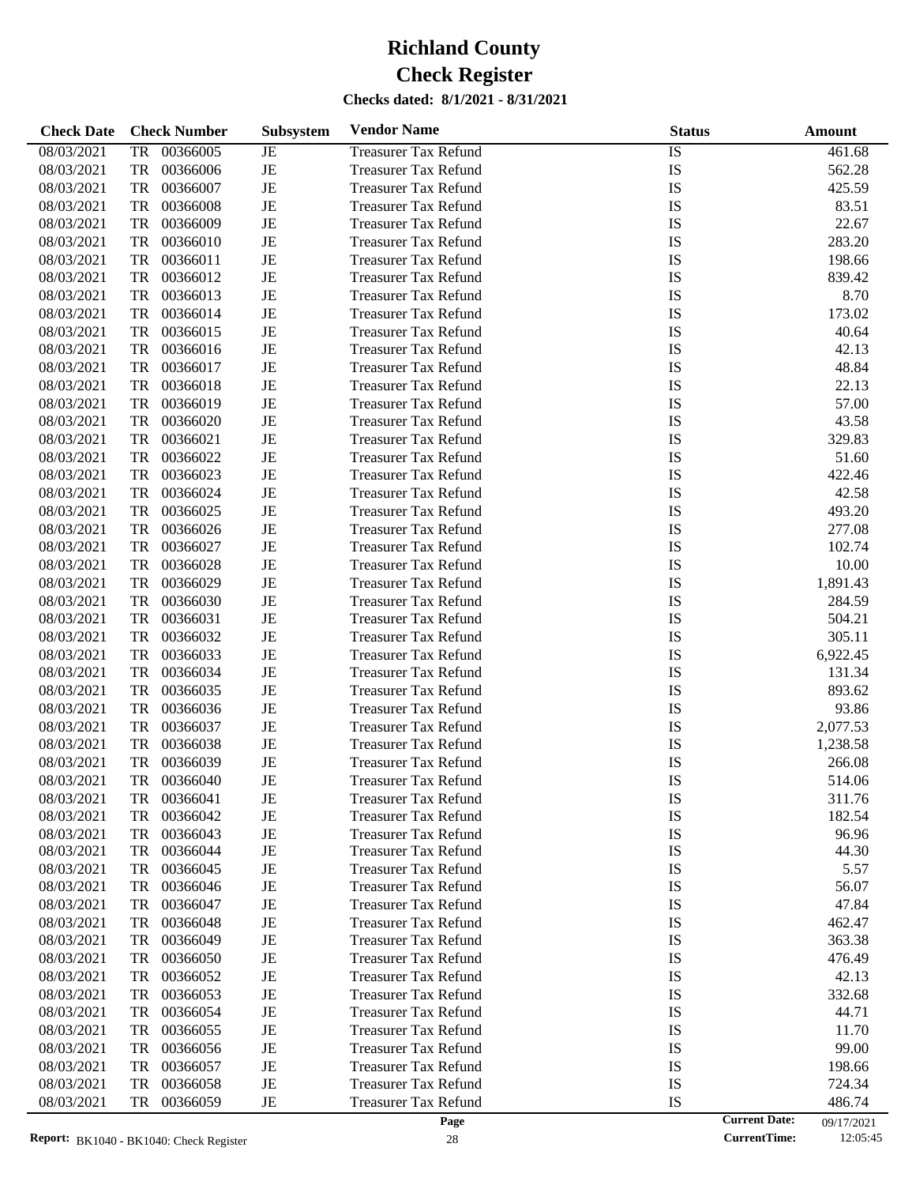# Richland County
# Check Register

**Checks dated: 8/1/2021 - 8/31/2021**

| Check Date | Check Number | Subsystem | Vendor Name | Status | Amount |
|---|---|---|---|---|---|
| 08/03/2021 | TR 00366005 | JE | Treasurer Tax Refund | IS | 461.68 |
| 08/03/2021 | TR 00366006 | JE | Treasurer Tax Refund | IS | 562.28 |
| 08/03/2021 | TR 00366007 | JE | Treasurer Tax Refund | IS | 425.59 |
| 08/03/2021 | TR 00366008 | JE | Treasurer Tax Refund | IS | 83.51 |
| 08/03/2021 | TR 00366009 | JE | Treasurer Tax Refund | IS | 22.67 |
| 08/03/2021 | TR 00366010 | JE | Treasurer Tax Refund | IS | 283.20 |
| 08/03/2021 | TR 00366011 | JE | Treasurer Tax Refund | IS | 198.66 |
| 08/03/2021 | TR 00366012 | JE | Treasurer Tax Refund | IS | 839.42 |
| 08/03/2021 | TR 00366013 | JE | Treasurer Tax Refund | IS | 8.70 |
| 08/03/2021 | TR 00366014 | JE | Treasurer Tax Refund | IS | 173.02 |
| 08/03/2021 | TR 00366015 | JE | Treasurer Tax Refund | IS | 40.64 |
| 08/03/2021 | TR 00366016 | JE | Treasurer Tax Refund | IS | 42.13 |
| 08/03/2021 | TR 00366017 | JE | Treasurer Tax Refund | IS | 48.84 |
| 08/03/2021 | TR 00366018 | JE | Treasurer Tax Refund | IS | 22.13 |
| 08/03/2021 | TR 00366019 | JE | Treasurer Tax Refund | IS | 57.00 |
| 08/03/2021 | TR 00366020 | JE | Treasurer Tax Refund | IS | 43.58 |
| 08/03/2021 | TR 00366021 | JE | Treasurer Tax Refund | IS | 329.83 |
| 08/03/2021 | TR 00366022 | JE | Treasurer Tax Refund | IS | 51.60 |
| 08/03/2021 | TR 00366023 | JE | Treasurer Tax Refund | IS | 422.46 |
| 08/03/2021 | TR 00366024 | JE | Treasurer Tax Refund | IS | 42.58 |
| 08/03/2021 | TR 00366025 | JE | Treasurer Tax Refund | IS | 493.20 |
| 08/03/2021 | TR 00366026 | JE | Treasurer Tax Refund | IS | 277.08 |
| 08/03/2021 | TR 00366027 | JE | Treasurer Tax Refund | IS | 102.74 |
| 08/03/2021 | TR 00366028 | JE | Treasurer Tax Refund | IS | 10.00 |
| 08/03/2021 | TR 00366029 | JE | Treasurer Tax Refund | IS | 1,891.43 |
| 08/03/2021 | TR 00366030 | JE | Treasurer Tax Refund | IS | 284.59 |
| 08/03/2021 | TR 00366031 | JE | Treasurer Tax Refund | IS | 504.21 |
| 08/03/2021 | TR 00366032 | JE | Treasurer Tax Refund | IS | 305.11 |
| 08/03/2021 | TR 00366033 | JE | Treasurer Tax Refund | IS | 6,922.45 |
| 08/03/2021 | TR 00366034 | JE | Treasurer Tax Refund | IS | 131.34 |
| 08/03/2021 | TR 00366035 | JE | Treasurer Tax Refund | IS | 893.62 |
| 08/03/2021 | TR 00366036 | JE | Treasurer Tax Refund | IS | 93.86 |
| 08/03/2021 | TR 00366037 | JE | Treasurer Tax Refund | IS | 2,077.53 |
| 08/03/2021 | TR 00366038 | JE | Treasurer Tax Refund | IS | 1,238.58 |
| 08/03/2021 | TR 00366039 | JE | Treasurer Tax Refund | IS | 266.08 |
| 08/03/2021 | TR 00366040 | JE | Treasurer Tax Refund | IS | 514.06 |
| 08/03/2021 | TR 00366041 | JE | Treasurer Tax Refund | IS | 311.76 |
| 08/03/2021 | TR 00366042 | JE | Treasurer Tax Refund | IS | 182.54 |
| 08/03/2021 | TR 00366043 | JE | Treasurer Tax Refund | IS | 96.96 |
| 08/03/2021 | TR 00366044 | JE | Treasurer Tax Refund | IS | 44.30 |
| 08/03/2021 | TR 00366045 | JE | Treasurer Tax Refund | IS | 5.57 |
| 08/03/2021 | TR 00366046 | JE | Treasurer Tax Refund | IS | 56.07 |
| 08/03/2021 | TR 00366047 | JE | Treasurer Tax Refund | IS | 47.84 |
| 08/03/2021 | TR 00366048 | JE | Treasurer Tax Refund | IS | 462.47 |
| 08/03/2021 | TR 00366049 | JE | Treasurer Tax Refund | IS | 363.38 |
| 08/03/2021 | TR 00366050 | JE | Treasurer Tax Refund | IS | 476.49 |
| 08/03/2021 | TR 00366052 | JE | Treasurer Tax Refund | IS | 42.13 |
| 08/03/2021 | TR 00366053 | JE | Treasurer Tax Refund | IS | 332.68 |
| 08/03/2021 | TR 00366054 | JE | Treasurer Tax Refund | IS | 44.71 |
| 08/03/2021 | TR 00366055 | JE | Treasurer Tax Refund | IS | 11.70 |
| 08/03/2021 | TR 00366056 | JE | Treasurer Tax Refund | IS | 99.00 |
| 08/03/2021 | TR 00366057 | JE | Treasurer Tax Refund | IS | 198.66 |
| 08/03/2021 | TR 00366058 | JE | Treasurer Tax Refund | IS | 724.34 |
| 08/03/2021 | TR 00366059 | JE | Treasurer Tax Refund | IS | 486.74 |

**Report:** BK1040 - BK1040: Check Register — **Current Date:** 09/17/2021 — **CurrentTime:** 12:05:45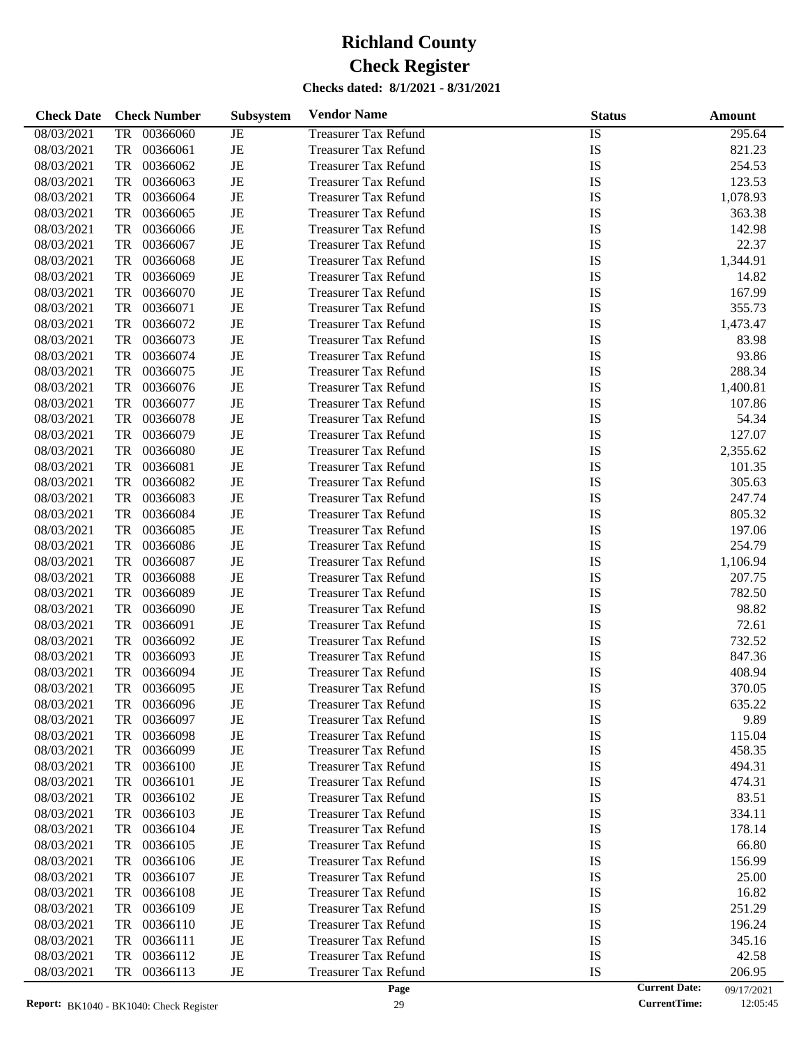# Richland County

# Check Register

### Checks dated: 8/1/2021 - 8/31/2021

| Check Date | Check Number | Subsystem | Vendor Name | Status | Amount |
|---|---|---|---|---|---|
| 08/03/2021 | TR 00366060 | JE | Treasurer Tax Refund | IS | 295.64 |
| 08/03/2021 | TR 00366061 | JE | Treasurer Tax Refund | IS | 821.23 |
| 08/03/2021 | TR 00366062 | JE | Treasurer Tax Refund | IS | 254.53 |
| 08/03/2021 | TR 00366063 | JE | Treasurer Tax Refund | IS | 123.53 |
| 08/03/2021 | TR 00366064 | JE | Treasurer Tax Refund | IS | 1,078.93 |
| 08/03/2021 | TR 00366065 | JE | Treasurer Tax Refund | IS | 363.38 |
| 08/03/2021 | TR 00366066 | JE | Treasurer Tax Refund | IS | 142.98 |
| 08/03/2021 | TR 00366067 | JE | Treasurer Tax Refund | IS | 22.37 |
| 08/03/2021 | TR 00366068 | JE | Treasurer Tax Refund | IS | 1,344.91 |
| 08/03/2021 | TR 00366069 | JE | Treasurer Tax Refund | IS | 14.82 |
| 08/03/2021 | TR 00366070 | JE | Treasurer Tax Refund | IS | 167.99 |
| 08/03/2021 | TR 00366071 | JE | Treasurer Tax Refund | IS | 355.73 |
| 08/03/2021 | TR 00366072 | JE | Treasurer Tax Refund | IS | 1,473.47 |
| 08/03/2021 | TR 00366073 | JE | Treasurer Tax Refund | IS | 83.98 |
| 08/03/2021 | TR 00366074 | JE | Treasurer Tax Refund | IS | 93.86 |
| 08/03/2021 | TR 00366075 | JE | Treasurer Tax Refund | IS | 288.34 |
| 08/03/2021 | TR 00366076 | JE | Treasurer Tax Refund | IS | 1,400.81 |
| 08/03/2021 | TR 00366077 | JE | Treasurer Tax Refund | IS | 107.86 |
| 08/03/2021 | TR 00366078 | JE | Treasurer Tax Refund | IS | 54.34 |
| 08/03/2021 | TR 00366079 | JE | Treasurer Tax Refund | IS | 127.07 |
| 08/03/2021 | TR 00366080 | JE | Treasurer Tax Refund | IS | 2,355.62 |
| 08/03/2021 | TR 00366081 | JE | Treasurer Tax Refund | IS | 101.35 |
| 08/03/2021 | TR 00366082 | JE | Treasurer Tax Refund | IS | 305.63 |
| 08/03/2021 | TR 00366083 | JE | Treasurer Tax Refund | IS | 247.74 |
| 08/03/2021 | TR 00366084 | JE | Treasurer Tax Refund | IS | 805.32 |
| 08/03/2021 | TR 00366085 | JE | Treasurer Tax Refund | IS | 197.06 |
| 08/03/2021 | TR 00366086 | JE | Treasurer Tax Refund | IS | 254.79 |
| 08/03/2021 | TR 00366087 | JE | Treasurer Tax Refund | IS | 1,106.94 |
| 08/03/2021 | TR 00366088 | JE | Treasurer Tax Refund | IS | 207.75 |
| 08/03/2021 | TR 00366089 | JE | Treasurer Tax Refund | IS | 782.50 |
| 08/03/2021 | TR 00366090 | JE | Treasurer Tax Refund | IS | 98.82 |
| 08/03/2021 | TR 00366091 | JE | Treasurer Tax Refund | IS | 72.61 |
| 08/03/2021 | TR 00366092 | JE | Treasurer Tax Refund | IS | 732.52 |
| 08/03/2021 | TR 00366093 | JE | Treasurer Tax Refund | IS | 847.36 |
| 08/03/2021 | TR 00366094 | JE | Treasurer Tax Refund | IS | 408.94 |
| 08/03/2021 | TR 00366095 | JE | Treasurer Tax Refund | IS | 370.05 |
| 08/03/2021 | TR 00366096 | JE | Treasurer Tax Refund | IS | 635.22 |
| 08/03/2021 | TR 00366097 | JE | Treasurer Tax Refund | IS | 9.89 |
| 08/03/2021 | TR 00366098 | JE | Treasurer Tax Refund | IS | 115.04 |
| 08/03/2021 | TR 00366099 | JE | Treasurer Tax Refund | IS | 458.35 |
| 08/03/2021 | TR 00366100 | JE | Treasurer Tax Refund | IS | 494.31 |
| 08/03/2021 | TR 00366101 | JE | Treasurer Tax Refund | IS | 474.31 |
| 08/03/2021 | TR 00366102 | JE | Treasurer Tax Refund | IS | 83.51 |
| 08/03/2021 | TR 00366103 | JE | Treasurer Tax Refund | IS | 334.11 |
| 08/03/2021 | TR 00366104 | JE | Treasurer Tax Refund | IS | 178.14 |
| 08/03/2021 | TR 00366105 | JE | Treasurer Tax Refund | IS | 66.80 |
| 08/03/2021 | TR 00366106 | JE | Treasurer Tax Refund | IS | 156.99 |
| 08/03/2021 | TR 00366107 | JE | Treasurer Tax Refund | IS | 25.00 |
| 08/03/2021 | TR 00366108 | JE | Treasurer Tax Refund | IS | 16.82 |
| 08/03/2021 | TR 00366109 | JE | Treasurer Tax Refund | IS | 251.29 |
| 08/03/2021 | TR 00366110 | JE | Treasurer Tax Refund | IS | 196.24 |
| 08/03/2021 | TR 00366111 | JE | Treasurer Tax Refund | IS | 345.16 |
| 08/03/2021 | TR 00366112 | JE | Treasurer Tax Refund | IS | 42.58 |
| 08/03/2021 | TR 00366113 | JE | Treasurer Tax Refund | IS | 206.95 |

**Report:** BK1040 - BK1040: Check Register

**Current Date:** 09/17/2021
**CurrentTime:** 12:05:45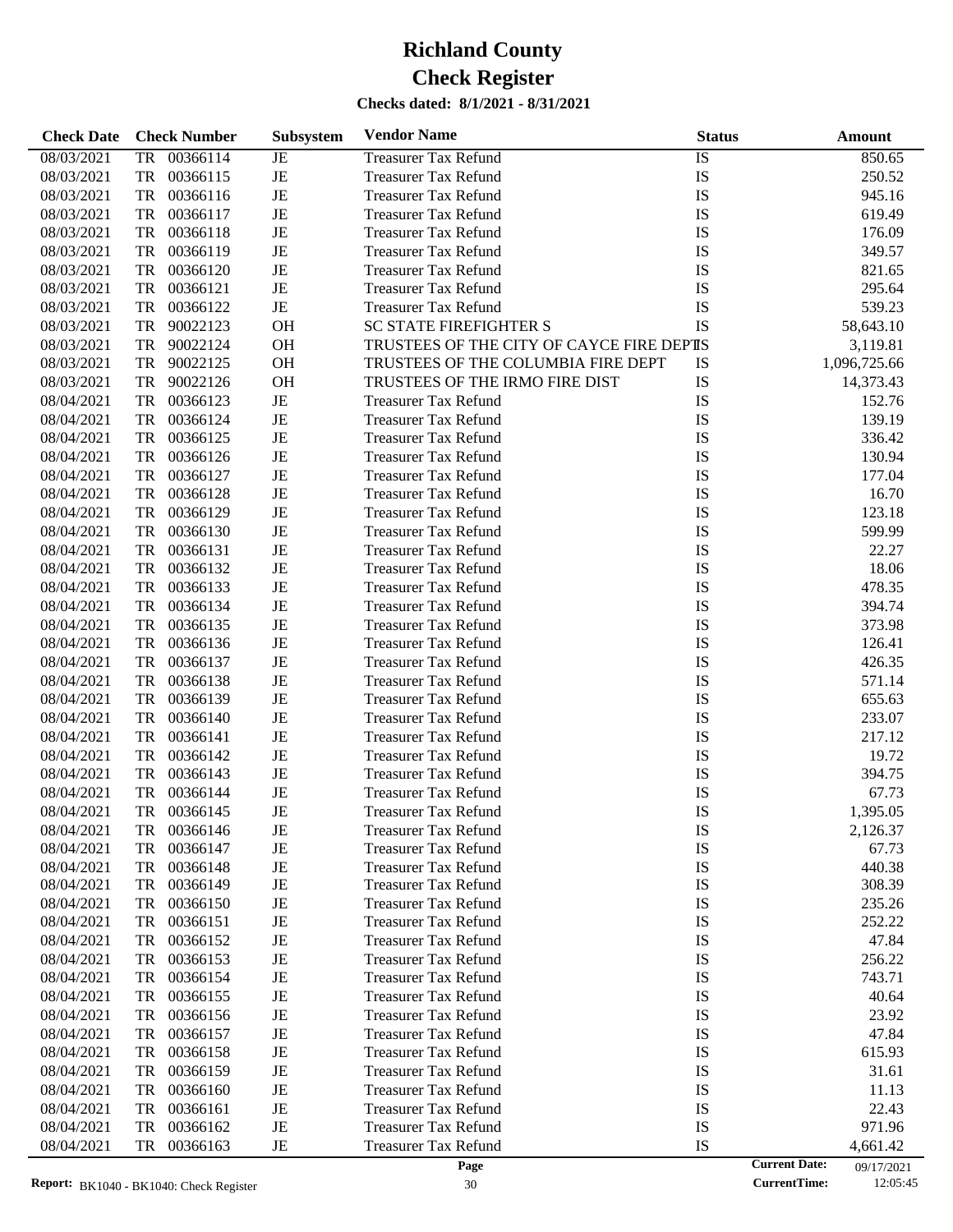# Richland County
# Check Register

**Checks dated: 8/1/2021 - 8/31/2021**

| Check Date | Check Number | Subsystem | Vendor Name | Status | Amount |
|---|---|---|---|---|---|
| 08/03/2021 | TR 00366114 | JE | Treasurer Tax Refund | IS | 850.65 |
| 08/03/2021 | TR 00366115 | JE | Treasurer Tax Refund | IS | 250.52 |
| 08/03/2021 | TR 00366116 | JE | Treasurer Tax Refund | IS | 945.16 |
| 08/03/2021 | TR 00366117 | JE | Treasurer Tax Refund | IS | 619.49 |
| 08/03/2021 | TR 00366118 | JE | Treasurer Tax Refund | IS | 176.09 |
| 08/03/2021 | TR 00366119 | JE | Treasurer Tax Refund | IS | 349.57 |
| 08/03/2021 | TR 00366120 | JE | Treasurer Tax Refund | IS | 821.65 |
| 08/03/2021 | TR 00366121 | JE | Treasurer Tax Refund | IS | 295.64 |
| 08/03/2021 | TR 00366122 | JE | Treasurer Tax Refund | IS | 539.23 |
| 08/03/2021 | TR 90022123 | OH | SC STATE FIREFIGHTER S | IS | 58,643.10 |
| 08/03/2021 | TR 90022124 | OH | TRUSTEES OF THE CITY OF CAYCE FIRE DEPT | IS | 3,119.81 |
| 08/03/2021 | TR 90022125 | OH | TRUSTEES OF THE COLUMBIA FIRE DEPT | IS | 1,096,725.66 |
| 08/03/2021 | TR 90022126 | OH | TRUSTEES OF THE IRMO FIRE DIST | IS | 14,373.43 |
| 08/04/2021 | TR 00366123 | JE | Treasurer Tax Refund | IS | 152.76 |
| 08/04/2021 | TR 00366124 | JE | Treasurer Tax Refund | IS | 139.19 |
| 08/04/2021 | TR 00366125 | JE | Treasurer Tax Refund | IS | 336.42 |
| 08/04/2021 | TR 00366126 | JE | Treasurer Tax Refund | IS | 130.94 |
| 08/04/2021 | TR 00366127 | JE | Treasurer Tax Refund | IS | 177.04 |
| 08/04/2021 | TR 00366128 | JE | Treasurer Tax Refund | IS | 16.70 |
| 08/04/2021 | TR 00366129 | JE | Treasurer Tax Refund | IS | 123.18 |
| 08/04/2021 | TR 00366130 | JE | Treasurer Tax Refund | IS | 599.99 |
| 08/04/2021 | TR 00366131 | JE | Treasurer Tax Refund | IS | 22.27 |
| 08/04/2021 | TR 00366132 | JE | Treasurer Tax Refund | IS | 18.06 |
| 08/04/2021 | TR 00366133 | JE | Treasurer Tax Refund | IS | 478.35 |
| 08/04/2021 | TR 00366134 | JE | Treasurer Tax Refund | IS | 394.74 |
| 08/04/2021 | TR 00366135 | JE | Treasurer Tax Refund | IS | 373.98 |
| 08/04/2021 | TR 00366136 | JE | Treasurer Tax Refund | IS | 126.41 |
| 08/04/2021 | TR 00366137 | JE | Treasurer Tax Refund | IS | 426.35 |
| 08/04/2021 | TR 00366138 | JE | Treasurer Tax Refund | IS | 571.14 |
| 08/04/2021 | TR 00366139 | JE | Treasurer Tax Refund | IS | 655.63 |
| 08/04/2021 | TR 00366140 | JE | Treasurer Tax Refund | IS | 233.07 |
| 08/04/2021 | TR 00366141 | JE | Treasurer Tax Refund | IS | 217.12 |
| 08/04/2021 | TR 00366142 | JE | Treasurer Tax Refund | IS | 19.72 |
| 08/04/2021 | TR 00366143 | JE | Treasurer Tax Refund | IS | 394.75 |
| 08/04/2021 | TR 00366144 | JE | Treasurer Tax Refund | IS | 67.73 |
| 08/04/2021 | TR 00366145 | JE | Treasurer Tax Refund | IS | 1,395.05 |
| 08/04/2021 | TR 00366146 | JE | Treasurer Tax Refund | IS | 2,126.37 |
| 08/04/2021 | TR 00366147 | JE | Treasurer Tax Refund | IS | 67.73 |
| 08/04/2021 | TR 00366148 | JE | Treasurer Tax Refund | IS | 440.38 |
| 08/04/2021 | TR 00366149 | JE | Treasurer Tax Refund | IS | 308.39 |
| 08/04/2021 | TR 00366150 | JE | Treasurer Tax Refund | IS | 235.26 |
| 08/04/2021 | TR 00366151 | JE | Treasurer Tax Refund | IS | 252.22 |
| 08/04/2021 | TR 00366152 | JE | Treasurer Tax Refund | IS | 47.84 |
| 08/04/2021 | TR 00366153 | JE | Treasurer Tax Refund | IS | 256.22 |
| 08/04/2021 | TR 00366154 | JE | Treasurer Tax Refund | IS | 743.71 |
| 08/04/2021 | TR 00366155 | JE | Treasurer Tax Refund | IS | 40.64 |
| 08/04/2021 | TR 00366156 | JE | Treasurer Tax Refund | IS | 23.92 |
| 08/04/2021 | TR 00366157 | JE | Treasurer Tax Refund | IS | 47.84 |
| 08/04/2021 | TR 00366158 | JE | Treasurer Tax Refund | IS | 615.93 |
| 08/04/2021 | TR 00366159 | JE | Treasurer Tax Refund | IS | 31.61 |
| 08/04/2021 | TR 00366160 | JE | Treasurer Tax Refund | IS | 11.13 |
| 08/04/2021 | TR 00366161 | JE | Treasurer Tax Refund | IS | 22.43 |
| 08/04/2021 | TR 00366162 | JE | Treasurer Tax Refund | IS | 971.96 |
| 08/04/2021 | TR 00366163 | JE | Treasurer Tax Refund | IS | 4,661.42 |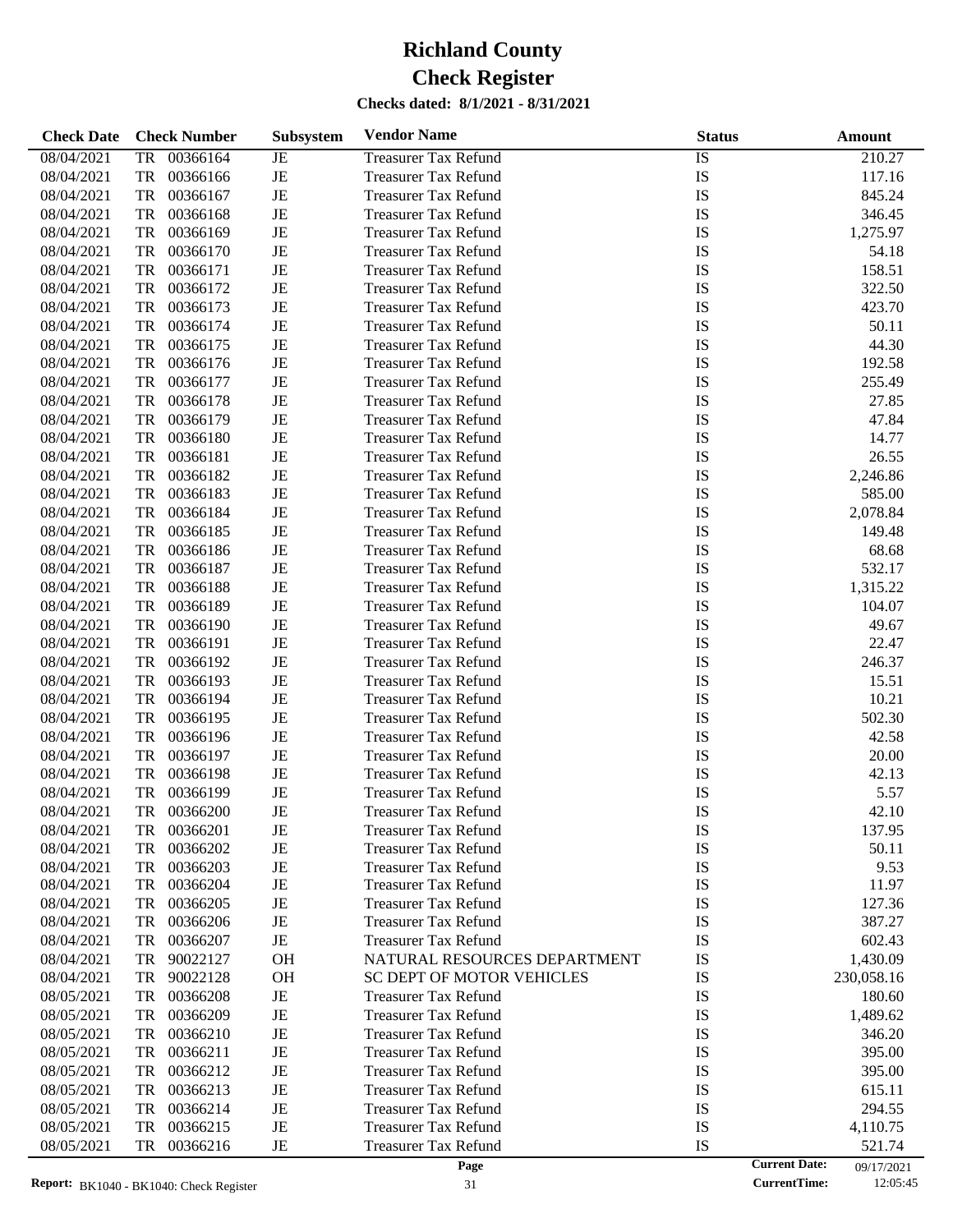# Richland County
# Check Register

**Checks dated: 8/1/2021 - 8/31/2021**

| Check Date | Check Number | Subsystem | Vendor Name | Status | Amount |
|---|---|---|---|---|---|
| 08/04/2021 | TR 00366164 | JE | Treasurer Tax Refund | IS | 210.27 |
| 08/04/2021 | TR 00366166 | JE | Treasurer Tax Refund | IS | 117.16 |
| 08/04/2021 | TR 00366167 | JE | Treasurer Tax Refund | IS | 845.24 |
| 08/04/2021 | TR 00366168 | JE | Treasurer Tax Refund | IS | 346.45 |
| 08/04/2021 | TR 00366169 | JE | Treasurer Tax Refund | IS | 1,275.97 |
| 08/04/2021 | TR 00366170 | JE | Treasurer Tax Refund | IS | 54.18 |
| 08/04/2021 | TR 00366171 | JE | Treasurer Tax Refund | IS | 158.51 |
| 08/04/2021 | TR 00366172 | JE | Treasurer Tax Refund | IS | 322.50 |
| 08/04/2021 | TR 00366173 | JE | Treasurer Tax Refund | IS | 423.70 |
| 08/04/2021 | TR 00366174 | JE | Treasurer Tax Refund | IS | 50.11 |
| 08/04/2021 | TR 00366175 | JE | Treasurer Tax Refund | IS | 44.30 |
| 08/04/2021 | TR 00366176 | JE | Treasurer Tax Refund | IS | 192.58 |
| 08/04/2021 | TR 00366177 | JE | Treasurer Tax Refund | IS | 255.49 |
| 08/04/2021 | TR 00366178 | JE | Treasurer Tax Refund | IS | 27.85 |
| 08/04/2021 | TR 00366179 | JE | Treasurer Tax Refund | IS | 47.84 |
| 08/04/2021 | TR 00366180 | JE | Treasurer Tax Refund | IS | 14.77 |
| 08/04/2021 | TR 00366181 | JE | Treasurer Tax Refund | IS | 26.55 |
| 08/04/2021 | TR 00366182 | JE | Treasurer Tax Refund | IS | 2,246.86 |
| 08/04/2021 | TR 00366183 | JE | Treasurer Tax Refund | IS | 585.00 |
| 08/04/2021 | TR 00366184 | JE | Treasurer Tax Refund | IS | 2,078.84 |
| 08/04/2021 | TR 00366185 | JE | Treasurer Tax Refund | IS | 149.48 |
| 08/04/2021 | TR 00366186 | JE | Treasurer Tax Refund | IS | 68.68 |
| 08/04/2021 | TR 00366187 | JE | Treasurer Tax Refund | IS | 532.17 |
| 08/04/2021 | TR 00366188 | JE | Treasurer Tax Refund | IS | 1,315.22 |
| 08/04/2021 | TR 00366189 | JE | Treasurer Tax Refund | IS | 104.07 |
| 08/04/2021 | TR 00366190 | JE | Treasurer Tax Refund | IS | 49.67 |
| 08/04/2021 | TR 00366191 | JE | Treasurer Tax Refund | IS | 22.47 |
| 08/04/2021 | TR 00366192 | JE | Treasurer Tax Refund | IS | 246.37 |
| 08/04/2021 | TR 00366193 | JE | Treasurer Tax Refund | IS | 15.51 |
| 08/04/2021 | TR 00366194 | JE | Treasurer Tax Refund | IS | 10.21 |
| 08/04/2021 | TR 00366195 | JE | Treasurer Tax Refund | IS | 502.30 |
| 08/04/2021 | TR 00366196 | JE | Treasurer Tax Refund | IS | 42.58 |
| 08/04/2021 | TR 00366197 | JE | Treasurer Tax Refund | IS | 20.00 |
| 08/04/2021 | TR 00366198 | JE | Treasurer Tax Refund | IS | 42.13 |
| 08/04/2021 | TR 00366199 | JE | Treasurer Tax Refund | IS | 5.57 |
| 08/04/2021 | TR 00366200 | JE | Treasurer Tax Refund | IS | 42.10 |
| 08/04/2021 | TR 00366201 | JE | Treasurer Tax Refund | IS | 137.95 |
| 08/04/2021 | TR 00366202 | JE | Treasurer Tax Refund | IS | 50.11 |
| 08/04/2021 | TR 00366203 | JE | Treasurer Tax Refund | IS | 9.53 |
| 08/04/2021 | TR 00366204 | JE | Treasurer Tax Refund | IS | 11.97 |
| 08/04/2021 | TR 00366205 | JE | Treasurer Tax Refund | IS | 127.36 |
| 08/04/2021 | TR 00366206 | JE | Treasurer Tax Refund | IS | 387.27 |
| 08/04/2021 | TR 00366207 | JE | Treasurer Tax Refund | IS | 602.43 |
| 08/04/2021 | TR 90022127 | OH | NATURAL RESOURCES DEPARTMENT | IS | 1,430.09 |
| 08/04/2021 | TR 90022128 | OH | SC DEPT OF MOTOR VEHICLES | IS | 230,058.16 |
| 08/05/2021 | TR 00366208 | JE | Treasurer Tax Refund | IS | 180.60 |
| 08/05/2021 | TR 00366209 | JE | Treasurer Tax Refund | IS | 1,489.62 |
| 08/05/2021 | TR 00366210 | JE | Treasurer Tax Refund | IS | 346.20 |
| 08/05/2021 | TR 00366211 | JE | Treasurer Tax Refund | IS | 395.00 |
| 08/05/2021 | TR 00366212 | JE | Treasurer Tax Refund | IS | 395.00 |
| 08/05/2021 | TR 00366213 | JE | Treasurer Tax Refund | IS | 615.11 |
| 08/05/2021 | TR 00366214 | JE | Treasurer Tax Refund | IS | 294.55 |
| 08/05/2021 | TR 00366215 | JE | Treasurer Tax Refund | IS | 4,110.75 |
| 08/05/2021 | TR 00366216 | JE | Treasurer Tax Refund | IS | 521.74 |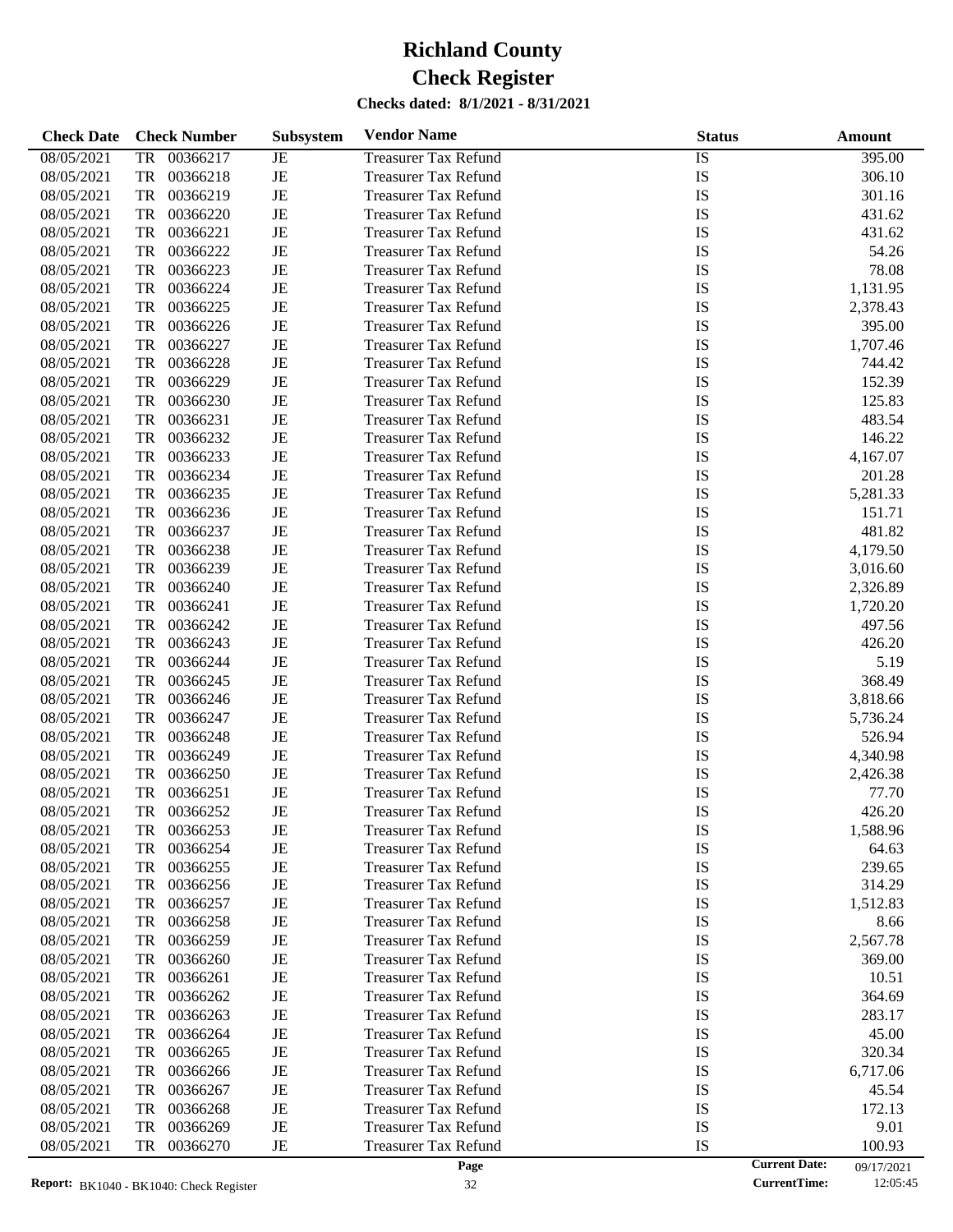# Richland County
# Check Register

**Checks dated: 8/1/2021 - 8/31/2021**

| Check Date | Check Number | Subsystem | Vendor Name | Status | Amount |
|---|---|---|---|---|---|
| 08/05/2021 | TR 00366217 | JE | Treasurer Tax Refund | IS | 395.00 |
| 08/05/2021 | TR 00366218 | JE | Treasurer Tax Refund | IS | 306.10 |
| 08/05/2021 | TR 00366219 | JE | Treasurer Tax Refund | IS | 301.16 |
| 08/05/2021 | TR 00366220 | JE | Treasurer Tax Refund | IS | 431.62 |
| 08/05/2021 | TR 00366221 | JE | Treasurer Tax Refund | IS | 431.62 |
| 08/05/2021 | TR 00366222 | JE | Treasurer Tax Refund | IS | 54.26 |
| 08/05/2021 | TR 00366223 | JE | Treasurer Tax Refund | IS | 78.08 |
| 08/05/2021 | TR 00366224 | JE | Treasurer Tax Refund | IS | 1,131.95 |
| 08/05/2021 | TR 00366225 | JE | Treasurer Tax Refund | IS | 2,378.43 |
| 08/05/2021 | TR 00366226 | JE | Treasurer Tax Refund | IS | 395.00 |
| 08/05/2021 | TR 00366227 | JE | Treasurer Tax Refund | IS | 1,707.46 |
| 08/05/2021 | TR 00366228 | JE | Treasurer Tax Refund | IS | 744.42 |
| 08/05/2021 | TR 00366229 | JE | Treasurer Tax Refund | IS | 152.39 |
| 08/05/2021 | TR 00366230 | JE | Treasurer Tax Refund | IS | 125.83 |
| 08/05/2021 | TR 00366231 | JE | Treasurer Tax Refund | IS | 483.54 |
| 08/05/2021 | TR 00366232 | JE | Treasurer Tax Refund | IS | 146.22 |
| 08/05/2021 | TR 00366233 | JE | Treasurer Tax Refund | IS | 4,167.07 |
| 08/05/2021 | TR 00366234 | JE | Treasurer Tax Refund | IS | 201.28 |
| 08/05/2021 | TR 00366235 | JE | Treasurer Tax Refund | IS | 5,281.33 |
| 08/05/2021 | TR 00366236 | JE | Treasurer Tax Refund | IS | 151.71 |
| 08/05/2021 | TR 00366237 | JE | Treasurer Tax Refund | IS | 481.82 |
| 08/05/2021 | TR 00366238 | JE | Treasurer Tax Refund | IS | 4,179.50 |
| 08/05/2021 | TR 00366239 | JE | Treasurer Tax Refund | IS | 3,016.60 |
| 08/05/2021 | TR 00366240 | JE | Treasurer Tax Refund | IS | 2,326.89 |
| 08/05/2021 | TR 00366241 | JE | Treasurer Tax Refund | IS | 1,720.20 |
| 08/05/2021 | TR 00366242 | JE | Treasurer Tax Refund | IS | 497.56 |
| 08/05/2021 | TR 00366243 | JE | Treasurer Tax Refund | IS | 426.20 |
| 08/05/2021 | TR 00366244 | JE | Treasurer Tax Refund | IS | 5.19 |
| 08/05/2021 | TR 00366245 | JE | Treasurer Tax Refund | IS | 368.49 |
| 08/05/2021 | TR 00366246 | JE | Treasurer Tax Refund | IS | 3,818.66 |
| 08/05/2021 | TR 00366247 | JE | Treasurer Tax Refund | IS | 5,736.24 |
| 08/05/2021 | TR 00366248 | JE | Treasurer Tax Refund | IS | 526.94 |
| 08/05/2021 | TR 00366249 | JE | Treasurer Tax Refund | IS | 4,340.98 |
| 08/05/2021 | TR 00366250 | JE | Treasurer Tax Refund | IS | 2,426.38 |
| 08/05/2021 | TR 00366251 | JE | Treasurer Tax Refund | IS | 77.70 |
| 08/05/2021 | TR 00366252 | JE | Treasurer Tax Refund | IS | 426.20 |
| 08/05/2021 | TR 00366253 | JE | Treasurer Tax Refund | IS | 1,588.96 |
| 08/05/2021 | TR 00366254 | JE | Treasurer Tax Refund | IS | 64.63 |
| 08/05/2021 | TR 00366255 | JE | Treasurer Tax Refund | IS | 239.65 |
| 08/05/2021 | TR 00366256 | JE | Treasurer Tax Refund | IS | 314.29 |
| 08/05/2021 | TR 00366257 | JE | Treasurer Tax Refund | IS | 1,512.83 |
| 08/05/2021 | TR 00366258 | JE | Treasurer Tax Refund | IS | 8.66 |
| 08/05/2021 | TR 00366259 | JE | Treasurer Tax Refund | IS | 2,567.78 |
| 08/05/2021 | TR 00366260 | JE | Treasurer Tax Refund | IS | 369.00 |
| 08/05/2021 | TR 00366261 | JE | Treasurer Tax Refund | IS | 10.51 |
| 08/05/2021 | TR 00366262 | JE | Treasurer Tax Refund | IS | 364.69 |
| 08/05/2021 | TR 00366263 | JE | Treasurer Tax Refund | IS | 283.17 |
| 08/05/2021 | TR 00366264 | JE | Treasurer Tax Refund | IS | 45.00 |
| 08/05/2021 | TR 00366265 | JE | Treasurer Tax Refund | IS | 320.34 |
| 08/05/2021 | TR 00366266 | JE | Treasurer Tax Refund | IS | 6,717.06 |
| 08/05/2021 | TR 00366267 | JE | Treasurer Tax Refund | IS | 45.54 |
| 08/05/2021 | TR 00366268 | JE | Treasurer Tax Refund | IS | 172.13 |
| 08/05/2021 | TR 00366269 | JE | Treasurer Tax Refund | IS | 9.01 |
| 08/05/2021 | TR 00366270 | JE | Treasurer Tax Refund | IS | 100.93 |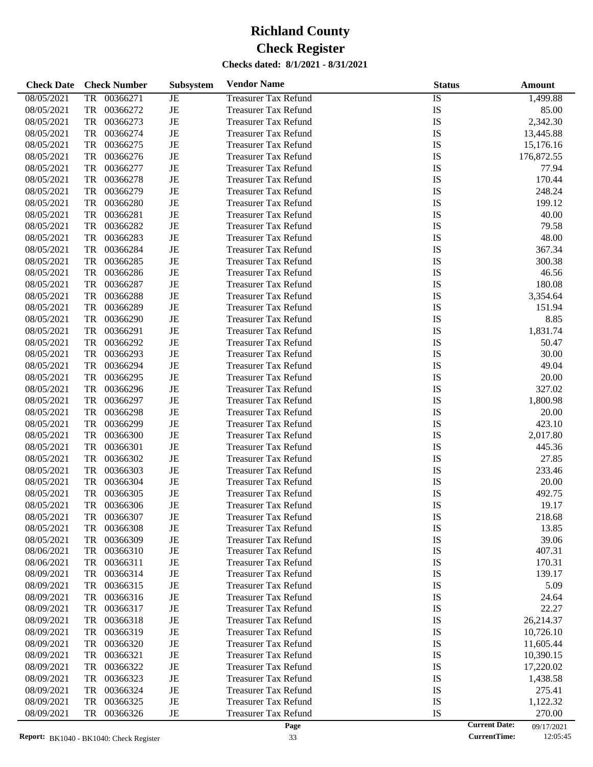# Richland County

# Check Register

**Checks dated: 8/1/2021 - 8/31/2021**

| Check Date | Check Number | Subsystem | Vendor Name | Status | Amount |
|---|---|---|---|---|---|
| 08/05/2021 | TR 00366271 | JE | Treasurer Tax Refund | IS | 1,499.88 |
| 08/05/2021 | TR 00366272 | JE | Treasurer Tax Refund | IS | 85.00 |
| 08/05/2021 | TR 00366273 | JE | Treasurer Tax Refund | IS | 2,342.30 |
| 08/05/2021 | TR 00366274 | JE | Treasurer Tax Refund | IS | 13,445.88 |
| 08/05/2021 | TR 00366275 | JE | Treasurer Tax Refund | IS | 15,176.16 |
| 08/05/2021 | TR 00366276 | JE | Treasurer Tax Refund | IS | 176,872.55 |
| 08/05/2021 | TR 00366277 | JE | Treasurer Tax Refund | IS | 77.94 |
| 08/05/2021 | TR 00366278 | JE | Treasurer Tax Refund | IS | 170.44 |
| 08/05/2021 | TR 00366279 | JE | Treasurer Tax Refund | IS | 248.24 |
| 08/05/2021 | TR 00366280 | JE | Treasurer Tax Refund | IS | 199.12 |
| 08/05/2021 | TR 00366281 | JE | Treasurer Tax Refund | IS | 40.00 |
| 08/05/2021 | TR 00366282 | JE | Treasurer Tax Refund | IS | 79.58 |
| 08/05/2021 | TR 00366283 | JE | Treasurer Tax Refund | IS | 48.00 |
| 08/05/2021 | TR 00366284 | JE | Treasurer Tax Refund | IS | 367.34 |
| 08/05/2021 | TR 00366285 | JE | Treasurer Tax Refund | IS | 300.38 |
| 08/05/2021 | TR 00366286 | JE | Treasurer Tax Refund | IS | 46.56 |
| 08/05/2021 | TR 00366287 | JE | Treasurer Tax Refund | IS | 180.08 |
| 08/05/2021 | TR 00366288 | JE | Treasurer Tax Refund | IS | 3,354.64 |
| 08/05/2021 | TR 00366289 | JE | Treasurer Tax Refund | IS | 151.94 |
| 08/05/2021 | TR 00366290 | JE | Treasurer Tax Refund | IS | 8.85 |
| 08/05/2021 | TR 00366291 | JE | Treasurer Tax Refund | IS | 1,831.74 |
| 08/05/2021 | TR 00366292 | JE | Treasurer Tax Refund | IS | 50.47 |
| 08/05/2021 | TR 00366293 | JE | Treasurer Tax Refund | IS | 30.00 |
| 08/05/2021 | TR 00366294 | JE | Treasurer Tax Refund | IS | 49.04 |
| 08/05/2021 | TR 00366295 | JE | Treasurer Tax Refund | IS | 20.00 |
| 08/05/2021 | TR 00366296 | JE | Treasurer Tax Refund | IS | 327.02 |
| 08/05/2021 | TR 00366297 | JE | Treasurer Tax Refund | IS | 1,800.98 |
| 08/05/2021 | TR 00366298 | JE | Treasurer Tax Refund | IS | 20.00 |
| 08/05/2021 | TR 00366299 | JE | Treasurer Tax Refund | IS | 423.10 |
| 08/05/2021 | TR 00366300 | JE | Treasurer Tax Refund | IS | 2,017.80 |
| 08/05/2021 | TR 00366301 | JE | Treasurer Tax Refund | IS | 445.36 |
| 08/05/2021 | TR 00366302 | JE | Treasurer Tax Refund | IS | 27.85 |
| 08/05/2021 | TR 00366303 | JE | Treasurer Tax Refund | IS | 233.46 |
| 08/05/2021 | TR 00366304 | JE | Treasurer Tax Refund | IS | 20.00 |
| 08/05/2021 | TR 00366305 | JE | Treasurer Tax Refund | IS | 492.75 |
| 08/05/2021 | TR 00366306 | JE | Treasurer Tax Refund | IS | 19.17 |
| 08/05/2021 | TR 00366307 | JE | Treasurer Tax Refund | IS | 218.68 |
| 08/05/2021 | TR 00366308 | JE | Treasurer Tax Refund | IS | 13.85 |
| 08/05/2021 | TR 00366309 | JE | Treasurer Tax Refund | IS | 39.06 |
| 08/06/2021 | TR 00366310 | JE | Treasurer Tax Refund | IS | 407.31 |
| 08/06/2021 | TR 00366311 | JE | Treasurer Tax Refund | IS | 170.31 |
| 08/09/2021 | TR 00366314 | JE | Treasurer Tax Refund | IS | 139.17 |
| 08/09/2021 | TR 00366315 | JE | Treasurer Tax Refund | IS | 5.09 |
| 08/09/2021 | TR 00366316 | JE | Treasurer Tax Refund | IS | 24.64 |
| 08/09/2021 | TR 00366317 | JE | Treasurer Tax Refund | IS | 22.27 |
| 08/09/2021 | TR 00366318 | JE | Treasurer Tax Refund | IS | 26,214.37 |
| 08/09/2021 | TR 00366319 | JE | Treasurer Tax Refund | IS | 10,726.10 |
| 08/09/2021 | TR 00366320 | JE | Treasurer Tax Refund | IS | 11,605.44 |
| 08/09/2021 | TR 00366321 | JE | Treasurer Tax Refund | IS | 10,390.15 |
| 08/09/2021 | TR 00366322 | JE | Treasurer Tax Refund | IS | 17,220.02 |
| 08/09/2021 | TR 00366323 | JE | Treasurer Tax Refund | IS | 1,438.58 |
| 08/09/2021 | TR 00366324 | JE | Treasurer Tax Refund | IS | 275.41 |
| 08/09/2021 | TR 00366325 | JE | Treasurer Tax Refund | IS | 1,122.32 |
| 08/09/2021 | TR 00366326 | JE | Treasurer Tax Refund | IS | 270.00 |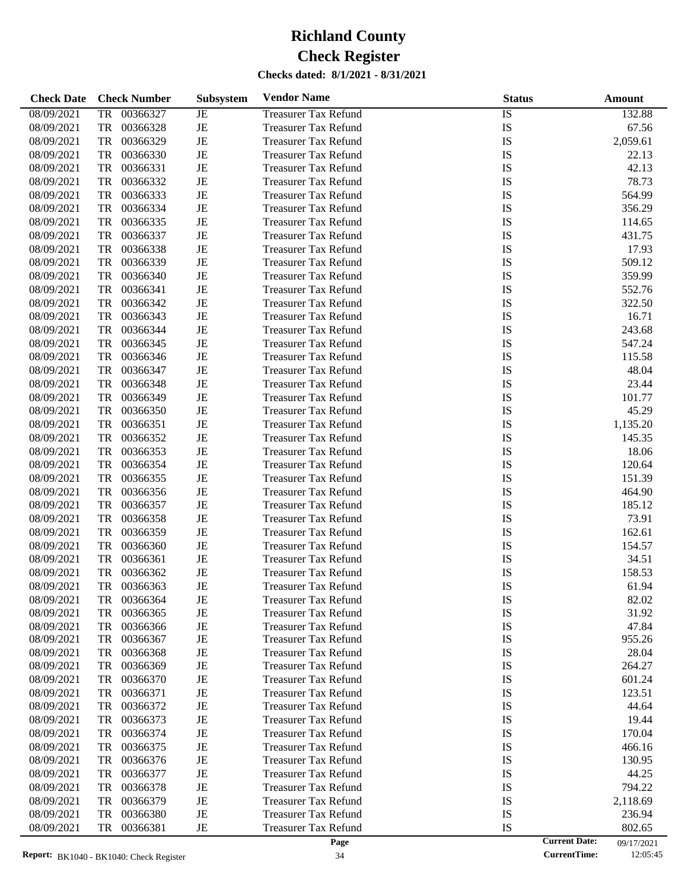# Richland County
# Check Register

**Checks dated: 8/1/2021 - 8/31/2021**

| Check Date | Check Number | Subsystem | Vendor Name | Status | Amount |
|---|---|---|---|---|---|
| 08/09/2021 | TR 00366327 | JE | Treasurer Tax Refund | IS | 132.88 |
| 08/09/2021 | TR 00366328 | JE | Treasurer Tax Refund | IS | 67.56 |
| 08/09/2021 | TR 00366329 | JE | Treasurer Tax Refund | IS | 2,059.61 |
| 08/09/2021 | TR 00366330 | JE | Treasurer Tax Refund | IS | 22.13 |
| 08/09/2021 | TR 00366331 | JE | Treasurer Tax Refund | IS | 42.13 |
| 08/09/2021 | TR 00366332 | JE | Treasurer Tax Refund | IS | 78.73 |
| 08/09/2021 | TR 00366333 | JE | Treasurer Tax Refund | IS | 564.99 |
| 08/09/2021 | TR 00366334 | JE | Treasurer Tax Refund | IS | 356.29 |
| 08/09/2021 | TR 00366335 | JE | Treasurer Tax Refund | IS | 114.65 |
| 08/09/2021 | TR 00366337 | JE | Treasurer Tax Refund | IS | 431.75 |
| 08/09/2021 | TR 00366338 | JE | Treasurer Tax Refund | IS | 17.93 |
| 08/09/2021 | TR 00366339 | JE | Treasurer Tax Refund | IS | 509.12 |
| 08/09/2021 | TR 00366340 | JE | Treasurer Tax Refund | IS | 359.99 |
| 08/09/2021 | TR 00366341 | JE | Treasurer Tax Refund | IS | 552.76 |
| 08/09/2021 | TR 00366342 | JE | Treasurer Tax Refund | IS | 322.50 |
| 08/09/2021 | TR 00366343 | JE | Treasurer Tax Refund | IS | 16.71 |
| 08/09/2021 | TR 00366344 | JE | Treasurer Tax Refund | IS | 243.68 |
| 08/09/2021 | TR 00366345 | JE | Treasurer Tax Refund | IS | 547.24 |
| 08/09/2021 | TR 00366346 | JE | Treasurer Tax Refund | IS | 115.58 |
| 08/09/2021 | TR 00366347 | JE | Treasurer Tax Refund | IS | 48.04 |
| 08/09/2021 | TR 00366348 | JE | Treasurer Tax Refund | IS | 23.44 |
| 08/09/2021 | TR 00366349 | JE | Treasurer Tax Refund | IS | 101.77 |
| 08/09/2021 | TR 00366350 | JE | Treasurer Tax Refund | IS | 45.29 |
| 08/09/2021 | TR 00366351 | JE | Treasurer Tax Refund | IS | 1,135.20 |
| 08/09/2021 | TR 00366352 | JE | Treasurer Tax Refund | IS | 145.35 |
| 08/09/2021 | TR 00366353 | JE | Treasurer Tax Refund | IS | 18.06 |
| 08/09/2021 | TR 00366354 | JE | Treasurer Tax Refund | IS | 120.64 |
| 08/09/2021 | TR 00366355 | JE | Treasurer Tax Refund | IS | 151.39 |
| 08/09/2021 | TR 00366356 | JE | Treasurer Tax Refund | IS | 464.90 |
| 08/09/2021 | TR 00366357 | JE | Treasurer Tax Refund | IS | 185.12 |
| 08/09/2021 | TR 00366358 | JE | Treasurer Tax Refund | IS | 73.91 |
| 08/09/2021 | TR 00366359 | JE | Treasurer Tax Refund | IS | 162.61 |
| 08/09/2021 | TR 00366360 | JE | Treasurer Tax Refund | IS | 154.57 |
| 08/09/2021 | TR 00366361 | JE | Treasurer Tax Refund | IS | 34.51 |
| 08/09/2021 | TR 00366362 | JE | Treasurer Tax Refund | IS | 158.53 |
| 08/09/2021 | TR 00366363 | JE | Treasurer Tax Refund | IS | 61.94 |
| 08/09/2021 | TR 00366364 | JE | Treasurer Tax Refund | IS | 82.02 |
| 08/09/2021 | TR 00366365 | JE | Treasurer Tax Refund | IS | 31.92 |
| 08/09/2021 | TR 00366366 | JE | Treasurer Tax Refund | IS | 47.84 |
| 08/09/2021 | TR 00366367 | JE | Treasurer Tax Refund | IS | 955.26 |
| 08/09/2021 | TR 00366368 | JE | Treasurer Tax Refund | IS | 28.04 |
| 08/09/2021 | TR 00366369 | JE | Treasurer Tax Refund | IS | 264.27 |
| 08/09/2021 | TR 00366370 | JE | Treasurer Tax Refund | IS | 601.24 |
| 08/09/2021 | TR 00366371 | JE | Treasurer Tax Refund | IS | 123.51 |
| 08/09/2021 | TR 00366372 | JE | Treasurer Tax Refund | IS | 44.64 |
| 08/09/2021 | TR 00366373 | JE | Treasurer Tax Refund | IS | 19.44 |
| 08/09/2021 | TR 00366374 | JE | Treasurer Tax Refund | IS | 170.04 |
| 08/09/2021 | TR 00366375 | JE | Treasurer Tax Refund | IS | 466.16 |
| 08/09/2021 | TR 00366376 | JE | Treasurer Tax Refund | IS | 130.95 |
| 08/09/2021 | TR 00366377 | JE | Treasurer Tax Refund | IS | 44.25 |
| 08/09/2021 | TR 00366378 | JE | Treasurer Tax Refund | IS | 794.22 |
| 08/09/2021 | TR 00366379 | JE | Treasurer Tax Refund | IS | 2,118.69 |
| 08/09/2021 | TR 00366380 | JE | Treasurer Tax Refund | IS | 236.94 |
| 08/09/2021 | TR 00366381 | JE | Treasurer Tax Refund | IS | 802.65 |

**Report:** BK1040 - BK1040: Check Register | **Current Date:** 09/17/2021 | **CurrentTime:** 12:05:45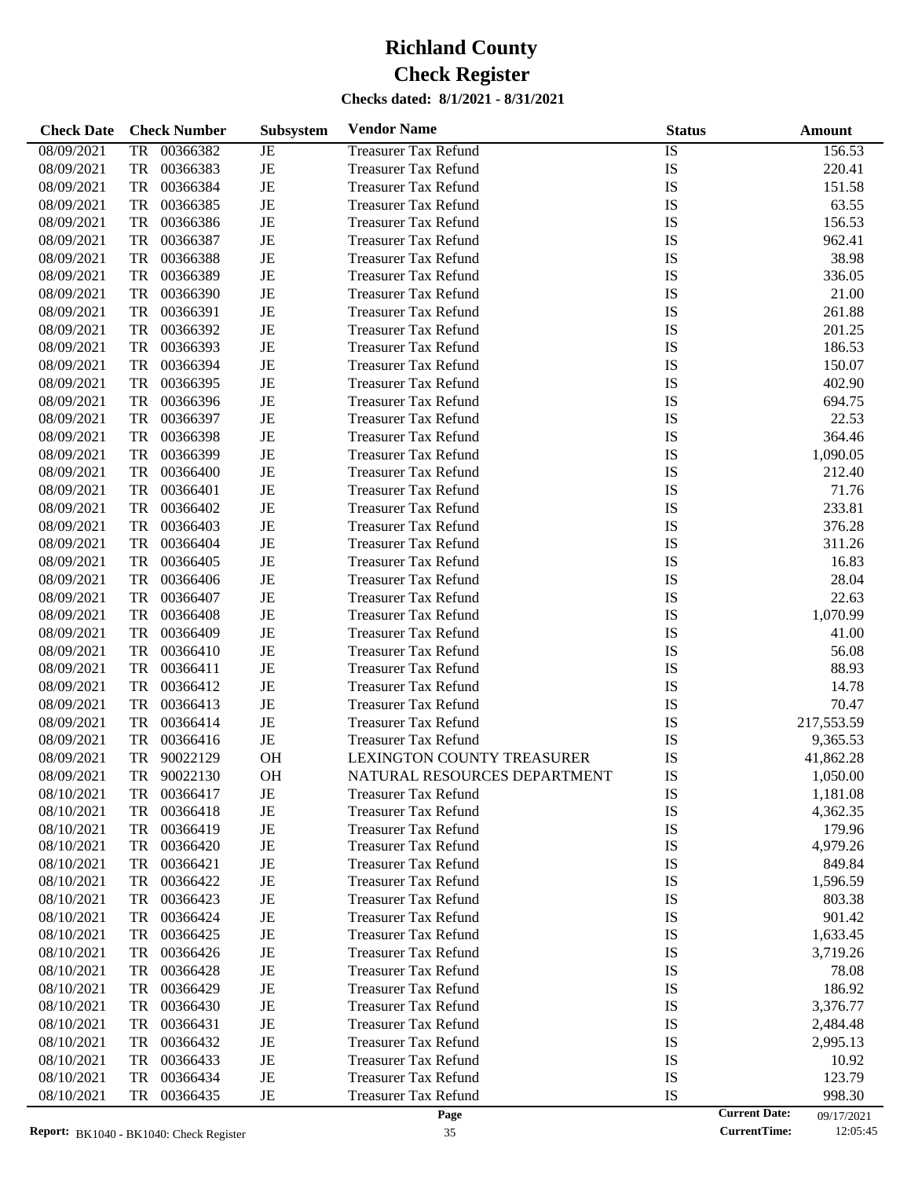# Richland County
# Check Register

**Checks dated: 8/1/2021 - 8/31/2021**

| Check Date | Check Number | Subsystem | Vendor Name | Status | Amount |
|---|---|---|---|---|---|
| 08/09/2021 | TR 00366382 | JE | Treasurer Tax Refund | IS | 156.53 |
| 08/09/2021 | TR 00366383 | JE | Treasurer Tax Refund | IS | 220.41 |
| 08/09/2021 | TR 00366384 | JE | Treasurer Tax Refund | IS | 151.58 |
| 08/09/2021 | TR 00366385 | JE | Treasurer Tax Refund | IS | 63.55 |
| 08/09/2021 | TR 00366386 | JE | Treasurer Tax Refund | IS | 156.53 |
| 08/09/2021 | TR 00366387 | JE | Treasurer Tax Refund | IS | 962.41 |
| 08/09/2021 | TR 00366388 | JE | Treasurer Tax Refund | IS | 38.98 |
| 08/09/2021 | TR 00366389 | JE | Treasurer Tax Refund | IS | 336.05 |
| 08/09/2021 | TR 00366390 | JE | Treasurer Tax Refund | IS | 21.00 |
| 08/09/2021 | TR 00366391 | JE | Treasurer Tax Refund | IS | 261.88 |
| 08/09/2021 | TR 00366392 | JE | Treasurer Tax Refund | IS | 201.25 |
| 08/09/2021 | TR 00366393 | JE | Treasurer Tax Refund | IS | 186.53 |
| 08/09/2021 | TR 00366394 | JE | Treasurer Tax Refund | IS | 150.07 |
| 08/09/2021 | TR 00366395 | JE | Treasurer Tax Refund | IS | 402.90 |
| 08/09/2021 | TR 00366396 | JE | Treasurer Tax Refund | IS | 694.75 |
| 08/09/2021 | TR 00366397 | JE | Treasurer Tax Refund | IS | 22.53 |
| 08/09/2021 | TR 00366398 | JE | Treasurer Tax Refund | IS | 364.46 |
| 08/09/2021 | TR 00366399 | JE | Treasurer Tax Refund | IS | 1,090.05 |
| 08/09/2021 | TR 00366400 | JE | Treasurer Tax Refund | IS | 212.40 |
| 08/09/2021 | TR 00366401 | JE | Treasurer Tax Refund | IS | 71.76 |
| 08/09/2021 | TR 00366402 | JE | Treasurer Tax Refund | IS | 233.81 |
| 08/09/2021 | TR 00366403 | JE | Treasurer Tax Refund | IS | 376.28 |
| 08/09/2021 | TR 00366404 | JE | Treasurer Tax Refund | IS | 311.26 |
| 08/09/2021 | TR 00366405 | JE | Treasurer Tax Refund | IS | 16.83 |
| 08/09/2021 | TR 00366406 | JE | Treasurer Tax Refund | IS | 28.04 |
| 08/09/2021 | TR 00366407 | JE | Treasurer Tax Refund | IS | 22.63 |
| 08/09/2021 | TR 00366408 | JE | Treasurer Tax Refund | IS | 1,070.99 |
| 08/09/2021 | TR 00366409 | JE | Treasurer Tax Refund | IS | 41.00 |
| 08/09/2021 | TR 00366410 | JE | Treasurer Tax Refund | IS | 56.08 |
| 08/09/2021 | TR 00366411 | JE | Treasurer Tax Refund | IS | 88.93 |
| 08/09/2021 | TR 00366412 | JE | Treasurer Tax Refund | IS | 14.78 |
| 08/09/2021 | TR 00366413 | JE | Treasurer Tax Refund | IS | 70.47 |
| 08/09/2021 | TR 00366414 | JE | Treasurer Tax Refund | IS | 217,553.59 |
| 08/09/2021 | TR 00366416 | JE | Treasurer Tax Refund | IS | 9,365.53 |
| 08/09/2021 | TR 90022129 | OH | LEXINGTON COUNTY TREASURER | IS | 41,862.28 |
| 08/09/2021 | TR 90022130 | OH | NATURAL RESOURCES DEPARTMENT | IS | 1,050.00 |
| 08/10/2021 | TR 00366417 | JE | Treasurer Tax Refund | IS | 1,181.08 |
| 08/10/2021 | TR 00366418 | JE | Treasurer Tax Refund | IS | 4,362.35 |
| 08/10/2021 | TR 00366419 | JE | Treasurer Tax Refund | IS | 179.96 |
| 08/10/2021 | TR 00366420 | JE | Treasurer Tax Refund | IS | 4,979.26 |
| 08/10/2021 | TR 00366421 | JE | Treasurer Tax Refund | IS | 849.84 |
| 08/10/2021 | TR 00366422 | JE | Treasurer Tax Refund | IS | 1,596.59 |
| 08/10/2021 | TR 00366423 | JE | Treasurer Tax Refund | IS | 803.38 |
| 08/10/2021 | TR 00366424 | JE | Treasurer Tax Refund | IS | 901.42 |
| 08/10/2021 | TR 00366425 | JE | Treasurer Tax Refund | IS | 1,633.45 |
| 08/10/2021 | TR 00366426 | JE | Treasurer Tax Refund | IS | 3,719.26 |
| 08/10/2021 | TR 00366428 | JE | Treasurer Tax Refund | IS | 78.08 |
| 08/10/2021 | TR 00366429 | JE | Treasurer Tax Refund | IS | 186.92 |
| 08/10/2021 | TR 00366430 | JE | Treasurer Tax Refund | IS | 3,376.77 |
| 08/10/2021 | TR 00366431 | JE | Treasurer Tax Refund | IS | 2,484.48 |
| 08/10/2021 | TR 00366432 | JE | Treasurer Tax Refund | IS | 2,995.13 |
| 08/10/2021 | TR 00366433 | JE | Treasurer Tax Refund | IS | 10.92 |
| 08/10/2021 | TR 00366434 | JE | Treasurer Tax Refund | IS | 123.79 |
| 08/10/2021 | TR 00366435 | JE | Treasurer Tax Refund | IS | 998.30 |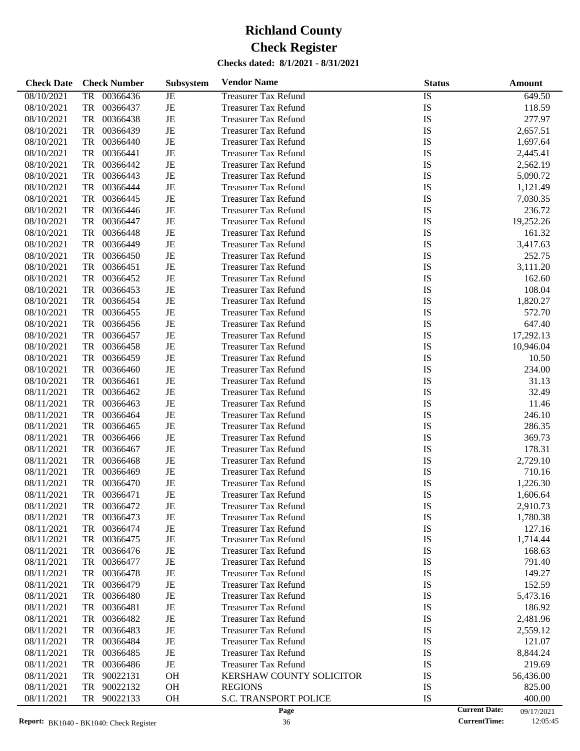# Richland County
# Check Register

**Checks dated: 8/1/2021 - 8/31/2021**

| Check Date | Check Number | Subsystem | Vendor Name | Status | Amount |
|---|---|---|---|---|---|
| 08/10/2021 | TR 00366436 | JE | Treasurer Tax Refund | IS | 649.50 |
| 08/10/2021 | TR 00366437 | JE | Treasurer Tax Refund | IS | 118.59 |
| 08/10/2021 | TR 00366438 | JE | Treasurer Tax Refund | IS | 277.97 |
| 08/10/2021 | TR 00366439 | JE | Treasurer Tax Refund | IS | 2,657.51 |
| 08/10/2021 | TR 00366440 | JE | Treasurer Tax Refund | IS | 1,697.64 |
| 08/10/2021 | TR 00366441 | JE | Treasurer Tax Refund | IS | 2,445.41 |
| 08/10/2021 | TR 00366442 | JE | Treasurer Tax Refund | IS | 2,562.19 |
| 08/10/2021 | TR 00366443 | JE | Treasurer Tax Refund | IS | 5,090.72 |
| 08/10/2021 | TR 00366444 | JE | Treasurer Tax Refund | IS | 1,121.49 |
| 08/10/2021 | TR 00366445 | JE | Treasurer Tax Refund | IS | 7,030.35 |
| 08/10/2021 | TR 00366446 | JE | Treasurer Tax Refund | IS | 236.72 |
| 08/10/2021 | TR 00366447 | JE | Treasurer Tax Refund | IS | 19,252.26 |
| 08/10/2021 | TR 00366448 | JE | Treasurer Tax Refund | IS | 161.32 |
| 08/10/2021 | TR 00366449 | JE | Treasurer Tax Refund | IS | 3,417.63 |
| 08/10/2021 | TR 00366450 | JE | Treasurer Tax Refund | IS | 252.75 |
| 08/10/2021 | TR 00366451 | JE | Treasurer Tax Refund | IS | 3,111.20 |
| 08/10/2021 | TR 00366452 | JE | Treasurer Tax Refund | IS | 162.60 |
| 08/10/2021 | TR 00366453 | JE | Treasurer Tax Refund | IS | 108.04 |
| 08/10/2021 | TR 00366454 | JE | Treasurer Tax Refund | IS | 1,820.27 |
| 08/10/2021 | TR 00366455 | JE | Treasurer Tax Refund | IS | 572.70 |
| 08/10/2021 | TR 00366456 | JE | Treasurer Tax Refund | IS | 647.40 |
| 08/10/2021 | TR 00366457 | JE | Treasurer Tax Refund | IS | 17,292.13 |
| 08/10/2021 | TR 00366458 | JE | Treasurer Tax Refund | IS | 10,946.04 |
| 08/10/2021 | TR 00366459 | JE | Treasurer Tax Refund | IS | 10.50 |
| 08/10/2021 | TR 00366460 | JE | Treasurer Tax Refund | IS | 234.00 |
| 08/10/2021 | TR 00366461 | JE | Treasurer Tax Refund | IS | 31.13 |
| 08/11/2021 | TR 00366462 | JE | Treasurer Tax Refund | IS | 32.49 |
| 08/11/2021 | TR 00366463 | JE | Treasurer Tax Refund | IS | 11.46 |
| 08/11/2021 | TR 00366464 | JE | Treasurer Tax Refund | IS | 246.10 |
| 08/11/2021 | TR 00366465 | JE | Treasurer Tax Refund | IS | 286.35 |
| 08/11/2021 | TR 00366466 | JE | Treasurer Tax Refund | IS | 369.73 |
| 08/11/2021 | TR 00366467 | JE | Treasurer Tax Refund | IS | 178.31 |
| 08/11/2021 | TR 00366468 | JE | Treasurer Tax Refund | IS | 2,729.10 |
| 08/11/2021 | TR 00366469 | JE | Treasurer Tax Refund | IS | 710.16 |
| 08/11/2021 | TR 00366470 | JE | Treasurer Tax Refund | IS | 1,226.30 |
| 08/11/2021 | TR 00366471 | JE | Treasurer Tax Refund | IS | 1,606.64 |
| 08/11/2021 | TR 00366472 | JE | Treasurer Tax Refund | IS | 2,910.73 |
| 08/11/2021 | TR 00366473 | JE | Treasurer Tax Refund | IS | 1,780.38 |
| 08/11/2021 | TR 00366474 | JE | Treasurer Tax Refund | IS | 127.16 |
| 08/11/2021 | TR 00366475 | JE | Treasurer Tax Refund | IS | 1,714.44 |
| 08/11/2021 | TR 00366476 | JE | Treasurer Tax Refund | IS | 168.63 |
| 08/11/2021 | TR 00366477 | JE | Treasurer Tax Refund | IS | 791.40 |
| 08/11/2021 | TR 00366478 | JE | Treasurer Tax Refund | IS | 149.27 |
| 08/11/2021 | TR 00366479 | JE | Treasurer Tax Refund | IS | 152.59 |
| 08/11/2021 | TR 00366480 | JE | Treasurer Tax Refund | IS | 5,473.16 |
| 08/11/2021 | TR 00366481 | JE | Treasurer Tax Refund | IS | 186.92 |
| 08/11/2021 | TR 00366482 | JE | Treasurer Tax Refund | IS | 2,481.96 |
| 08/11/2021 | TR 00366483 | JE | Treasurer Tax Refund | IS | 2,559.12 |
| 08/11/2021 | TR 00366484 | JE | Treasurer Tax Refund | IS | 121.07 |
| 08/11/2021 | TR 00366485 | JE | Treasurer Tax Refund | IS | 8,844.24 |
| 08/11/2021 | TR 00366486 | JE | Treasurer Tax Refund | IS | 219.69 |
| 08/11/2021 | TR 90022131 | OH | KERSHAW COUNTY SOLICITOR | IS | 56,436.00 |
| 08/11/2021 | TR 90022132 | OH | REGIONS | IS | 825.00 |
| 08/11/2021 | TR 90022133 | OH | S.C. TRANSPORT POLICE | IS | 400.00 |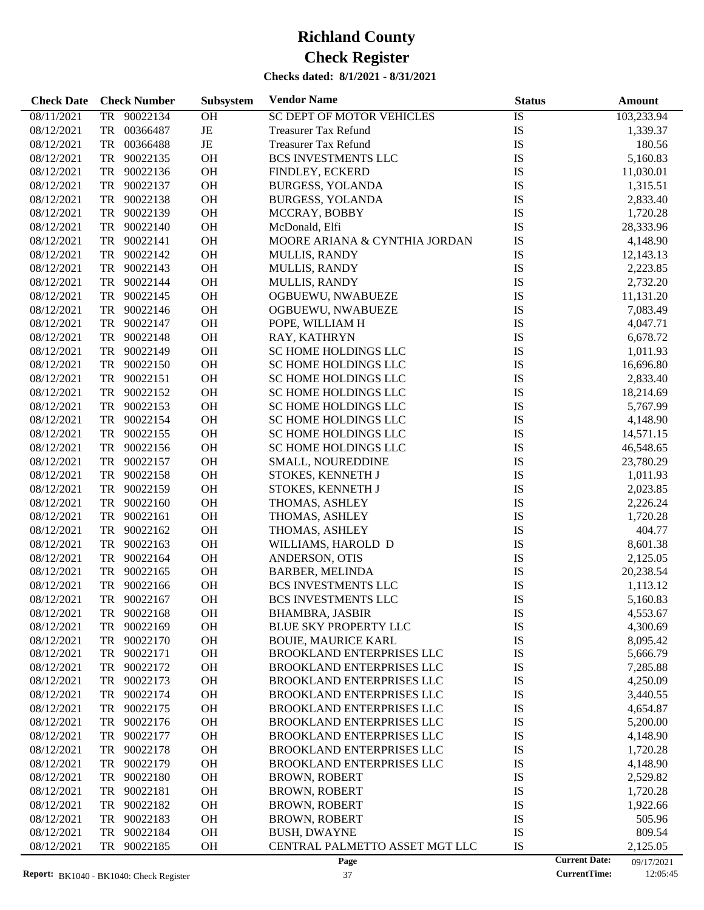# Richland County
# Check Register

**Checks dated: 8/1/2021 - 8/31/2021**

| Check Date | Check Number | | Subsystem | Vendor Name | Status | Amount |
|---|---|---|---|---|---|---|
| 08/11/2021 | TR | 90022134 | OH | SC DEPT OF MOTOR VEHICLES | IS | 103,233.94 |
| 08/12/2021 | TR | 00366487 | JE | Treasurer Tax Refund | IS | 1,339.37 |
| 08/12/2021 | TR | 00366488 | JE | Treasurer Tax Refund | IS | 180.56 |
| 08/12/2021 | TR | 90022135 | OH | BCS INVESTMENTS LLC | IS | 5,160.83 |
| 08/12/2021 | TR | 90022136 | OH | FINDLEY, ECKERD | IS | 11,030.01 |
| 08/12/2021 | TR | 90022137 | OH | BURGESS, YOLANDA | IS | 1,315.51 |
| 08/12/2021 | TR | 90022138 | OH | BURGESS, YOLANDA | IS | 2,833.40 |
| 08/12/2021 | TR | 90022139 | OH | MCCRAY, BOBBY | IS | 1,720.28 |
| 08/12/2021 | TR | 90022140 | OH | McDonald, Elfi | IS | 28,333.96 |
| 08/12/2021 | TR | 90022141 | OH | MOORE ARIANA & CYNTHIA JORDAN | IS | 4,148.90 |
| 08/12/2021 | TR | 90022142 | OH | MULLIS, RANDY | IS | 12,143.13 |
| 08/12/2021 | TR | 90022143 | OH | MULLIS, RANDY | IS | 2,223.85 |
| 08/12/2021 | TR | 90022144 | OH | MULLIS, RANDY | IS | 2,732.20 |
| 08/12/2021 | TR | 90022145 | OH | OGBUEWU, NWABUEZE | IS | 11,131.20 |
| 08/12/2021 | TR | 90022146 | OH | OGBUEWU, NWABUEZE | IS | 7,083.49 |
| 08/12/2021 | TR | 90022147 | OH | POPE, WILLIAM H | IS | 4,047.71 |
| 08/12/2021 | TR | 90022148 | OH | RAY, KATHRYN | IS | 6,678.72 |
| 08/12/2021 | TR | 90022149 | OH | SC HOME HOLDINGS LLC | IS | 1,011.93 |
| 08/12/2021 | TR | 90022150 | OH | SC HOME HOLDINGS LLC | IS | 16,696.80 |
| 08/12/2021 | TR | 90022151 | OH | SC HOME HOLDINGS LLC | IS | 2,833.40 |
| 08/12/2021 | TR | 90022152 | OH | SC HOME HOLDINGS LLC | IS | 18,214.69 |
| 08/12/2021 | TR | 90022153 | OH | SC HOME HOLDINGS LLC | IS | 5,767.99 |
| 08/12/2021 | TR | 90022154 | OH | SC HOME HOLDINGS LLC | IS | 4,148.90 |
| 08/12/2021 | TR | 90022155 | OH | SC HOME HOLDINGS LLC | IS | 14,571.15 |
| 08/12/2021 | TR | 90022156 | OH | SC HOME HOLDINGS LLC | IS | 46,548.65 |
| 08/12/2021 | TR | 90022157 | OH | SMALL, NOUREDDINE | IS | 23,780.29 |
| 08/12/2021 | TR | 90022158 | OH | STOKES, KENNETH J | IS | 1,011.93 |
| 08/12/2021 | TR | 90022159 | OH | STOKES, KENNETH J | IS | 2,023.85 |
| 08/12/2021 | TR | 90022160 | OH | THOMAS, ASHLEY | IS | 2,226.24 |
| 08/12/2021 | TR | 90022161 | OH | THOMAS, ASHLEY | IS | 1,720.28 |
| 08/12/2021 | TR | 90022162 | OH | THOMAS, ASHLEY | IS | 404.77 |
| 08/12/2021 | TR | 90022163 | OH | WILLIAMS, HAROLD D | IS | 8,601.38 |
| 08/12/2021 | TR | 90022164 | OH | ANDERSON, OTIS | IS | 2,125.05 |
| 08/12/2021 | TR | 90022165 | OH | BARBER, MELINDA | IS | 20,238.54 |
| 08/12/2021 | TR | 90022166 | OH | BCS INVESTMENTS LLC | IS | 1,113.12 |
| 08/12/2021 | TR | 90022167 | OH | BCS INVESTMENTS LLC | IS | 5,160.83 |
| 08/12/2021 | TR | 90022168 | OH | BHAMBRA, JASBIR | IS | 4,553.67 |
| 08/12/2021 | TR | 90022169 | OH | BLUE SKY PROPERTY LLC | IS | 4,300.69 |
| 08/12/2021 | TR | 90022170 | OH | BOUIE, MAURICE KARL | IS | 8,095.42 |
| 08/12/2021 | TR | 90022171 | OH | BROOKLAND ENTERPRISES LLC | IS | 5,666.79 |
| 08/12/2021 | TR | 90022172 | OH | BROOKLAND ENTERPRISES LLC | IS | 7,285.88 |
| 08/12/2021 | TR | 90022173 | OH | BROOKLAND ENTERPRISES LLC | IS | 4,250.09 |
| 08/12/2021 | TR | 90022174 | OH | BROOKLAND ENTERPRISES LLC | IS | 3,440.55 |
| 08/12/2021 | TR | 90022175 | OH | BROOKLAND ENTERPRISES LLC | IS | 4,654.87 |
| 08/12/2021 | TR | 90022176 | OH | BROOKLAND ENTERPRISES LLC | IS | 5,200.00 |
| 08/12/2021 | TR | 90022177 | OH | BROOKLAND ENTERPRISES LLC | IS | 4,148.90 |
| 08/12/2021 | TR | 90022178 | OH | BROOKLAND ENTERPRISES LLC | IS | 1,720.28 |
| 08/12/2021 | TR | 90022179 | OH | BROOKLAND ENTERPRISES LLC | IS | 4,148.90 |
| 08/12/2021 | TR | 90022180 | OH | BROWN, ROBERT | IS | 2,529.82 |
| 08/12/2021 | TR | 90022181 | OH | BROWN, ROBERT | IS | 1,720.28 |
| 08/12/2021 | TR | 90022182 | OH | BROWN, ROBERT | IS | 1,922.66 |
| 08/12/2021 | TR | 90022183 | OH | BROWN, ROBERT | IS | 505.96 |
| 08/12/2021 | TR | 90022184 | OH | BUSH, DWAYNE | IS | 809.54 |
| 08/12/2021 | TR | 90022185 | OH | CENTRAL PALMETTO ASSET MGT LLC | IS | 2,125.05 |

**Report:** BK1040 - BK1040: Check Register  **Current Date:** 09/17/2021  **CurrentTime:** 12:05:45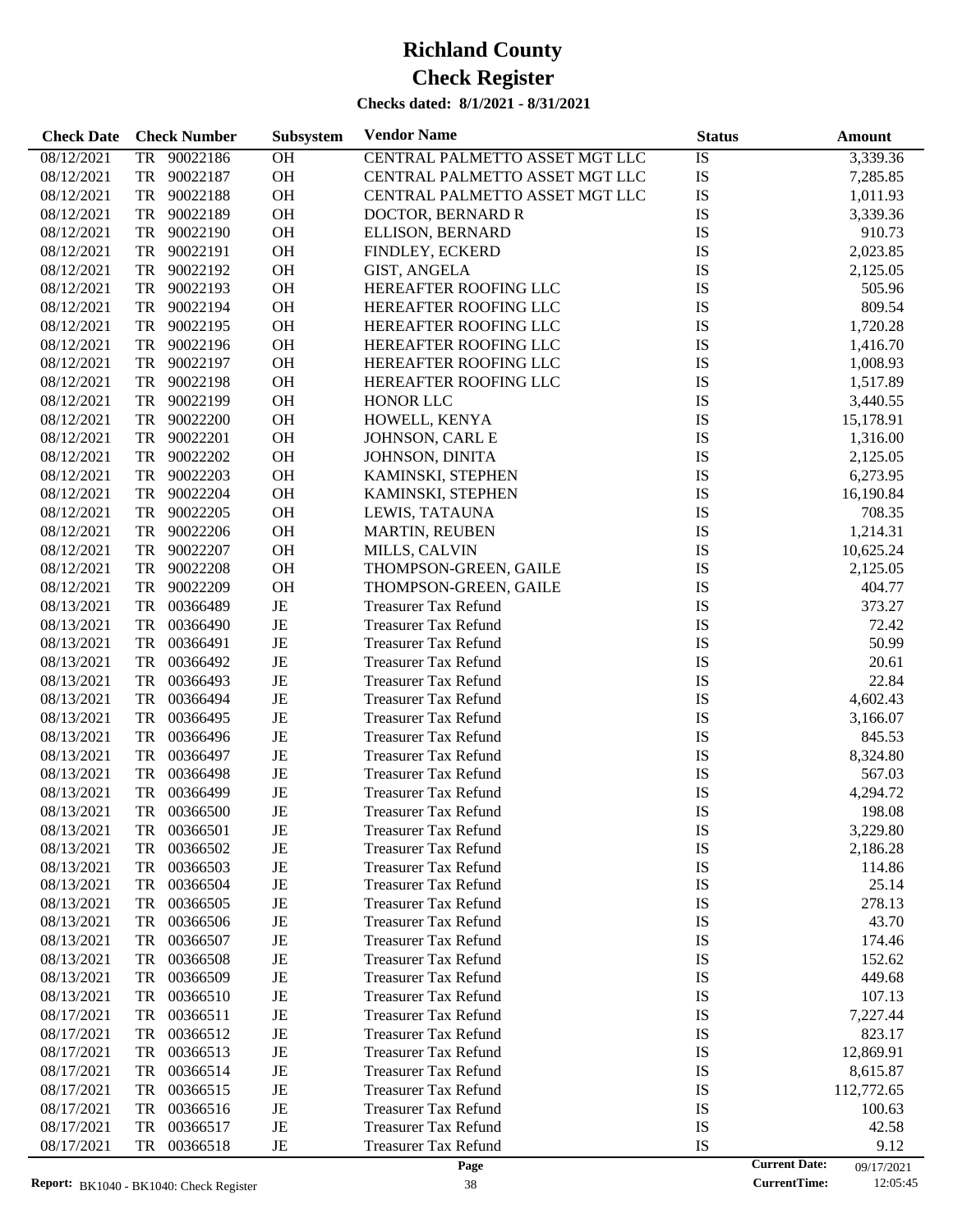# Richland County
# Check Register
### Checks dated: 8/1/2021 - 8/31/2021

| Check Date | Check Number | | Subsystem | Vendor Name | Status | Amount |
|---|---|---|---|---|---|---|
| 08/12/2021 | TR | 90022186 | OH | CENTRAL PALMETTO ASSET MGT LLC | IS | 3,339.36 |
| 08/12/2021 | TR | 90022187 | OH | CENTRAL PALMETTO ASSET MGT LLC | IS | 7,285.85 |
| 08/12/2021 | TR | 90022188 | OH | CENTRAL PALMETTO ASSET MGT LLC | IS | 1,011.93 |
| 08/12/2021 | TR | 90022189 | OH | DOCTOR, BERNARD R | IS | 3,339.36 |
| 08/12/2021 | TR | 90022190 | OH | ELLISON, BERNARD | IS | 910.73 |
| 08/12/2021 | TR | 90022191 | OH | FINDLEY, ECKERD | IS | 2,023.85 |
| 08/12/2021 | TR | 90022192 | OH | GIST, ANGELA | IS | 2,125.05 |
| 08/12/2021 | TR | 90022193 | OH | HEREAFTER ROOFING LLC | IS | 505.96 |
| 08/12/2021 | TR | 90022194 | OH | HEREAFTER ROOFING LLC | IS | 809.54 |
| 08/12/2021 | TR | 90022195 | OH | HEREAFTER ROOFING LLC | IS | 1,720.28 |
| 08/12/2021 | TR | 90022196 | OH | HEREAFTER ROOFING LLC | IS | 1,416.70 |
| 08/12/2021 | TR | 90022197 | OH | HEREAFTER ROOFING LLC | IS | 1,008.93 |
| 08/12/2021 | TR | 90022198 | OH | HEREAFTER ROOFING LLC | IS | 1,517.89 |
| 08/12/2021 | TR | 90022199 | OH | HONOR LLC | IS | 3,440.55 |
| 08/12/2021 | TR | 90022200 | OH | HOWELL, KENYA | IS | 15,178.91 |
| 08/12/2021 | TR | 90022201 | OH | JOHNSON, CARL E | IS | 1,316.00 |
| 08/12/2021 | TR | 90022202 | OH | JOHNSON, DINITA | IS | 2,125.05 |
| 08/12/2021 | TR | 90022203 | OH | KAMINSKI, STEPHEN | IS | 6,273.95 |
| 08/12/2021 | TR | 90022204 | OH | KAMINSKI, STEPHEN | IS | 16,190.84 |
| 08/12/2021 | TR | 90022205 | OH | LEWIS, TATAUNA | IS | 708.35 |
| 08/12/2021 | TR | 90022206 | OH | MARTIN, REUBEN | IS | 1,214.31 |
| 08/12/2021 | TR | 90022207 | OH | MILLS, CALVIN | IS | 10,625.24 |
| 08/12/2021 | TR | 90022208 | OH | THOMPSON-GREEN, GAILE | IS | 2,125.05 |
| 08/12/2021 | TR | 90022209 | OH | THOMPSON-GREEN, GAILE | IS | 404.77 |
| 08/13/2021 | TR | 00366489 | JE | Treasurer Tax Refund | IS | 373.27 |
| 08/13/2021 | TR | 00366490 | JE | Treasurer Tax Refund | IS | 72.42 |
| 08/13/2021 | TR | 00366491 | JE | Treasurer Tax Refund | IS | 50.99 |
| 08/13/2021 | TR | 00366492 | JE | Treasurer Tax Refund | IS | 20.61 |
| 08/13/2021 | TR | 00366493 | JE | Treasurer Tax Refund | IS | 22.84 |
| 08/13/2021 | TR | 00366494 | JE | Treasurer Tax Refund | IS | 4,602.43 |
| 08/13/2021 | TR | 00366495 | JE | Treasurer Tax Refund | IS | 3,166.07 |
| 08/13/2021 | TR | 00366496 | JE | Treasurer Tax Refund | IS | 845.53 |
| 08/13/2021 | TR | 00366497 | JE | Treasurer Tax Refund | IS | 8,324.80 |
| 08/13/2021 | TR | 00366498 | JE | Treasurer Tax Refund | IS | 567.03 |
| 08/13/2021 | TR | 00366499 | JE | Treasurer Tax Refund | IS | 4,294.72 |
| 08/13/2021 | TR | 00366500 | JE | Treasurer Tax Refund | IS | 198.08 |
| 08/13/2021 | TR | 00366501 | JE | Treasurer Tax Refund | IS | 3,229.80 |
| 08/13/2021 | TR | 00366502 | JE | Treasurer Tax Refund | IS | 2,186.28 |
| 08/13/2021 | TR | 00366503 | JE | Treasurer Tax Refund | IS | 114.86 |
| 08/13/2021 | TR | 00366504 | JE | Treasurer Tax Refund | IS | 25.14 |
| 08/13/2021 | TR | 00366505 | JE | Treasurer Tax Refund | IS | 278.13 |
| 08/13/2021 | TR | 00366506 | JE | Treasurer Tax Refund | IS | 43.70 |
| 08/13/2021 | TR | 00366507 | JE | Treasurer Tax Refund | IS | 174.46 |
| 08/13/2021 | TR | 00366508 | JE | Treasurer Tax Refund | IS | 152.62 |
| 08/13/2021 | TR | 00366509 | JE | Treasurer Tax Refund | IS | 449.68 |
| 08/13/2021 | TR | 00366510 | JE | Treasurer Tax Refund | IS | 107.13 |
| 08/17/2021 | TR | 00366511 | JE | Treasurer Tax Refund | IS | 7,227.44 |
| 08/17/2021 | TR | 00366512 | JE | Treasurer Tax Refund | IS | 823.17 |
| 08/17/2021 | TR | 00366513 | JE | Treasurer Tax Refund | IS | 12,869.91 |
| 08/17/2021 | TR | 00366514 | JE | Treasurer Tax Refund | IS | 8,615.87 |
| 08/17/2021 | TR | 00366515 | JE | Treasurer Tax Refund | IS | 112,772.65 |
| 08/17/2021 | TR | 00366516 | JE | Treasurer Tax Refund | IS | 100.63 |
| 08/17/2021 | TR | 00366517 | JE | Treasurer Tax Refund | IS | 42.58 |
| 08/17/2021 | TR | 00366518 | JE | Treasurer Tax Refund | IS | 9.12 |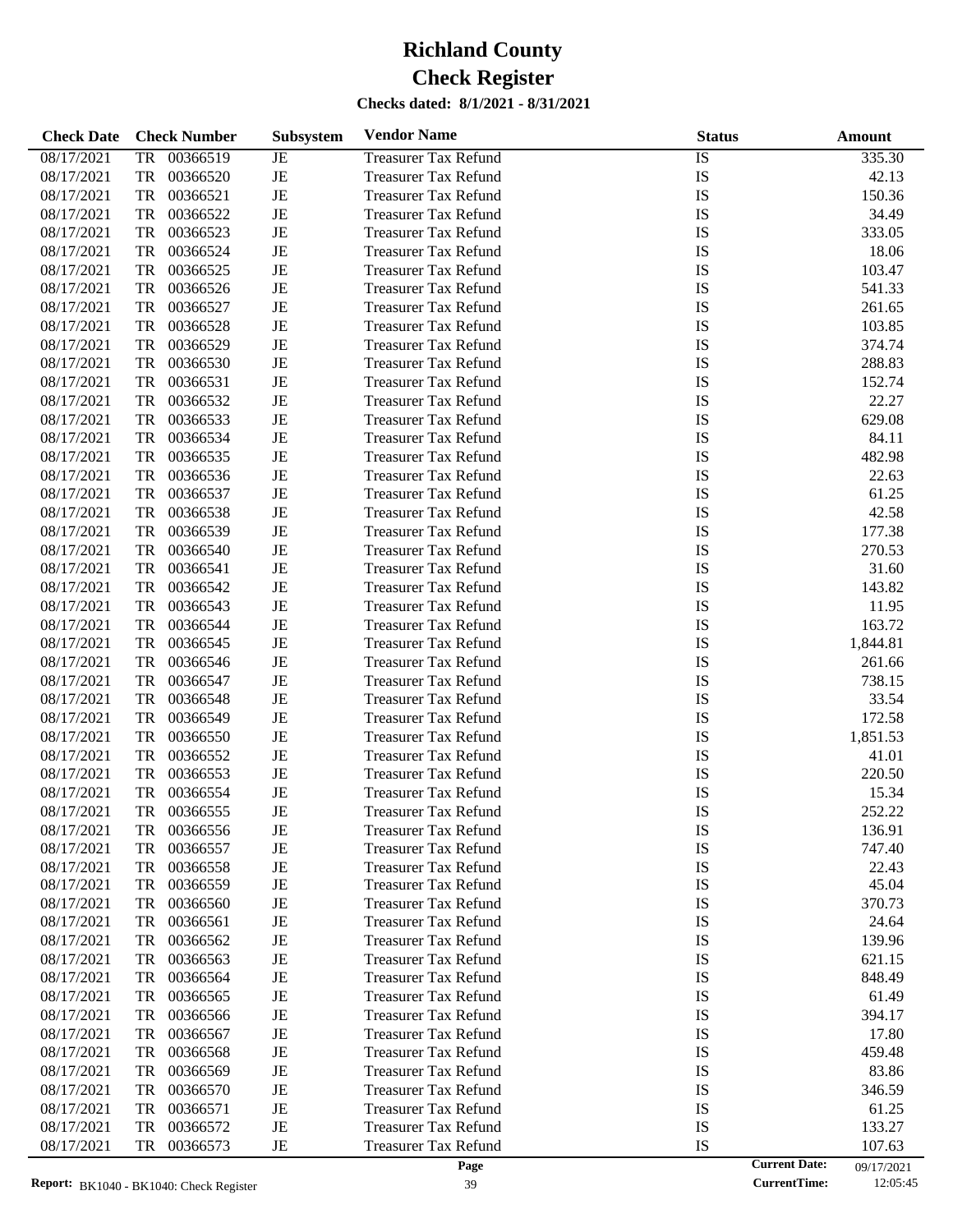# Richland County
# Check Register

**Checks dated: 8/1/2021 - 8/31/2021**

| Check Date | Check Number | Subsystem | Vendor Name | Status | Amount |
|---|---|---|---|---|---|
| 08/17/2021 | TR 00366519 | JE | Treasurer Tax Refund | IS | 335.30 |
| 08/17/2021 | TR 00366520 | JE | Treasurer Tax Refund | IS | 42.13 |
| 08/17/2021 | TR 00366521 | JE | Treasurer Tax Refund | IS | 150.36 |
| 08/17/2021 | TR 00366522 | JE | Treasurer Tax Refund | IS | 34.49 |
| 08/17/2021 | TR 00366523 | JE | Treasurer Tax Refund | IS | 333.05 |
| 08/17/2021 | TR 00366524 | JE | Treasurer Tax Refund | IS | 18.06 |
| 08/17/2021 | TR 00366525 | JE | Treasurer Tax Refund | IS | 103.47 |
| 08/17/2021 | TR 00366526 | JE | Treasurer Tax Refund | IS | 541.33 |
| 08/17/2021 | TR 00366527 | JE | Treasurer Tax Refund | IS | 261.65 |
| 08/17/2021 | TR 00366528 | JE | Treasurer Tax Refund | IS | 103.85 |
| 08/17/2021 | TR 00366529 | JE | Treasurer Tax Refund | IS | 374.74 |
| 08/17/2021 | TR 00366530 | JE | Treasurer Tax Refund | IS | 288.83 |
| 08/17/2021 | TR 00366531 | JE | Treasurer Tax Refund | IS | 152.74 |
| 08/17/2021 | TR 00366532 | JE | Treasurer Tax Refund | IS | 22.27 |
| 08/17/2021 | TR 00366533 | JE | Treasurer Tax Refund | IS | 629.08 |
| 08/17/2021 | TR 00366534 | JE | Treasurer Tax Refund | IS | 84.11 |
| 08/17/2021 | TR 00366535 | JE | Treasurer Tax Refund | IS | 482.98 |
| 08/17/2021 | TR 00366536 | JE | Treasurer Tax Refund | IS | 22.63 |
| 08/17/2021 | TR 00366537 | JE | Treasurer Tax Refund | IS | 61.25 |
| 08/17/2021 | TR 00366538 | JE | Treasurer Tax Refund | IS | 42.58 |
| 08/17/2021 | TR 00366539 | JE | Treasurer Tax Refund | IS | 177.38 |
| 08/17/2021 | TR 00366540 | JE | Treasurer Tax Refund | IS | 270.53 |
| 08/17/2021 | TR 00366541 | JE | Treasurer Tax Refund | IS | 31.60 |
| 08/17/2021 | TR 00366542 | JE | Treasurer Tax Refund | IS | 143.82 |
| 08/17/2021 | TR 00366543 | JE | Treasurer Tax Refund | IS | 11.95 |
| 08/17/2021 | TR 00366544 | JE | Treasurer Tax Refund | IS | 163.72 |
| 08/17/2021 | TR 00366545 | JE | Treasurer Tax Refund | IS | 1,844.81 |
| 08/17/2021 | TR 00366546 | JE | Treasurer Tax Refund | IS | 261.66 |
| 08/17/2021 | TR 00366547 | JE | Treasurer Tax Refund | IS | 738.15 |
| 08/17/2021 | TR 00366548 | JE | Treasurer Tax Refund | IS | 33.54 |
| 08/17/2021 | TR 00366549 | JE | Treasurer Tax Refund | IS | 172.58 |
| 08/17/2021 | TR 00366550 | JE | Treasurer Tax Refund | IS | 1,851.53 |
| 08/17/2021 | TR 00366552 | JE | Treasurer Tax Refund | IS | 41.01 |
| 08/17/2021 | TR 00366553 | JE | Treasurer Tax Refund | IS | 220.50 |
| 08/17/2021 | TR 00366554 | JE | Treasurer Tax Refund | IS | 15.34 |
| 08/17/2021 | TR 00366555 | JE | Treasurer Tax Refund | IS | 252.22 |
| 08/17/2021 | TR 00366556 | JE | Treasurer Tax Refund | IS | 136.91 |
| 08/17/2021 | TR 00366557 | JE | Treasurer Tax Refund | IS | 747.40 |
| 08/17/2021 | TR 00366558 | JE | Treasurer Tax Refund | IS | 22.43 |
| 08/17/2021 | TR 00366559 | JE | Treasurer Tax Refund | IS | 45.04 |
| 08/17/2021 | TR 00366560 | JE | Treasurer Tax Refund | IS | 370.73 |
| 08/17/2021 | TR 00366561 | JE | Treasurer Tax Refund | IS | 24.64 |
| 08/17/2021 | TR 00366562 | JE | Treasurer Tax Refund | IS | 139.96 |
| 08/17/2021 | TR 00366563 | JE | Treasurer Tax Refund | IS | 621.15 |
| 08/17/2021 | TR 00366564 | JE | Treasurer Tax Refund | IS | 848.49 |
| 08/17/2021 | TR 00366565 | JE | Treasurer Tax Refund | IS | 61.49 |
| 08/17/2021 | TR 00366566 | JE | Treasurer Tax Refund | IS | 394.17 |
| 08/17/2021 | TR 00366567 | JE | Treasurer Tax Refund | IS | 17.80 |
| 08/17/2021 | TR 00366568 | JE | Treasurer Tax Refund | IS | 459.48 |
| 08/17/2021 | TR 00366569 | JE | Treasurer Tax Refund | IS | 83.86 |
| 08/17/2021 | TR 00366570 | JE | Treasurer Tax Refund | IS | 346.59 |
| 08/17/2021 | TR 00366571 | JE | Treasurer Tax Refund | IS | 61.25 |
| 08/17/2021 | TR 00366572 | JE | Treasurer Tax Refund | IS | 133.27 |
| 08/17/2021 | TR 00366573 | JE | Treasurer Tax Refund | IS | 107.63 |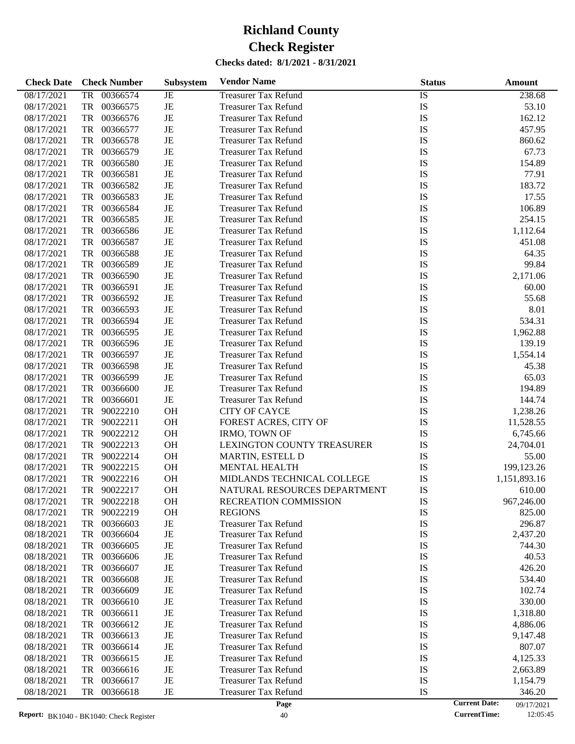# Richland County

# Check Register

**Checks dated: 8/1/2021 - 8/31/2021**

| Check Date | Check Number | Subsystem | Vendor Name | Status | Amount |
|---|---|---|---|---|---|
| 08/17/2021 | TR 00366574 | JE | Treasurer Tax Refund | IS | 238.68 |
| 08/17/2021 | TR 00366575 | JE | Treasurer Tax Refund | IS | 53.10 |
| 08/17/2021 | TR 00366576 | JE | Treasurer Tax Refund | IS | 162.12 |
| 08/17/2021 | TR 00366577 | JE | Treasurer Tax Refund | IS | 457.95 |
| 08/17/2021 | TR 00366578 | JE | Treasurer Tax Refund | IS | 860.62 |
| 08/17/2021 | TR 00366579 | JE | Treasurer Tax Refund | IS | 67.73 |
| 08/17/2021 | TR 00366580 | JE | Treasurer Tax Refund | IS | 154.89 |
| 08/17/2021 | TR 00366581 | JE | Treasurer Tax Refund | IS | 77.91 |
| 08/17/2021 | TR 00366582 | JE | Treasurer Tax Refund | IS | 183.72 |
| 08/17/2021 | TR 00366583 | JE | Treasurer Tax Refund | IS | 17.55 |
| 08/17/2021 | TR 00366584 | JE | Treasurer Tax Refund | IS | 106.89 |
| 08/17/2021 | TR 00366585 | JE | Treasurer Tax Refund | IS | 254.15 |
| 08/17/2021 | TR 00366586 | JE | Treasurer Tax Refund | IS | 1,112.64 |
| 08/17/2021 | TR 00366587 | JE | Treasurer Tax Refund | IS | 451.08 |
| 08/17/2021 | TR 00366588 | JE | Treasurer Tax Refund | IS | 64.35 |
| 08/17/2021 | TR 00366589 | JE | Treasurer Tax Refund | IS | 99.84 |
| 08/17/2021 | TR 00366590 | JE | Treasurer Tax Refund | IS | 2,171.06 |
| 08/17/2021 | TR 00366591 | JE | Treasurer Tax Refund | IS | 60.00 |
| 08/17/2021 | TR 00366592 | JE | Treasurer Tax Refund | IS | 55.68 |
| 08/17/2021 | TR 00366593 | JE | Treasurer Tax Refund | IS | 8.01 |
| 08/17/2021 | TR 00366594 | JE | Treasurer Tax Refund | IS | 534.31 |
| 08/17/2021 | TR 00366595 | JE | Treasurer Tax Refund | IS | 1,962.88 |
| 08/17/2021 | TR 00366596 | JE | Treasurer Tax Refund | IS | 139.19 |
| 08/17/2021 | TR 00366597 | JE | Treasurer Tax Refund | IS | 1,554.14 |
| 08/17/2021 | TR 00366598 | JE | Treasurer Tax Refund | IS | 45.38 |
| 08/17/2021 | TR 00366599 | JE | Treasurer Tax Refund | IS | 65.03 |
| 08/17/2021 | TR 00366600 | JE | Treasurer Tax Refund | IS | 194.89 |
| 08/17/2021 | TR 00366601 | JE | Treasurer Tax Refund | IS | 144.74 |
| 08/17/2021 | TR 90022210 | OH | CITY OF CAYCE | IS | 1,238.26 |
| 08/17/2021 | TR 90022211 | OH | FOREST ACRES, CITY OF | IS | 11,528.55 |
| 08/17/2021 | TR 90022212 | OH | IRMO, TOWN OF | IS | 6,745.66 |
| 08/17/2021 | TR 90022213 | OH | LEXINGTON COUNTY TREASURER | IS | 24,704.01 |
| 08/17/2021 | TR 90022214 | OH | MARTIN, ESTELL D | IS | 55.00 |
| 08/17/2021 | TR 90022215 | OH | MENTAL HEALTH | IS | 199,123.26 |
| 08/17/2021 | TR 90022216 | OH | MIDLANDS TECHNICAL COLLEGE | IS | 1,151,893.16 |
| 08/17/2021 | TR 90022217 | OH | NATURAL RESOURCES DEPARTMENT | IS | 610.00 |
| 08/17/2021 | TR 90022218 | OH | RECREATION COMMISSION | IS | 967,246.00 |
| 08/17/2021 | TR 90022219 | OH | REGIONS | IS | 825.00 |
| 08/18/2021 | TR 00366603 | JE | Treasurer Tax Refund | IS | 296.87 |
| 08/18/2021 | TR 00366604 | JE | Treasurer Tax Refund | IS | 2,437.20 |
| 08/18/2021 | TR 00366605 | JE | Treasurer Tax Refund | IS | 744.30 |
| 08/18/2021 | TR 00366606 | JE | Treasurer Tax Refund | IS | 40.53 |
| 08/18/2021 | TR 00366607 | JE | Treasurer Tax Refund | IS | 426.20 |
| 08/18/2021 | TR 00366608 | JE | Treasurer Tax Refund | IS | 534.40 |
| 08/18/2021 | TR 00366609 | JE | Treasurer Tax Refund | IS | 102.74 |
| 08/18/2021 | TR 00366610 | JE | Treasurer Tax Refund | IS | 330.00 |
| 08/18/2021 | TR 00366611 | JE | Treasurer Tax Refund | IS | 1,318.80 |
| 08/18/2021 | TR 00366612 | JE | Treasurer Tax Refund | IS | 4,886.06 |
| 08/18/2021 | TR 00366613 | JE | Treasurer Tax Refund | IS | 9,147.48 |
| 08/18/2021 | TR 00366614 | JE | Treasurer Tax Refund | IS | 807.07 |
| 08/18/2021 | TR 00366615 | JE | Treasurer Tax Refund | IS | 4,125.33 |
| 08/18/2021 | TR 00366616 | JE | Treasurer Tax Refund | IS | 2,663.89 |
| 08/18/2021 | TR 00366617 | JE | Treasurer Tax Refund | IS | 1,154.79 |
| 08/18/2021 | TR 00366618 | JE | Treasurer Tax Refund | IS | 346.20 |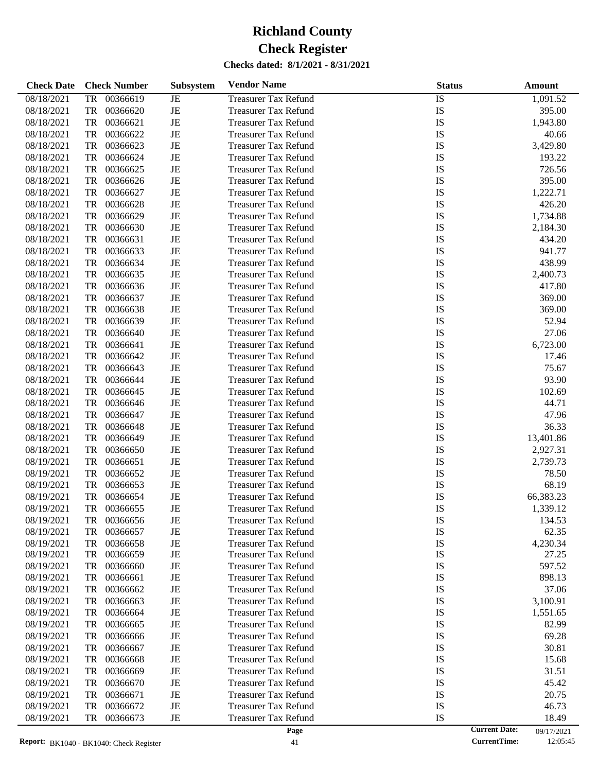# Richland County

# Check Register

**Checks dated: 8/1/2021 - 8/31/2021**

| Check Date | Check Number | Subsystem | Vendor Name | Status | Amount |
|---|---|---|---|---|---|
| 08/18/2021 | TR 00366619 | JE | Treasurer Tax Refund | IS | 1,091.52 |
| 08/18/2021 | TR 00366620 | JE | Treasurer Tax Refund | IS | 395.00 |
| 08/18/2021 | TR 00366621 | JE | Treasurer Tax Refund | IS | 1,943.80 |
| 08/18/2021 | TR 00366622 | JE | Treasurer Tax Refund | IS | 40.66 |
| 08/18/2021 | TR 00366623 | JE | Treasurer Tax Refund | IS | 3,429.80 |
| 08/18/2021 | TR 00366624 | JE | Treasurer Tax Refund | IS | 193.22 |
| 08/18/2021 | TR 00366625 | JE | Treasurer Tax Refund | IS | 726.56 |
| 08/18/2021 | TR 00366626 | JE | Treasurer Tax Refund | IS | 395.00 |
| 08/18/2021 | TR 00366627 | JE | Treasurer Tax Refund | IS | 1,222.71 |
| 08/18/2021 | TR 00366628 | JE | Treasurer Tax Refund | IS | 426.20 |
| 08/18/2021 | TR 00366629 | JE | Treasurer Tax Refund | IS | 1,734.88 |
| 08/18/2021 | TR 00366630 | JE | Treasurer Tax Refund | IS | 2,184.30 |
| 08/18/2021 | TR 00366631 | JE | Treasurer Tax Refund | IS | 434.20 |
| 08/18/2021 | TR 00366633 | JE | Treasurer Tax Refund | IS | 941.77 |
| 08/18/2021 | TR 00366634 | JE | Treasurer Tax Refund | IS | 438.99 |
| 08/18/2021 | TR 00366635 | JE | Treasurer Tax Refund | IS | 2,400.73 |
| 08/18/2021 | TR 00366636 | JE | Treasurer Tax Refund | IS | 417.80 |
| 08/18/2021 | TR 00366637 | JE | Treasurer Tax Refund | IS | 369.00 |
| 08/18/2021 | TR 00366638 | JE | Treasurer Tax Refund | IS | 369.00 |
| 08/18/2021 | TR 00366639 | JE | Treasurer Tax Refund | IS | 52.94 |
| 08/18/2021 | TR 00366640 | JE | Treasurer Tax Refund | IS | 27.06 |
| 08/18/2021 | TR 00366641 | JE | Treasurer Tax Refund | IS | 6,723.00 |
| 08/18/2021 | TR 00366642 | JE | Treasurer Tax Refund | IS | 17.46 |
| 08/18/2021 | TR 00366643 | JE | Treasurer Tax Refund | IS | 75.67 |
| 08/18/2021 | TR 00366644 | JE | Treasurer Tax Refund | IS | 93.90 |
| 08/18/2021 | TR 00366645 | JE | Treasurer Tax Refund | IS | 102.69 |
| 08/18/2021 | TR 00366646 | JE | Treasurer Tax Refund | IS | 44.71 |
| 08/18/2021 | TR 00366647 | JE | Treasurer Tax Refund | IS | 47.96 |
| 08/18/2021 | TR 00366648 | JE | Treasurer Tax Refund | IS | 36.33 |
| 08/18/2021 | TR 00366649 | JE | Treasurer Tax Refund | IS | 13,401.86 |
| 08/18/2021 | TR 00366650 | JE | Treasurer Tax Refund | IS | 2,927.31 |
| 08/19/2021 | TR 00366651 | JE | Treasurer Tax Refund | IS | 2,739.73 |
| 08/19/2021 | TR 00366652 | JE | Treasurer Tax Refund | IS | 78.50 |
| 08/19/2021 | TR 00366653 | JE | Treasurer Tax Refund | IS | 68.19 |
| 08/19/2021 | TR 00366654 | JE | Treasurer Tax Refund | IS | 66,383.23 |
| 08/19/2021 | TR 00366655 | JE | Treasurer Tax Refund | IS | 1,339.12 |
| 08/19/2021 | TR 00366656 | JE | Treasurer Tax Refund | IS | 134.53 |
| 08/19/2021 | TR 00366657 | JE | Treasurer Tax Refund | IS | 62.35 |
| 08/19/2021 | TR 00366658 | JE | Treasurer Tax Refund | IS | 4,230.34 |
| 08/19/2021 | TR 00366659 | JE | Treasurer Tax Refund | IS | 27.25 |
| 08/19/2021 | TR 00366660 | JE | Treasurer Tax Refund | IS | 597.52 |
| 08/19/2021 | TR 00366661 | JE | Treasurer Tax Refund | IS | 898.13 |
| 08/19/2021 | TR 00366662 | JE | Treasurer Tax Refund | IS | 37.06 |
| 08/19/2021 | TR 00366663 | JE | Treasurer Tax Refund | IS | 3,100.91 |
| 08/19/2021 | TR 00366664 | JE | Treasurer Tax Refund | IS | 1,551.65 |
| 08/19/2021 | TR 00366665 | JE | Treasurer Tax Refund | IS | 82.99 |
| 08/19/2021 | TR 00366666 | JE | Treasurer Tax Refund | IS | 69.28 |
| 08/19/2021 | TR 00366667 | JE | Treasurer Tax Refund | IS | 30.81 |
| 08/19/2021 | TR 00366668 | JE | Treasurer Tax Refund | IS | 15.68 |
| 08/19/2021 | TR 00366669 | JE | Treasurer Tax Refund | IS | 31.51 |
| 08/19/2021 | TR 00366670 | JE | Treasurer Tax Refund | IS | 45.42 |
| 08/19/2021 | TR 00366671 | JE | Treasurer Tax Refund | IS | 20.75 |
| 08/19/2021 | TR 00366672 | JE | Treasurer Tax Refund | IS | 46.73 |
| 08/19/2021 | TR 00366673 | JE | Treasurer Tax Refund | IS | 18.49 |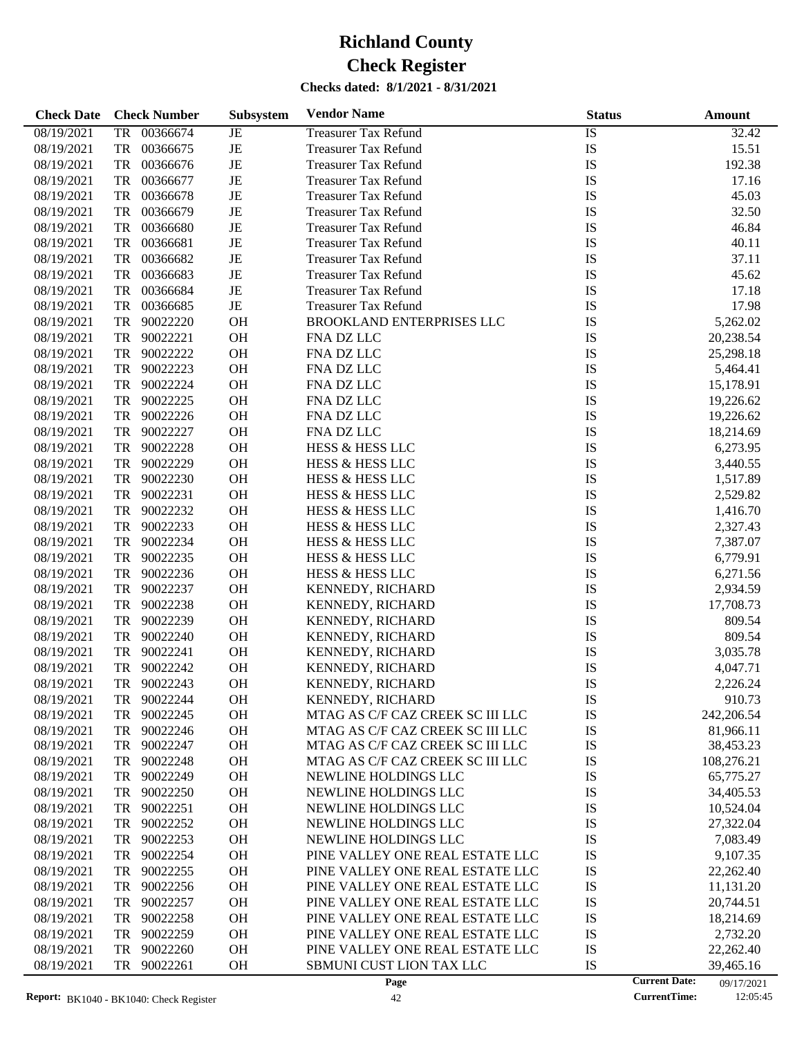# Richland County

# Check Register

**Checks dated: 8/1/2021 - 8/31/2021**

| Check Date | Check Number | Subsystem | Vendor Name | Status | Amount |
|---|---|---|---|---|---|
| 08/19/2021 | TR 00366674 | JE | Treasurer Tax Refund | IS | 32.42 |
| 08/19/2021 | TR 00366675 | JE | Treasurer Tax Refund | IS | 15.51 |
| 08/19/2021 | TR 00366676 | JE | Treasurer Tax Refund | IS | 192.38 |
| 08/19/2021 | TR 00366677 | JE | Treasurer Tax Refund | IS | 17.16 |
| 08/19/2021 | TR 00366678 | JE | Treasurer Tax Refund | IS | 45.03 |
| 08/19/2021 | TR 00366679 | JE | Treasurer Tax Refund | IS | 32.50 |
| 08/19/2021 | TR 00366680 | JE | Treasurer Tax Refund | IS | 46.84 |
| 08/19/2021 | TR 00366681 | JE | Treasurer Tax Refund | IS | 40.11 |
| 08/19/2021 | TR 00366682 | JE | Treasurer Tax Refund | IS | 37.11 |
| 08/19/2021 | TR 00366683 | JE | Treasurer Tax Refund | IS | 45.62 |
| 08/19/2021 | TR 00366684 | JE | Treasurer Tax Refund | IS | 17.18 |
| 08/19/2021 | TR 00366685 | JE | Treasurer Tax Refund | IS | 17.98 |
| 08/19/2021 | TR 90022220 | OH | BROOKLAND ENTERPRISES LLC | IS | 5,262.02 |
| 08/19/2021 | TR 90022221 | OH | FNA DZ LLC | IS | 20,238.54 |
| 08/19/2021 | TR 90022222 | OH | FNA DZ LLC | IS | 25,298.18 |
| 08/19/2021 | TR 90022223 | OH | FNA DZ LLC | IS | 5,464.41 |
| 08/19/2021 | TR 90022224 | OH | FNA DZ LLC | IS | 15,178.91 |
| 08/19/2021 | TR 90022225 | OH | FNA DZ LLC | IS | 19,226.62 |
| 08/19/2021 | TR 90022226 | OH | FNA DZ LLC | IS | 19,226.62 |
| 08/19/2021 | TR 90022227 | OH | FNA DZ LLC | IS | 18,214.69 |
| 08/19/2021 | TR 90022228 | OH | HESS & HESS LLC | IS | 6,273.95 |
| 08/19/2021 | TR 90022229 | OH | HESS & HESS LLC | IS | 3,440.55 |
| 08/19/2021 | TR 90022230 | OH | HESS & HESS LLC | IS | 1,517.89 |
| 08/19/2021 | TR 90022231 | OH | HESS & HESS LLC | IS | 2,529.82 |
| 08/19/2021 | TR 90022232 | OH | HESS & HESS LLC | IS | 1,416.70 |
| 08/19/2021 | TR 90022233 | OH | HESS & HESS LLC | IS | 2,327.43 |
| 08/19/2021 | TR 90022234 | OH | HESS & HESS LLC | IS | 7,387.07 |
| 08/19/2021 | TR 90022235 | OH | HESS & HESS LLC | IS | 6,779.91 |
| 08/19/2021 | TR 90022236 | OH | HESS & HESS LLC | IS | 6,271.56 |
| 08/19/2021 | TR 90022237 | OH | KENNEDY, RICHARD | IS | 2,934.59 |
| 08/19/2021 | TR 90022238 | OH | KENNEDY, RICHARD | IS | 17,708.73 |
| 08/19/2021 | TR 90022239 | OH | KENNEDY, RICHARD | IS | 809.54 |
| 08/19/2021 | TR 90022240 | OH | KENNEDY, RICHARD | IS | 809.54 |
| 08/19/2021 | TR 90022241 | OH | KENNEDY, RICHARD | IS | 3,035.78 |
| 08/19/2021 | TR 90022242 | OH | KENNEDY, RICHARD | IS | 4,047.71 |
| 08/19/2021 | TR 90022243 | OH | KENNEDY, RICHARD | IS | 2,226.24 |
| 08/19/2021 | TR 90022244 | OH | KENNEDY, RICHARD | IS | 910.73 |
| 08/19/2021 | TR 90022245 | OH | MTAG AS C/F CAZ CREEK SC III LLC | IS | 242,206.54 |
| 08/19/2021 | TR 90022246 | OH | MTAG AS C/F CAZ CREEK SC III LLC | IS | 81,966.11 |
| 08/19/2021 | TR 90022247 | OH | MTAG AS C/F CAZ CREEK SC III LLC | IS | 38,453.23 |
| 08/19/2021 | TR 90022248 | OH | MTAG AS C/F CAZ CREEK SC III LLC | IS | 108,276.21 |
| 08/19/2021 | TR 90022249 | OH | NEWLINE HOLDINGS LLC | IS | 65,775.27 |
| 08/19/2021 | TR 90022250 | OH | NEWLINE HOLDINGS LLC | IS | 34,405.53 |
| 08/19/2021 | TR 90022251 | OH | NEWLINE HOLDINGS LLC | IS | 10,524.04 |
| 08/19/2021 | TR 90022252 | OH | NEWLINE HOLDINGS LLC | IS | 27,322.04 |
| 08/19/2021 | TR 90022253 | OH | NEWLINE HOLDINGS LLC | IS | 7,083.49 |
| 08/19/2021 | TR 90022254 | OH | PINE VALLEY ONE REAL ESTATE LLC | IS | 9,107.35 |
| 08/19/2021 | TR 90022255 | OH | PINE VALLEY ONE REAL ESTATE LLC | IS | 22,262.40 |
| 08/19/2021 | TR 90022256 | OH | PINE VALLEY ONE REAL ESTATE LLC | IS | 11,131.20 |
| 08/19/2021 | TR 90022257 | OH | PINE VALLEY ONE REAL ESTATE LLC | IS | 20,744.51 |
| 08/19/2021 | TR 90022258 | OH | PINE VALLEY ONE REAL ESTATE LLC | IS | 18,214.69 |
| 08/19/2021 | TR 90022259 | OH | PINE VALLEY ONE REAL ESTATE LLC | IS | 2,732.20 |
| 08/19/2021 | TR 90022260 | OH | PINE VALLEY ONE REAL ESTATE LLC | IS | 22,262.40 |
| 08/19/2021 | TR 90022261 | OH | SBMUNI CUST LION TAX LLC | IS | 39,465.16 |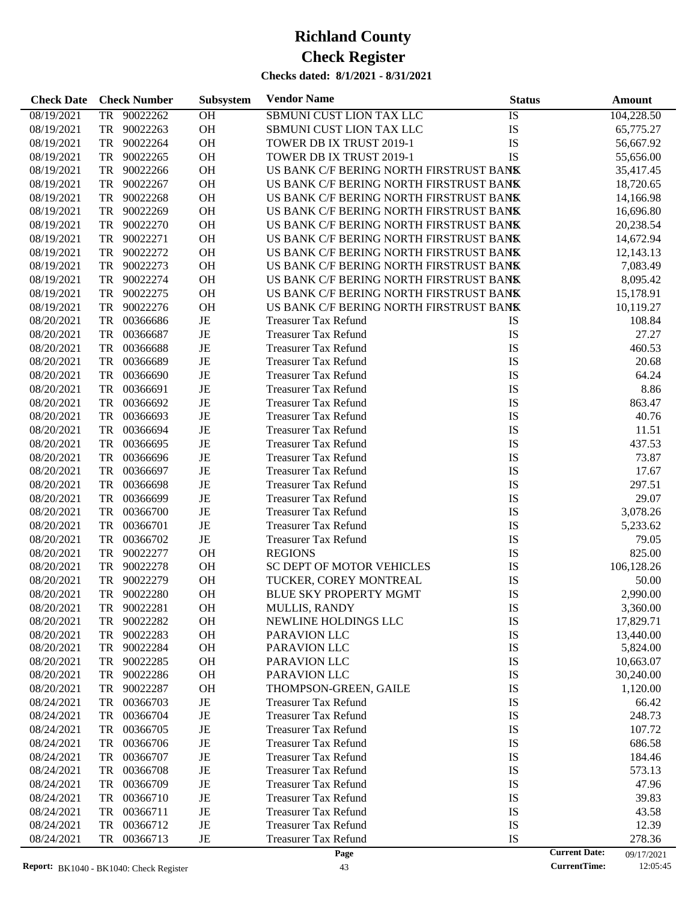# Richland County

# Check Register

**Checks dated: 8/1/2021 - 8/31/2021**

| Check Date | Check Number | Subsystem | Vendor Name | Status | Amount |
|---|---|---|---|---|---|
| 08/19/2021 | TR 90022262 | OH | SBMUNI CUST LION TAX LLC | IS | 104,228.50 |
| 08/19/2021 | TR 90022263 | OH | SBMUNI CUST LION TAX LLC | IS | 65,775.27 |
| 08/19/2021 | TR 90022264 | OH | TOWER DB IX TRUST 2019-1 | IS | 56,667.92 |
| 08/19/2021 | TR 90022265 | OH | TOWER DB IX TRUST 2019-1 | IS | 55,656.00 |
| 08/19/2021 | TR 90022266 | OH | US BANK C/F BERING NORTH FIRSTRUST BANK | IS | 35,417.45 |
| 08/19/2021 | TR 90022267 | OH | US BANK C/F BERING NORTH FIRSTRUST BANK | IS | 18,720.65 |
| 08/19/2021 | TR 90022268 | OH | US BANK C/F BERING NORTH FIRSTRUST BANK | IS | 14,166.98 |
| 08/19/2021 | TR 90022269 | OH | US BANK C/F BERING NORTH FIRSTRUST BANK | IS | 16,696.80 |
| 08/19/2021 | TR 90022270 | OH | US BANK C/F BERING NORTH FIRSTRUST BANK | IS | 20,238.54 |
| 08/19/2021 | TR 90022271 | OH | US BANK C/F BERING NORTH FIRSTRUST BANK | IS | 14,672.94 |
| 08/19/2021 | TR 90022272 | OH | US BANK C/F BERING NORTH FIRSTRUST BANK | IS | 12,143.13 |
| 08/19/2021 | TR 90022273 | OH | US BANK C/F BERING NORTH FIRSTRUST BANK | IS | 7,083.49 |
| 08/19/2021 | TR 90022274 | OH | US BANK C/F BERING NORTH FIRSTRUST BANK | IS | 8,095.42 |
| 08/19/2021 | TR 90022275 | OH | US BANK C/F BERING NORTH FIRSTRUST BANK | IS | 15,178.91 |
| 08/19/2021 | TR 90022276 | OH | US BANK C/F BERING NORTH FIRSTRUST BANK | IS | 10,119.27 |
| 08/20/2021 | TR 00366686 | JE | Treasurer Tax Refund | IS | 108.84 |
| 08/20/2021 | TR 00366687 | JE | Treasurer Tax Refund | IS | 27.27 |
| 08/20/2021 | TR 00366688 | JE | Treasurer Tax Refund | IS | 460.53 |
| 08/20/2021 | TR 00366689 | JE | Treasurer Tax Refund | IS | 20.68 |
| 08/20/2021 | TR 00366690 | JE | Treasurer Tax Refund | IS | 64.24 |
| 08/20/2021 | TR 00366691 | JE | Treasurer Tax Refund | IS | 8.86 |
| 08/20/2021 | TR 00366692 | JE | Treasurer Tax Refund | IS | 863.47 |
| 08/20/2021 | TR 00366693 | JE | Treasurer Tax Refund | IS | 40.76 |
| 08/20/2021 | TR 00366694 | JE | Treasurer Tax Refund | IS | 11.51 |
| 08/20/2021 | TR 00366695 | JE | Treasurer Tax Refund | IS | 437.53 |
| 08/20/2021 | TR 00366696 | JE | Treasurer Tax Refund | IS | 73.87 |
| 08/20/2021 | TR 00366697 | JE | Treasurer Tax Refund | IS | 17.67 |
| 08/20/2021 | TR 00366698 | JE | Treasurer Tax Refund | IS | 297.51 |
| 08/20/2021 | TR 00366699 | JE | Treasurer Tax Refund | IS | 29.07 |
| 08/20/2021 | TR 00366700 | JE | Treasurer Tax Refund | IS | 3,078.26 |
| 08/20/2021 | TR 00366701 | JE | Treasurer Tax Refund | IS | 5,233.62 |
| 08/20/2021 | TR 00366702 | JE | Treasurer Tax Refund | IS | 79.05 |
| 08/20/2021 | TR 90022277 | OH | REGIONS | IS | 825.00 |
| 08/20/2021 | TR 90022278 | OH | SC DEPT OF MOTOR VEHICLES | IS | 106,128.26 |
| 08/20/2021 | TR 90022279 | OH | TUCKER, COREY MONTREAL | IS | 50.00 |
| 08/20/2021 | TR 90022280 | OH | BLUE SKY PROPERTY MGMT | IS | 2,990.00 |
| 08/20/2021 | TR 90022281 | OH | MULLIS, RANDY | IS | 3,360.00 |
| 08/20/2021 | TR 90022282 | OH | NEWLINE HOLDINGS LLC | IS | 17,829.71 |
| 08/20/2021 | TR 90022283 | OH | PARAVION LLC | IS | 13,440.00 |
| 08/20/2021 | TR 90022284 | OH | PARAVION LLC | IS | 5,824.00 |
| 08/20/2021 | TR 90022285 | OH | PARAVION LLC | IS | 10,663.07 |
| 08/20/2021 | TR 90022286 | OH | PARAVION LLC | IS | 30,240.00 |
| 08/20/2021 | TR 90022287 | OH | THOMPSON-GREEN, GAILE | IS | 1,120.00 |
| 08/24/2021 | TR 00366703 | JE | Treasurer Tax Refund | IS | 66.42 |
| 08/24/2021 | TR 00366704 | JE | Treasurer Tax Refund | IS | 248.73 |
| 08/24/2021 | TR 00366705 | JE | Treasurer Tax Refund | IS | 107.72 |
| 08/24/2021 | TR 00366706 | JE | Treasurer Tax Refund | IS | 686.58 |
| 08/24/2021 | TR 00366707 | JE | Treasurer Tax Refund | IS | 184.46 |
| 08/24/2021 | TR 00366708 | JE | Treasurer Tax Refund | IS | 573.13 |
| 08/24/2021 | TR 00366709 | JE | Treasurer Tax Refund | IS | 47.96 |
| 08/24/2021 | TR 00366710 | JE | Treasurer Tax Refund | IS | 39.83 |
| 08/24/2021 | TR 00366711 | JE | Treasurer Tax Refund | IS | 43.58 |
| 08/24/2021 | TR 00366712 | JE | Treasurer Tax Refund | IS | 12.39 |
| 08/24/2021 | TR 00366713 | JE | Treasurer Tax Refund | IS | 278.36 |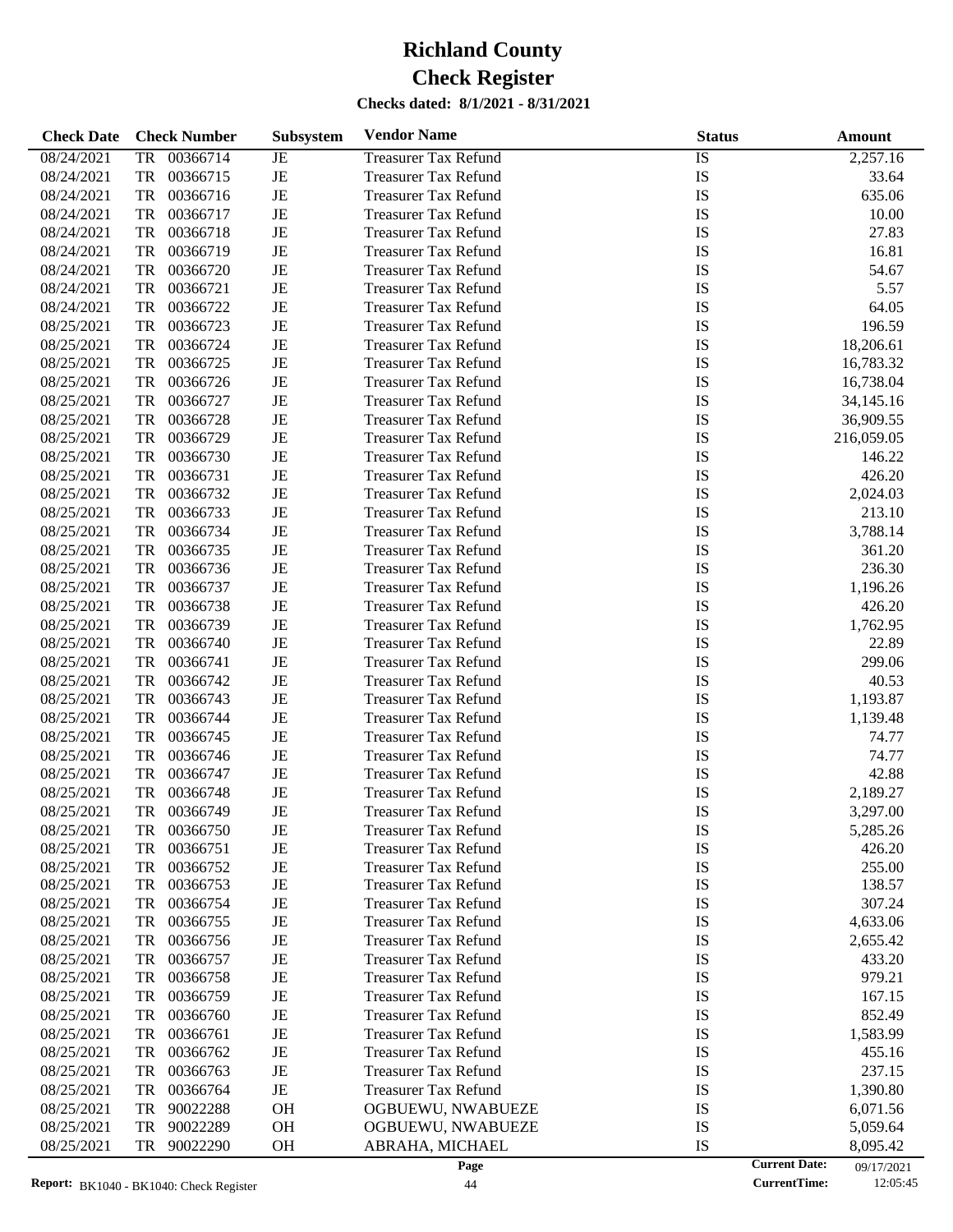# Richland County
# Check Register

**Checks dated: 8/1/2021 - 8/31/2021**

| Check Date | Check Number | Subsystem | Vendor Name | Status | Amount |
|---|---|---|---|---|---|
| 08/24/2021 | TR 00366714 | JE | Treasurer Tax Refund | IS | 2,257.16 |
| 08/24/2021 | TR 00366715 | JE | Treasurer Tax Refund | IS | 33.64 |
| 08/24/2021 | TR 00366716 | JE | Treasurer Tax Refund | IS | 635.06 |
| 08/24/2021 | TR 00366717 | JE | Treasurer Tax Refund | IS | 10.00 |
| 08/24/2021 | TR 00366718 | JE | Treasurer Tax Refund | IS | 27.83 |
| 08/24/2021 | TR 00366719 | JE | Treasurer Tax Refund | IS | 16.81 |
| 08/24/2021 | TR 00366720 | JE | Treasurer Tax Refund | IS | 54.67 |
| 08/24/2021 | TR 00366721 | JE | Treasurer Tax Refund | IS | 5.57 |
| 08/24/2021 | TR 00366722 | JE | Treasurer Tax Refund | IS | 64.05 |
| 08/25/2021 | TR 00366723 | JE | Treasurer Tax Refund | IS | 196.59 |
| 08/25/2021 | TR 00366724 | JE | Treasurer Tax Refund | IS | 18,206.61 |
| 08/25/2021 | TR 00366725 | JE | Treasurer Tax Refund | IS | 16,783.32 |
| 08/25/2021 | TR 00366726 | JE | Treasurer Tax Refund | IS | 16,738.04 |
| 08/25/2021 | TR 00366727 | JE | Treasurer Tax Refund | IS | 34,145.16 |
| 08/25/2021 | TR 00366728 | JE | Treasurer Tax Refund | IS | 36,909.55 |
| 08/25/2021 | TR 00366729 | JE | Treasurer Tax Refund | IS | 216,059.05 |
| 08/25/2021 | TR 00366730 | JE | Treasurer Tax Refund | IS | 146.22 |
| 08/25/2021 | TR 00366731 | JE | Treasurer Tax Refund | IS | 426.20 |
| 08/25/2021 | TR 00366732 | JE | Treasurer Tax Refund | IS | 2,024.03 |
| 08/25/2021 | TR 00366733 | JE | Treasurer Tax Refund | IS | 213.10 |
| 08/25/2021 | TR 00366734 | JE | Treasurer Tax Refund | IS | 3,788.14 |
| 08/25/2021 | TR 00366735 | JE | Treasurer Tax Refund | IS | 361.20 |
| 08/25/2021 | TR 00366736 | JE | Treasurer Tax Refund | IS | 236.30 |
| 08/25/2021 | TR 00366737 | JE | Treasurer Tax Refund | IS | 1,196.26 |
| 08/25/2021 | TR 00366738 | JE | Treasurer Tax Refund | IS | 426.20 |
| 08/25/2021 | TR 00366739 | JE | Treasurer Tax Refund | IS | 1,762.95 |
| 08/25/2021 | TR 00366740 | JE | Treasurer Tax Refund | IS | 22.89 |
| 08/25/2021 | TR 00366741 | JE | Treasurer Tax Refund | IS | 299.06 |
| 08/25/2021 | TR 00366742 | JE | Treasurer Tax Refund | IS | 40.53 |
| 08/25/2021 | TR 00366743 | JE | Treasurer Tax Refund | IS | 1,193.87 |
| 08/25/2021 | TR 00366744 | JE | Treasurer Tax Refund | IS | 1,139.48 |
| 08/25/2021 | TR 00366745 | JE | Treasurer Tax Refund | IS | 74.77 |
| 08/25/2021 | TR 00366746 | JE | Treasurer Tax Refund | IS | 74.77 |
| 08/25/2021 | TR 00366747 | JE | Treasurer Tax Refund | IS | 42.88 |
| 08/25/2021 | TR 00366748 | JE | Treasurer Tax Refund | IS | 2,189.27 |
| 08/25/2021 | TR 00366749 | JE | Treasurer Tax Refund | IS | 3,297.00 |
| 08/25/2021 | TR 00366750 | JE | Treasurer Tax Refund | IS | 5,285.26 |
| 08/25/2021 | TR 00366751 | JE | Treasurer Tax Refund | IS | 426.20 |
| 08/25/2021 | TR 00366752 | JE | Treasurer Tax Refund | IS | 255.00 |
| 08/25/2021 | TR 00366753 | JE | Treasurer Tax Refund | IS | 138.57 |
| 08/25/2021 | TR 00366754 | JE | Treasurer Tax Refund | IS | 307.24 |
| 08/25/2021 | TR 00366755 | JE | Treasurer Tax Refund | IS | 4,633.06 |
| 08/25/2021 | TR 00366756 | JE | Treasurer Tax Refund | IS | 2,655.42 |
| 08/25/2021 | TR 00366757 | JE | Treasurer Tax Refund | IS | 433.20 |
| 08/25/2021 | TR 00366758 | JE | Treasurer Tax Refund | IS | 979.21 |
| 08/25/2021 | TR 00366759 | JE | Treasurer Tax Refund | IS | 167.15 |
| 08/25/2021 | TR 00366760 | JE | Treasurer Tax Refund | IS | 852.49 |
| 08/25/2021 | TR 00366761 | JE | Treasurer Tax Refund | IS | 1,583.99 |
| 08/25/2021 | TR 00366762 | JE | Treasurer Tax Refund | IS | 455.16 |
| 08/25/2021 | TR 00366763 | JE | Treasurer Tax Refund | IS | 237.15 |
| 08/25/2021 | TR 00366764 | JE | Treasurer Tax Refund | IS | 1,390.80 |
| 08/25/2021 | TR 90022288 | OH | OGBUEWU, NWABUEZE | IS | 6,071.56 |
| 08/25/2021 | TR 90022289 | OH | OGBUEWU, NWABUEZE | IS | 5,059.64 |
| 08/25/2021 | TR 90022290 | OH | ABRAHA, MICHAEL | IS | 8,095.42 |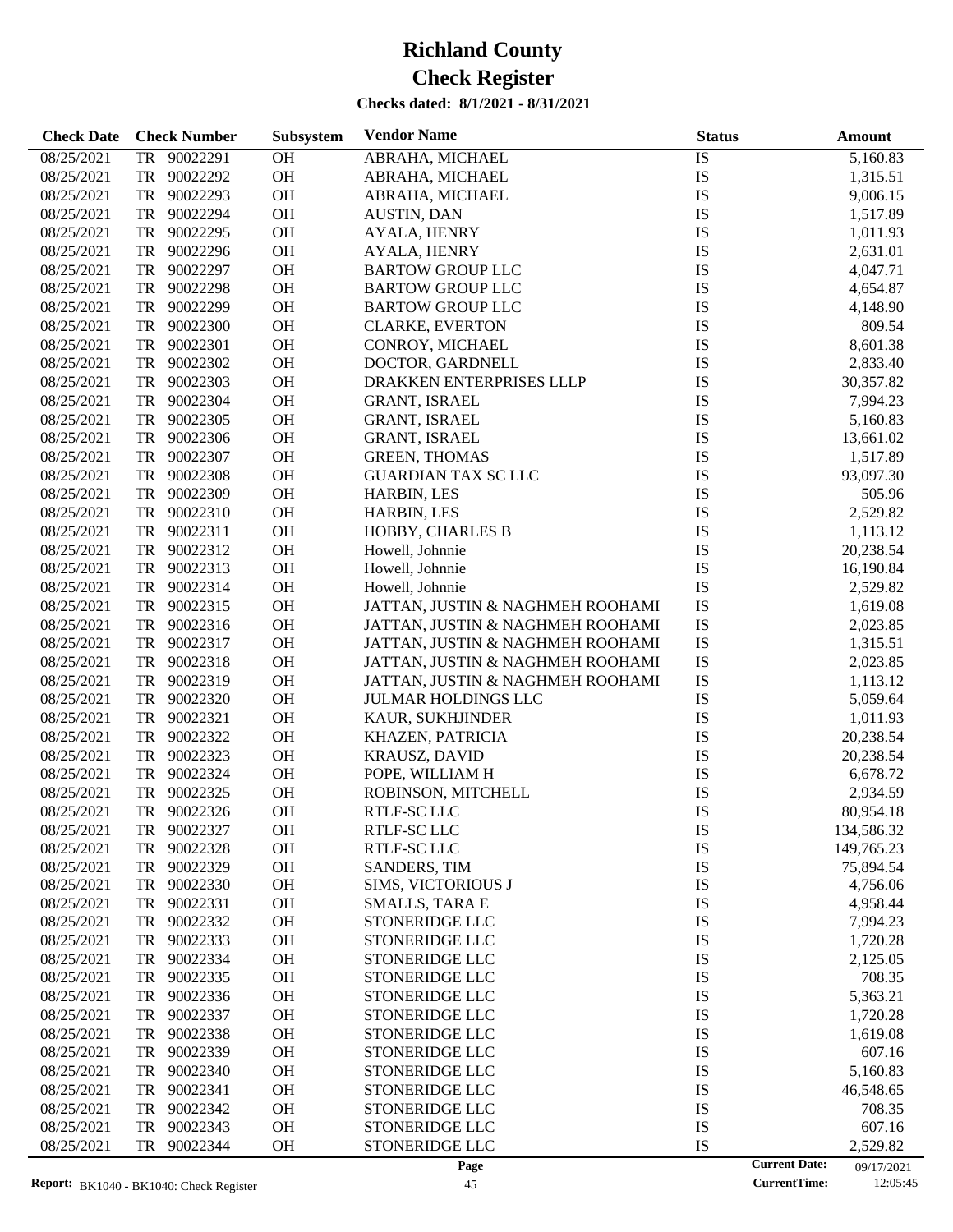# Richland County
# Check Register

**Checks dated: 8/1/2021 - 8/31/2021**

| Check Date | Check Number | Subsystem | Vendor Name | Status | Amount |
|---|---|---|---|---|---|
| 08/25/2021 | TR 90022291 | OH | ABRAHA, MICHAEL | IS | 5,160.83 |
| 08/25/2021 | TR 90022292 | OH | ABRAHA, MICHAEL | IS | 1,315.51 |
| 08/25/2021 | TR 90022293 | OH | ABRAHA, MICHAEL | IS | 9,006.15 |
| 08/25/2021 | TR 90022294 | OH | AUSTIN, DAN | IS | 1,517.89 |
| 08/25/2021 | TR 90022295 | OH | AYALA, HENRY | IS | 1,011.93 |
| 08/25/2021 | TR 90022296 | OH | AYALA, HENRY | IS | 2,631.01 |
| 08/25/2021 | TR 90022297 | OH | BARTOW GROUP LLC | IS | 4,047.71 |
| 08/25/2021 | TR 90022298 | OH | BARTOW GROUP LLC | IS | 4,654.87 |
| 08/25/2021 | TR 90022299 | OH | BARTOW GROUP LLC | IS | 4,148.90 |
| 08/25/2021 | TR 90022300 | OH | CLARKE, EVERTON | IS | 809.54 |
| 08/25/2021 | TR 90022301 | OH | CONROY, MICHAEL | IS | 8,601.38 |
| 08/25/2021 | TR 90022302 | OH | DOCTOR, GARDNELL | IS | 2,833.40 |
| 08/25/2021 | TR 90022303 | OH | DRAKKEN ENTERPRISES LLLP | IS | 30,357.82 |
| 08/25/2021 | TR 90022304 | OH | GRANT, ISRAEL | IS | 7,994.23 |
| 08/25/2021 | TR 90022305 | OH | GRANT, ISRAEL | IS | 5,160.83 |
| 08/25/2021 | TR 90022306 | OH | GRANT, ISRAEL | IS | 13,661.02 |
| 08/25/2021 | TR 90022307 | OH | GREEN, THOMAS | IS | 1,517.89 |
| 08/25/2021 | TR 90022308 | OH | GUARDIAN TAX SC LLC | IS | 93,097.30 |
| 08/25/2021 | TR 90022309 | OH | HARBIN, LES | IS | 505.96 |
| 08/25/2021 | TR 90022310 | OH | HARBIN, LES | IS | 2,529.82 |
| 08/25/2021 | TR 90022311 | OH | HOBBY, CHARLES B | IS | 1,113.12 |
| 08/25/2021 | TR 90022312 | OH | Howell, Johnnie | IS | 20,238.54 |
| 08/25/2021 | TR 90022313 | OH | Howell, Johnnie | IS | 16,190.84 |
| 08/25/2021 | TR 90022314 | OH | Howell, Johnnie | IS | 2,529.82 |
| 08/25/2021 | TR 90022315 | OH | JATTAN, JUSTIN & NAGHMEH ROOHAMI | IS | 1,619.08 |
| 08/25/2021 | TR 90022316 | OH | JATTAN, JUSTIN & NAGHMEH ROOHAMI | IS | 2,023.85 |
| 08/25/2021 | TR 90022317 | OH | JATTAN, JUSTIN & NAGHMEH ROOHAMI | IS | 1,315.51 |
| 08/25/2021 | TR 90022318 | OH | JATTAN, JUSTIN & NAGHMEH ROOHAMI | IS | 2,023.85 |
| 08/25/2021 | TR 90022319 | OH | JATTAN, JUSTIN & NAGHMEH ROOHAMI | IS | 1,113.12 |
| 08/25/2021 | TR 90022320 | OH | JULMAR HOLDINGS LLC | IS | 5,059.64 |
| 08/25/2021 | TR 90022321 | OH | KAUR, SUKHJINDER | IS | 1,011.93 |
| 08/25/2021 | TR 90022322 | OH | KHAZEN, PATRICIA | IS | 20,238.54 |
| 08/25/2021 | TR 90022323 | OH | KRAUSZ, DAVID | IS | 20,238.54 |
| 08/25/2021 | TR 90022324 | OH | POPE, WILLIAM H | IS | 6,678.72 |
| 08/25/2021 | TR 90022325 | OH | ROBINSON, MITCHELL | IS | 2,934.59 |
| 08/25/2021 | TR 90022326 | OH | RTLF-SC LLC | IS | 80,954.18 |
| 08/25/2021 | TR 90022327 | OH | RTLF-SC LLC | IS | 134,586.32 |
| 08/25/2021 | TR 90022328 | OH | RTLF-SC LLC | IS | 149,765.23 |
| 08/25/2021 | TR 90022329 | OH | SANDERS, TIM | IS | 75,894.54 |
| 08/25/2021 | TR 90022330 | OH | SIMS, VICTORIOUS J | IS | 4,756.06 |
| 08/25/2021 | TR 90022331 | OH | SMALLS, TARA E | IS | 4,958.44 |
| 08/25/2021 | TR 90022332 | OH | STONERIDGE LLC | IS | 7,994.23 |
| 08/25/2021 | TR 90022333 | OH | STONERIDGE LLC | IS | 1,720.28 |
| 08/25/2021 | TR 90022334 | OH | STONERIDGE LLC | IS | 2,125.05 |
| 08/25/2021 | TR 90022335 | OH | STONERIDGE LLC | IS | 708.35 |
| 08/25/2021 | TR 90022336 | OH | STONERIDGE LLC | IS | 5,363.21 |
| 08/25/2021 | TR 90022337 | OH | STONERIDGE LLC | IS | 1,720.28 |
| 08/25/2021 | TR 90022338 | OH | STONERIDGE LLC | IS | 1,619.08 |
| 08/25/2021 | TR 90022339 | OH | STONERIDGE LLC | IS | 607.16 |
| 08/25/2021 | TR 90022340 | OH | STONERIDGE LLC | IS | 5,160.83 |
| 08/25/2021 | TR 90022341 | OH | STONERIDGE LLC | IS | 46,548.65 |
| 08/25/2021 | TR 90022342 | OH | STONERIDGE LLC | IS | 708.35 |
| 08/25/2021 | TR 90022343 | OH | STONERIDGE LLC | IS | 607.16 |
| 08/25/2021 | TR 90022344 | OH | STONERIDGE LLC | IS | 2,529.82 |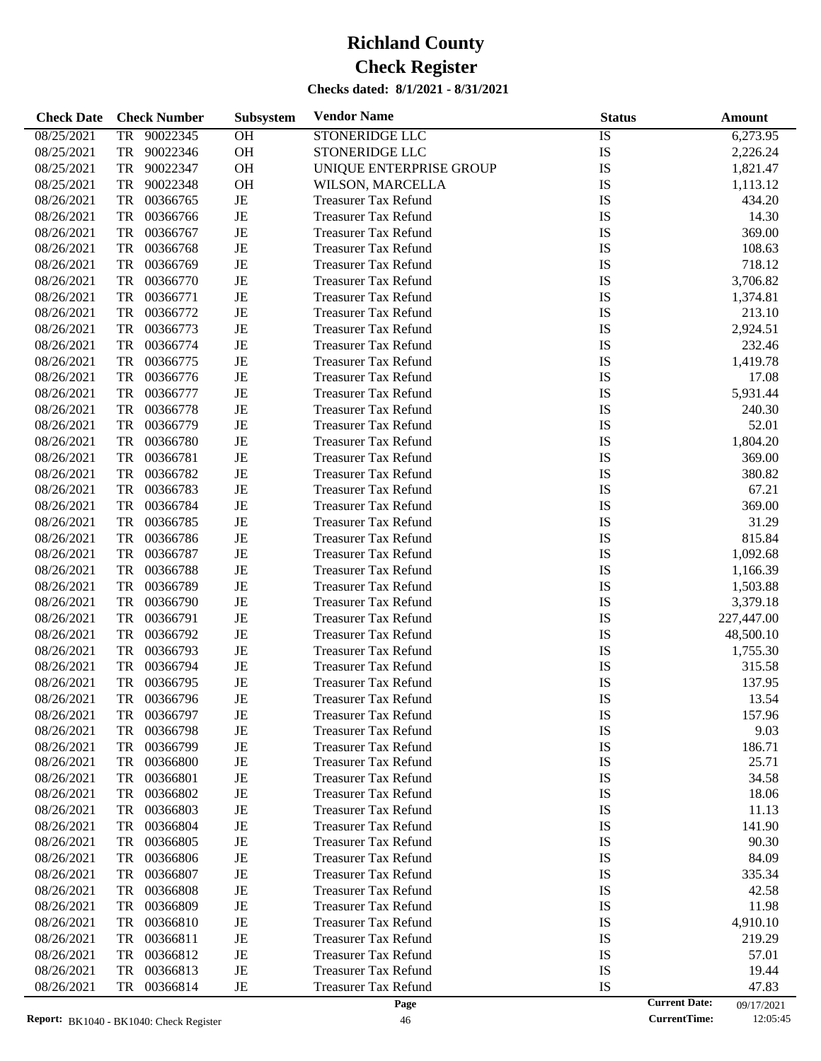# Richland County
# Check Register

**Checks dated: 8/1/2021 - 8/31/2021**

| Check Date | Check Number | Subsystem | Vendor Name | Status | Amount |
|---|---|---|---|---|---|
| 08/25/2021 | TR 90022345 | OH | STONERIDGE LLC | IS | 6,273.95 |
| 08/25/2021 | TR 90022346 | OH | STONERIDGE LLC | IS | 2,226.24 |
| 08/25/2021 | TR 90022347 | OH | UNIQUE ENTERPRISE GROUP | IS | 1,821.47 |
| 08/25/2021 | TR 90022348 | OH | WILSON, MARCELLA | IS | 1,113.12 |
| 08/26/2021 | TR 00366765 | JE | Treasurer Tax Refund | IS | 434.20 |
| 08/26/2021 | TR 00366766 | JE | Treasurer Tax Refund | IS | 14.30 |
| 08/26/2021 | TR 00366767 | JE | Treasurer Tax Refund | IS | 369.00 |
| 08/26/2021 | TR 00366768 | JE | Treasurer Tax Refund | IS | 108.63 |
| 08/26/2021 | TR 00366769 | JE | Treasurer Tax Refund | IS | 718.12 |
| 08/26/2021 | TR 00366770 | JE | Treasurer Tax Refund | IS | 3,706.82 |
| 08/26/2021 | TR 00366771 | JE | Treasurer Tax Refund | IS | 1,374.81 |
| 08/26/2021 | TR 00366772 | JE | Treasurer Tax Refund | IS | 213.10 |
| 08/26/2021 | TR 00366773 | JE | Treasurer Tax Refund | IS | 2,924.51 |
| 08/26/2021 | TR 00366774 | JE | Treasurer Tax Refund | IS | 232.46 |
| 08/26/2021 | TR 00366775 | JE | Treasurer Tax Refund | IS | 1,419.78 |
| 08/26/2021 | TR 00366776 | JE | Treasurer Tax Refund | IS | 17.08 |
| 08/26/2021 | TR 00366777 | JE | Treasurer Tax Refund | IS | 5,931.44 |
| 08/26/2021 | TR 00366778 | JE | Treasurer Tax Refund | IS | 240.30 |
| 08/26/2021 | TR 00366779 | JE | Treasurer Tax Refund | IS | 52.01 |
| 08/26/2021 | TR 00366780 | JE | Treasurer Tax Refund | IS | 1,804.20 |
| 08/26/2021 | TR 00366781 | JE | Treasurer Tax Refund | IS | 369.00 |
| 08/26/2021 | TR 00366782 | JE | Treasurer Tax Refund | IS | 380.82 |
| 08/26/2021 | TR 00366783 | JE | Treasurer Tax Refund | IS | 67.21 |
| 08/26/2021 | TR 00366784 | JE | Treasurer Tax Refund | IS | 369.00 |
| 08/26/2021 | TR 00366785 | JE | Treasurer Tax Refund | IS | 31.29 |
| 08/26/2021 | TR 00366786 | JE | Treasurer Tax Refund | IS | 815.84 |
| 08/26/2021 | TR 00366787 | JE | Treasurer Tax Refund | IS | 1,092.68 |
| 08/26/2021 | TR 00366788 | JE | Treasurer Tax Refund | IS | 1,166.39 |
| 08/26/2021 | TR 00366789 | JE | Treasurer Tax Refund | IS | 1,503.88 |
| 08/26/2021 | TR 00366790 | JE | Treasurer Tax Refund | IS | 3,379.18 |
| 08/26/2021 | TR 00366791 | JE | Treasurer Tax Refund | IS | 227,447.00 |
| 08/26/2021 | TR 00366792 | JE | Treasurer Tax Refund | IS | 48,500.10 |
| 08/26/2021 | TR 00366793 | JE | Treasurer Tax Refund | IS | 1,755.30 |
| 08/26/2021 | TR 00366794 | JE | Treasurer Tax Refund | IS | 315.58 |
| 08/26/2021 | TR 00366795 | JE | Treasurer Tax Refund | IS | 137.95 |
| 08/26/2021 | TR 00366796 | JE | Treasurer Tax Refund | IS | 13.54 |
| 08/26/2021 | TR 00366797 | JE | Treasurer Tax Refund | IS | 157.96 |
| 08/26/2021 | TR 00366798 | JE | Treasurer Tax Refund | IS | 9.03 |
| 08/26/2021 | TR 00366799 | JE | Treasurer Tax Refund | IS | 186.71 |
| 08/26/2021 | TR 00366800 | JE | Treasurer Tax Refund | IS | 25.71 |
| 08/26/2021 | TR 00366801 | JE | Treasurer Tax Refund | IS | 34.58 |
| 08/26/2021 | TR 00366802 | JE | Treasurer Tax Refund | IS | 18.06 |
| 08/26/2021 | TR 00366803 | JE | Treasurer Tax Refund | IS | 11.13 |
| 08/26/2021 | TR 00366804 | JE | Treasurer Tax Refund | IS | 141.90 |
| 08/26/2021 | TR 00366805 | JE | Treasurer Tax Refund | IS | 90.30 |
| 08/26/2021 | TR 00366806 | JE | Treasurer Tax Refund | IS | 84.09 |
| 08/26/2021 | TR 00366807 | JE | Treasurer Tax Refund | IS | 335.34 |
| 08/26/2021 | TR 00366808 | JE | Treasurer Tax Refund | IS | 42.58 |
| 08/26/2021 | TR 00366809 | JE | Treasurer Tax Refund | IS | 11.98 |
| 08/26/2021 | TR 00366810 | JE | Treasurer Tax Refund | IS | 4,910.10 |
| 08/26/2021 | TR 00366811 | JE | Treasurer Tax Refund | IS | 219.29 |
| 08/26/2021 | TR 00366812 | JE | Treasurer Tax Refund | IS | 57.01 |
| 08/26/2021 | TR 00366813 | JE | Treasurer Tax Refund | IS | 19.44 |
| 08/26/2021 | TR 00366814 | JE | Treasurer Tax Refund | IS | 47.83 |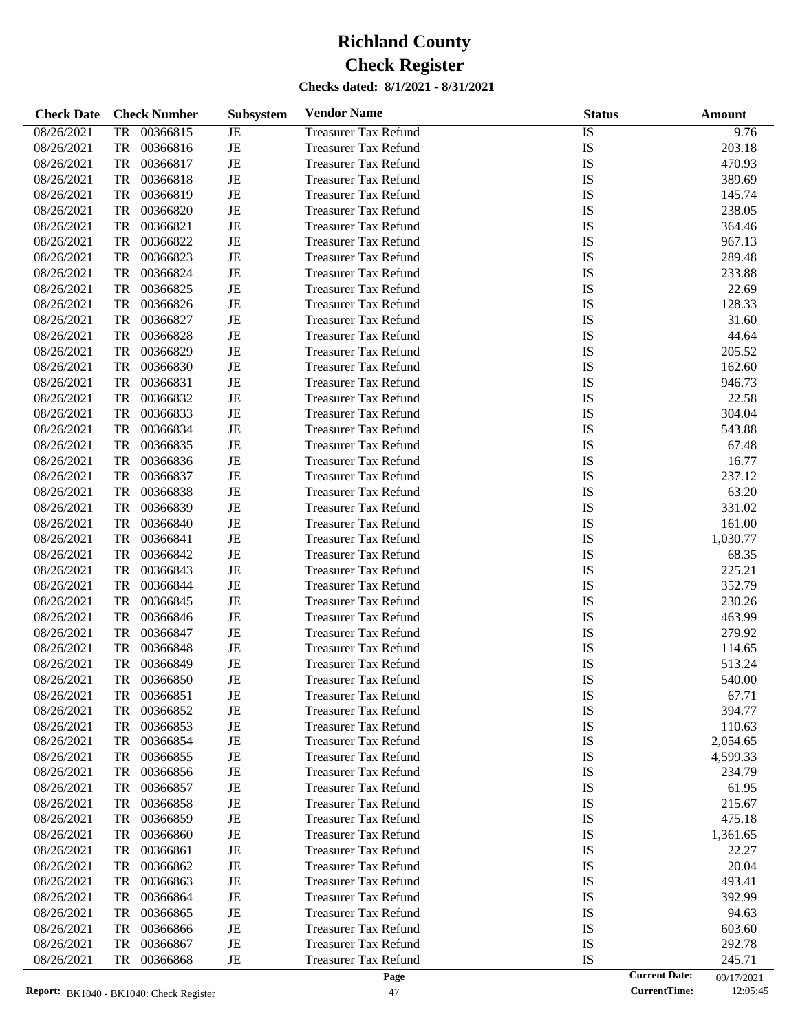# Richland County
# Check Register

**Checks dated: 8/1/2021 - 8/31/2021**

| Check Date | Check Number | Subsystem | Vendor Name | Status | Amount |
|---|---|---|---|---|---|
| 08/26/2021 | TR 00366815 | JE | Treasurer Tax Refund | IS | 9.76 |
| 08/26/2021 | TR 00366816 | JE | Treasurer Tax Refund | IS | 203.18 |
| 08/26/2021 | TR 00366817 | JE | Treasurer Tax Refund | IS | 470.93 |
| 08/26/2021 | TR 00366818 | JE | Treasurer Tax Refund | IS | 389.69 |
| 08/26/2021 | TR 00366819 | JE | Treasurer Tax Refund | IS | 145.74 |
| 08/26/2021 | TR 00366820 | JE | Treasurer Tax Refund | IS | 238.05 |
| 08/26/2021 | TR 00366821 | JE | Treasurer Tax Refund | IS | 364.46 |
| 08/26/2021 | TR 00366822 | JE | Treasurer Tax Refund | IS | 967.13 |
| 08/26/2021 | TR 00366823 | JE | Treasurer Tax Refund | IS | 289.48 |
| 08/26/2021 | TR 00366824 | JE | Treasurer Tax Refund | IS | 233.88 |
| 08/26/2021 | TR 00366825 | JE | Treasurer Tax Refund | IS | 22.69 |
| 08/26/2021 | TR 00366826 | JE | Treasurer Tax Refund | IS | 128.33 |
| 08/26/2021 | TR 00366827 | JE | Treasurer Tax Refund | IS | 31.60 |
| 08/26/2021 | TR 00366828 | JE | Treasurer Tax Refund | IS | 44.64 |
| 08/26/2021 | TR 00366829 | JE | Treasurer Tax Refund | IS | 205.52 |
| 08/26/2021 | TR 00366830 | JE | Treasurer Tax Refund | IS | 162.60 |
| 08/26/2021 | TR 00366831 | JE | Treasurer Tax Refund | IS | 946.73 |
| 08/26/2021 | TR 00366832 | JE | Treasurer Tax Refund | IS | 22.58 |
| 08/26/2021 | TR 00366833 | JE | Treasurer Tax Refund | IS | 304.04 |
| 08/26/2021 | TR 00366834 | JE | Treasurer Tax Refund | IS | 543.88 |
| 08/26/2021 | TR 00366835 | JE | Treasurer Tax Refund | IS | 67.48 |
| 08/26/2021 | TR 00366836 | JE | Treasurer Tax Refund | IS | 16.77 |
| 08/26/2021 | TR 00366837 | JE | Treasurer Tax Refund | IS | 237.12 |
| 08/26/2021 | TR 00366838 | JE | Treasurer Tax Refund | IS | 63.20 |
| 08/26/2021 | TR 00366839 | JE | Treasurer Tax Refund | IS | 331.02 |
| 08/26/2021 | TR 00366840 | JE | Treasurer Tax Refund | IS | 161.00 |
| 08/26/2021 | TR 00366841 | JE | Treasurer Tax Refund | IS | 1,030.77 |
| 08/26/2021 | TR 00366842 | JE | Treasurer Tax Refund | IS | 68.35 |
| 08/26/2021 | TR 00366843 | JE | Treasurer Tax Refund | IS | 225.21 |
| 08/26/2021 | TR 00366844 | JE | Treasurer Tax Refund | IS | 352.79 |
| 08/26/2021 | TR 00366845 | JE | Treasurer Tax Refund | IS | 230.26 |
| 08/26/2021 | TR 00366846 | JE | Treasurer Tax Refund | IS | 463.99 |
| 08/26/2021 | TR 00366847 | JE | Treasurer Tax Refund | IS | 279.92 |
| 08/26/2021 | TR 00366848 | JE | Treasurer Tax Refund | IS | 114.65 |
| 08/26/2021 | TR 00366849 | JE | Treasurer Tax Refund | IS | 513.24 |
| 08/26/2021 | TR 00366850 | JE | Treasurer Tax Refund | IS | 540.00 |
| 08/26/2021 | TR 00366851 | JE | Treasurer Tax Refund | IS | 67.71 |
| 08/26/2021 | TR 00366852 | JE | Treasurer Tax Refund | IS | 394.77 |
| 08/26/2021 | TR 00366853 | JE | Treasurer Tax Refund | IS | 110.63 |
| 08/26/2021 | TR 00366854 | JE | Treasurer Tax Refund | IS | 2,054.65 |
| 08/26/2021 | TR 00366855 | JE | Treasurer Tax Refund | IS | 4,599.33 |
| 08/26/2021 | TR 00366856 | JE | Treasurer Tax Refund | IS | 234.79 |
| 08/26/2021 | TR 00366857 | JE | Treasurer Tax Refund | IS | 61.95 |
| 08/26/2021 | TR 00366858 | JE | Treasurer Tax Refund | IS | 215.67 |
| 08/26/2021 | TR 00366859 | JE | Treasurer Tax Refund | IS | 475.18 |
| 08/26/2021 | TR 00366860 | JE | Treasurer Tax Refund | IS | 1,361.65 |
| 08/26/2021 | TR 00366861 | JE | Treasurer Tax Refund | IS | 22.27 |
| 08/26/2021 | TR 00366862 | JE | Treasurer Tax Refund | IS | 20.04 |
| 08/26/2021 | TR 00366863 | JE | Treasurer Tax Refund | IS | 493.41 |
| 08/26/2021 | TR 00366864 | JE | Treasurer Tax Refund | IS | 392.99 |
| 08/26/2021 | TR 00366865 | JE | Treasurer Tax Refund | IS | 94.63 |
| 08/26/2021 | TR 00366866 | JE | Treasurer Tax Refund | IS | 603.60 |
| 08/26/2021 | TR 00366867 | JE | Treasurer Tax Refund | IS | 292.78 |
| 08/26/2021 | TR 00366868 | JE | Treasurer Tax Refund | IS | 245.71 |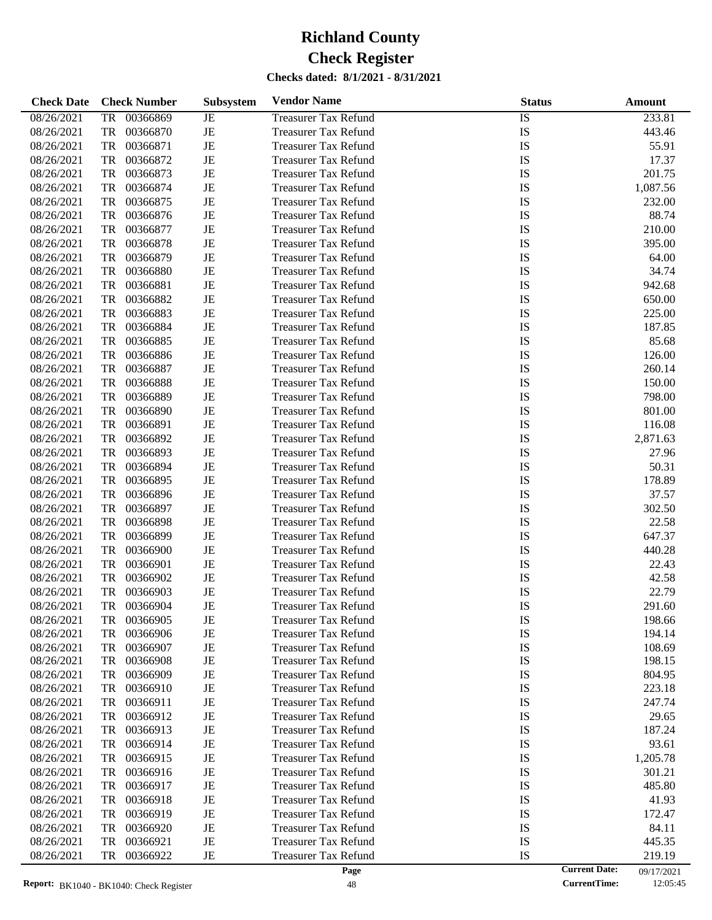# Richland County
# Check Register

**Checks dated: 8/1/2021 - 8/31/2021**

| Check Date | Check Number | Subsystem | Vendor Name | Status | Amount |
|---|---|---|---|---|---|
| 08/26/2021 | TR 00366869 | JE | Treasurer Tax Refund | IS | 233.81 |
| 08/26/2021 | TR 00366870 | JE | Treasurer Tax Refund | IS | 443.46 |
| 08/26/2021 | TR 00366871 | JE | Treasurer Tax Refund | IS | 55.91 |
| 08/26/2021 | TR 00366872 | JE | Treasurer Tax Refund | IS | 17.37 |
| 08/26/2021 | TR 00366873 | JE | Treasurer Tax Refund | IS | 201.75 |
| 08/26/2021 | TR 00366874 | JE | Treasurer Tax Refund | IS | 1,087.56 |
| 08/26/2021 | TR 00366875 | JE | Treasurer Tax Refund | IS | 232.00 |
| 08/26/2021 | TR 00366876 | JE | Treasurer Tax Refund | IS | 88.74 |
| 08/26/2021 | TR 00366877 | JE | Treasurer Tax Refund | IS | 210.00 |
| 08/26/2021 | TR 00366878 | JE | Treasurer Tax Refund | IS | 395.00 |
| 08/26/2021 | TR 00366879 | JE | Treasurer Tax Refund | IS | 64.00 |
| 08/26/2021 | TR 00366880 | JE | Treasurer Tax Refund | IS | 34.74 |
| 08/26/2021 | TR 00366881 | JE | Treasurer Tax Refund | IS | 942.68 |
| 08/26/2021 | TR 00366882 | JE | Treasurer Tax Refund | IS | 650.00 |
| 08/26/2021 | TR 00366883 | JE | Treasurer Tax Refund | IS | 225.00 |
| 08/26/2021 | TR 00366884 | JE | Treasurer Tax Refund | IS | 187.85 |
| 08/26/2021 | TR 00366885 | JE | Treasurer Tax Refund | IS | 85.68 |
| 08/26/2021 | TR 00366886 | JE | Treasurer Tax Refund | IS | 126.00 |
| 08/26/2021 | TR 00366887 | JE | Treasurer Tax Refund | IS | 260.14 |
| 08/26/2021 | TR 00366888 | JE | Treasurer Tax Refund | IS | 150.00 |
| 08/26/2021 | TR 00366889 | JE | Treasurer Tax Refund | IS | 798.00 |
| 08/26/2021 | TR 00366890 | JE | Treasurer Tax Refund | IS | 801.00 |
| 08/26/2021 | TR 00366891 | JE | Treasurer Tax Refund | IS | 116.08 |
| 08/26/2021 | TR 00366892 | JE | Treasurer Tax Refund | IS | 2,871.63 |
| 08/26/2021 | TR 00366893 | JE | Treasurer Tax Refund | IS | 27.96 |
| 08/26/2021 | TR 00366894 | JE | Treasurer Tax Refund | IS | 50.31 |
| 08/26/2021 | TR 00366895 | JE | Treasurer Tax Refund | IS | 178.89 |
| 08/26/2021 | TR 00366896 | JE | Treasurer Tax Refund | IS | 37.57 |
| 08/26/2021 | TR 00366897 | JE | Treasurer Tax Refund | IS | 302.50 |
| 08/26/2021 | TR 00366898 | JE | Treasurer Tax Refund | IS | 22.58 |
| 08/26/2021 | TR 00366899 | JE | Treasurer Tax Refund | IS | 647.37 |
| 08/26/2021 | TR 00366900 | JE | Treasurer Tax Refund | IS | 440.28 |
| 08/26/2021 | TR 00366901 | JE | Treasurer Tax Refund | IS | 22.43 |
| 08/26/2021 | TR 00366902 | JE | Treasurer Tax Refund | IS | 42.58 |
| 08/26/2021 | TR 00366903 | JE | Treasurer Tax Refund | IS | 22.79 |
| 08/26/2021 | TR 00366904 | JE | Treasurer Tax Refund | IS | 291.60 |
| 08/26/2021 | TR 00366905 | JE | Treasurer Tax Refund | IS | 198.66 |
| 08/26/2021 | TR 00366906 | JE | Treasurer Tax Refund | IS | 194.14 |
| 08/26/2021 | TR 00366907 | JE | Treasurer Tax Refund | IS | 108.69 |
| 08/26/2021 | TR 00366908 | JE | Treasurer Tax Refund | IS | 198.15 |
| 08/26/2021 | TR 00366909 | JE | Treasurer Tax Refund | IS | 804.95 |
| 08/26/2021 | TR 00366910 | JE | Treasurer Tax Refund | IS | 223.18 |
| 08/26/2021 | TR 00366911 | JE | Treasurer Tax Refund | IS | 247.74 |
| 08/26/2021 | TR 00366912 | JE | Treasurer Tax Refund | IS | 29.65 |
| 08/26/2021 | TR 00366913 | JE | Treasurer Tax Refund | IS | 187.24 |
| 08/26/2021 | TR 00366914 | JE | Treasurer Tax Refund | IS | 93.61 |
| 08/26/2021 | TR 00366915 | JE | Treasurer Tax Refund | IS | 1,205.78 |
| 08/26/2021 | TR 00366916 | JE | Treasurer Tax Refund | IS | 301.21 |
| 08/26/2021 | TR 00366917 | JE | Treasurer Tax Refund | IS | 485.80 |
| 08/26/2021 | TR 00366918 | JE | Treasurer Tax Refund | IS | 41.93 |
| 08/26/2021 | TR 00366919 | JE | Treasurer Tax Refund | IS | 172.47 |
| 08/26/2021 | TR 00366920 | JE | Treasurer Tax Refund | IS | 84.11 |
| 08/26/2021 | TR 00366921 | JE | Treasurer Tax Refund | IS | 445.35 |
| 08/26/2021 | TR 00366922 | JE | Treasurer Tax Refund | IS | 219.19 |

**Report:** BK1040 - BK1040: Check Register    **Current Date:** 09/17/2021    **CurrentTime:** 12:05:45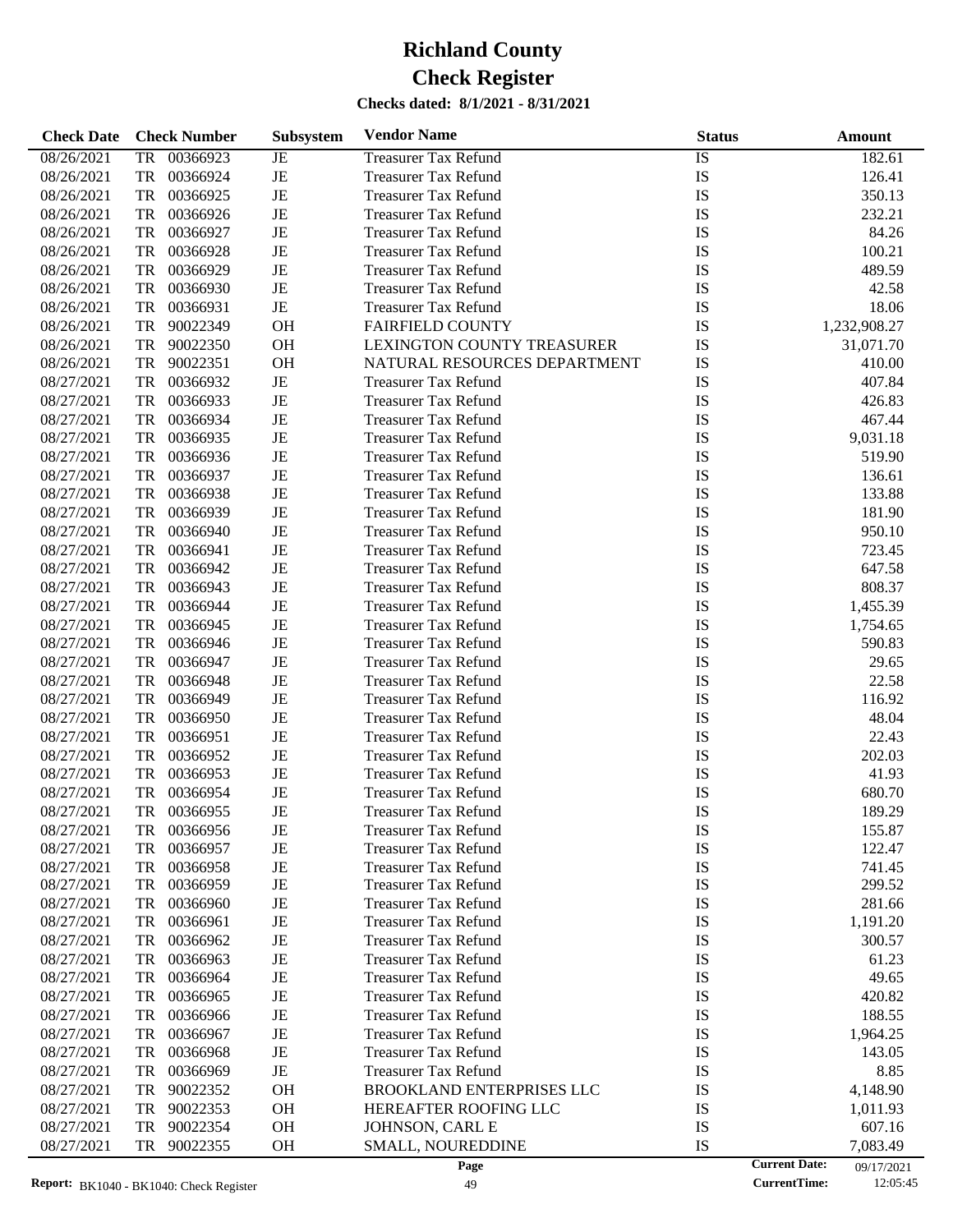# Richland County

# Check Register

**Checks dated: 8/1/2021 - 8/31/2021**

| Check Date | Check Number | Subsystem | Vendor Name | Status | Amount |
|---|---|---|---|---|---|
| 08/26/2021 | TR 00366923 | JE | Treasurer Tax Refund | IS | 182.61 |
| 08/26/2021 | TR 00366924 | JE | Treasurer Tax Refund | IS | 126.41 |
| 08/26/2021 | TR 00366925 | JE | Treasurer Tax Refund | IS | 350.13 |
| 08/26/2021 | TR 00366926 | JE | Treasurer Tax Refund | IS | 232.21 |
| 08/26/2021 | TR 00366927 | JE | Treasurer Tax Refund | IS | 84.26 |
| 08/26/2021 | TR 00366928 | JE | Treasurer Tax Refund | IS | 100.21 |
| 08/26/2021 | TR 00366929 | JE | Treasurer Tax Refund | IS | 489.59 |
| 08/26/2021 | TR 00366930 | JE | Treasurer Tax Refund | IS | 42.58 |
| 08/26/2021 | TR 00366931 | JE | Treasurer Tax Refund | IS | 18.06 |
| 08/26/2021 | TR 90022349 | OH | FAIRFIELD COUNTY | IS | 1,232,908.27 |
| 08/26/2021 | TR 90022350 | OH | LEXINGTON COUNTY TREASURER | IS | 31,071.70 |
| 08/26/2021 | TR 90022351 | OH | NATURAL RESOURCES DEPARTMENT | IS | 410.00 |
| 08/27/2021 | TR 00366932 | JE | Treasurer Tax Refund | IS | 407.84 |
| 08/27/2021 | TR 00366933 | JE | Treasurer Tax Refund | IS | 426.83 |
| 08/27/2021 | TR 00366934 | JE | Treasurer Tax Refund | IS | 467.44 |
| 08/27/2021 | TR 00366935 | JE | Treasurer Tax Refund | IS | 9,031.18 |
| 08/27/2021 | TR 00366936 | JE | Treasurer Tax Refund | IS | 519.90 |
| 08/27/2021 | TR 00366937 | JE | Treasurer Tax Refund | IS | 136.61 |
| 08/27/2021 | TR 00366938 | JE | Treasurer Tax Refund | IS | 133.88 |
| 08/27/2021 | TR 00366939 | JE | Treasurer Tax Refund | IS | 181.90 |
| 08/27/2021 | TR 00366940 | JE | Treasurer Tax Refund | IS | 950.10 |
| 08/27/2021 | TR 00366941 | JE | Treasurer Tax Refund | IS | 723.45 |
| 08/27/2021 | TR 00366942 | JE | Treasurer Tax Refund | IS | 647.58 |
| 08/27/2021 | TR 00366943 | JE | Treasurer Tax Refund | IS | 808.37 |
| 08/27/2021 | TR 00366944 | JE | Treasurer Tax Refund | IS | 1,455.39 |
| 08/27/2021 | TR 00366945 | JE | Treasurer Tax Refund | IS | 1,754.65 |
| 08/27/2021 | TR 00366946 | JE | Treasurer Tax Refund | IS | 590.83 |
| 08/27/2021 | TR 00366947 | JE | Treasurer Tax Refund | IS | 29.65 |
| 08/27/2021 | TR 00366948 | JE | Treasurer Tax Refund | IS | 22.58 |
| 08/27/2021 | TR 00366949 | JE | Treasurer Tax Refund | IS | 116.92 |
| 08/27/2021 | TR 00366950 | JE | Treasurer Tax Refund | IS | 48.04 |
| 08/27/2021 | TR 00366951 | JE | Treasurer Tax Refund | IS | 22.43 |
| 08/27/2021 | TR 00366952 | JE | Treasurer Tax Refund | IS | 202.03 |
| 08/27/2021 | TR 00366953 | JE | Treasurer Tax Refund | IS | 41.93 |
| 08/27/2021 | TR 00366954 | JE | Treasurer Tax Refund | IS | 680.70 |
| 08/27/2021 | TR 00366955 | JE | Treasurer Tax Refund | IS | 189.29 |
| 08/27/2021 | TR 00366956 | JE | Treasurer Tax Refund | IS | 155.87 |
| 08/27/2021 | TR 00366957 | JE | Treasurer Tax Refund | IS | 122.47 |
| 08/27/2021 | TR 00366958 | JE | Treasurer Tax Refund | IS | 741.45 |
| 08/27/2021 | TR 00366959 | JE | Treasurer Tax Refund | IS | 299.52 |
| 08/27/2021 | TR 00366960 | JE | Treasurer Tax Refund | IS | 281.66 |
| 08/27/2021 | TR 00366961 | JE | Treasurer Tax Refund | IS | 1,191.20 |
| 08/27/2021 | TR 00366962 | JE | Treasurer Tax Refund | IS | 300.57 |
| 08/27/2021 | TR 00366963 | JE | Treasurer Tax Refund | IS | 61.23 |
| 08/27/2021 | TR 00366964 | JE | Treasurer Tax Refund | IS | 49.65 |
| 08/27/2021 | TR 00366965 | JE | Treasurer Tax Refund | IS | 420.82 |
| 08/27/2021 | TR 00366966 | JE | Treasurer Tax Refund | IS | 188.55 |
| 08/27/2021 | TR 00366967 | JE | Treasurer Tax Refund | IS | 1,964.25 |
| 08/27/2021 | TR 00366968 | JE | Treasurer Tax Refund | IS | 143.05 |
| 08/27/2021 | TR 00366969 | JE | Treasurer Tax Refund | IS | 8.85 |
| 08/27/2021 | TR 90022352 | OH | BROOKLAND ENTERPRISES LLC | IS | 4,148.90 |
| 08/27/2021 | TR 90022353 | OH | HEREAFTER ROOFING LLC | IS | 1,011.93 |
| 08/27/2021 | TR 90022354 | OH | JOHNSON, CARL E | IS | 607.16 |
| 08/27/2021 | TR 90022355 | OH | SMALL, NOUREDDINE | IS | 7,083.49 |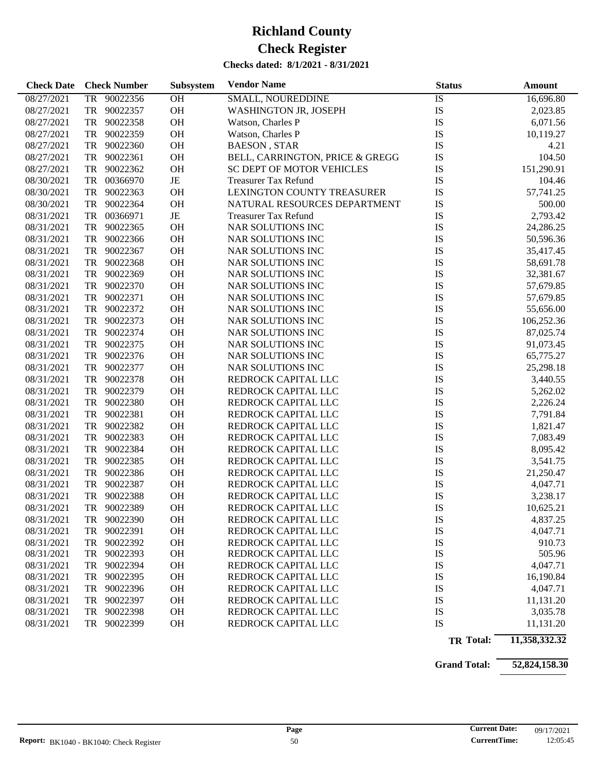# Richland County

# Check Register

**Checks dated: 8/1/2021 - 8/31/2021**

| Check Date | Check Number | | Subsystem | Vendor Name | Status | Amount |
|---|---|---|---|---|---|---|
| 08/27/2021 | TR | 90022356 | OH | SMALL, NOUREDDINE | IS | 16,696.80 |
| 08/27/2021 | TR | 90022357 | OH | WASHINGTON JR, JOSEPH | IS | 2,023.85 |
| 08/27/2021 | TR | 90022358 | OH | Watson, Charles P | IS | 6,071.56 |
| 08/27/2021 | TR | 90022359 | OH | Watson, Charles P | IS | 10,119.27 |
| 08/27/2021 | TR | 90022360 | OH | BAESON , STAR | IS | 4.21 |
| 08/27/2021 | TR | 90022361 | OH | BELL, CARRINGTON, PRICE & GREGG | IS | 104.50 |
| 08/27/2021 | TR | 90022362 | OH | SC DEPT OF MOTOR VEHICLES | IS | 151,290.91 |
| 08/30/2021 | TR | 00366970 | JE | Treasurer Tax Refund | IS | 104.46 |
| 08/30/2021 | TR | 90022363 | OH | LEXINGTON COUNTY TREASURER | IS | 57,741.25 |
| 08/30/2021 | TR | 90022364 | OH | NATURAL RESOURCES DEPARTMENT | IS | 500.00 |
| 08/31/2021 | TR | 00366971 | JE | Treasurer Tax Refund | IS | 2,793.42 |
| 08/31/2021 | TR | 90022365 | OH | NAR SOLUTIONS INC | IS | 24,286.25 |
| 08/31/2021 | TR | 90022366 | OH | NAR SOLUTIONS INC | IS | 50,596.36 |
| 08/31/2021 | TR | 90022367 | OH | NAR SOLUTIONS INC | IS | 35,417.45 |
| 08/31/2021 | TR | 90022368 | OH | NAR SOLUTIONS INC | IS | 58,691.78 |
| 08/31/2021 | TR | 90022369 | OH | NAR SOLUTIONS INC | IS | 32,381.67 |
| 08/31/2021 | TR | 90022370 | OH | NAR SOLUTIONS INC | IS | 57,679.85 |
| 08/31/2021 | TR | 90022371 | OH | NAR SOLUTIONS INC | IS | 57,679.85 |
| 08/31/2021 | TR | 90022372 | OH | NAR SOLUTIONS INC | IS | 55,656.00 |
| 08/31/2021 | TR | 90022373 | OH | NAR SOLUTIONS INC | IS | 106,252.36 |
| 08/31/2021 | TR | 90022374 | OH | NAR SOLUTIONS INC | IS | 87,025.74 |
| 08/31/2021 | TR | 90022375 | OH | NAR SOLUTIONS INC | IS | 91,073.45 |
| 08/31/2021 | TR | 90022376 | OH | NAR SOLUTIONS INC | IS | 65,775.27 |
| 08/31/2021 | TR | 90022377 | OH | NAR SOLUTIONS INC | IS | 25,298.18 |
| 08/31/2021 | TR | 90022378 | OH | REDROCK CAPITAL LLC | IS | 3,440.55 |
| 08/31/2021 | TR | 90022379 | OH | REDROCK CAPITAL LLC | IS | 5,262.02 |
| 08/31/2021 | TR | 90022380 | OH | REDROCK CAPITAL LLC | IS | 2,226.24 |
| 08/31/2021 | TR | 90022381 | OH | REDROCK CAPITAL LLC | IS | 7,791.84 |
| 08/31/2021 | TR | 90022382 | OH | REDROCK CAPITAL LLC | IS | 1,821.47 |
| 08/31/2021 | TR | 90022383 | OH | REDROCK CAPITAL LLC | IS | 7,083.49 |
| 08/31/2021 | TR | 90022384 | OH | REDROCK CAPITAL LLC | IS | 8,095.42 |
| 08/31/2021 | TR | 90022385 | OH | REDROCK CAPITAL LLC | IS | 3,541.75 |
| 08/31/2021 | TR | 90022386 | OH | REDROCK CAPITAL LLC | IS | 21,250.47 |
| 08/31/2021 | TR | 90022387 | OH | REDROCK CAPITAL LLC | IS | 4,047.71 |
| 08/31/2021 | TR | 90022388 | OH | REDROCK CAPITAL LLC | IS | 3,238.17 |
| 08/31/2021 | TR | 90022389 | OH | REDROCK CAPITAL LLC | IS | 10,625.21 |
| 08/31/2021 | TR | 90022390 | OH | REDROCK CAPITAL LLC | IS | 4,837.25 |
| 08/31/2021 | TR | 90022391 | OH | REDROCK CAPITAL LLC | IS | 4,047.71 |
| 08/31/2021 | TR | 90022392 | OH | REDROCK CAPITAL LLC | IS | 910.73 |
| 08/31/2021 | TR | 90022393 | OH | REDROCK CAPITAL LLC | IS | 505.96 |
| 08/31/2021 | TR | 90022394 | OH | REDROCK CAPITAL LLC | IS | 4,047.71 |
| 08/31/2021 | TR | 90022395 | OH | REDROCK CAPITAL LLC | IS | 16,190.84 |
| 08/31/2021 | TR | 90022396 | OH | REDROCK CAPITAL LLC | IS | 4,047.71 |
| 08/31/2021 | TR | 90022397 | OH | REDROCK CAPITAL LLC | IS | 11,131.20 |
| 08/31/2021 | TR | 90022398 | OH | REDROCK CAPITAL LLC | IS | 3,035.78 |
| 08/31/2021 | TR | 90022399 | OH | REDROCK CAPITAL LLC | IS | 11,131.20 |
| | | | | | **TR Total:** | **11,358,332.32** |
| | | | | | **Grand Total:** | **52,824,158.30** |

**Report:** BK1040 - BK1040: Check Register

**Current Date:** 09/17/2021
**CurrentTime:** 12:05:45